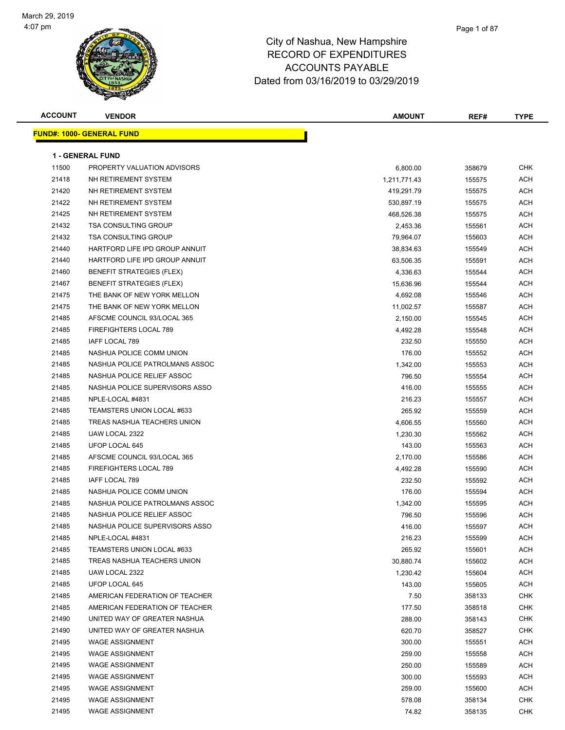March 29, 2019
4:07 pm

# City of Nashua, New Hampshire
## RECORD OF EXPENDITURES
## ACCOUNTS PAYABLE
## Dated from 03/16/2019 to 03/29/2019

| ACCOUNT | VENDOR | AMOUNT | REF# | TYPE |
|---|---|---|---|---|
| **FUND#: 1000- GENERAL FUND** | | | | |
| **1 - GENERAL FUND** | | | | |
| 11500 | PROPERTY VALUATION ADVISORS | 6,800.00 | 358679 | CHK |
| 21418 | NH RETIREMENT SYSTEM | 1,211,771.43 | 155575 | ACH |
| 21420 | NH RETIREMENT SYSTEM | 419,291.79 | 155575 | ACH |
| 21422 | NH RETIREMENT SYSTEM | 530,897.19 | 155575 | ACH |
| 21425 | NH RETIREMENT SYSTEM | 468,526.38 | 155575 | ACH |
| 21432 | TSA CONSULTING GROUP | 2,453.36 | 155561 | ACH |
| 21432 | TSA CONSULTING GROUP | 79,964.07 | 155603 | ACH |
| 21440 | HARTFORD LIFE IPD GROUP ANNUIT | 38,834.63 | 155549 | ACH |
| 21440 | HARTFORD LIFE IPD GROUP ANNUIT | 63,506.35 | 155591 | ACH |
| 21460 | BENEFIT STRATEGIES (FLEX) | 4,336.63 | 155544 | ACH |
| 21467 | BENEFIT STRATEGIES (FLEX) | 15,636.96 | 155544 | ACH |
| 21475 | THE BANK OF NEW YORK MELLON | 4,692.08 | 155546 | ACH |
| 21475 | THE BANK OF NEW YORK MELLON | 11,002.57 | 155587 | ACH |
| 21485 | AFSCME COUNCIL 93/LOCAL 365 | 2,150.00 | 155545 | ACH |
| 21485 | FIREFIGHTERS LOCAL 789 | 4,492.28 | 155548 | ACH |
| 21485 | IAFF LOCAL 789 | 232.50 | 155550 | ACH |
| 21485 | NASHUA POLICE COMM UNION | 176.00 | 155552 | ACH |
| 21485 | NASHUA POLICE PATROLMANS ASSOC | 1,342.00 | 155553 | ACH |
| 21485 | NASHUA POLICE RELIEF ASSOC | 796.50 | 155554 | ACH |
| 21485 | NASHUA POLICE SUPERVISORS ASSO | 416.00 | 155555 | ACH |
| 21485 | NPLE-LOCAL #4831 | 216.23 | 155557 | ACH |
| 21485 | TEAMSTERS UNION LOCAL #633 | 265.92 | 155559 | ACH |
| 21485 | TREAS NASHUA TEACHERS UNION | 4,606.55 | 155560 | ACH |
| 21485 | UAW LOCAL 2322 | 1,230.30 | 155562 | ACH |
| 21485 | UFOP LOCAL 645 | 143.00 | 155563 | ACH |
| 21485 | AFSCME COUNCIL 93/LOCAL 365 | 2,170.00 | 155586 | ACH |
| 21485 | FIREFIGHTERS LOCAL 789 | 4,492.28 | 155590 | ACH |
| 21485 | IAFF LOCAL 789 | 232.50 | 155592 | ACH |
| 21485 | NASHUA POLICE COMM UNION | 176.00 | 155594 | ACH |
| 21485 | NASHUA POLICE PATROLMANS ASSOC | 1,342.00 | 155595 | ACH |
| 21485 | NASHUA POLICE RELIEF ASSOC | 796.50 | 155596 | ACH |
| 21485 | NASHUA POLICE SUPERVISORS ASSO | 416.00 | 155597 | ACH |
| 21485 | NPLE-LOCAL #4831 | 216.23 | 155599 | ACH |
| 21485 | TEAMSTERS UNION LOCAL #633 | 265.92 | 155601 | ACH |
| 21485 | TREAS NASHUA TEACHERS UNION | 30,880.74 | 155602 | ACH |
| 21485 | UAW LOCAL 2322 | 1,230.42 | 155604 | ACH |
| 21485 | UFOP LOCAL 645 | 143.00 | 155605 | ACH |
| 21485 | AMERICAN FEDERATION OF TEACHER | 7.50 | 358133 | CHK |
| 21485 | AMERICAN FEDERATION OF TEACHER | 177.50 | 358518 | CHK |
| 21490 | UNITED WAY OF GREATER NASHUA | 288.00 | 358143 | CHK |
| 21490 | UNITED WAY OF GREATER NASHUA | 620.70 | 358527 | CHK |
| 21495 | WAGE ASSIGNMENT | 300.00 | 155551 | ACH |
| 21495 | WAGE ASSIGNMENT | 259.00 | 155558 | ACH |
| 21495 | WAGE ASSIGNMENT | 250.00 | 155589 | ACH |
| 21495 | WAGE ASSIGNMENT | 300.00 | 155593 | ACH |
| 21495 | WAGE ASSIGNMENT | 259.00 | 155600 | ACH |
| 21495 | WAGE ASSIGNMENT | 578.08 | 358134 | CHK |
| 21495 | WAGE ASSIGNMENT | 74.82 | 358135 | CHK |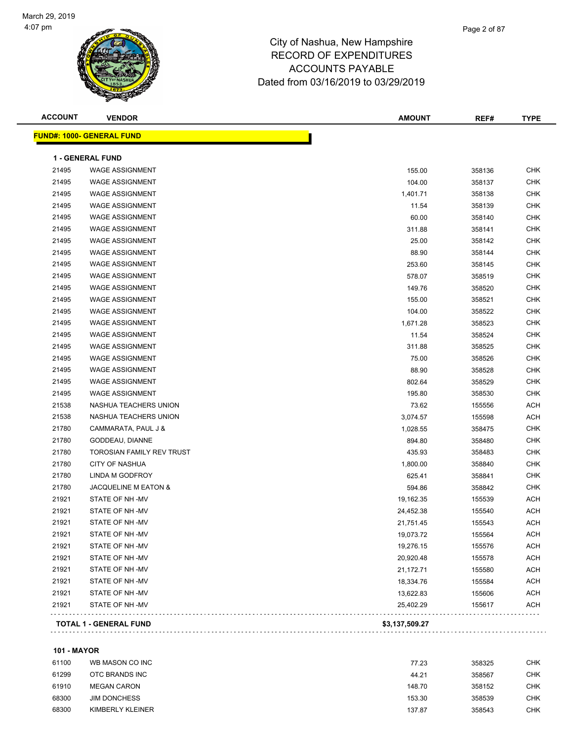# City of Nashua, New Hampshire
# RECORD OF EXPENDITURES
# ACCOUNTS PAYABLE
# Dated from 03/16/2019 to 03/29/2019

**FUND#: 1000- GENERAL FUND**

**1 - GENERAL FUND**

| ACCOUNT | VENDOR | AMOUNT | REF# | TYPE |
|---|---|---|---|---|
| 21495 | WAGE ASSIGNMENT | 155.00 | 358136 | CHK |
| 21495 | WAGE ASSIGNMENT | 104.00 | 358137 | CHK |
| 21495 | WAGE ASSIGNMENT | 1,401.71 | 358138 | CHK |
| 21495 | WAGE ASSIGNMENT | 11.54 | 358139 | CHK |
| 21495 | WAGE ASSIGNMENT | 60.00 | 358140 | CHK |
| 21495 | WAGE ASSIGNMENT | 311.88 | 358141 | CHK |
| 21495 | WAGE ASSIGNMENT | 25.00 | 358142 | CHK |
| 21495 | WAGE ASSIGNMENT | 88.90 | 358144 | CHK |
| 21495 | WAGE ASSIGNMENT | 253.60 | 358145 | CHK |
| 21495 | WAGE ASSIGNMENT | 578.07 | 358519 | CHK |
| 21495 | WAGE ASSIGNMENT | 149.76 | 358520 | CHK |
| 21495 | WAGE ASSIGNMENT | 155.00 | 358521 | CHK |
| 21495 | WAGE ASSIGNMENT | 104.00 | 358522 | CHK |
| 21495 | WAGE ASSIGNMENT | 1,671.28 | 358523 | CHK |
| 21495 | WAGE ASSIGNMENT | 11.54 | 358524 | CHK |
| 21495 | WAGE ASSIGNMENT | 311.88 | 358525 | CHK |
| 21495 | WAGE ASSIGNMENT | 75.00 | 358526 | CHK |
| 21495 | WAGE ASSIGNMENT | 88.90 | 358528 | CHK |
| 21495 | WAGE ASSIGNMENT | 802.64 | 358529 | CHK |
| 21495 | WAGE ASSIGNMENT | 195.80 | 358530 | CHK |
| 21538 | NASHUA TEACHERS UNION | 73.62 | 155556 | ACH |
| 21538 | NASHUA TEACHERS UNION | 3,074.57 | 155598 | ACH |
| 21780 | CAMMARATA, PAUL J & | 1,028.55 | 358475 | CHK |
| 21780 | GODDEAU, DIANNE | 894.80 | 358480 | CHK |
| 21780 | TOROSIAN FAMILY REV TRUST | 435.93 | 358483 | CHK |
| 21780 | CITY OF NASHUA | 1,800.00 | 358840 | CHK |
| 21780 | LINDA M GODFROY | 625.41 | 358841 | CHK |
| 21780 | JACQUELINE M EATON & | 594.86 | 358842 | CHK |
| 21921 | STATE OF NH -MV | 19,162.35 | 155539 | ACH |
| 21921 | STATE OF NH -MV | 24,452.38 | 155540 | ACH |
| 21921 | STATE OF NH -MV | 21,751.45 | 155543 | ACH |
| 21921 | STATE OF NH -MV | 19,073.72 | 155564 | ACH |
| 21921 | STATE OF NH -MV | 19,276.15 | 155576 | ACH |
| 21921 | STATE OF NH -MV | 20,920.48 | 155578 | ACH |
| 21921 | STATE OF NH -MV | 21,172.71 | 155580 | ACH |
| 21921 | STATE OF NH -MV | 18,334.76 | 155584 | ACH |
| 21921 | STATE OF NH -MV | 13,622.83 | 155606 | ACH |
| 21921 | STATE OF NH -MV | 25,402.29 | 155617 | ACH |
| | **TOTAL 1 - GENERAL FUND** | **$3,137,509.27** | | |

**101 - MAYOR**

| ACCOUNT | VENDOR | AMOUNT | REF# | TYPE |
|---|---|---|---|---|
| 61100 | WB MASON CO INC | 77.23 | 358325 | CHK |
| 61299 | OTC BRANDS INC | 44.21 | 358567 | CHK |
| 61910 | MEGAN CARON | 148.70 | 358152 | CHK |
| 68300 | JIM DONCHESS | 153.30 | 358539 | CHK |
| 68300 | KIMBERLY KLEINER | 137.87 | 358543 | CHK |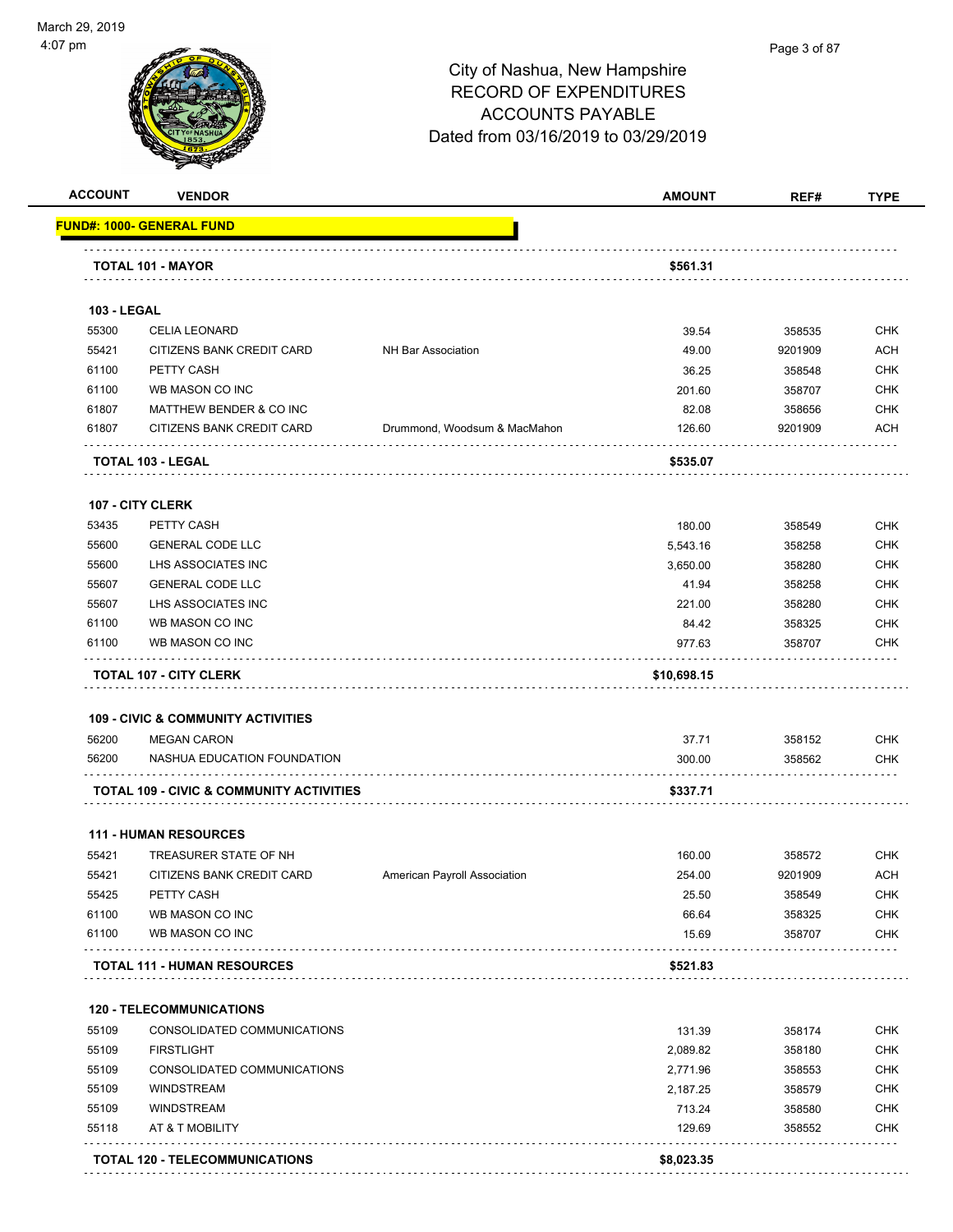City of Nashua, New Hampshire
RECORD OF EXPENDITURES
ACCOUNTS PAYABLE
Dated from 03/16/2019 to 03/29/2019

| ACCOUNT | VENDOR | | AMOUNT | REF# | TYPE |
|---|---|---|---|---|---|
| **FUND#: 1000- GENERAL FUND** | | | | | |
| **TOTAL 101 - MAYOR** | | | **$561.31** | | |
| **103 - LEGAL** | | | | | |
| 55300 | CELIA LEONARD | | 39.54 | 358535 | CHK |
| 55421 | CITIZENS BANK CREDIT CARD | NH Bar Association | 49.00 | 9201909 | ACH |
| 61100 | PETTY CASH | | 36.25 | 358548 | CHK |
| 61100 | WB MASON CO INC | | 201.60 | 358707 | CHK |
| 61807 | MATTHEW BENDER & CO INC | | 82.08 | 358656 | CHK |
| 61807 | CITIZENS BANK CREDIT CARD | Drummond, Woodsum & MacMahon | 126.60 | 9201909 | ACH |
| **TOTAL 103 - LEGAL** | | | **$535.07** | | |
| **107 - CITY CLERK** | | | | | |
| 53435 | PETTY CASH | | 180.00 | 358549 | CHK |
| 55600 | GENERAL CODE LLC | | 5,543.16 | 358258 | CHK |
| 55600 | LHS ASSOCIATES INC | | 3,650.00 | 358280 | CHK |
| 55607 | GENERAL CODE LLC | | 41.94 | 358258 | CHK |
| 55607 | LHS ASSOCIATES INC | | 221.00 | 358280 | CHK |
| 61100 | WB MASON CO INC | | 84.42 | 358325 | CHK |
| 61100 | WB MASON CO INC | | 977.63 | 358707 | CHK |
| **TOTAL 107 - CITY CLERK** | | | **$10,698.15** | | |
| **109 - CIVIC & COMMUNITY ACTIVITIES** | | | | | |
| 56200 | MEGAN CARON | | 37.71 | 358152 | CHK |
| 56200 | NASHUA EDUCATION FOUNDATION | | 300.00 | 358562 | CHK |
| **TOTAL 109 - CIVIC & COMMUNITY ACTIVITIES** | | | **$337.71** | | |
| **111 - HUMAN RESOURCES** | | | | | |
| 55421 | TREASURER STATE OF NH | | 160.00 | 358572 | CHK |
| 55421 | CITIZENS BANK CREDIT CARD | American Payroll Association | 254.00 | 9201909 | ACH |
| 55425 | PETTY CASH | | 25.50 | 358549 | CHK |
| 61100 | WB MASON CO INC | | 66.64 | 358325 | CHK |
| 61100 | WB MASON CO INC | | 15.69 | 358707 | CHK |
| **TOTAL 111 - HUMAN RESOURCES** | | | **$521.83** | | |
| **120 - TELECOMMUNICATIONS** | | | | | |
| 55109 | CONSOLIDATED COMMUNICATIONS | | 131.39 | 358174 | CHK |
| 55109 | FIRSTLIGHT | | 2,089.82 | 358180 | CHK |
| 55109 | CONSOLIDATED COMMUNICATIONS | | 2,771.96 | 358553 | CHK |
| 55109 | WINDSTREAM | | 2,187.25 | 358579 | CHK |
| 55109 | WINDSTREAM | | 713.24 | 358580 | CHK |
| 55118 | AT & T MOBILITY | | 129.69 | 358552 | CHK |
| **TOTAL 120 - TELECOMMUNICATIONS** | | | **$8,023.35** | | |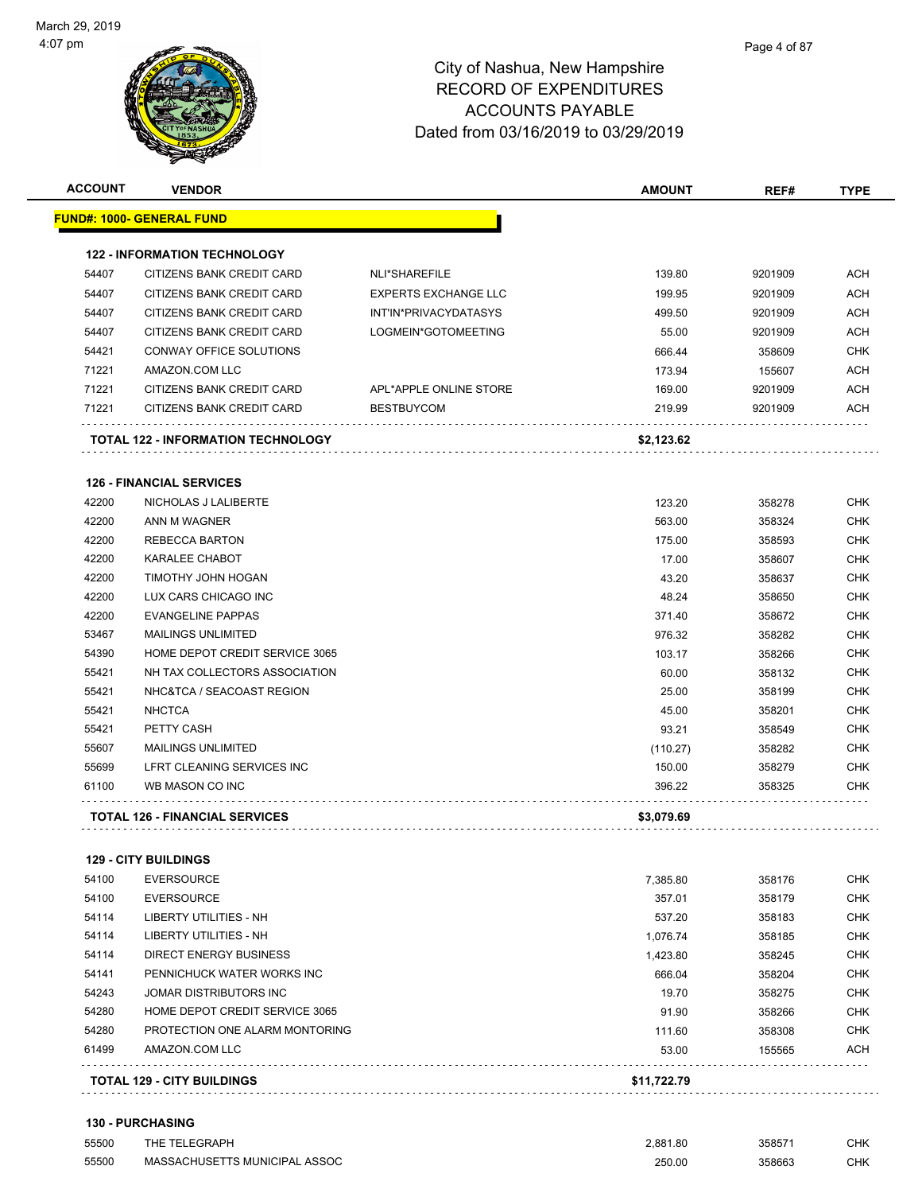# City of Nashua, New Hampshire
## RECORD OF EXPENDITURES
## ACCOUNTS PAYABLE
### Dated from 03/16/2019 to 03/29/2019

March 29, 2019
4:07 pm

| ACCOUNT | VENDOR | | AMOUNT | REF# | TYPE |
|---|---|---|---|---|---|
| **FUND#: 1000- GENERAL FUND** | | | | | |
| **122 - INFORMATION TECHNOLOGY** | | | | | |
| 54407 | CITIZENS BANK CREDIT CARD | NLI*SHAREFILE | 139.80 | 9201909 | ACH |
| 54407 | CITIZENS BANK CREDIT CARD | EXPERTS EXCHANGE LLC | 199.95 | 9201909 | ACH |
| 54407 | CITIZENS BANK CREDIT CARD | INT'IN*PRIVACYDATASYS | 499.50 | 9201909 | ACH |
| 54407 | CITIZENS BANK CREDIT CARD | LOGMEIN*GOTOMEETING | 55.00 | 9201909 | ACH |
| 54421 | CONWAY OFFICE SOLUTIONS | | 666.44 | 358609 | CHK |
| 71221 | AMAZON.COM LLC | | 173.94 | 155607 | ACH |
| 71221 | CITIZENS BANK CREDIT CARD | APL*APPLE ONLINE STORE | 169.00 | 9201909 | ACH |
| 71221 | CITIZENS BANK CREDIT CARD | BESTBUYCOM | 219.99 | 9201909 | ACH |
| **TOTAL 122 - INFORMATION TECHNOLOGY** | | | **$2,123.62** | | |
| **126 - FINANCIAL SERVICES** | | | | | |
| 42200 | NICHOLAS J LALIBERTE | | 123.20 | 358278 | CHK |
| 42200 | ANN M WAGNER | | 563.00 | 358324 | CHK |
| 42200 | REBECCA BARTON | | 175.00 | 358593 | CHK |
| 42200 | KARALEE CHABOT | | 17.00 | 358607 | CHK |
| 42200 | TIMOTHY JOHN HOGAN | | 43.20 | 358637 | CHK |
| 42200 | LUX CARS CHICAGO INC | | 48.24 | 358650 | CHK |
| 42200 | EVANGELINE PAPPAS | | 371.40 | 358672 | CHK |
| 53467 | MAILINGS UNLIMITED | | 976.32 | 358282 | CHK |
| 54390 | HOME DEPOT CREDIT SERVICE 3065 | | 103.17 | 358266 | CHK |
| 55421 | NH TAX COLLECTORS ASSOCIATION | | 60.00 | 358132 | CHK |
| 55421 | NHC&TCA / SEACOAST REGION | | 25.00 | 358199 | CHK |
| 55421 | NHCTCA | | 45.00 | 358201 | CHK |
| 55421 | PETTY CASH | | 93.21 | 358549 | CHK |
| 55607 | MAILINGS UNLIMITED | | (110.27) | 358282 | CHK |
| 55699 | LFRT CLEANING SERVICES INC | | 150.00 | 358279 | CHK |
| 61100 | WB MASON CO INC | | 396.22 | 358325 | CHK |
| **TOTAL 126 - FINANCIAL SERVICES** | | | **$3,079.69** | | |
| **129 - CITY BUILDINGS** | | | | | |
| 54100 | EVERSOURCE | | 7,385.80 | 358176 | CHK |
| 54100 | EVERSOURCE | | 357.01 | 358179 | CHK |
| 54114 | LIBERTY UTILITIES - NH | | 537.20 | 358183 | CHK |
| 54114 | LIBERTY UTILITIES - NH | | 1,076.74 | 358185 | CHK |
| 54114 | DIRECT ENERGY BUSINESS | | 1,423.80 | 358245 | CHK |
| 54141 | PENNICHUCK WATER WORKS INC | | 666.04 | 358204 | CHK |
| 54243 | JOMAR DISTRIBUTORS INC | | 19.70 | 358275 | CHK |
| 54280 | HOME DEPOT CREDIT SERVICE 3065 | | 91.90 | 358266 | CHK |
| 54280 | PROTECTION ONE ALARM MONTORING | | 111.60 | 358308 | CHK |
| 61499 | AMAZON.COM LLC | | 53.00 | 155565 | ACH |
| **TOTAL 129 - CITY BUILDINGS** | | | **$11,722.79** | | |
| **130 - PURCHASING** | | | | | |
| 55500 | THE TELEGRAPH | | 2,881.80 | 358571 | CHK |
| 55500 | MASSACHUSETTS MUNICIPAL ASSOC | | 250.00 | 358663 | CHK |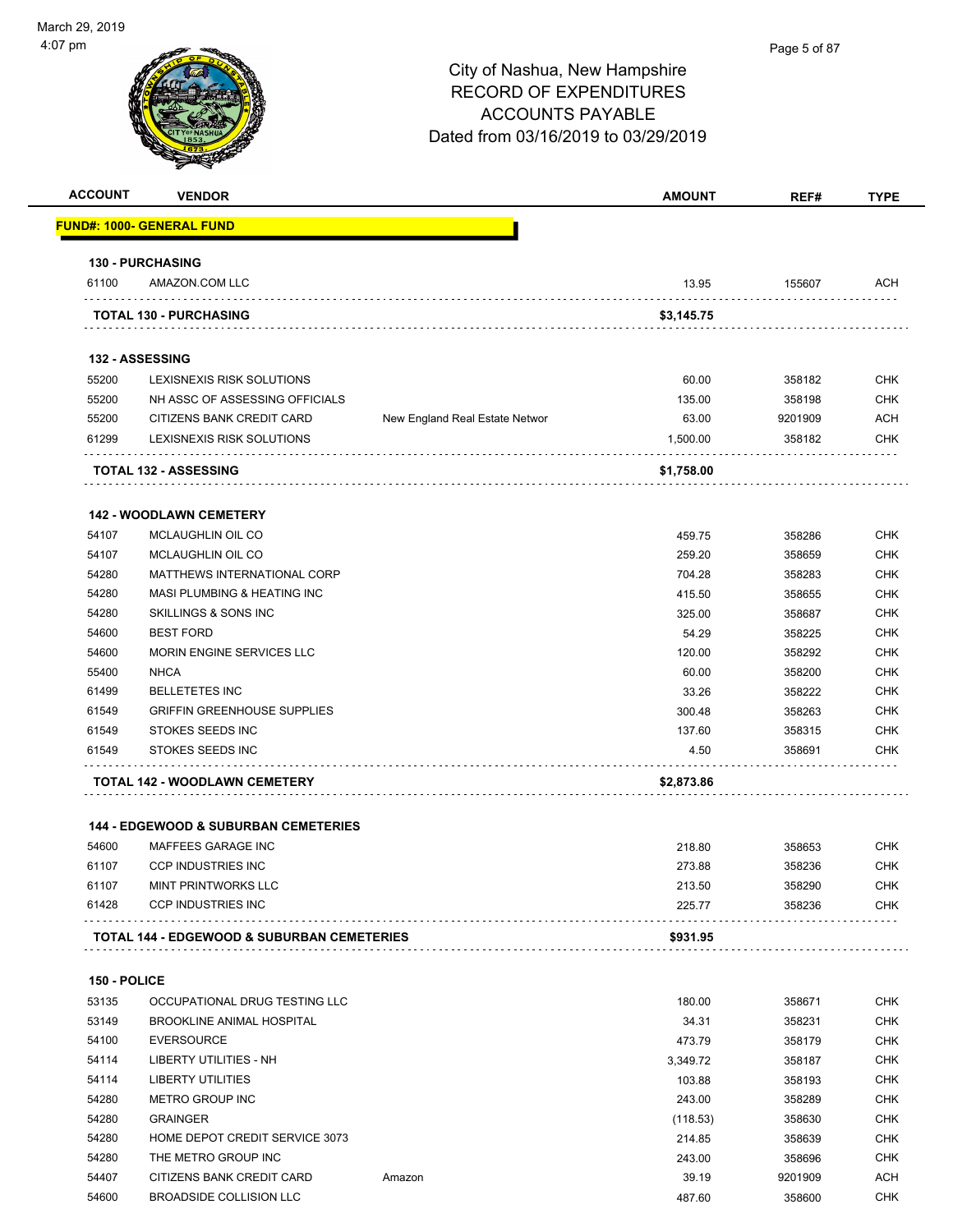City of Nashua, New Hampshire
RECORD OF EXPENDITURES
ACCOUNTS PAYABLE
Dated from 03/16/2019 to 03/29/2019

March 29, 2019
4:07 pm

| ACCOUNT | VENDOR | | AMOUNT | REF# | TYPE |
|---|---|---|---|---|---|
| **FUND#: 1000- GENERAL FUND** | | | | | |
| **130 - PURCHASING** | | | | | |
| 61100 | AMAZON.COM LLC | | 13.95 | 155607 | ACH |
| **TOTAL 130 - PURCHASING** | | | **$3,145.75** | | |
| **132 - ASSESSING** | | | | | |
| 55200 | LEXISNEXIS RISK SOLUTIONS | | 60.00 | 358182 | CHK |
| 55200 | NH ASSC OF ASSESSING OFFICIALS | | 135.00 | 358198 | CHK |
| 55200 | CITIZENS BANK CREDIT CARD | New England Real Estate Networ | 63.00 | 9201909 | ACH |
| 61299 | LEXISNEXIS RISK SOLUTIONS | | 1,500.00 | 358182 | CHK |
| **TOTAL 132 - ASSESSING** | | | **$1,758.00** | | |
| **142 - WOODLAWN CEMETERY** | | | | | |
| 54107 | MCLAUGHLIN OIL CO | | 459.75 | 358286 | CHK |
| 54107 | MCLAUGHLIN OIL CO | | 259.20 | 358659 | CHK |
| 54280 | MATTHEWS INTERNATIONAL CORP | | 704.28 | 358283 | CHK |
| 54280 | MASI PLUMBING & HEATING INC | | 415.50 | 358655 | CHK |
| 54280 | SKILLINGS & SONS INC | | 325.00 | 358687 | CHK |
| 54600 | BEST FORD | | 54.29 | 358225 | CHK |
| 54600 | MORIN ENGINE SERVICES LLC | | 120.00 | 358292 | CHK |
| 55400 | NHCA | | 60.00 | 358200 | CHK |
| 61499 | BELLETETES INC | | 33.26 | 358222 | CHK |
| 61549 | GRIFFIN GREENHOUSE SUPPLIES | | 300.48 | 358263 | CHK |
| 61549 | STOKES SEEDS INC | | 137.60 | 358315 | CHK |
| 61549 | STOKES SEEDS INC | | 4.50 | 358691 | CHK |
| **TOTAL 142 - WOODLAWN CEMETERY** | | | **$2,873.86** | | |
| **144 - EDGEWOOD & SUBURBAN CEMETERIES** | | | | | |
| 54600 | MAFFEES GARAGE INC | | 218.80 | 358653 | CHK |
| 61107 | CCP INDUSTRIES INC | | 273.88 | 358236 | CHK |
| 61107 | MINT PRINTWORKS LLC | | 213.50 | 358290 | CHK |
| 61428 | CCP INDUSTRIES INC | | 225.77 | 358236 | CHK |
| **TOTAL 144 - EDGEWOOD & SUBURBAN CEMETERIES** | | | **$931.95** | | |
| **150 - POLICE** | | | | | |
| 53135 | OCCUPATIONAL DRUG TESTING LLC | | 180.00 | 358671 | CHK |
| 53149 | BROOKLINE ANIMAL HOSPITAL | | 34.31 | 358231 | CHK |
| 54100 | EVERSOURCE | | 473.79 | 358179 | CHK |
| 54114 | LIBERTY UTILITIES - NH | | 3,349.72 | 358187 | CHK |
| 54114 | LIBERTY UTILITIES | | 103.88 | 358193 | CHK |
| 54280 | METRO GROUP INC | | 243.00 | 358289 | CHK |
| 54280 | GRAINGER | | (118.53) | 358630 | CHK |
| 54280 | HOME DEPOT CREDIT SERVICE 3073 | | 214.85 | 358639 | CHK |
| 54280 | THE METRO GROUP INC | | 243.00 | 358696 | CHK |
| 54407 | CITIZENS BANK CREDIT CARD | Amazon | 39.19 | 9201909 | ACH |
| 54600 | BROADSIDE COLLISION LLC | | 487.60 | 358600 | CHK |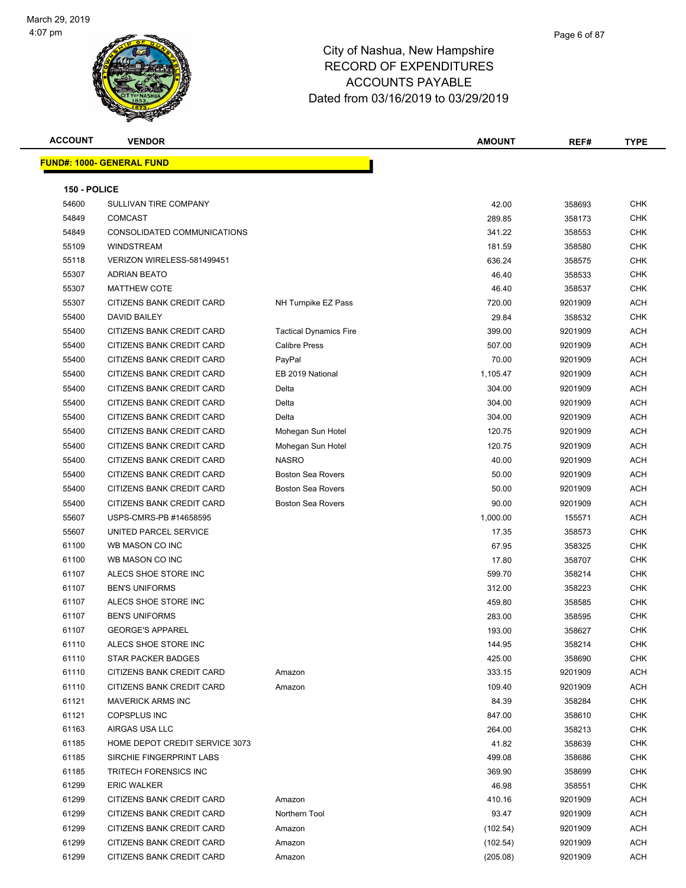# City of Nashua, New Hampshire
## RECORD OF EXPENDITURES
## ACCOUNTS PAYABLE
## Dated from 03/16/2019 to 03/29/2019

| ACCOUNT | VENDOR | | AMOUNT | REF# | TYPE |
|---|---|---|---|---|---|

**FUND#: 1000- GENERAL FUND**

**150 - POLICE**

| ACCOUNT | VENDOR | | AMOUNT | REF# | TYPE |
|---|---|---|---|---|---|
| 54600 | SULLIVAN TIRE COMPANY | | 42.00 | 358693 | CHK |
| 54849 | COMCAST | | 289.85 | 358173 | CHK |
| 54849 | CONSOLIDATED COMMUNICATIONS | | 341.22 | 358553 | CHK |
| 55109 | WINDSTREAM | | 181.59 | 358580 | CHK |
| 55118 | VERIZON WIRELESS-581499451 | | 636.24 | 358575 | CHK |
| 55307 | ADRIAN BEATO | | 46.40 | 358533 | CHK |
| 55307 | MATTHEW COTE | | 46.40 | 358537 | CHK |
| 55307 | CITIZENS BANK CREDIT CARD | NH Turnpike EZ Pass | 720.00 | 9201909 | ACH |
| 55400 | DAVID BAILEY | | 29.84 | 358532 | CHK |
| 55400 | CITIZENS BANK CREDIT CARD | Tactical Dynamics Fire | 399.00 | 9201909 | ACH |
| 55400 | CITIZENS BANK CREDIT CARD | Calibre Press | 507.00 | 9201909 | ACH |
| 55400 | CITIZENS BANK CREDIT CARD | PayPal | 70.00 | 9201909 | ACH |
| 55400 | CITIZENS BANK CREDIT CARD | EB 2019 National | 1,105.47 | 9201909 | ACH |
| 55400 | CITIZENS BANK CREDIT CARD | Delta | 304.00 | 9201909 | ACH |
| 55400 | CITIZENS BANK CREDIT CARD | Delta | 304.00 | 9201909 | ACH |
| 55400 | CITIZENS BANK CREDIT CARD | Delta | 304.00 | 9201909 | ACH |
| 55400 | CITIZENS BANK CREDIT CARD | Mohegan Sun Hotel | 120.75 | 9201909 | ACH |
| 55400 | CITIZENS BANK CREDIT CARD | Mohegan Sun Hotel | 120.75 | 9201909 | ACH |
| 55400 | CITIZENS BANK CREDIT CARD | NASRO | 40.00 | 9201909 | ACH |
| 55400 | CITIZENS BANK CREDIT CARD | Boston Sea Rovers | 50.00 | 9201909 | ACH |
| 55400 | CITIZENS BANK CREDIT CARD | Boston Sea Rovers | 50.00 | 9201909 | ACH |
| 55400 | CITIZENS BANK CREDIT CARD | Boston Sea Rovers | 90.00 | 9201909 | ACH |
| 55607 | USPS-CMRS-PB #14658595 | | 1,000.00 | 155571 | ACH |
| 55607 | UNITED PARCEL SERVICE | | 17.35 | 358573 | CHK |
| 61100 | WB MASON CO INC | | 67.95 | 358325 | CHK |
| 61100 | WB MASON CO INC | | 17.80 | 358707 | CHK |
| 61107 | ALECS SHOE STORE INC | | 599.70 | 358214 | CHK |
| 61107 | BEN'S UNIFORMS | | 312.00 | 358223 | CHK |
| 61107 | ALECS SHOE STORE INC | | 459.80 | 358585 | CHK |
| 61107 | BEN'S UNIFORMS | | 283.00 | 358595 | CHK |
| 61107 | GEORGE'S APPAREL | | 193.00 | 358627 | CHK |
| 61110 | ALECS SHOE STORE INC | | 144.95 | 358214 | CHK |
| 61110 | STAR PACKER BADGES | | 425.00 | 358690 | CHK |
| 61110 | CITIZENS BANK CREDIT CARD | Amazon | 333.15 | 9201909 | ACH |
| 61110 | CITIZENS BANK CREDIT CARD | Amazon | 109.40 | 9201909 | ACH |
| 61121 | MAVERICK ARMS INC | | 84.39 | 358284 | CHK |
| 61121 | COPSPLUS INC | | 847.00 | 358610 | CHK |
| 61163 | AIRGAS USA LLC | | 264.00 | 358213 | CHK |
| 61185 | HOME DEPOT CREDIT SERVICE 3073 | | 41.82 | 358639 | CHK |
| 61185 | SIRCHIE FINGERPRINT LABS | | 499.08 | 358686 | CHK |
| 61185 | TRITECH FORENSICS INC | | 369.90 | 358699 | CHK |
| 61299 | ERIC WALKER | | 46.98 | 358551 | CHK |
| 61299 | CITIZENS BANK CREDIT CARD | Amazon | 410.16 | 9201909 | ACH |
| 61299 | CITIZENS BANK CREDIT CARD | Northern Tool | 93.47 | 9201909 | ACH |
| 61299 | CITIZENS BANK CREDIT CARD | Amazon | (102.54) | 9201909 | ACH |
| 61299 | CITIZENS BANK CREDIT CARD | Amazon | (102.54) | 9201909 | ACH |
| 61299 | CITIZENS BANK CREDIT CARD | Amazon | (205.08) | 9201909 | ACH |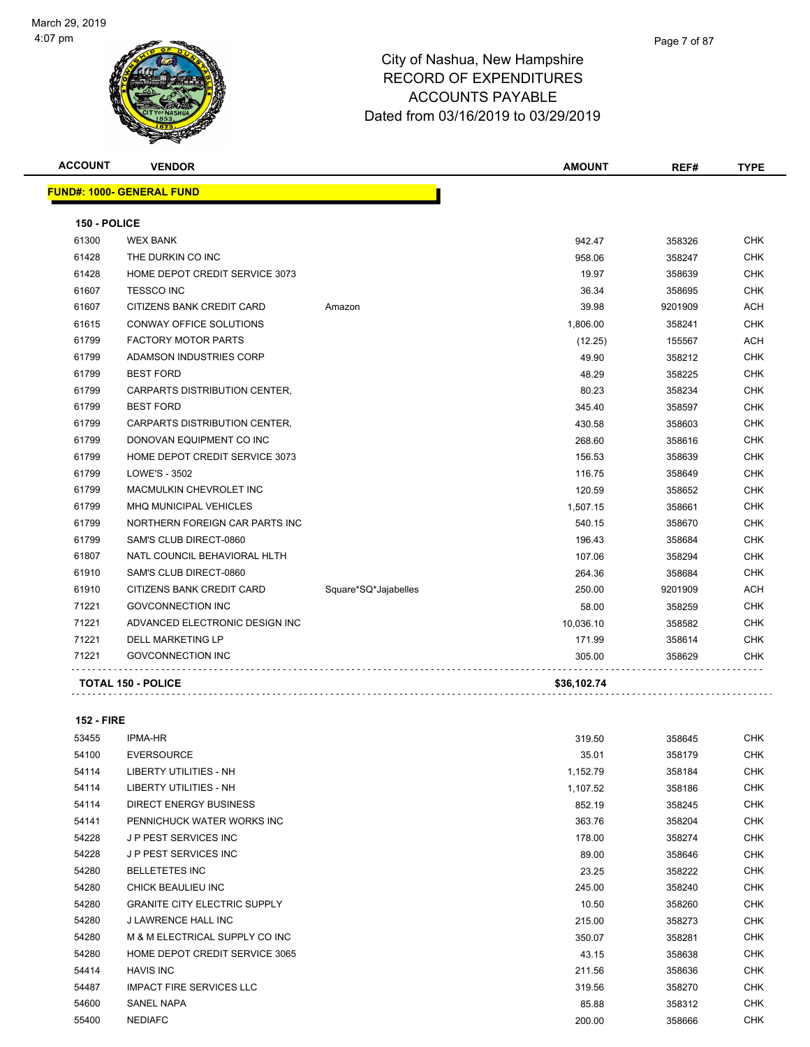# City of Nashua, New Hampshire
## RECORD OF EXPENDITURES
## ACCOUNTS PAYABLE
## Dated from 03/16/2019 to 03/29/2019

| ACCOUNT | VENDOR | | AMOUNT | REF# | TYPE |
|---|---|---|---|---|---|

**FUND#: 1000- GENERAL FUND**

**150 - POLICE**

| ACCOUNT | VENDOR | | AMOUNT | REF# | TYPE |
|---|---|---|---|---|---|
| 61300 | WEX BANK | | 942.47 | 358326 | CHK |
| 61428 | THE DURKIN CO INC | | 958.06 | 358247 | CHK |
| 61428 | HOME DEPOT CREDIT SERVICE 3073 | | 19.97 | 358639 | CHK |
| 61607 | TESSCO INC | | 36.34 | 358695 | CHK |
| 61607 | CITIZENS BANK CREDIT CARD | Amazon | 39.98 | 9201909 | ACH |
| 61615 | CONWAY OFFICE SOLUTIONS | | 1,806.00 | 358241 | CHK |
| 61799 | FACTORY MOTOR PARTS | | (12.25) | 155567 | ACH |
| 61799 | ADAMSON INDUSTRIES CORP | | 49.90 | 358212 | CHK |
| 61799 | BEST FORD | | 48.29 | 358225 | CHK |
| 61799 | CARPARTS DISTRIBUTION CENTER, | | 80.23 | 358234 | CHK |
| 61799 | BEST FORD | | 345.40 | 358597 | CHK |
| 61799 | CARPARTS DISTRIBUTION CENTER, | | 430.58 | 358603 | CHK |
| 61799 | DONOVAN EQUIPMENT CO INC | | 268.60 | 358616 | CHK |
| 61799 | HOME DEPOT CREDIT SERVICE 3073 | | 156.53 | 358639 | CHK |
| 61799 | LOWE'S - 3502 | | 116.75 | 358649 | CHK |
| 61799 | MACMULKIN CHEVROLET INC | | 120.59 | 358652 | CHK |
| 61799 | MHQ MUNICIPAL VEHICLES | | 1,507.15 | 358661 | CHK |
| 61799 | NORTHERN FOREIGN CAR PARTS INC | | 540.15 | 358670 | CHK |
| 61799 | SAM'S CLUB DIRECT-0860 | | 196.43 | 358684 | CHK |
| 61807 | NATL COUNCIL BEHAVIORAL HLTH | | 107.06 | 358294 | CHK |
| 61910 | SAM'S CLUB DIRECT-0860 | | 264.36 | 358684 | CHK |
| 61910 | CITIZENS BANK CREDIT CARD | Square*SQ*Jajabelles | 250.00 | 9201909 | ACH |
| 71221 | GOVCONNECTION INC | | 58.00 | 358259 | CHK |
| 71221 | ADVANCED ELECTRONIC DESIGN INC | | 10,036.10 | 358582 | CHK |
| 71221 | DELL MARKETING LP | | 171.99 | 358614 | CHK |
| 71221 | GOVCONNECTION INC | | 305.00 | 358629 | CHK |
| **TOTAL 150 - POLICE** | | | **$36,102.74** | | |

**152 - FIRE**

| ACCOUNT | VENDOR | | AMOUNT | REF# | TYPE |
|---|---|---|---|---|---|
| 53455 | IPMA-HR | | 319.50 | 358645 | CHK |
| 54100 | EVERSOURCE | | 35.01 | 358179 | CHK |
| 54114 | LIBERTY UTILITIES - NH | | 1,152.79 | 358184 | CHK |
| 54114 | LIBERTY UTILITIES - NH | | 1,107.52 | 358186 | CHK |
| 54114 | DIRECT ENERGY BUSINESS | | 852.19 | 358245 | CHK |
| 54141 | PENNICHUCK WATER WORKS INC | | 363.76 | 358204 | CHK |
| 54228 | J P PEST SERVICES INC | | 178.00 | 358274 | CHK |
| 54228 | J P PEST SERVICES INC | | 89.00 | 358646 | CHK |
| 54280 | BELLETETES INC | | 23.25 | 358222 | CHK |
| 54280 | CHICK BEAULIEU INC | | 245.00 | 358240 | CHK |
| 54280 | GRANITE CITY ELECTRIC SUPPLY | | 10.50 | 358260 | CHK |
| 54280 | J LAWRENCE HALL INC | | 215.00 | 358273 | CHK |
| 54280 | M & M ELECTRICAL SUPPLY CO INC | | 350.07 | 358281 | CHK |
| 54280 | HOME DEPOT CREDIT SERVICE 3065 | | 43.15 | 358638 | CHK |
| 54414 | HAVIS INC | | 211.56 | 358636 | CHK |
| 54487 | IMPACT FIRE SERVICES LLC | | 319.56 | 358270 | CHK |
| 54600 | SANEL NAPA | | 85.88 | 358312 | CHK |
| 55400 | NEDIAFC | | 200.00 | 358666 | CHK |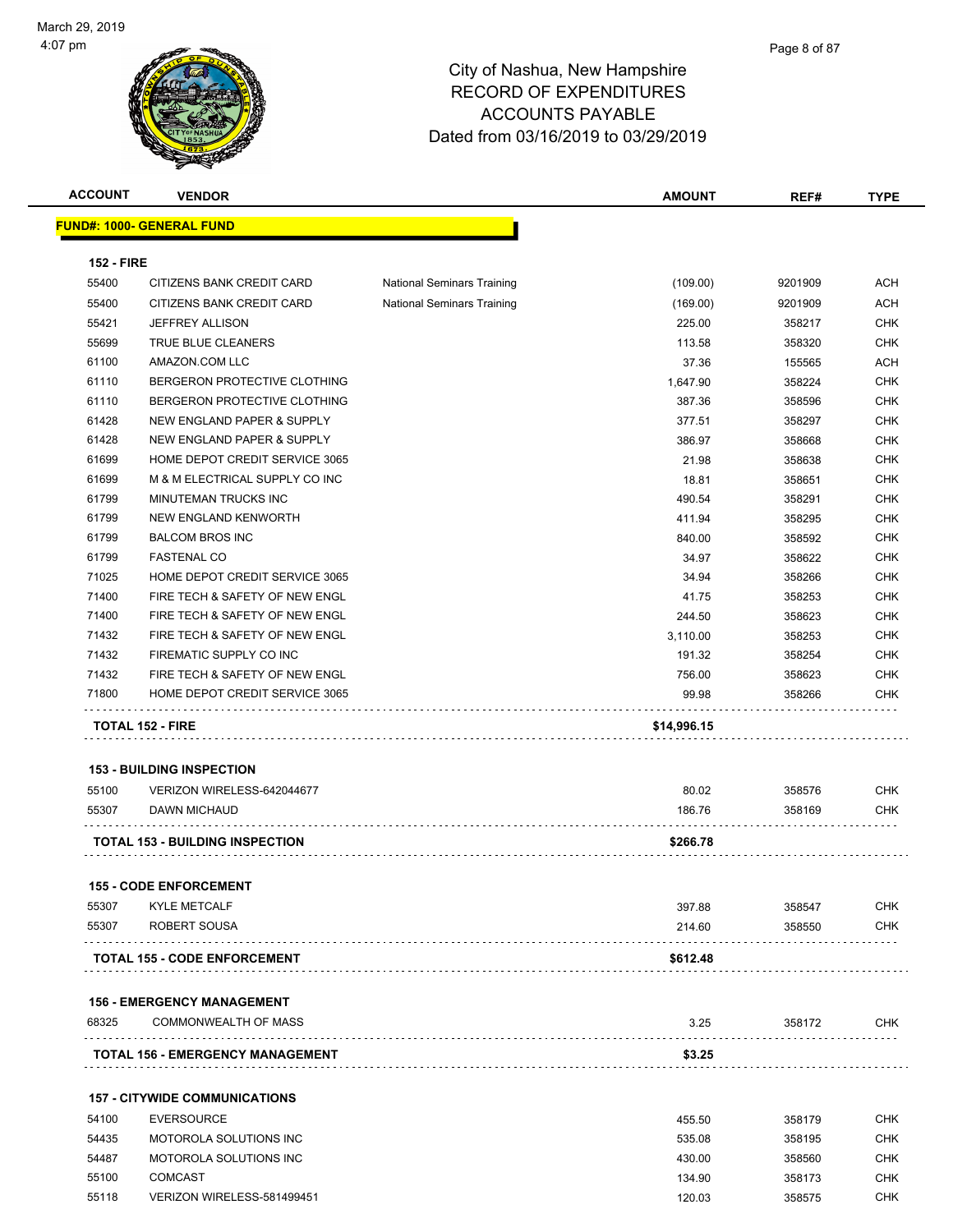# City of Nashua, New Hampshire
# RECORD OF EXPENDITURES
# ACCOUNTS PAYABLE
# Dated from 03/16/2019 to 03/29/2019

| ACCOUNT | VENDOR | | AMOUNT | REF# | TYPE |
|---|---|---|---|---|---|

**FUND#: 1000- GENERAL FUND**

**152 - FIRE**

| ACCOUNT | VENDOR | | AMOUNT | REF# | TYPE |
|---|---|---|---|---|---|
| 55400 | CITIZENS BANK CREDIT CARD | National Seminars Training | (109.00) | 9201909 | ACH |
| 55400 | CITIZENS BANK CREDIT CARD | National Seminars Training | (169.00) | 9201909 | ACH |
| 55421 | JEFFREY ALLISON | | 225.00 | 358217 | CHK |
| 55699 | TRUE BLUE CLEANERS | | 113.58 | 358320 | CHK |
| 61100 | AMAZON.COM LLC | | 37.36 | 155565 | ACH |
| 61110 | BERGERON PROTECTIVE CLOTHING | | 1,647.90 | 358224 | CHK |
| 61110 | BERGERON PROTECTIVE CLOTHING | | 387.36 | 358596 | CHK |
| 61428 | NEW ENGLAND PAPER & SUPPLY | | 377.51 | 358297 | CHK |
| 61428 | NEW ENGLAND PAPER & SUPPLY | | 386.97 | 358668 | CHK |
| 61699 | HOME DEPOT CREDIT SERVICE 3065 | | 21.98 | 358638 | CHK |
| 61699 | M & M ELECTRICAL SUPPLY CO INC | | 18.81 | 358651 | CHK |
| 61799 | MINUTEMAN TRUCKS INC | | 490.54 | 358291 | CHK |
| 61799 | NEW ENGLAND KENWORTH | | 411.94 | 358295 | CHK |
| 61799 | BALCOM BROS INC | | 840.00 | 358592 | CHK |
| 61799 | FASTENAL CO | | 34.97 | 358622 | CHK |
| 71025 | HOME DEPOT CREDIT SERVICE 3065 | | 34.94 | 358266 | CHK |
| 71400 | FIRE TECH & SAFETY OF NEW ENGL | | 41.75 | 358253 | CHK |
| 71400 | FIRE TECH & SAFETY OF NEW ENGL | | 244.50 | 358623 | CHK |
| 71432 | FIRE TECH & SAFETY OF NEW ENGL | | 3,110.00 | 358253 | CHK |
| 71432 | FIREMATIC SUPPLY CO INC | | 191.32 | 358254 | CHK |
| 71432 | FIRE TECH & SAFETY OF NEW ENGL | | 756.00 | 358623 | CHK |
| 71800 | HOME DEPOT CREDIT SERVICE 3065 | | 99.98 | 358266 | CHK |
| **TOTAL 152 - FIRE** | | | **$14,996.15** | | |

**153 - BUILDING INSPECTION**

| ACCOUNT | VENDOR | | AMOUNT | REF# | TYPE |
|---|---|---|---|---|---|
| 55100 | VERIZON WIRELESS-642044677 | | 80.02 | 358576 | CHK |
| 55307 | DAWN MICHAUD | | 186.76 | 358169 | CHK |
| **TOTAL 153 - BUILDING INSPECTION** | | | **$266.78** | | |

**155 - CODE ENFORCEMENT**

| ACCOUNT | VENDOR | | AMOUNT | REF# | TYPE |
|---|---|---|---|---|---|
| 55307 | KYLE METCALF | | 397.88 | 358547 | CHK |
| 55307 | ROBERT SOUSA | | 214.60 | 358550 | CHK |
| **TOTAL 155 - CODE ENFORCEMENT** | | | **$612.48** | | |

**156 - EMERGENCY MANAGEMENT**

| ACCOUNT | VENDOR | | AMOUNT | REF# | TYPE |
|---|---|---|---|---|---|
| 68325 | COMMONWEALTH OF MASS | | 3.25 | 358172 | CHK |
| **TOTAL 156 - EMERGENCY MANAGEMENT** | | | **$3.25** | | |

**157 - CITYWIDE COMMUNICATIONS**

| ACCOUNT | VENDOR | | AMOUNT | REF# | TYPE |
|---|---|---|---|---|---|
| 54100 | EVERSOURCE | | 455.50 | 358179 | CHK |
| 54435 | MOTOROLA SOLUTIONS INC | | 535.08 | 358195 | CHK |
| 54487 | MOTOROLA SOLUTIONS INC | | 430.00 | 358560 | CHK |
| 55100 | COMCAST | | 134.90 | 358173 | CHK |
| 55118 | VERIZON WIRELESS-581499451 | | 120.03 | 358575 | CHK |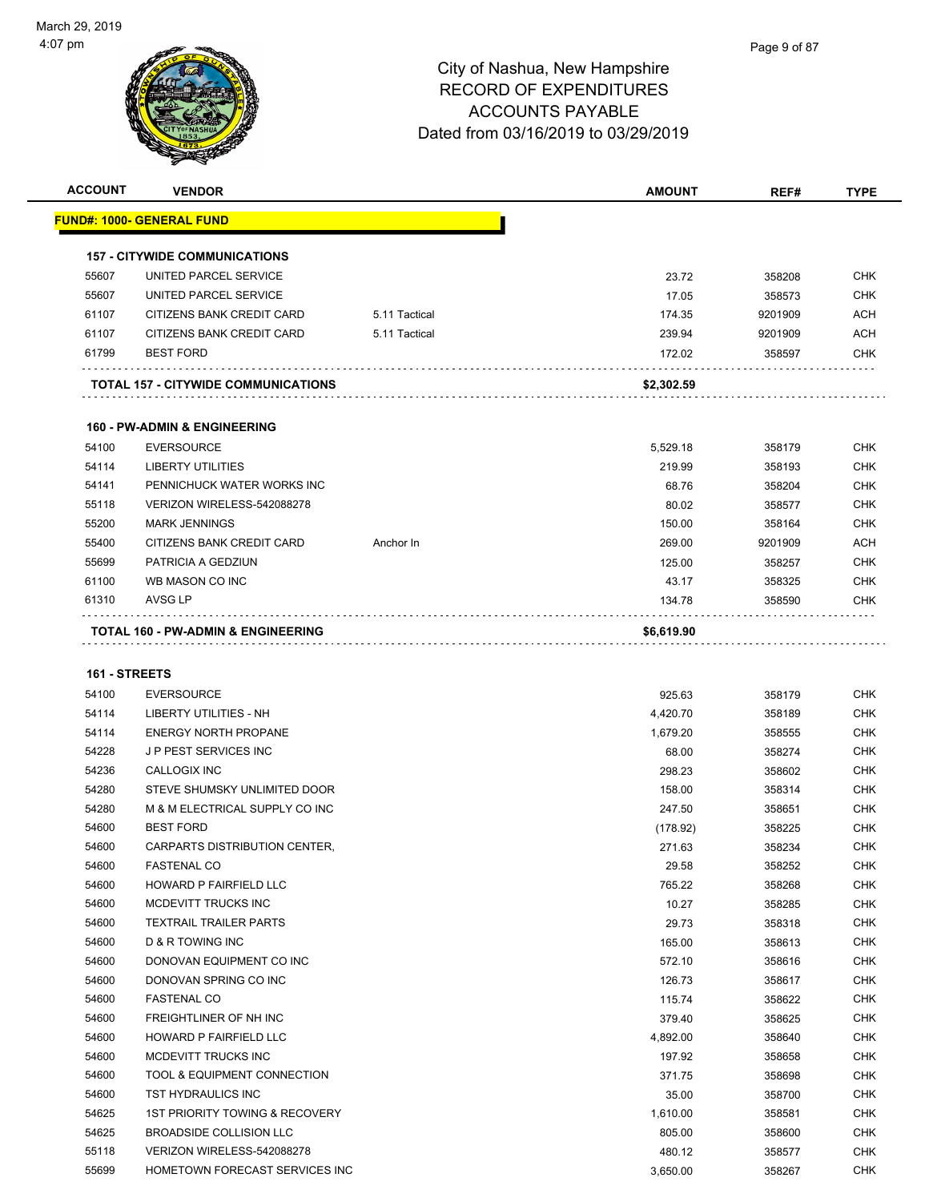March 29, 2019
4:07 pm

# City of Nashua, New Hampshire
## RECORD OF EXPENDITURES
## ACCOUNTS PAYABLE
## Dated from 03/16/2019 to 03/29/2019

**FUND#: 1000- GENERAL FUND**

**157 - CITYWIDE COMMUNICATIONS**

| ACCOUNT | VENDOR | | AMOUNT | REF# | TYPE |
|---|---|---|---|---|---|
| 55607 | UNITED PARCEL SERVICE | | 23.72 | 358208 | CHK |
| 55607 | UNITED PARCEL SERVICE | | 17.05 | 358573 | CHK |
| 61107 | CITIZENS BANK CREDIT CARD | 5.11 Tactical | 174.35 | 9201909 | ACH |
| 61107 | CITIZENS BANK CREDIT CARD | 5.11 Tactical | 239.94 | 9201909 | ACH |
| 61799 | BEST FORD | | 172.02 | 358597 | CHK |
| | **TOTAL 157 - CITYWIDE COMMUNICATIONS** | | **$2,302.59** | | |

**160 - PW-ADMIN & ENGINEERING**

| ACCOUNT | VENDOR | | AMOUNT | REF# | TYPE |
|---|---|---|---|---|---|
| 54100 | EVERSOURCE | | 5,529.18 | 358179 | CHK |
| 54114 | LIBERTY UTILITIES | | 219.99 | 358193 | CHK |
| 54141 | PENNICHUCK WATER WORKS INC | | 68.76 | 358204 | CHK |
| 55118 | VERIZON WIRELESS-542088278 | | 80.02 | 358577 | CHK |
| 55200 | MARK JENNINGS | | 150.00 | 358164 | CHK |
| 55400 | CITIZENS BANK CREDIT CARD | Anchor In | 269.00 | 9201909 | ACH |
| 55699 | PATRICIA A GEDZIUN | | 125.00 | 358257 | CHK |
| 61100 | WB MASON CO INC | | 43.17 | 358325 | CHK |
| 61310 | AVSG LP | | 134.78 | 358590 | CHK |
| | **TOTAL 160 - PW-ADMIN & ENGINEERING** | | **$6,619.90** | | |

**161 - STREETS**

| ACCOUNT | VENDOR | | AMOUNT | REF# | TYPE |
|---|---|---|---|---|---|
| 54100 | EVERSOURCE | | 925.63 | 358179 | CHK |
| 54114 | LIBERTY UTILITIES - NH | | 4,420.70 | 358189 | CHK |
| 54114 | ENERGY NORTH PROPANE | | 1,679.20 | 358555 | CHK |
| 54228 | J P PEST SERVICES INC | | 68.00 | 358274 | CHK |
| 54236 | CALLOGIX INC | | 298.23 | 358602 | CHK |
| 54280 | STEVE SHUMSKY UNLIMITED DOOR | | 158.00 | 358314 | CHK |
| 54280 | M & M ELECTRICAL SUPPLY CO INC | | 247.50 | 358651 | CHK |
| 54600 | BEST FORD | | (178.92) | 358225 | CHK |
| 54600 | CARPARTS DISTRIBUTION CENTER, | | 271.63 | 358234 | CHK |
| 54600 | FASTENAL CO | | 29.58 | 358252 | CHK |
| 54600 | HOWARD P FAIRFIELD LLC | | 765.22 | 358268 | CHK |
| 54600 | MCDEVITT TRUCKS INC | | 10.27 | 358285 | CHK |
| 54600 | TEXTRAIL TRAILER PARTS | | 29.73 | 358318 | CHK |
| 54600 | D & R TOWING INC | | 165.00 | 358613 | CHK |
| 54600 | DONOVAN EQUIPMENT CO INC | | 572.10 | 358616 | CHK |
| 54600 | DONOVAN SPRING CO INC | | 126.73 | 358617 | CHK |
| 54600 | FASTENAL CO | | 115.74 | 358622 | CHK |
| 54600 | FREIGHTLINER OF NH INC | | 379.40 | 358625 | CHK |
| 54600 | HOWARD P FAIRFIELD LLC | | 4,892.00 | 358640 | CHK |
| 54600 | MCDEVITT TRUCKS INC | | 197.92 | 358658 | CHK |
| 54600 | TOOL & EQUIPMENT CONNECTION | | 371.75 | 358698 | CHK |
| 54600 | TST HYDRAULICS INC | | 35.00 | 358700 | CHK |
| 54625 | 1ST PRIORITY TOWING & RECOVERY | | 1,610.00 | 358581 | CHK |
| 54625 | BROADSIDE COLLISION LLC | | 805.00 | 358600 | CHK |
| 55118 | VERIZON WIRELESS-542088278 | | 480.12 | 358577 | CHK |
| 55699 | HOMETOWN FORECAST SERVICES INC | | 3,650.00 | 358267 | CHK |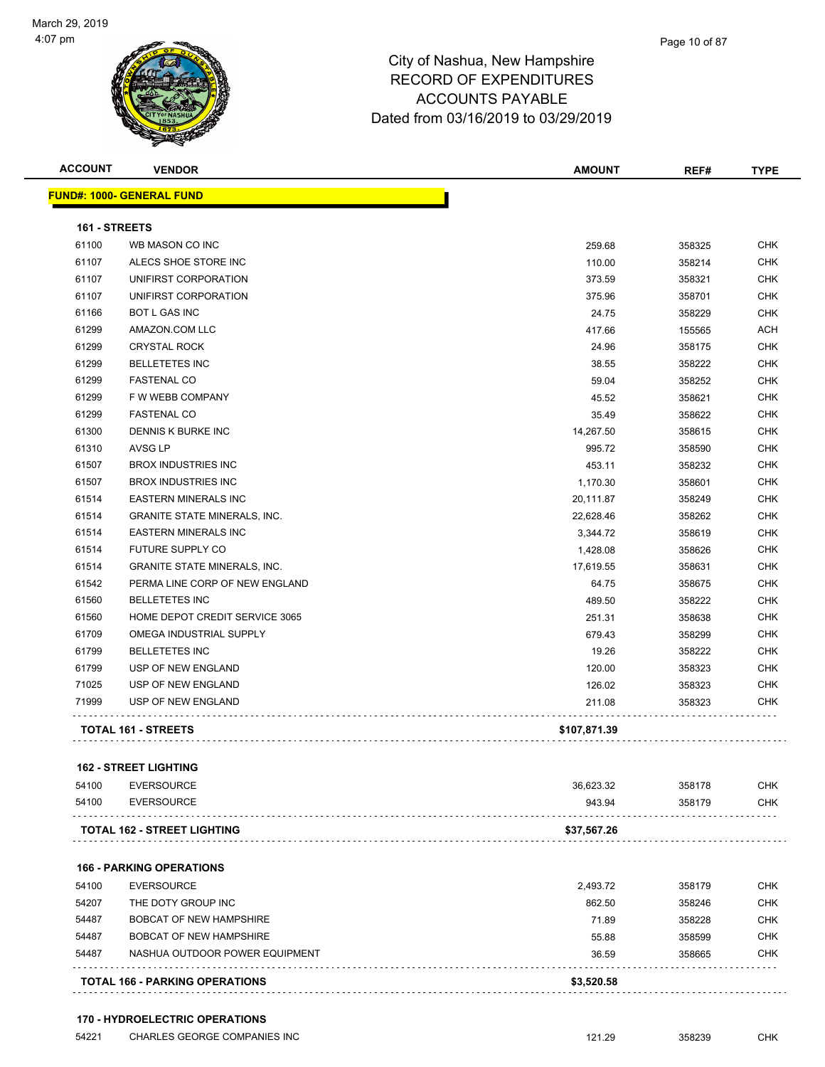# City of Nashua, New Hampshire
## RECORD OF EXPENDITURES
## ACCOUNTS PAYABLE
## Dated from 03/16/2019 to 03/29/2019

| ACCOUNT | VENDOR | AMOUNT | REF# | TYPE |
|---|---|---|---|---|
| **FUND#: 1000- GENERAL FUND** | | | | |
| **161 - STREETS** | | | | |
| 61100 | WB MASON CO INC | 259.68 | 358325 | CHK |
| 61107 | ALECS SHOE STORE INC | 110.00 | 358214 | CHK |
| 61107 | UNIFIRST CORPORATION | 373.59 | 358321 | CHK |
| 61107 | UNIFIRST CORPORATION | 375.96 | 358701 | CHK |
| 61166 | BOT L GAS INC | 24.75 | 358229 | CHK |
| 61299 | AMAZON.COM LLC | 417.66 | 155565 | ACH |
| 61299 | CRYSTAL ROCK | 24.96 | 358175 | CHK |
| 61299 | BELLETETES INC | 38.55 | 358222 | CHK |
| 61299 | FASTENAL CO | 59.04 | 358252 | CHK |
| 61299 | F W WEBB COMPANY | 45.52 | 358621 | CHK |
| 61299 | FASTENAL CO | 35.49 | 358622 | CHK |
| 61300 | DENNIS K BURKE INC | 14,267.50 | 358615 | CHK |
| 61310 | AVSG LP | 995.72 | 358590 | CHK |
| 61507 | BROX INDUSTRIES INC | 453.11 | 358232 | CHK |
| 61507 | BROX INDUSTRIES INC | 1,170.30 | 358601 | CHK |
| 61514 | EASTERN MINERALS INC | 20,111.87 | 358249 | CHK |
| 61514 | GRANITE STATE MINERALS, INC. | 22,628.46 | 358262 | CHK |
| 61514 | EASTERN MINERALS INC | 3,344.72 | 358619 | CHK |
| 61514 | FUTURE SUPPLY CO | 1,428.08 | 358626 | CHK |
| 61514 | GRANITE STATE MINERALS, INC. | 17,619.55 | 358631 | CHK |
| 61542 | PERMA LINE CORP OF NEW ENGLAND | 64.75 | 358675 | CHK |
| 61560 | BELLETETES INC | 489.50 | 358222 | CHK |
| 61560 | HOME DEPOT CREDIT SERVICE 3065 | 251.31 | 358638 | CHK |
| 61709 | OMEGA INDUSTRIAL SUPPLY | 679.43 | 358299 | CHK |
| 61799 | BELLETETES INC | 19.26 | 358222 | CHK |
| 61799 | USP OF NEW ENGLAND | 120.00 | 358323 | CHK |
| 71025 | USP OF NEW ENGLAND | 126.02 | 358323 | CHK |
| 71999 | USP OF NEW ENGLAND | 211.08 | 358323 | CHK |
| **TOTAL 161 - STREETS** | | **$107,871.39** | | |
| **162 - STREET LIGHTING** | | | | |
| 54100 | EVERSOURCE | 36,623.32 | 358178 | CHK |
| 54100 | EVERSOURCE | 943.94 | 358179 | CHK |
| **TOTAL 162 - STREET LIGHTING** | | **$37,567.26** | | |
| **166 - PARKING OPERATIONS** | | | | |
| 54100 | EVERSOURCE | 2,493.72 | 358179 | CHK |
| 54207 | THE DOTY GROUP INC | 862.50 | 358246 | CHK |
| 54487 | BOBCAT OF NEW HAMPSHIRE | 71.89 | 358228 | CHK |
| 54487 | BOBCAT OF NEW HAMPSHIRE | 55.88 | 358599 | CHK |
| 54487 | NASHUA OUTDOOR POWER EQUIPMENT | 36.59 | 358665 | CHK |
| **TOTAL 166 - PARKING OPERATIONS** | | **$3,520.58** | | |
| **170 - HYDROELECTRIC OPERATIONS** | | | | |
| 54221 | CHARLES GEORGE COMPANIES INC | 121.29 | 358239 | CHK |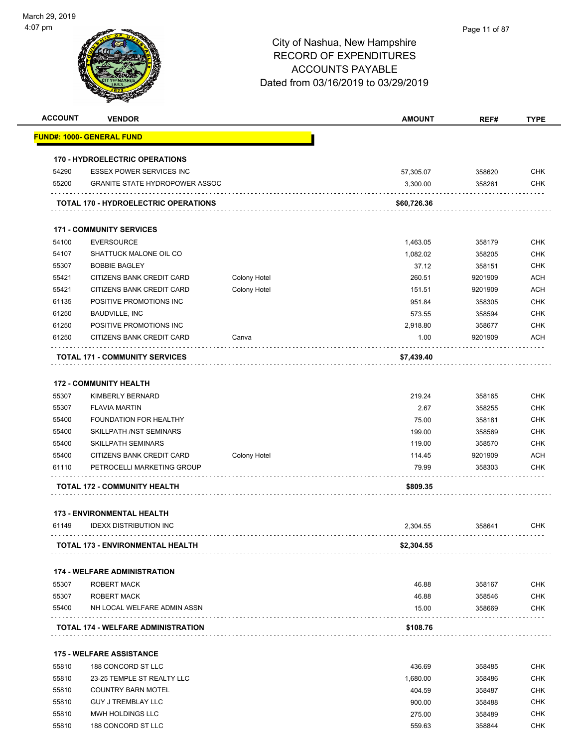City of Nashua, New Hampshire
RECORD OF EXPENDITURES
ACCOUNTS PAYABLE
Dated from 03/16/2019 to 03/29/2019

| ACCOUNT | VENDOR | | AMOUNT | REF# | TYPE |
|---|---|---|---|---|---|
| **FUND#: 1000- GENERAL FUND** | | | | | |
| **170 - HYDROELECTRIC OPERATIONS** | | | | | |
| 54290 | ESSEX POWER SERVICES INC | | 57,305.07 | 358620 | CHK |
| 55200 | GRANITE STATE HYDROPOWER ASSOC | | 3,300.00 | 358261 | CHK |
| **TOTAL 170 - HYDROELECTRIC OPERATIONS** | | | **$60,726.36** | | |
| **171 - COMMUNITY SERVICES** | | | | | |
| 54100 | EVERSOURCE | | 1,463.05 | 358179 | CHK |
| 54107 | SHATTUCK MALONE OIL CO | | 1,082.02 | 358205 | CHK |
| 55307 | BOBBIE BAGLEY | | 37.12 | 358151 | CHK |
| 55421 | CITIZENS BANK CREDIT CARD | Colony Hotel | 260.51 | 9201909 | ACH |
| 55421 | CITIZENS BANK CREDIT CARD | Colony Hotel | 151.51 | 9201909 | ACH |
| 61135 | POSITIVE PROMOTIONS INC | | 951.84 | 358305 | CHK |
| 61250 | BAUDVILLE, INC | | 573.55 | 358594 | CHK |
| 61250 | POSITIVE PROMOTIONS INC | | 2,918.80 | 358677 | CHK |
| 61250 | CITIZENS BANK CREDIT CARD | Canva | 1.00 | 9201909 | ACH |
| **TOTAL 171 - COMMUNITY SERVICES** | | | **$7,439.40** | | |
| **172 - COMMUNITY HEALTH** | | | | | |
| 55307 | KIMBERLY BERNARD | | 219.24 | 358165 | CHK |
| 55307 | FLAVIA MARTIN | | 2.67 | 358255 | CHK |
| 55400 | FOUNDATION FOR HEALTHY | | 75.00 | 358181 | CHK |
| 55400 | SKILLPATH /NST SEMINARS | | 199.00 | 358569 | CHK |
| 55400 | SKILLPATH SEMINARS | | 119.00 | 358570 | CHK |
| 55400 | CITIZENS BANK CREDIT CARD | Colony Hotel | 114.45 | 9201909 | ACH |
| 61110 | PETROCELLI MARKETING GROUP | | 79.99 | 358303 | CHK |
| **TOTAL 172 - COMMUNITY HEALTH** | | | **$809.35** | | |
| **173 - ENVIRONMENTAL HEALTH** | | | | | |
| 61149 | IDEXX DISTRIBUTION INC | | 2,304.55 | 358641 | CHK |
| **TOTAL 173 - ENVIRONMENTAL HEALTH** | | | **$2,304.55** | | |
| **174 - WELFARE ADMINISTRATION** | | | | | |
| 55307 | ROBERT MACK | | 46.88 | 358167 | CHK |
| 55307 | ROBERT MACK | | 46.88 | 358546 | CHK |
| 55400 | NH LOCAL WELFARE ADMIN ASSN | | 15.00 | 358669 | CHK |
| **TOTAL 174 - WELFARE ADMINISTRATION** | | | **$108.76** | | |
| **175 - WELFARE ASSISTANCE** | | | | | |
| 55810 | 188 CONCORD ST LLC | | 436.69 | 358485 | CHK |
| 55810 | 23-25 TEMPLE ST REALTY LLC | | 1,680.00 | 358486 | CHK |
| 55810 | COUNTRY BARN MOTEL | | 404.59 | 358487 | CHK |
| 55810 | GUY J TREMBLAY LLC | | 900.00 | 358488 | CHK |
| 55810 | MWH HOLDINGS LLC | | 275.00 | 358489 | CHK |
| 55810 | 188 CONCORD ST LLC | | 559.63 | 358844 | CHK |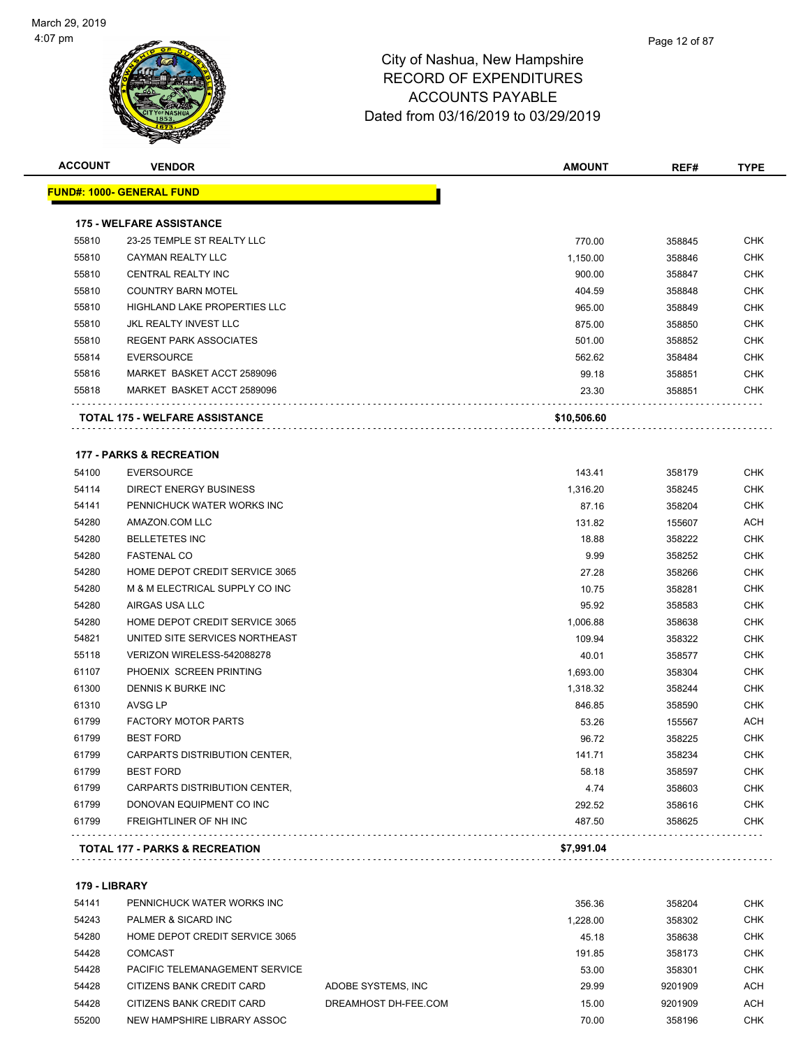# City of Nashua, New Hampshire
## RECORD OF EXPENDITURES
## ACCOUNTS PAYABLE
### Dated from 03/16/2019 to 03/29/2019

March 29, 2019
4:07 pm

| ACCOUNT | VENDOR | | AMOUNT | REF# | TYPE |
|---|---|---|---|---|---|
| **FUND#: 1000- GENERAL FUND** | | | | | |
| **175 - WELFARE ASSISTANCE** | | | | | |
| 55810 | 23-25 TEMPLE ST REALTY LLC | | 770.00 | 358845 | CHK |
| 55810 | CAYMAN REALTY LLC | | 1,150.00 | 358846 | CHK |
| 55810 | CENTRAL REALTY INC | | 900.00 | 358847 | CHK |
| 55810 | COUNTRY BARN MOTEL | | 404.59 | 358848 | CHK |
| 55810 | HIGHLAND LAKE PROPERTIES LLC | | 965.00 | 358849 | CHK |
| 55810 | JKL REALTY INVEST LLC | | 875.00 | 358850 | CHK |
| 55810 | REGENT PARK ASSOCIATES | | 501.00 | 358852 | CHK |
| 55814 | EVERSOURCE | | 562.62 | 358484 | CHK |
| 55816 | MARKET BASKET ACCT 2589096 | | 99.18 | 358851 | CHK |
| 55818 | MARKET BASKET ACCT 2589096 | | 23.30 | 358851 | CHK |
| **TOTAL 175 - WELFARE ASSISTANCE** | | | **$10,506.60** | | |
| **177 - PARKS & RECREATION** | | | | | |
| 54100 | EVERSOURCE | | 143.41 | 358179 | CHK |
| 54114 | DIRECT ENERGY BUSINESS | | 1,316.20 | 358245 | CHK |
| 54141 | PENNICHUCK WATER WORKS INC | | 87.16 | 358204 | CHK |
| 54280 | AMAZON.COM LLC | | 131.82 | 155607 | ACH |
| 54280 | BELLETETES INC | | 18.88 | 358222 | CHK |
| 54280 | FASTENAL CO | | 9.99 | 358252 | CHK |
| 54280 | HOME DEPOT CREDIT SERVICE 3065 | | 27.28 | 358266 | CHK |
| 54280 | M & M ELECTRICAL SUPPLY CO INC | | 10.75 | 358281 | CHK |
| 54280 | AIRGAS USA LLC | | 95.92 | 358583 | CHK |
| 54280 | HOME DEPOT CREDIT SERVICE 3065 | | 1,006.88 | 358638 | CHK |
| 54821 | UNITED SITE SERVICES NORTHEAST | | 109.94 | 358322 | CHK |
| 55118 | VERIZON WIRELESS-542088278 | | 40.01 | 358577 | CHK |
| 61107 | PHOENIX SCREEN PRINTING | | 1,693.00 | 358304 | CHK |
| 61300 | DENNIS K BURKE INC | | 1,318.32 | 358244 | CHK |
| 61310 | AVSG LP | | 846.85 | 358590 | CHK |
| 61799 | FACTORY MOTOR PARTS | | 53.26 | 155567 | ACH |
| 61799 | BEST FORD | | 96.72 | 358225 | CHK |
| 61799 | CARPARTS DISTRIBUTION CENTER, | | 141.71 | 358234 | CHK |
| 61799 | BEST FORD | | 58.18 | 358597 | CHK |
| 61799 | CARPARTS DISTRIBUTION CENTER, | | 4.74 | 358603 | CHK |
| 61799 | DONOVAN EQUIPMENT CO INC | | 292.52 | 358616 | CHK |
| 61799 | FREIGHTLINER OF NH INC | | 487.50 | 358625 | CHK |
| **TOTAL 177 - PARKS & RECREATION** | | | **$7,991.04** | | |
| **179 - LIBRARY** | | | | | |
| 54141 | PENNICHUCK WATER WORKS INC | | 356.36 | 358204 | CHK |
| 54243 | PALMER & SICARD INC | | 1,228.00 | 358302 | CHK |
| 54280 | HOME DEPOT CREDIT SERVICE 3065 | | 45.18 | 358638 | CHK |
| 54428 | COMCAST | | 191.85 | 358173 | CHK |
| 54428 | PACIFIC TELEMANAGEMENT SERVICE | | 53.00 | 358301 | CHK |
| 54428 | CITIZENS BANK CREDIT CARD | ADOBE SYSTEMS, INC | 29.99 | 9201909 | ACH |
| 54428 | CITIZENS BANK CREDIT CARD | DREAMHOST DH-FEE.COM | 15.00 | 9201909 | ACH |
| 55200 | NEW HAMPSHIRE LIBRARY ASSOC | | 70.00 | 358196 | CHK |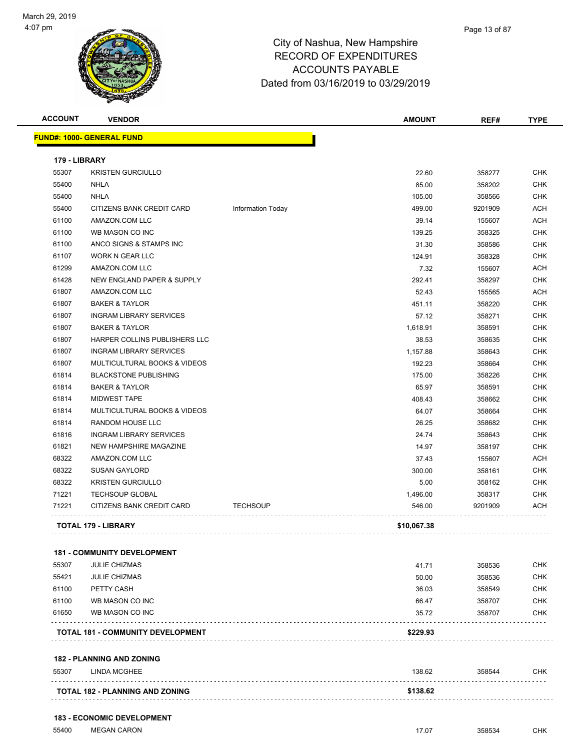City of Nashua, New Hampshire
RECORD OF EXPENDITURES
ACCOUNTS PAYABLE
Dated from 03/16/2019 to 03/29/2019

March 29, 2019
4:07 pm

| ACCOUNT | VENDOR | | AMOUNT | REF# | TYPE |
|---|---|---|---|---|---|
| **FUND#: 1000- GENERAL FUND** | | | | | |
| **179 - LIBRARY** | | | | | |
| 55307 | KRISTEN GURCIULLO | | 22.60 | 358277 | CHK |
| 55400 | NHLA | | 85.00 | 358202 | CHK |
| 55400 | NHLA | | 105.00 | 358566 | CHK |
| 55400 | CITIZENS BANK CREDIT CARD | Information Today | 499.00 | 9201909 | ACH |
| 61100 | AMAZON.COM LLC | | 39.14 | 155607 | ACH |
| 61100 | WB MASON CO INC | | 139.25 | 358325 | CHK |
| 61100 | ANCO SIGNS & STAMPS INC | | 31.30 | 358586 | CHK |
| 61107 | WORK N GEAR LLC | | 124.91 | 358328 | CHK |
| 61299 | AMAZON.COM LLC | | 7.32 | 155607 | ACH |
| 61428 | NEW ENGLAND PAPER & SUPPLY | | 292.41 | 358297 | CHK |
| 61807 | AMAZON.COM LLC | | 52.43 | 155565 | ACH |
| 61807 | BAKER & TAYLOR | | 451.11 | 358220 | CHK |
| 61807 | INGRAM LIBRARY SERVICES | | 57.12 | 358271 | CHK |
| 61807 | BAKER & TAYLOR | | 1,618.91 | 358591 | CHK |
| 61807 | HARPER COLLINS PUBLISHERS LLC | | 38.53 | 358635 | CHK |
| 61807 | INGRAM LIBRARY SERVICES | | 1,157.88 | 358643 | CHK |
| 61807 | MULTICULTURAL BOOKS & VIDEOS | | 192.23 | 358664 | CHK |
| 61814 | BLACKSTONE PUBLISHING | | 175.00 | 358226 | CHK |
| 61814 | BAKER & TAYLOR | | 65.97 | 358591 | CHK |
| 61814 | MIDWEST TAPE | | 408.43 | 358662 | CHK |
| 61814 | MULTICULTURAL BOOKS & VIDEOS | | 64.07 | 358664 | CHK |
| 61814 | RANDOM HOUSE LLC | | 26.25 | 358682 | CHK |
| 61816 | INGRAM LIBRARY SERVICES | | 24.74 | 358643 | CHK |
| 61821 | NEW HAMPSHIRE MAGAZINE | | 14.97 | 358197 | CHK |
| 68322 | AMAZON.COM LLC | | 37.43 | 155607 | ACH |
| 68322 | SUSAN GAYLORD | | 300.00 | 358161 | CHK |
| 68322 | KRISTEN GURCIULLO | | 5.00 | 358162 | CHK |
| 71221 | TECHSOUP GLOBAL | | 1,496.00 | 358317 | CHK |
| 71221 | CITIZENS BANK CREDIT CARD | TECHSOUP | 546.00 | 9201909 | ACH |
| **TOTAL 179 - LIBRARY** | | | **$10,067.38** | | |
| **181 - COMMUNITY DEVELOPMENT** | | | | | |
| 55307 | JULIE CHIZMAS | | 41.71 | 358536 | CHK |
| 55421 | JULIE CHIZMAS | | 50.00 | 358536 | CHK |
| 61100 | PETTY CASH | | 36.03 | 358549 | CHK |
| 61100 | WB MASON CO INC | | 66.47 | 358707 | CHK |
| 61650 | WB MASON CO INC | | 35.72 | 358707 | CHK |
| **TOTAL 181 - COMMUNITY DEVELOPMENT** | | | **$229.93** | | |
| **182 - PLANNING AND ZONING** | | | | | |
| 55307 | LINDA MCGHEE | | 138.62 | 358544 | CHK |
| **TOTAL 182 - PLANNING AND ZONING** | | | **$138.62** | | |
| **183 - ECONOMIC DEVELOPMENT** | | | | | |
| 55400 | MEGAN CARON | | 17.07 | 358534 | CHK |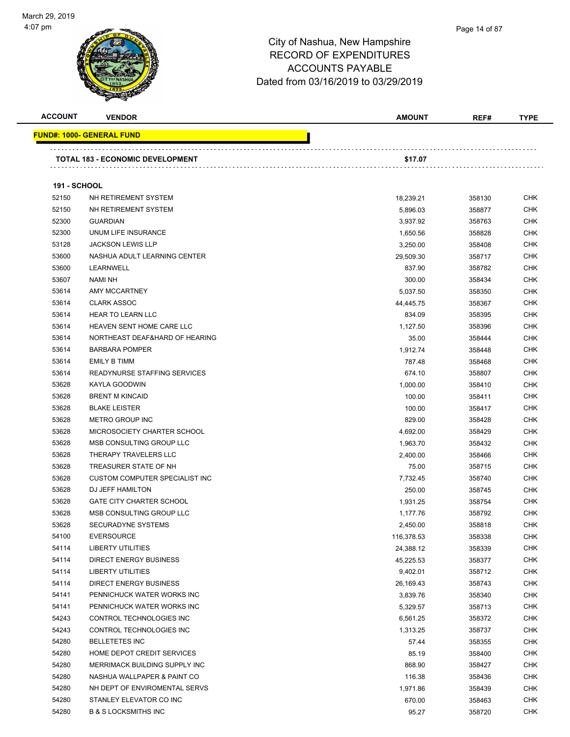City of Nashua, New Hampshire
RECORD OF EXPENDITURES
ACCOUNTS PAYABLE
Dated from 03/16/2019 to 03/29/2019

| ACCOUNT | VENDOR | AMOUNT | REF# | TYPE |
|---|---|---|---|---|

**FUND#: 1000- GENERAL FUND**

**TOTAL 183 - ECONOMIC DEVELOPMENT** **$17.07**

**191 - SCHOOL**

| ACCOUNT | VENDOR | AMOUNT | REF# | TYPE |
|---|---|---|---|---|
| 52150 | NH RETIREMENT SYSTEM | 18,239.21 | 358130 | CHK |
| 52150 | NH RETIREMENT SYSTEM | 5,896.03 | 358877 | CHK |
| 52300 | GUARDIAN | 3,937.92 | 358763 | CHK |
| 52300 | UNUM LIFE INSURANCE | 1,650.56 | 358828 | CHK |
| 53128 | JACKSON LEWIS LLP | 3,250.00 | 358408 | CHK |
| 53600 | NASHUA ADULT LEARNING CENTER | 29,509.30 | 358717 | CHK |
| 53600 | LEARNWELL | 837.90 | 358782 | CHK |
| 53607 | NAMI NH | 300.00 | 358434 | CHK |
| 53614 | AMY MCCARTNEY | 5,037.50 | 358350 | CHK |
| 53614 | CLARK ASSOC | 44,445.75 | 358367 | CHK |
| 53614 | HEAR TO LEARN LLC | 834.09 | 358395 | CHK |
| 53614 | HEAVEN SENT HOME CARE LLC | 1,127.50 | 358396 | CHK |
| 53614 | NORTHEAST DEAF&HARD OF HEARING | 35.00 | 358444 | CHK |
| 53614 | BARBARA POMPER | 1,912.74 | 358448 | CHK |
| 53614 | EMILY B TIMM | 787.48 | 358468 | CHK |
| 53614 | READYNURSE STAFFING SERVICES | 674.10 | 358807 | CHK |
| 53628 | KAYLA GOODWIN | 1,000.00 | 358410 | CHK |
| 53628 | BRENT M KINCAID | 100.00 | 358411 | CHK |
| 53628 | BLAKE LEISTER | 100.00 | 358417 | CHK |
| 53628 | METRO GROUP INC | 829.00 | 358428 | CHK |
| 53628 | MICROSOCIETY CHARTER SCHOOL | 4,692.00 | 358429 | CHK |
| 53628 | MSB CONSULTING GROUP LLC | 1,963.70 | 358432 | CHK |
| 53628 | THERAPY TRAVELERS LLC | 2,400.00 | 358466 | CHK |
| 53628 | TREASURER STATE OF NH | 75.00 | 358715 | CHK |
| 53628 | CUSTOM COMPUTER SPECIALIST INC | 7,732.45 | 358740 | CHK |
| 53628 | DJ JEFF HAMILTON | 250.00 | 358745 | CHK |
| 53628 | GATE CITY CHARTER SCHOOL | 1,931.25 | 358754 | CHK |
| 53628 | MSB CONSULTING GROUP LLC | 1,177.76 | 358792 | CHK |
| 53628 | SECURADYNE SYSTEMS | 2,450.00 | 358818 | CHK |
| 54100 | EVERSOURCE | 116,378.53 | 358338 | CHK |
| 54114 | LIBERTY UTILITIES | 24,388.12 | 358339 | CHK |
| 54114 | DIRECT ENERGY BUSINESS | 45,225.53 | 358377 | CHK |
| 54114 | LIBERTY UTILITIES | 9,402.01 | 358712 | CHK |
| 54114 | DIRECT ENERGY BUSINESS | 26,169.43 | 358743 | CHK |
| 54141 | PENNICHUCK WATER WORKS INC | 3,839.76 | 358340 | CHK |
| 54141 | PENNICHUCK WATER WORKS INC | 5,329.57 | 358713 | CHK |
| 54243 | CONTROL TECHNOLOGIES INC | 6,561.25 | 358372 | CHK |
| 54243 | CONTROL TECHNOLOGIES INC | 1,313.25 | 358737 | CHK |
| 54280 | BELLETETES INC | 57.44 | 358355 | CHK |
| 54280 | HOME DEPOT CREDIT SERVICES | 85.19 | 358400 | CHK |
| 54280 | MERRIMACK BUILDING SUPPLY INC | 868.90 | 358427 | CHK |
| 54280 | NASHUA WALLPAPER & PAINT CO | 116.38 | 358436 | CHK |
| 54280 | NH DEPT OF ENVIROMENTAL SERVS | 1,971.86 | 358439 | CHK |
| 54280 | STANLEY ELEVATOR CO INC | 670.00 | 358463 | CHK |
| 54280 | B & S LOCKSMITHS INC | 95.27 | 358720 | CHK |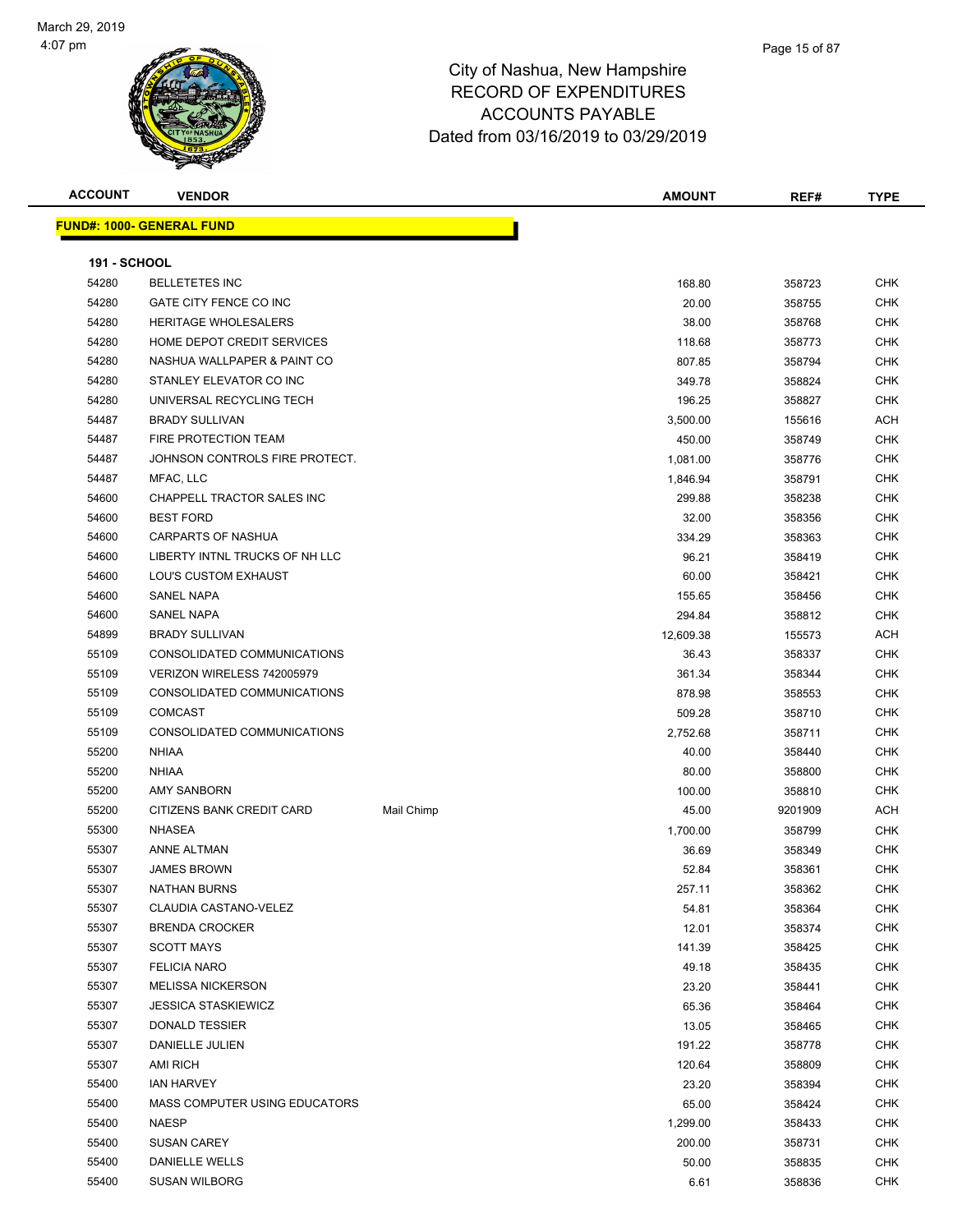# City of Nashua, New Hampshire
## RECORD OF EXPENDITURES
## ACCOUNTS PAYABLE
## Dated from 03/16/2019 to 03/29/2019

| ACCOUNT | VENDOR | | AMOUNT | REF# | TYPE |
|---|---|---|---|---|---|
| **FUND#: 1000- GENERAL FUND** | | | | | |
| **191 - SCHOOL** | | | | | |
| 54280 | BELLETETES INC | | 168.80 | 358723 | CHK |
| 54280 | GATE CITY FENCE CO INC | | 20.00 | 358755 | CHK |
| 54280 | HERITAGE WHOLESALERS | | 38.00 | 358768 | CHK |
| 54280 | HOME DEPOT CREDIT SERVICES | | 118.68 | 358773 | CHK |
| 54280 | NASHUA WALLPAPER & PAINT CO | | 807.85 | 358794 | CHK |
| 54280 | STANLEY ELEVATOR CO INC | | 349.78 | 358824 | CHK |
| 54280 | UNIVERSAL RECYCLING TECH | | 196.25 | 358827 | CHK |
| 54487 | BRADY SULLIVAN | | 3,500.00 | 155616 | ACH |
| 54487 | FIRE PROTECTION TEAM | | 450.00 | 358749 | CHK |
| 54487 | JOHNSON CONTROLS FIRE PROTECT. | | 1,081.00 | 358776 | CHK |
| 54487 | MFAC, LLC | | 1,846.94 | 358791 | CHK |
| 54600 | CHAPPELL TRACTOR SALES INC | | 299.88 | 358238 | CHK |
| 54600 | BEST FORD | | 32.00 | 358356 | CHK |
| 54600 | CARPARTS OF NASHUA | | 334.29 | 358363 | CHK |
| 54600 | LIBERTY INTNL TRUCKS OF NH LLC | | 96.21 | 358419 | CHK |
| 54600 | LOU'S CUSTOM EXHAUST | | 60.00 | 358421 | CHK |
| 54600 | SANEL NAPA | | 155.65 | 358456 | CHK |
| 54600 | SANEL NAPA | | 294.84 | 358812 | CHK |
| 54899 | BRADY SULLIVAN | | 12,609.38 | 155573 | ACH |
| 55109 | CONSOLIDATED COMMUNICATIONS | | 36.43 | 358337 | CHK |
| 55109 | VERIZON WIRELESS 742005979 | | 361.34 | 358344 | CHK |
| 55109 | CONSOLIDATED COMMUNICATIONS | | 878.98 | 358553 | CHK |
| 55109 | COMCAST | | 509.28 | 358710 | CHK |
| 55109 | CONSOLIDATED COMMUNICATIONS | | 2,752.68 | 358711 | CHK |
| 55200 | NHIAA | | 40.00 | 358440 | CHK |
| 55200 | NHIAA | | 80.00 | 358800 | CHK |
| 55200 | AMY SANBORN | | 100.00 | 358810 | CHK |
| 55200 | CITIZENS BANK CREDIT CARD | Mail Chimp | 45.00 | 9201909 | ACH |
| 55300 | NHASEA | | 1,700.00 | 358799 | CHK |
| 55307 | ANNE ALTMAN | | 36.69 | 358349 | CHK |
| 55307 | JAMES BROWN | | 52.84 | 358361 | CHK |
| 55307 | NATHAN BURNS | | 257.11 | 358362 | CHK |
| 55307 | CLAUDIA CASTANO-VELEZ | | 54.81 | 358364 | CHK |
| 55307 | BRENDA CROCKER | | 12.01 | 358374 | CHK |
| 55307 | SCOTT MAYS | | 141.39 | 358425 | CHK |
| 55307 | FELICIA NARO | | 49.18 | 358435 | CHK |
| 55307 | MELISSA NICKERSON | | 23.20 | 358441 | CHK |
| 55307 | JESSICA STASKIEWICZ | | 65.36 | 358464 | CHK |
| 55307 | DONALD TESSIER | | 13.05 | 358465 | CHK |
| 55307 | DANIELLE JULIEN | | 191.22 | 358778 | CHK |
| 55307 | AMI RICH | | 120.64 | 358809 | CHK |
| 55400 | IAN HARVEY | | 23.20 | 358394 | CHK |
| 55400 | MASS COMPUTER USING EDUCATORS | | 65.00 | 358424 | CHK |
| 55400 | NAESP | | 1,299.00 | 358433 | CHK |
| 55400 | SUSAN CAREY | | 200.00 | 358731 | CHK |
| 55400 | DANIELLE WELLS | | 50.00 | 358835 | CHK |
| 55400 | SUSAN WILBORG | | 6.61 | 358836 | CHK |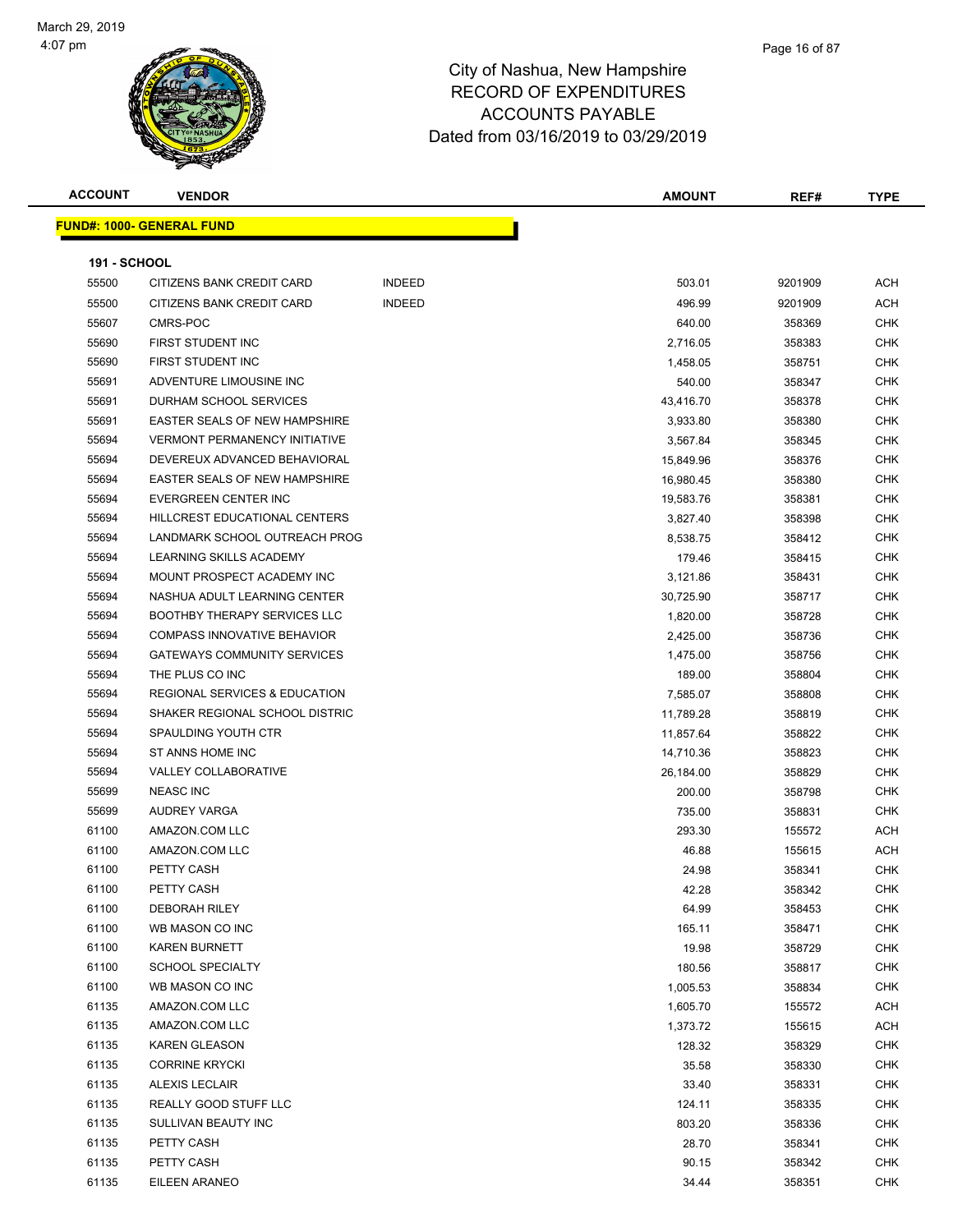March 29, 2019
4:07 pm

# City of Nashua, New Hampshire
## RECORD OF EXPENDITURES
## ACCOUNTS PAYABLE
## Dated from 03/16/2019 to 03/29/2019

**FUND#: 1000- GENERAL FUND**

**191 - SCHOOL**

| ACCOUNT | VENDOR | | AMOUNT | REF# | TYPE |
|---|---|---|---|---|---|
| 55500 | CITIZENS BANK CREDIT CARD | INDEED | 503.01 | 9201909 | ACH |
| 55500 | CITIZENS BANK CREDIT CARD | INDEED | 496.99 | 9201909 | ACH |
| 55607 | CMRS-POC | | 640.00 | 358369 | CHK |
| 55690 | FIRST STUDENT INC | | 2,716.05 | 358383 | CHK |
| 55690 | FIRST STUDENT INC | | 1,458.05 | 358751 | CHK |
| 55691 | ADVENTURE LIMOUSINE INC | | 540.00 | 358347 | CHK |
| 55691 | DURHAM SCHOOL SERVICES | | 43,416.70 | 358378 | CHK |
| 55691 | EASTER SEALS OF NEW HAMPSHIRE | | 3,933.80 | 358380 | CHK |
| 55694 | VERMONT PERMANENCY INITIATIVE | | 3,567.84 | 358345 | CHK |
| 55694 | DEVEREUX ADVANCED BEHAVIORAL | | 15,849.96 | 358376 | CHK |
| 55694 | EASTER SEALS OF NEW HAMPSHIRE | | 16,980.45 | 358380 | CHK |
| 55694 | EVERGREEN CENTER INC | | 19,583.76 | 358381 | CHK |
| 55694 | HILLCREST EDUCATIONAL CENTERS | | 3,827.40 | 358398 | CHK |
| 55694 | LANDMARK SCHOOL OUTREACH PROG | | 8,538.75 | 358412 | CHK |
| 55694 | LEARNING SKILLS ACADEMY | | 179.46 | 358415 | CHK |
| 55694 | MOUNT PROSPECT ACADEMY INC | | 3,121.86 | 358431 | CHK |
| 55694 | NASHUA ADULT LEARNING CENTER | | 30,725.90 | 358717 | CHK |
| 55694 | BOOTHBY THERAPY SERVICES LLC | | 1,820.00 | 358728 | CHK |
| 55694 | COMPASS INNOVATIVE BEHAVIOR | | 2,425.00 | 358736 | CHK |
| 55694 | GATEWAYS COMMUNITY SERVICES | | 1,475.00 | 358756 | CHK |
| 55694 | THE PLUS CO INC | | 189.00 | 358804 | CHK |
| 55694 | REGIONAL SERVICES & EDUCATION | | 7,585.07 | 358808 | CHK |
| 55694 | SHAKER REGIONAL SCHOOL DISTRIC | | 11,789.28 | 358819 | CHK |
| 55694 | SPAULDING YOUTH CTR | | 11,857.64 | 358822 | CHK |
| 55694 | ST ANNS HOME INC | | 14,710.36 | 358823 | CHK |
| 55694 | VALLEY COLLABORATIVE | | 26,184.00 | 358829 | CHK |
| 55699 | NEASC INC | | 200.00 | 358798 | CHK |
| 55699 | AUDREY VARGA | | 735.00 | 358831 | CHK |
| 61100 | AMAZON.COM LLC | | 293.30 | 155572 | ACH |
| 61100 | AMAZON.COM LLC | | 46.88 | 155615 | ACH |
| 61100 | PETTY CASH | | 24.98 | 358341 | CHK |
| 61100 | PETTY CASH | | 42.28 | 358342 | CHK |
| 61100 | DEBORAH RILEY | | 64.99 | 358453 | CHK |
| 61100 | WB MASON CO INC | | 165.11 | 358471 | CHK |
| 61100 | KAREN BURNETT | | 19.98 | 358729 | CHK |
| 61100 | SCHOOL SPECIALTY | | 180.56 | 358817 | CHK |
| 61100 | WB MASON CO INC | | 1,005.53 | 358834 | CHK |
| 61135 | AMAZON.COM LLC | | 1,605.70 | 155572 | ACH |
| 61135 | AMAZON.COM LLC | | 1,373.72 | 155615 | ACH |
| 61135 | KAREN GLEASON | | 128.32 | 358329 | CHK |
| 61135 | CORRINE KRYCKI | | 35.58 | 358330 | CHK |
| 61135 | ALEXIS LECLAIR | | 33.40 | 358331 | CHK |
| 61135 | REALLY GOOD STUFF LLC | | 124.11 | 358335 | CHK |
| 61135 | SULLIVAN BEAUTY INC | | 803.20 | 358336 | CHK |
| 61135 | PETTY CASH | | 28.70 | 358341 | CHK |
| 61135 | PETTY CASH | | 90.15 | 358342 | CHK |
| 61135 | EILEEN ARANEO | | 34.44 | 358351 | CHK |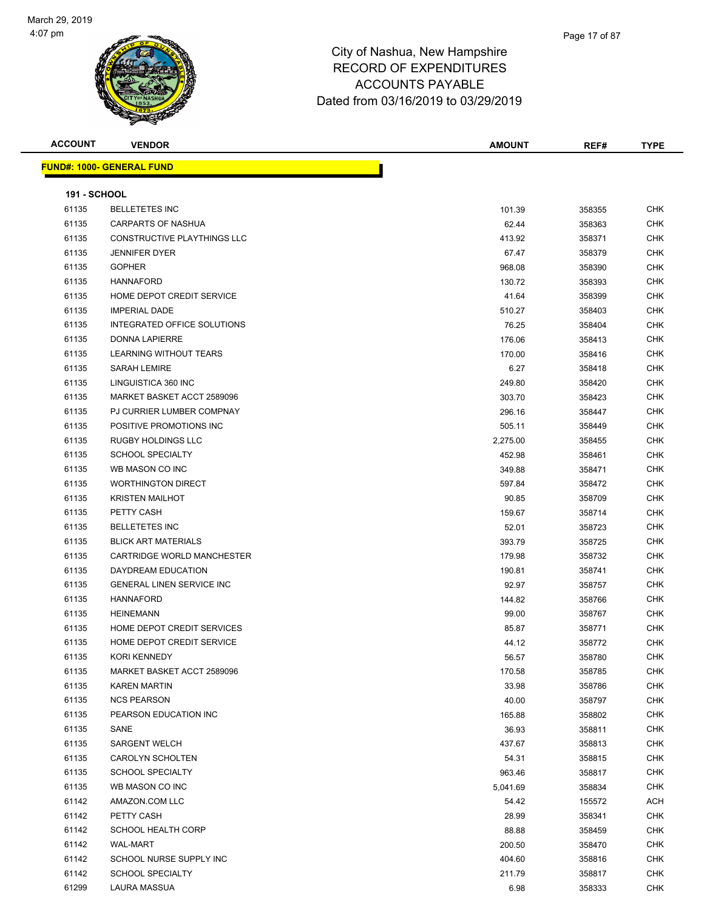# City of Nashua, New Hampshire
## RECORD OF EXPENDITURES
## ACCOUNTS PAYABLE
## Dated from 03/16/2019 to 03/29/2019

| ACCOUNT | VENDOR | AMOUNT | REF# | TYPE |
|---|---|---|---|---|

**FUND#: 1000- GENERAL FUND**

**191 - SCHOOL**

| ACCOUNT | VENDOR | AMOUNT | REF# | TYPE |
|---|---|---|---|---|
| 61135 | BELLETETES INC | 101.39 | 358355 | CHK |
| 61135 | CARPARTS OF NASHUA | 62.44 | 358363 | CHK |
| 61135 | CONSTRUCTIVE PLAYTHINGS LLC | 413.92 | 358371 | CHK |
| 61135 | JENNIFER DYER | 67.47 | 358379 | CHK |
| 61135 | GOPHER | 968.08 | 358390 | CHK |
| 61135 | HANNAFORD | 130.72 | 358393 | CHK |
| 61135 | HOME DEPOT CREDIT SERVICE | 41.64 | 358399 | CHK |
| 61135 | IMPERIAL DADE | 510.27 | 358403 | CHK |
| 61135 | INTEGRATED OFFICE SOLUTIONS | 76.25 | 358404 | CHK |
| 61135 | DONNA LAPIERRE | 176.06 | 358413 | CHK |
| 61135 | LEARNING WITHOUT TEARS | 170.00 | 358416 | CHK |
| 61135 | SARAH LEMIRE | 6.27 | 358418 | CHK |
| 61135 | LINGUISTICA 360 INC | 249.80 | 358420 | CHK |
| 61135 | MARKET BASKET ACCT 2589096 | 303.70 | 358423 | CHK |
| 61135 | PJ CURRIER LUMBER COMPNAY | 296.16 | 358447 | CHK |
| 61135 | POSITIVE PROMOTIONS INC | 505.11 | 358449 | CHK |
| 61135 | RUGBY HOLDINGS LLC | 2,275.00 | 358455 | CHK |
| 61135 | SCHOOL SPECIALTY | 452.98 | 358461 | CHK |
| 61135 | WB MASON CO INC | 349.88 | 358471 | CHK |
| 61135 | WORTHINGTON DIRECT | 597.84 | 358472 | CHK |
| 61135 | KRISTEN MAILHOT | 90.85 | 358709 | CHK |
| 61135 | PETTY CASH | 159.67 | 358714 | CHK |
| 61135 | BELLETETES INC | 52.01 | 358723 | CHK |
| 61135 | BLICK ART MATERIALS | 393.79 | 358725 | CHK |
| 61135 | CARTRIDGE WORLD MANCHESTER | 179.98 | 358732 | CHK |
| 61135 | DAYDREAM EDUCATION | 190.81 | 358741 | CHK |
| 61135 | GENERAL LINEN SERVICE INC | 92.97 | 358757 | CHK |
| 61135 | HANNAFORD | 144.82 | 358766 | CHK |
| 61135 | HEINEMANN | 99.00 | 358767 | CHK |
| 61135 | HOME DEPOT CREDIT SERVICES | 85.87 | 358771 | CHK |
| 61135 | HOME DEPOT CREDIT SERVICE | 44.12 | 358772 | CHK |
| 61135 | KORI KENNEDY | 56.57 | 358780 | CHK |
| 61135 | MARKET BASKET ACCT 2589096 | 170.58 | 358785 | CHK |
| 61135 | KAREN MARTIN | 33.98 | 358786 | CHK |
| 61135 | NCS PEARSON | 40.00 | 358797 | CHK |
| 61135 | PEARSON EDUCATION INC | 165.88 | 358802 | CHK |
| 61135 | SANE | 36.93 | 358811 | CHK |
| 61135 | SARGENT WELCH | 437.67 | 358813 | CHK |
| 61135 | CAROLYN SCHOLTEN | 54.31 | 358815 | CHK |
| 61135 | SCHOOL SPECIALTY | 963.46 | 358817 | CHK |
| 61135 | WB MASON CO INC | 5,041.69 | 358834 | CHK |
| 61142 | AMAZON.COM LLC | 54.42 | 155572 | ACH |
| 61142 | PETTY CASH | 28.99 | 358341 | CHK |
| 61142 | SCHOOL HEALTH CORP | 88.88 | 358459 | CHK |
| 61142 | WAL-MART | 200.50 | 358470 | CHK |
| 61142 | SCHOOL NURSE SUPPLY INC | 404.60 | 358816 | CHK |
| 61142 | SCHOOL SPECIALTY | 211.79 | 358817 | CHK |
| 61299 | LAURA MASSUA | 6.98 | 358333 | CHK |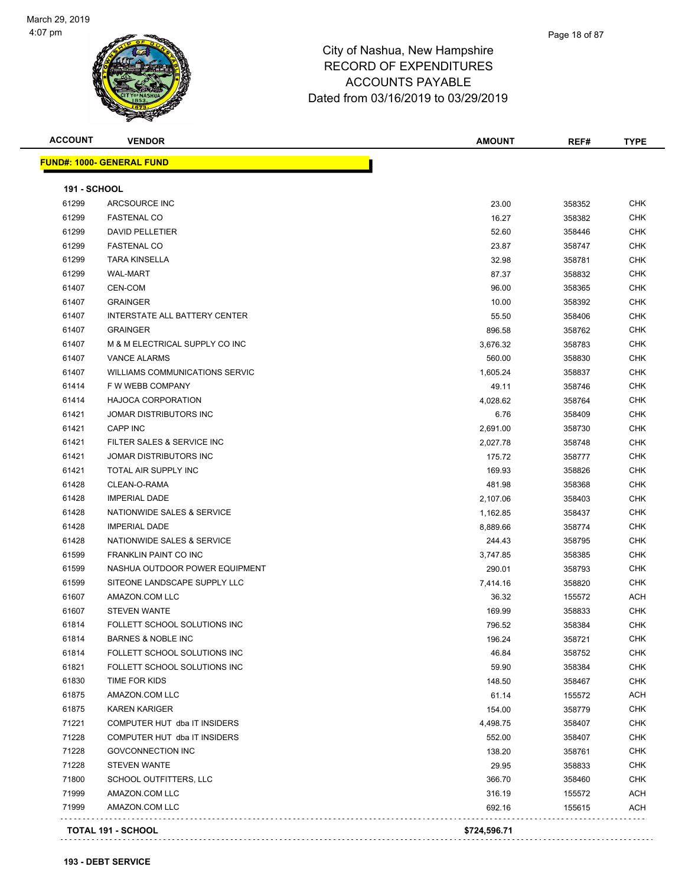City of Nashua, New Hampshire
RECORD OF EXPENDITURES
ACCOUNTS PAYABLE
Dated from 03/16/2019 to 03/29/2019

| ACCOUNT | VENDOR | AMOUNT | REF# | TYPE |
|---|---|---|---|---|
| **FUND#: 1000- GENERAL FUND** | | | | |
| **191 - SCHOOL** | | | | |
| 61299 | ARCSOURCE INC | 23.00 | 358352 | CHK |
| 61299 | FASTENAL CO | 16.27 | 358382 | CHK |
| 61299 | DAVID PELLETIER | 52.60 | 358446 | CHK |
| 61299 | FASTENAL CO | 23.87 | 358747 | CHK |
| 61299 | TARA KINSELLA | 32.98 | 358781 | CHK |
| 61299 | WAL-MART | 87.37 | 358832 | CHK |
| 61407 | CEN-COM | 96.00 | 358365 | CHK |
| 61407 | GRAINGER | 10.00 | 358392 | CHK |
| 61407 | INTERSTATE ALL BATTERY CENTER | 55.50 | 358406 | CHK |
| 61407 | GRAINGER | 896.58 | 358762 | CHK |
| 61407 | M & M ELECTRICAL SUPPLY CO INC | 3,676.32 | 358783 | CHK |
| 61407 | VANCE ALARMS | 560.00 | 358830 | CHK |
| 61407 | WILLIAMS COMMUNICATIONS SERVIC | 1,605.24 | 358837 | CHK |
| 61414 | F W WEBB COMPANY | 49.11 | 358746 | CHK |
| 61414 | HAJOCA CORPORATION | 4,028.62 | 358764 | CHK |
| 61421 | JOMAR DISTRIBUTORS INC | 6.76 | 358409 | CHK |
| 61421 | CAPP INC | 2,691.00 | 358730 | CHK |
| 61421 | FILTER SALES & SERVICE INC | 2,027.78 | 358748 | CHK |
| 61421 | JOMAR DISTRIBUTORS INC | 175.72 | 358777 | CHK |
| 61421 | TOTAL AIR SUPPLY INC | 169.93 | 358826 | CHK |
| 61428 | CLEAN-O-RAMA | 481.98 | 358368 | CHK |
| 61428 | IMPERIAL DADE | 2,107.06 | 358403 | CHK |
| 61428 | NATIONWIDE SALES & SERVICE | 1,162.85 | 358437 | CHK |
| 61428 | IMPERIAL DADE | 8,889.66 | 358774 | CHK |
| 61428 | NATIONWIDE SALES & SERVICE | 244.43 | 358795 | CHK |
| 61599 | FRANKLIN PAINT CO INC | 3,747.85 | 358385 | CHK |
| 61599 | NASHUA OUTDOOR POWER EQUIPMENT | 290.01 | 358793 | CHK |
| 61599 | SITEONE LANDSCAPE SUPPLY LLC | 7,414.16 | 358820 | CHK |
| 61607 | AMAZON.COM LLC | 36.32 | 155572 | ACH |
| 61607 | STEVEN WANTE | 169.99 | 358833 | CHK |
| 61814 | FOLLETT SCHOOL SOLUTIONS INC | 796.52 | 358384 | CHK |
| 61814 | BARNES & NOBLE INC | 196.24 | 358721 | CHK |
| 61814 | FOLLETT SCHOOL SOLUTIONS INC | 46.84 | 358752 | CHK |
| 61821 | FOLLETT SCHOOL SOLUTIONS INC | 59.90 | 358384 | CHK |
| 61830 | TIME FOR KIDS | 148.50 | 358467 | CHK |
| 61875 | AMAZON.COM LLC | 61.14 | 155572 | ACH |
| 61875 | KAREN KARIGER | 154.00 | 358779 | CHK |
| 71221 | COMPUTER HUT dba IT INSIDERS | 4,498.75 | 358407 | CHK |
| 71228 | COMPUTER HUT dba IT INSIDERS | 552.00 | 358407 | CHK |
| 71228 | GOVCONNECTION INC | 138.20 | 358761 | CHK |
| 71228 | STEVEN WANTE | 29.95 | 358833 | CHK |
| 71800 | SCHOOL OUTFITTERS, LLC | 366.70 | 358460 | CHK |
| 71999 | AMAZON.COM LLC | 316.19 | 155572 | ACH |
| 71999 | AMAZON.COM LLC | 692.16 | 155615 | ACH |
| **TOTAL 191 - SCHOOL** | | **$724,596.71** | | |

**193 - DEBT SERVICE**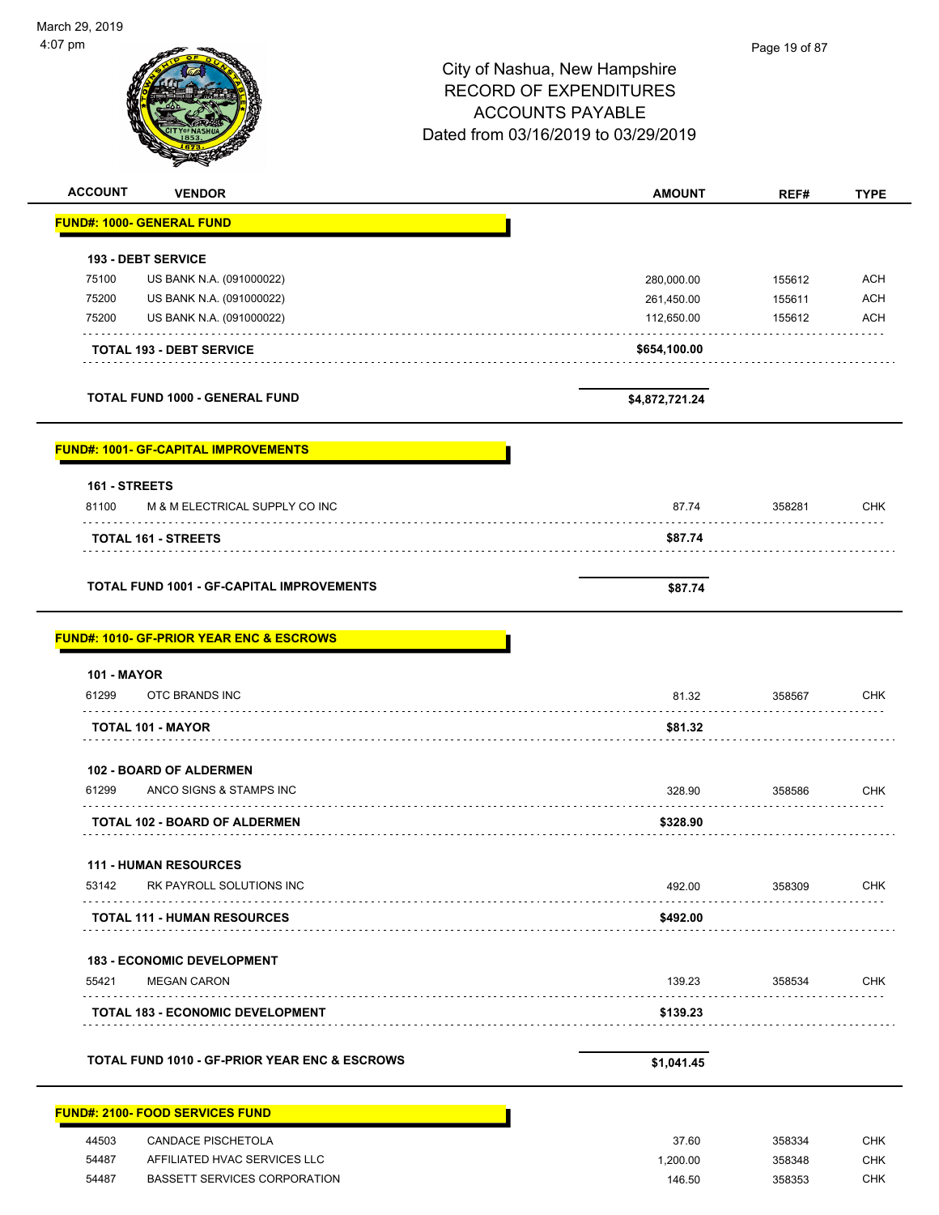# City of Nashua, New Hampshire
## RECORD OF EXPENDITURES
## ACCOUNTS PAYABLE
## Dated from 03/16/2019 to 03/29/2019

March 29, 2019
4:07 pm

| ACCOUNT | VENDOR | AMOUNT | REF# | TYPE |
|---|---|---|---|---|
| **FUND#: 1000- GENERAL FUND** | | | | |
| **193 - DEBT SERVICE** | | | | |
| 75100 | US BANK N.A. (091000022) | 280,000.00 | 155612 | ACH |
| 75200 | US BANK N.A. (091000022) | 261,450.00 | 155611 | ACH |
| 75200 | US BANK N.A. (091000022) | 112,650.00 | 155612 | ACH |
| | **TOTAL 193 - DEBT SERVICE** | **$654,100.00** | | |
| | **TOTAL FUND 1000 - GENERAL FUND** | **$4,872,721.24** | | |
| **FUND#: 1001- GF-CAPITAL IMPROVEMENTS** | | | | |
| **161 - STREETS** | | | | |
| 81100 | M & M ELECTRICAL SUPPLY CO INC | 87.74 | 358281 | CHK |
| | **TOTAL 161 - STREETS** | **$87.74** | | |
| | **TOTAL FUND 1001 - GF-CAPITAL IMPROVEMENTS** | **$87.74** | | |
| **FUND#: 1010- GF-PRIOR YEAR ENC & ESCROWS** | | | | |
| **101 - MAYOR** | | | | |
| 61299 | OTC BRANDS INC | 81.32 | 358567 | CHK |
| | **TOTAL 101 - MAYOR** | **$81.32** | | |
| **102 - BOARD OF ALDERMEN** | | | | |
| 61299 | ANCO SIGNS & STAMPS INC | 328.90 | 358586 | CHK |
| | **TOTAL 102 - BOARD OF ALDERMEN** | **$328.90** | | |
| **111 - HUMAN RESOURCES** | | | | |
| 53142 | RK PAYROLL SOLUTIONS INC | 492.00 | 358309 | CHK |
| | **TOTAL 111 - HUMAN RESOURCES** | **$492.00** | | |
| **183 - ECONOMIC DEVELOPMENT** | | | | |
| 55421 | MEGAN CARON | 139.23 | 358534 | CHK |
| | **TOTAL 183 - ECONOMIC DEVELOPMENT** | **$139.23** | | |
| | **TOTAL FUND 1010 - GF-PRIOR YEAR ENC & ESCROWS** | **$1,041.45** | | |
| **FUND#: 2100- FOOD SERVICES FUND** | | | | |
| 44503 | CANDACE PISCHETOLA | 37.60 | 358334 | CHK |
| 54487 | AFFILIATED HVAC SERVICES LLC | 1,200.00 | 358348 | CHK |
| 54487 | BASSETT SERVICES CORPORATION | 146.50 | 358353 | CHK |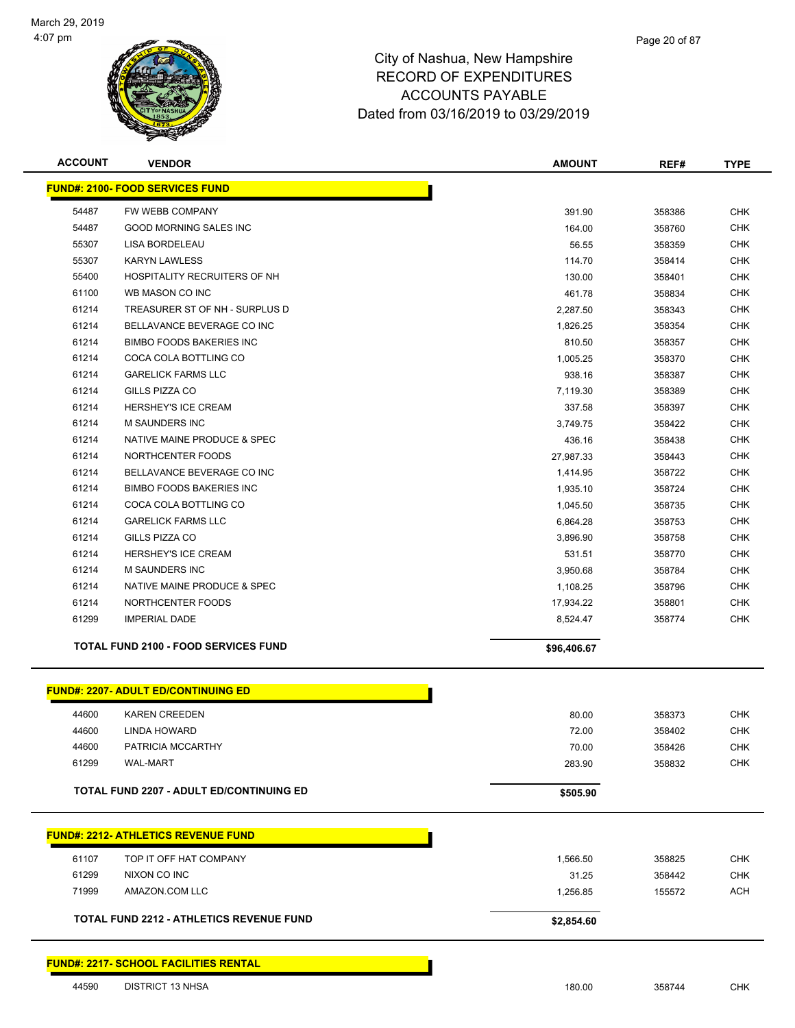March 29, 2019
4:07 pm

City of Nashua, New Hampshire
RECORD OF EXPENDITURES
ACCOUNTS PAYABLE
Dated from 03/16/2019 to 03/29/2019

| ACCOUNT | VENDOR | AMOUNT | REF# | TYPE |
|---|---|---|---|---|
| **FUND#: 2100- FOOD SERVICES FUND** | | | | |
| 54487 | FW WEBB COMPANY | 391.90 | 358386 | CHK |
| 54487 | GOOD MORNING SALES INC | 164.00 | 358760 | CHK |
| 55307 | LISA BORDELEAU | 56.55 | 358359 | CHK |
| 55307 | KARYN LAWLESS | 114.70 | 358414 | CHK |
| 55400 | HOSPITALITY RECRUITERS OF NH | 130.00 | 358401 | CHK |
| 61100 | WB MASON CO INC | 461.78 | 358834 | CHK |
| 61214 | TREASURER ST OF NH - SURPLUS D | 2,287.50 | 358343 | CHK |
| 61214 | BELLAVANCE BEVERAGE CO INC | 1,826.25 | 358354 | CHK |
| 61214 | BIMBO FOODS BAKERIES INC | 810.50 | 358357 | CHK |
| 61214 | COCA COLA BOTTLING CO | 1,005.25 | 358370 | CHK |
| 61214 | GARELICK FARMS LLC | 938.16 | 358387 | CHK |
| 61214 | GILLS PIZZA CO | 7,119.30 | 358389 | CHK |
| 61214 | HERSHEY'S ICE CREAM | 337.58 | 358397 | CHK |
| 61214 | M SAUNDERS INC | 3,749.75 | 358422 | CHK |
| 61214 | NATIVE MAINE PRODUCE & SPEC | 436.16 | 358438 | CHK |
| 61214 | NORTHCENTER FOODS | 27,987.33 | 358443 | CHK |
| 61214 | BELLAVANCE BEVERAGE CO INC | 1,414.95 | 358722 | CHK |
| 61214 | BIMBO FOODS BAKERIES INC | 1,935.10 | 358724 | CHK |
| 61214 | COCA COLA BOTTLING CO | 1,045.50 | 358735 | CHK |
| 61214 | GARELICK FARMS LLC | 6,864.28 | 358753 | CHK |
| 61214 | GILLS PIZZA CO | 3,896.90 | 358758 | CHK |
| 61214 | HERSHEY'S ICE CREAM | 531.51 | 358770 | CHK |
| 61214 | M SAUNDERS INC | 3,950.68 | 358784 | CHK |
| 61214 | NATIVE MAINE PRODUCE & SPEC | 1,108.25 | 358796 | CHK |
| 61214 | NORTHCENTER FOODS | 17,934.22 | 358801 | CHK |
| 61299 | IMPERIAL DADE | 8,524.47 | 358774 | CHK |
| | **TOTAL FUND 2100 - FOOD SERVICES FUND** | **$96,406.67** | | |
| **FUND#: 2207- ADULT ED/CONTINUING ED** | | | | |
| 44600 | KAREN CREEDEN | 80.00 | 358373 | CHK |
| 44600 | LINDA HOWARD | 72.00 | 358402 | CHK |
| 44600 | PATRICIA MCCARTHY | 70.00 | 358426 | CHK |
| 61299 | WAL-MART | 283.90 | 358832 | CHK |
| | **TOTAL FUND 2207 - ADULT ED/CONTINUING ED** | **$505.90** | | |
| **FUND#: 2212- ATHLETICS REVENUE FUND** | | | | |
| 61107 | TOP IT OFF HAT COMPANY | 1,566.50 | 358825 | CHK |
| 61299 | NIXON CO INC | 31.25 | 358442 | CHK |
| 71999 | AMAZON.COM LLC | 1,256.85 | 155572 | ACH |
| | **TOTAL FUND 2212 - ATHLETICS REVENUE FUND** | **$2,854.60** | | |
| **FUND#: 2217- SCHOOL FACILITIES RENTAL** | | | | |
| 44590 | DISTRICT 13 NHSA | 180.00 | 358744 | CHK |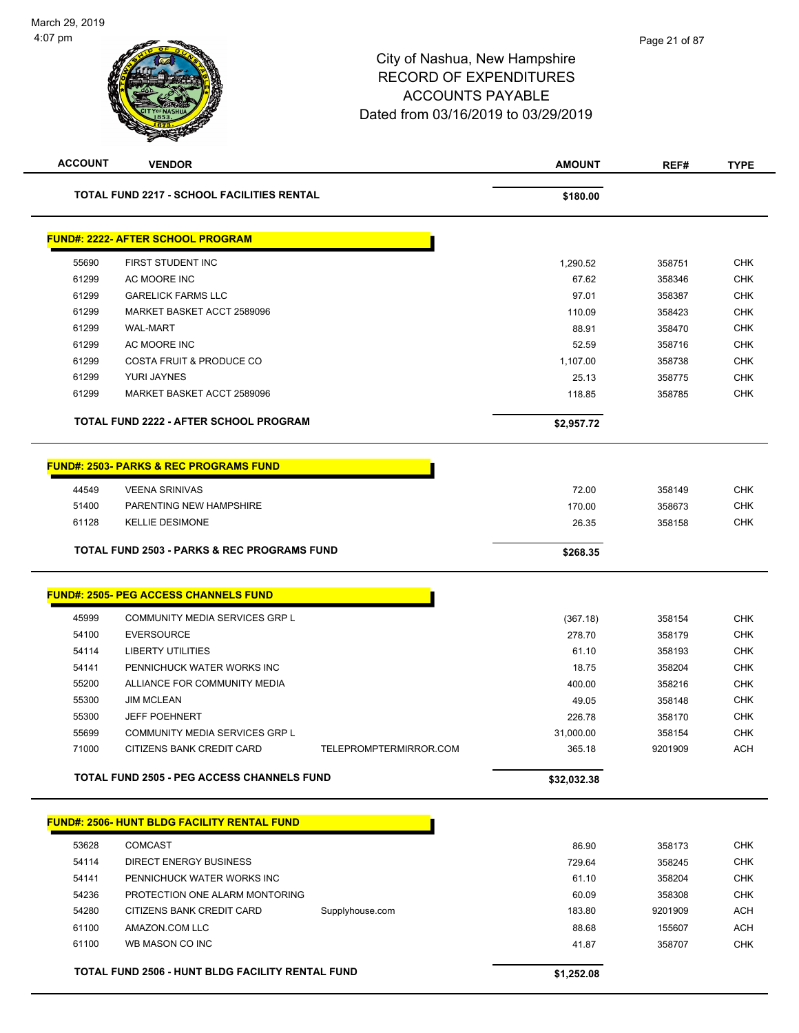City of Nashua, New Hampshire
RECORD OF EXPENDITURES
ACCOUNTS PAYABLE
Dated from 03/16/2019 to 03/29/2019

| ACCOUNT | VENDOR | | AMOUNT | REF# | TYPE |
|---|---|---|---|---|---|
| | **TOTAL FUND 2217 - SCHOOL FACILITIES RENTAL** | | **$180.00** | | |

**FUND#: 2222- AFTER SCHOOL PROGRAM**

| ACCOUNT | VENDOR | | AMOUNT | REF# | TYPE |
|---|---|---|---|---|---|
| 55690 | FIRST STUDENT INC | | 1,290.52 | 358751 | CHK |
| 61299 | AC MOORE INC | | 67.62 | 358346 | CHK |
| 61299 | GARELICK FARMS LLC | | 97.01 | 358387 | CHK |
| 61299 | MARKET BASKET ACCT 2589096 | | 110.09 | 358423 | CHK |
| 61299 | WAL-MART | | 88.91 | 358470 | CHK |
| 61299 | AC MOORE INC | | 52.59 | 358716 | CHK |
| 61299 | COSTA FRUIT & PRODUCE CO | | 1,107.00 | 358738 | CHK |
| 61299 | YURI JAYNES | | 25.13 | 358775 | CHK |
| 61299 | MARKET BASKET ACCT 2589096 | | 118.85 | 358785 | CHK |
| | **TOTAL FUND 2222 - AFTER SCHOOL PROGRAM** | | **$2,957.72** | | |

**FUND#: 2503- PARKS & REC PROGRAMS FUND**

| ACCOUNT | VENDOR | | AMOUNT | REF# | TYPE |
|---|---|---|---|---|---|
| 44549 | VEENA SRINIVAS | | 72.00 | 358149 | CHK |
| 51400 | PARENTING NEW HAMPSHIRE | | 170.00 | 358673 | CHK |
| 61128 | KELLIE DESIMONE | | 26.35 | 358158 | CHK |
| | **TOTAL FUND 2503 - PARKS & REC PROGRAMS FUND** | | **$268.35** | | |

**FUND#: 2505- PEG ACCESS CHANNELS FUND**

| ACCOUNT | VENDOR | | AMOUNT | REF# | TYPE |
|---|---|---|---|---|---|
| 45999 | COMMUNITY MEDIA SERVICES GRP L | | (367.18) | 358154 | CHK |
| 54100 | EVERSOURCE | | 278.70 | 358179 | CHK |
| 54114 | LIBERTY UTILITIES | | 61.10 | 358193 | CHK |
| 54141 | PENNICHUCK WATER WORKS INC | | 18.75 | 358204 | CHK |
| 55200 | ALLIANCE FOR COMMUNITY MEDIA | | 400.00 | 358216 | CHK |
| 55300 | JIM MCLEAN | | 49.05 | 358148 | CHK |
| 55300 | JEFF POEHNERT | | 226.78 | 358170 | CHK |
| 55699 | COMMUNITY MEDIA SERVICES GRP L | | 31,000.00 | 358154 | CHK |
| 71000 | CITIZENS BANK CREDIT CARD | TELEPROMPTERMIRROR.COM | 365.18 | 9201909 | ACH |
| | **TOTAL FUND 2505 - PEG ACCESS CHANNELS FUND** | | **$32,032.38** | | |

**FUND#: 2506- HUNT BLDG FACILITY RENTAL FUND**

| ACCOUNT | VENDOR | | AMOUNT | REF# | TYPE |
|---|---|---|---|---|---|
| 53628 | COMCAST | | 86.90 | 358173 | CHK |
| 54114 | DIRECT ENERGY BUSINESS | | 729.64 | 358245 | CHK |
| 54141 | PENNICHUCK WATER WORKS INC | | 61.10 | 358204 | CHK |
| 54236 | PROTECTION ONE ALARM MONTORING | | 60.09 | 358308 | CHK |
| 54280 | CITIZENS BANK CREDIT CARD | Supplyhouse.com | 183.80 | 9201909 | ACH |
| 61100 | AMAZON.COM LLC | | 88.68 | 155607 | ACH |
| 61100 | WB MASON CO INC | | 41.87 | 358707 | CHK |
| | **TOTAL FUND 2506 - HUNT BLDG FACILITY RENTAL FUND** | | **$1,252.08** | | |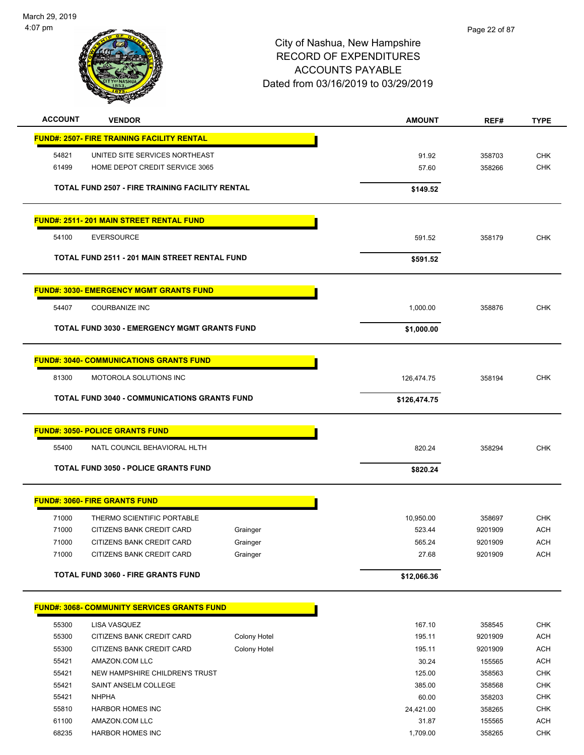# City of Nashua, New Hampshire
## RECORD OF EXPENDITURES
## ACCOUNTS PAYABLE
### Dated from 03/16/2019 to 03/29/2019

| ACCOUNT | VENDOR | | AMOUNT | REF# | TYPE |
|---|---|---|---|---|---|
| **FUND#: 2507- FIRE TRAINING FACILITY RENTAL** | | | | | |
| 54821 | UNITED SITE SERVICES NORTHEAST | | 91.92 | 358703 | CHK |
| 61499 | HOME DEPOT CREDIT SERVICE 3065 | | 57.60 | 358266 | CHK |
| | **TOTAL FUND 2507 - FIRE TRAINING FACILITY RENTAL** | | **$149.52** | | |
| **FUND#: 2511- 201 MAIN STREET RENTAL FUND** | | | | | |
| 54100 | EVERSOURCE | | 591.52 | 358179 | CHK |
| | **TOTAL FUND 2511 - 201 MAIN STREET RENTAL FUND** | | **$591.52** | | |
| **FUND#: 3030- EMERGENCY MGMT GRANTS FUND** | | | | | |
| 54407 | COURBANIZE INC | | 1,000.00 | 358876 | CHK |
| | **TOTAL FUND 3030 - EMERGENCY MGMT GRANTS FUND** | | **$1,000.00** | | |
| **FUND#: 3040- COMMUNICATIONS GRANTS FUND** | | | | | |
| 81300 | MOTOROLA SOLUTIONS INC | | 126,474.75 | 358194 | CHK |
| | **TOTAL FUND 3040 - COMMUNICATIONS GRANTS FUND** | | **$126,474.75** | | |
| **FUND#: 3050- POLICE GRANTS FUND** | | | | | |
| 55400 | NATL COUNCIL BEHAVIORAL HLTH | | 820.24 | 358294 | CHK |
| | **TOTAL FUND 3050 - POLICE GRANTS FUND** | | **$820.24** | | |
| **FUND#: 3060- FIRE GRANTS FUND** | | | | | |
| 71000 | THERMO SCIENTIFIC PORTABLE | | 10,950.00 | 358697 | CHK |
| 71000 | CITIZENS BANK CREDIT CARD | Grainger | 523.44 | 9201909 | ACH |
| 71000 | CITIZENS BANK CREDIT CARD | Grainger | 565.24 | 9201909 | ACH |
| 71000 | CITIZENS BANK CREDIT CARD | Grainger | 27.68 | 9201909 | ACH |
| | **TOTAL FUND 3060 - FIRE GRANTS FUND** | | **$12,066.36** | | |
| **FUND#: 3068- COMMUNITY SERVICES GRANTS FUND** | | | | | |
| 55300 | LISA VASQUEZ | | 167.10 | 358545 | CHK |
| 55300 | CITIZENS BANK CREDIT CARD | Colony Hotel | 195.11 | 9201909 | ACH |
| 55300 | CITIZENS BANK CREDIT CARD | Colony Hotel | 195.11 | 9201909 | ACH |
| 55421 | AMAZON.COM LLC | | 30.24 | 155565 | ACH |
| 55421 | NEW HAMPSHIRE CHILDREN'S TRUST | | 125.00 | 358563 | CHK |
| 55421 | SAINT ANSELM COLLEGE | | 385.00 | 358568 | CHK |
| 55421 | NHPHA | | 60.00 | 358203 | CHK |
| 55810 | HARBOR HOMES INC | | 24,421.00 | 358265 | CHK |
| 61100 | AMAZON.COM LLC | | 31.87 | 155565 | ACH |
| 68235 | HARBOR HOMES INC | | 1,709.00 | 358265 | CHK |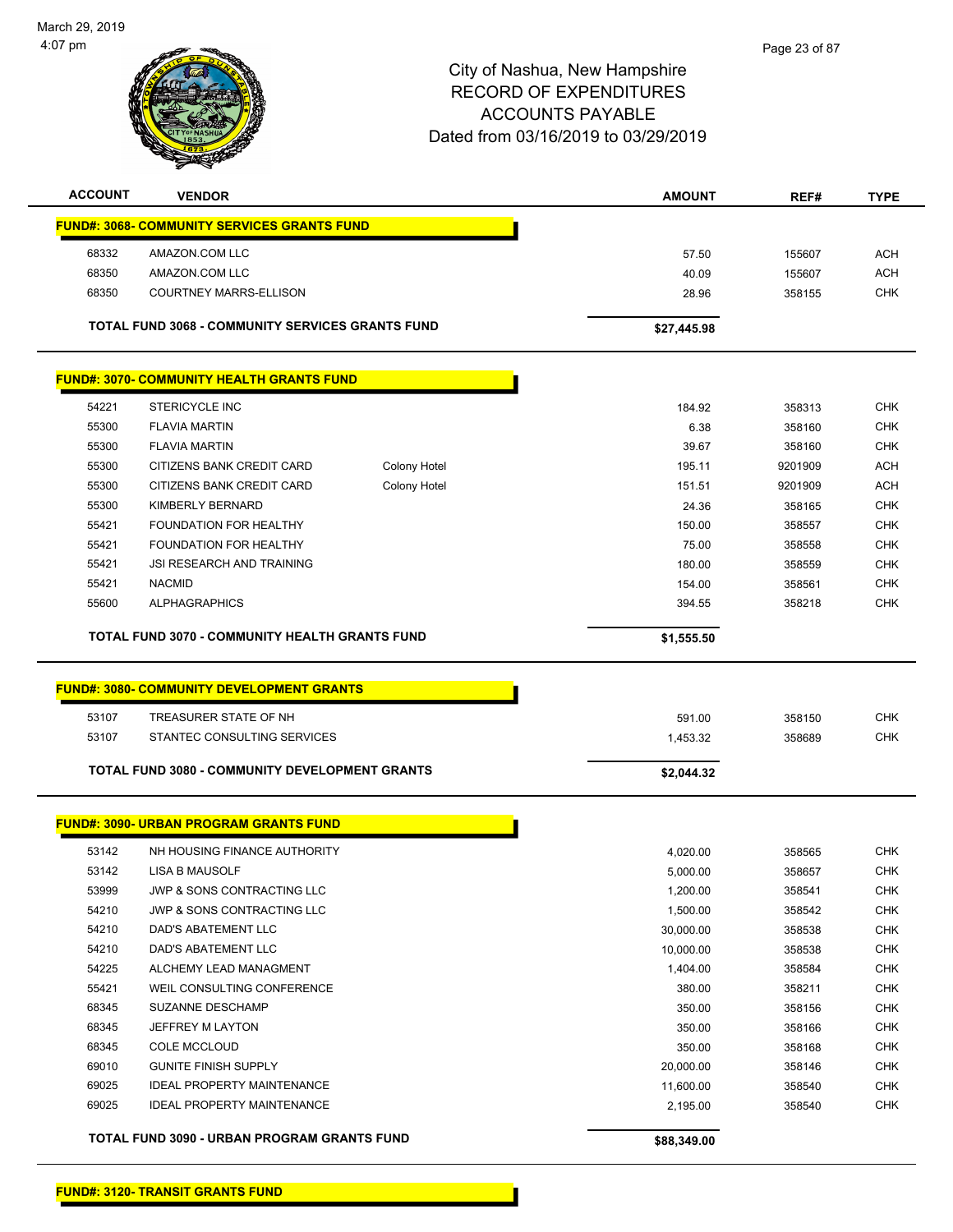March 29, 2019
4:07 pm

# City of Nashua, New Hampshire
## RECORD OF EXPENDITURES
## ACCOUNTS PAYABLE
## Dated from 03/16/2019 to 03/29/2019

| ACCOUNT | VENDOR | | AMOUNT | REF# | TYPE |
|---|---|---|---|---|---|
| **FUND#: 3068- COMMUNITY SERVICES GRANTS FUND** | | | | | |
| 68332 | AMAZON.COM LLC | | 57.50 | 155607 | ACH |
| 68350 | AMAZON.COM LLC | | 40.09 | 155607 | ACH |
| 68350 | COURTNEY MARRS-ELLISON | | 28.96 | 358155 | CHK |
| **TOTAL FUND 3068 - COMMUNITY SERVICES GRANTS FUND** | | | **$27,445.98** | | |
| **FUND#: 3070- COMMUNITY HEALTH GRANTS FUND** | | | | | |
| 54221 | STERICYCLE INC | | 184.92 | 358313 | CHK |
| 55300 | FLAVIA MARTIN | | 6.38 | 358160 | CHK |
| 55300 | FLAVIA MARTIN | | 39.67 | 358160 | CHK |
| 55300 | CITIZENS BANK CREDIT CARD | Colony Hotel | 195.11 | 9201909 | ACH |
| 55300 | CITIZENS BANK CREDIT CARD | Colony Hotel | 151.51 | 9201909 | ACH |
| 55300 | KIMBERLY BERNARD | | 24.36 | 358165 | CHK |
| 55421 | FOUNDATION FOR HEALTHY | | 150.00 | 358557 | CHK |
| 55421 | FOUNDATION FOR HEALTHY | | 75.00 | 358558 | CHK |
| 55421 | JSI RESEARCH AND TRAINING | | 180.00 | 358559 | CHK |
| 55421 | NACMID | | 154.00 | 358561 | CHK |
| 55600 | ALPHAGRAPHICS | | 394.55 | 358218 | CHK |
| **TOTAL FUND 3070 - COMMUNITY HEALTH GRANTS FUND** | | | **$1,555.50** | | |
| **FUND#: 3080- COMMUNITY DEVELOPMENT GRANTS** | | | | | |
| 53107 | TREASURER STATE OF NH | | 591.00 | 358150 | CHK |
| 53107 | STANTEC CONSULTING SERVICES | | 1,453.32 | 358689 | CHK |
| **TOTAL FUND 3080 - COMMUNITY DEVELOPMENT GRANTS** | | | **$2,044.32** | | |
| **FUND#: 3090- URBAN PROGRAM GRANTS FUND** | | | | | |
| 53142 | NH HOUSING FINANCE AUTHORITY | | 4,020.00 | 358565 | CHK |
| 53142 | LISA B MAUSOLF | | 5,000.00 | 358657 | CHK |
| 53999 | JWP & SONS CONTRACTING LLC | | 1,200.00 | 358541 | CHK |
| 54210 | JWP & SONS CONTRACTING LLC | | 1,500.00 | 358542 | CHK |
| 54210 | DAD'S ABATEMENT LLC | | 30,000.00 | 358538 | CHK |
| 54210 | DAD'S ABATEMENT LLC | | 10,000.00 | 358538 | CHK |
| 54225 | ALCHEMY LEAD MANAGMENT | | 1,404.00 | 358584 | CHK |
| 55421 | WEIL CONSULTING CONFERENCE | | 380.00 | 358211 | CHK |
| 68345 | SUZANNE DESCHAMP | | 350.00 | 358156 | CHK |
| 68345 | JEFFREY M LAYTON | | 350.00 | 358166 | CHK |
| 68345 | COLE MCCLOUD | | 350.00 | 358168 | CHK |
| 69010 | GUNITE FINISH SUPPLY | | 20,000.00 | 358146 | CHK |
| 69025 | IDEAL PROPERTY MAINTENANCE | | 11,600.00 | 358540 | CHK |
| 69025 | IDEAL PROPERTY MAINTENANCE | | 2,195.00 | 358540 | CHK |
| **TOTAL FUND 3090 - URBAN PROGRAM GRANTS FUND** | | | **$88,349.00** | | |

**FUND#: 3120- TRANSIT GRANTS FUND**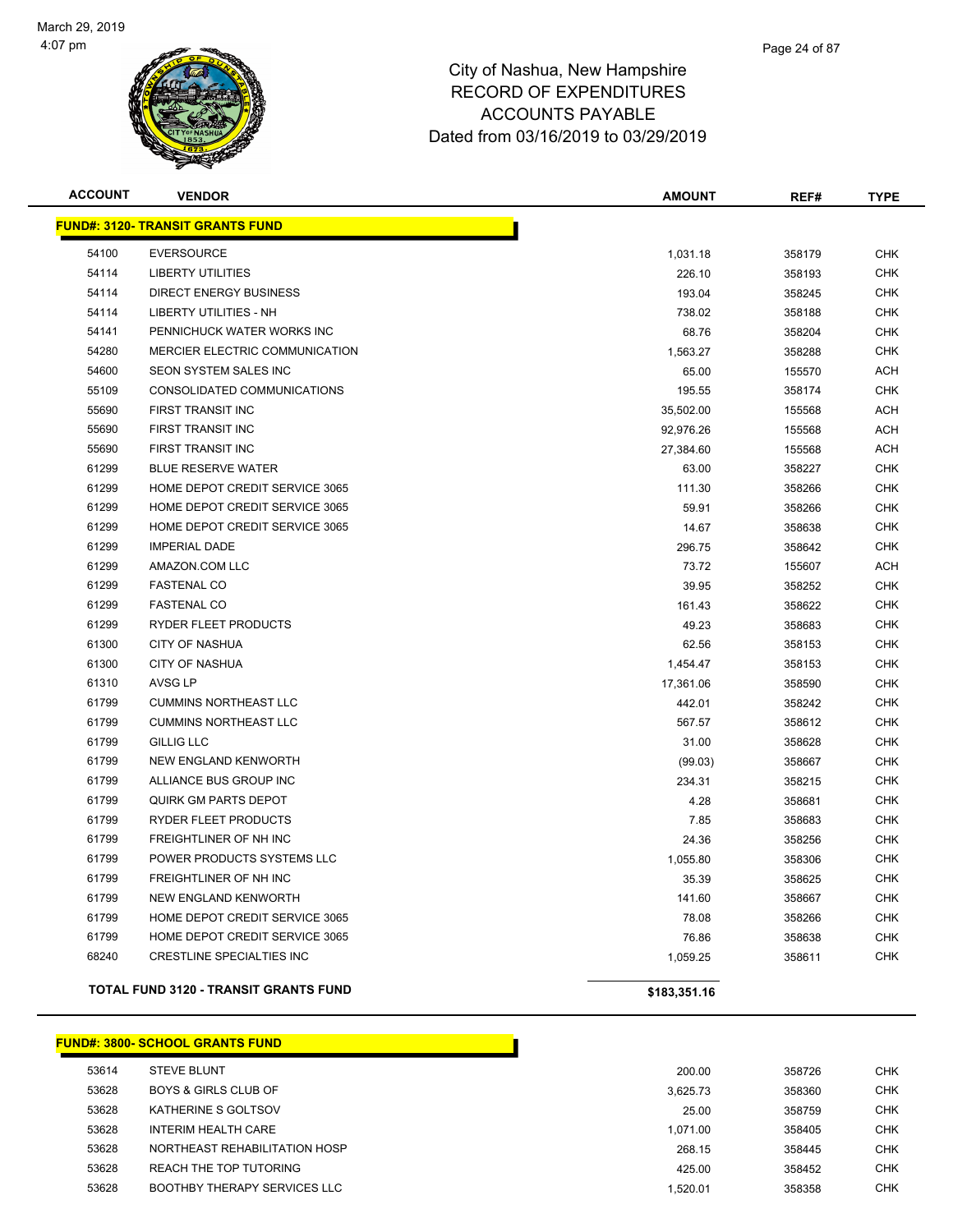# City of Nashua, New Hampshire
## RECORD OF EXPENDITURES
## ACCOUNTS PAYABLE
## Dated from 03/16/2019 to 03/29/2019

| ACCOUNT | VENDOR | AMOUNT | REF# | TYPE |
|---|---|---|---|---|
| **FUND#: 3120- TRANSIT GRANTS FUND** | | | | |
| 54100 | EVERSOURCE | 1,031.18 | 358179 | CHK |
| 54114 | LIBERTY UTILITIES | 226.10 | 358193 | CHK |
| 54114 | DIRECT ENERGY BUSINESS | 193.04 | 358245 | CHK |
| 54114 | LIBERTY UTILITIES - NH | 738.02 | 358188 | CHK |
| 54141 | PENNICHUCK WATER WORKS INC | 68.76 | 358204 | CHK |
| 54280 | MERCIER ELECTRIC COMMUNICATION | 1,563.27 | 358288 | CHK |
| 54600 | SEON SYSTEM SALES INC | 65.00 | 155570 | ACH |
| 55109 | CONSOLIDATED COMMUNICATIONS | 195.55 | 358174 | CHK |
| 55690 | FIRST TRANSIT INC | 35,502.00 | 155568 | ACH |
| 55690 | FIRST TRANSIT INC | 92,976.26 | 155568 | ACH |
| 55690 | FIRST TRANSIT INC | 27,384.60 | 155568 | ACH |
| 61299 | BLUE RESERVE WATER | 63.00 | 358227 | CHK |
| 61299 | HOME DEPOT CREDIT SERVICE 3065 | 111.30 | 358266 | CHK |
| 61299 | HOME DEPOT CREDIT SERVICE 3065 | 59.91 | 358266 | CHK |
| 61299 | HOME DEPOT CREDIT SERVICE 3065 | 14.67 | 358638 | CHK |
| 61299 | IMPERIAL DADE | 296.75 | 358642 | CHK |
| 61299 | AMAZON.COM LLC | 73.72 | 155607 | ACH |
| 61299 | FASTENAL CO | 39.95 | 358252 | CHK |
| 61299 | FASTENAL CO | 161.43 | 358622 | CHK |
| 61299 | RYDER FLEET PRODUCTS | 49.23 | 358683 | CHK |
| 61300 | CITY OF NASHUA | 62.56 | 358153 | CHK |
| 61300 | CITY OF NASHUA | 1,454.47 | 358153 | CHK |
| 61310 | AVSG LP | 17,361.06 | 358590 | CHK |
| 61799 | CUMMINS NORTHEAST LLC | 442.01 | 358242 | CHK |
| 61799 | CUMMINS NORTHEAST LLC | 567.57 | 358612 | CHK |
| 61799 | GILLIG LLC | 31.00 | 358628 | CHK |
| 61799 | NEW ENGLAND KENWORTH | (99.03) | 358667 | CHK |
| 61799 | ALLIANCE BUS GROUP INC | 234.31 | 358215 | CHK |
| 61799 | QUIRK GM PARTS DEPOT | 4.28 | 358681 | CHK |
| 61799 | RYDER FLEET PRODUCTS | 7.85 | 358683 | CHK |
| 61799 | FREIGHTLINER OF NH INC | 24.36 | 358256 | CHK |
| 61799 | POWER PRODUCTS SYSTEMS LLC | 1,055.80 | 358306 | CHK |
| 61799 | FREIGHTLINER OF NH INC | 35.39 | 358625 | CHK |
| 61799 | NEW ENGLAND KENWORTH | 141.60 | 358667 | CHK |
| 61799 | HOME DEPOT CREDIT SERVICE 3065 | 78.08 | 358266 | CHK |
| 61799 | HOME DEPOT CREDIT SERVICE 3065 | 76.86 | 358638 | CHK |
| 68240 | CRESTLINE SPECIALTIES INC | 1,059.25 | 358611 | CHK |
| **TOTAL FUND 3120 - TRANSIT GRANTS FUND** | | **$183,351.16** | | |

| ACCOUNT | VENDOR | AMOUNT | REF# | TYPE |
|---|---|---|---|---|
| **FUND#: 3800- SCHOOL GRANTS FUND** | | | | |
| 53614 | STEVE BLUNT | 200.00 | 358726 | CHK |
| 53628 | BOYS & GIRLS CLUB OF | 3,625.73 | 358360 | CHK |
| 53628 | KATHERINE S GOLTSOV | 25.00 | 358759 | CHK |
| 53628 | INTERIM HEALTH CARE | 1,071.00 | 358405 | CHK |
| 53628 | NORTHEAST REHABILITATION HOSP | 268.15 | 358445 | CHK |
| 53628 | REACH THE TOP TUTORING | 425.00 | 358452 | CHK |
| 53628 | BOOTHBY THERAPY SERVICES LLC | 1,520.01 | 358358 | CHK |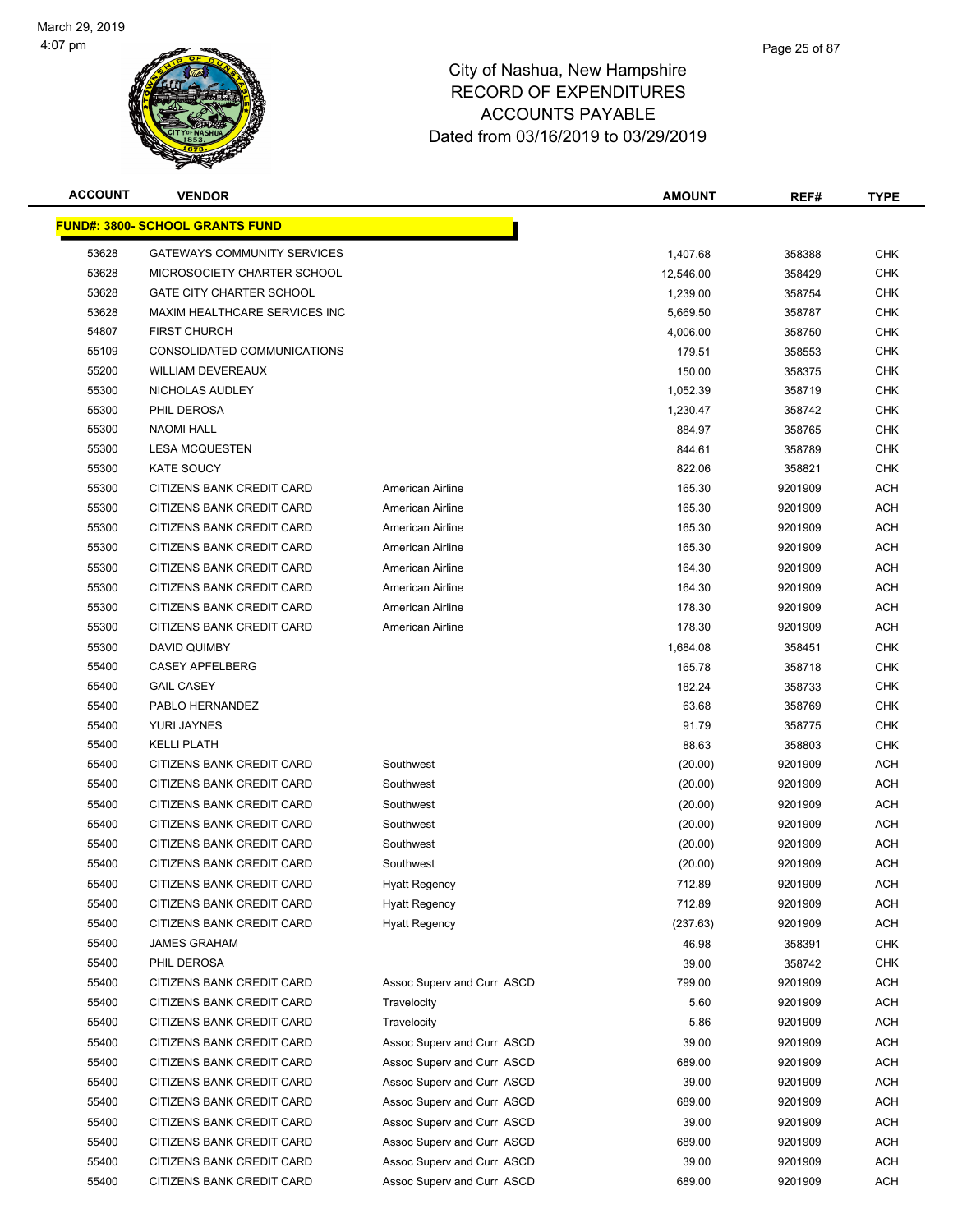City of Nashua, New Hampshire
RECORD OF EXPENDITURES
ACCOUNTS PAYABLE
Dated from 03/16/2019 to 03/29/2019

| ACCOUNT | VENDOR | | AMOUNT | REF# | TYPE |
|---|---|---|---|---|---|
| **FUND#: 3800- SCHOOL GRANTS FUND** | | | | | |
| 53628 | GATEWAYS COMMUNITY SERVICES | | 1,407.68 | 358388 | CHK |
| 53628 | MICROSOCIETY CHARTER SCHOOL | | 12,546.00 | 358429 | CHK |
| 53628 | GATE CITY CHARTER SCHOOL | | 1,239.00 | 358754 | CHK |
| 53628 | MAXIM HEALTHCARE SERVICES INC | | 5,669.50 | 358787 | CHK |
| 54807 | FIRST CHURCH | | 4,006.00 | 358750 | CHK |
| 55109 | CONSOLIDATED COMMUNICATIONS | | 179.51 | 358553 | CHK |
| 55200 | WILLIAM DEVEREAUX | | 150.00 | 358375 | CHK |
| 55300 | NICHOLAS AUDLEY | | 1,052.39 | 358719 | CHK |
| 55300 | PHIL DEROSA | | 1,230.47 | 358742 | CHK |
| 55300 | NAOMI HALL | | 884.97 | 358765 | CHK |
| 55300 | LESA MCQUESTEN | | 844.61 | 358789 | CHK |
| 55300 | KATE SOUCY | | 822.06 | 358821 | CHK |
| 55300 | CITIZENS BANK CREDIT CARD | American Airline | 165.30 | 9201909 | ACH |
| 55300 | CITIZENS BANK CREDIT CARD | American Airline | 165.30 | 9201909 | ACH |
| 55300 | CITIZENS BANK CREDIT CARD | American Airline | 165.30 | 9201909 | ACH |
| 55300 | CITIZENS BANK CREDIT CARD | American Airline | 165.30 | 9201909 | ACH |
| 55300 | CITIZENS BANK CREDIT CARD | American Airline | 164.30 | 9201909 | ACH |
| 55300 | CITIZENS BANK CREDIT CARD | American Airline | 164.30 | 9201909 | ACH |
| 55300 | CITIZENS BANK CREDIT CARD | American Airline | 178.30 | 9201909 | ACH |
| 55300 | CITIZENS BANK CREDIT CARD | American Airline | 178.30 | 9201909 | ACH |
| 55300 | DAVID QUIMBY | | 1,684.08 | 358451 | CHK |
| 55400 | CASEY APFELBERG | | 165.78 | 358718 | CHK |
| 55400 | GAIL CASEY | | 182.24 | 358733 | CHK |
| 55400 | PABLO HERNANDEZ | | 63.68 | 358769 | CHK |
| 55400 | YURI JAYNES | | 91.79 | 358775 | CHK |
| 55400 | KELLI PLATH | | 88.63 | 358803 | CHK |
| 55400 | CITIZENS BANK CREDIT CARD | Southwest | (20.00) | 9201909 | ACH |
| 55400 | CITIZENS BANK CREDIT CARD | Southwest | (20.00) | 9201909 | ACH |
| 55400 | CITIZENS BANK CREDIT CARD | Southwest | (20.00) | 9201909 | ACH |
| 55400 | CITIZENS BANK CREDIT CARD | Southwest | (20.00) | 9201909 | ACH |
| 55400 | CITIZENS BANK CREDIT CARD | Southwest | (20.00) | 9201909 | ACH |
| 55400 | CITIZENS BANK CREDIT CARD | Southwest | (20.00) | 9201909 | ACH |
| 55400 | CITIZENS BANK CREDIT CARD | Hyatt Regency | 712.89 | 9201909 | ACH |
| 55400 | CITIZENS BANK CREDIT CARD | Hyatt Regency | 712.89 | 9201909 | ACH |
| 55400 | CITIZENS BANK CREDIT CARD | Hyatt Regency | (237.63) | 9201909 | ACH |
| 55400 | JAMES GRAHAM | | 46.98 | 358391 | CHK |
| 55400 | PHIL DEROSA | | 39.00 | 358742 | CHK |
| 55400 | CITIZENS BANK CREDIT CARD | Assoc Superv and Curr ASCD | 799.00 | 9201909 | ACH |
| 55400 | CITIZENS BANK CREDIT CARD | Travelocity | 5.60 | 9201909 | ACH |
| 55400 | CITIZENS BANK CREDIT CARD | Travelocity | 5.86 | 9201909 | ACH |
| 55400 | CITIZENS BANK CREDIT CARD | Assoc Superv and Curr ASCD | 39.00 | 9201909 | ACH |
| 55400 | CITIZENS BANK CREDIT CARD | Assoc Superv and Curr ASCD | 689.00 | 9201909 | ACH |
| 55400 | CITIZENS BANK CREDIT CARD | Assoc Superv and Curr ASCD | 39.00 | 9201909 | ACH |
| 55400 | CITIZENS BANK CREDIT CARD | Assoc Superv and Curr ASCD | 689.00 | 9201909 | ACH |
| 55400 | CITIZENS BANK CREDIT CARD | Assoc Superv and Curr ASCD | 39.00 | 9201909 | ACH |
| 55400 | CITIZENS BANK CREDIT CARD | Assoc Superv and Curr ASCD | 689.00 | 9201909 | ACH |
| 55400 | CITIZENS BANK CREDIT CARD | Assoc Superv and Curr ASCD | 39.00 | 9201909 | ACH |
| 55400 | CITIZENS BANK CREDIT CARD | Assoc Superv and Curr ASCD | 689.00 | 9201909 | ACH |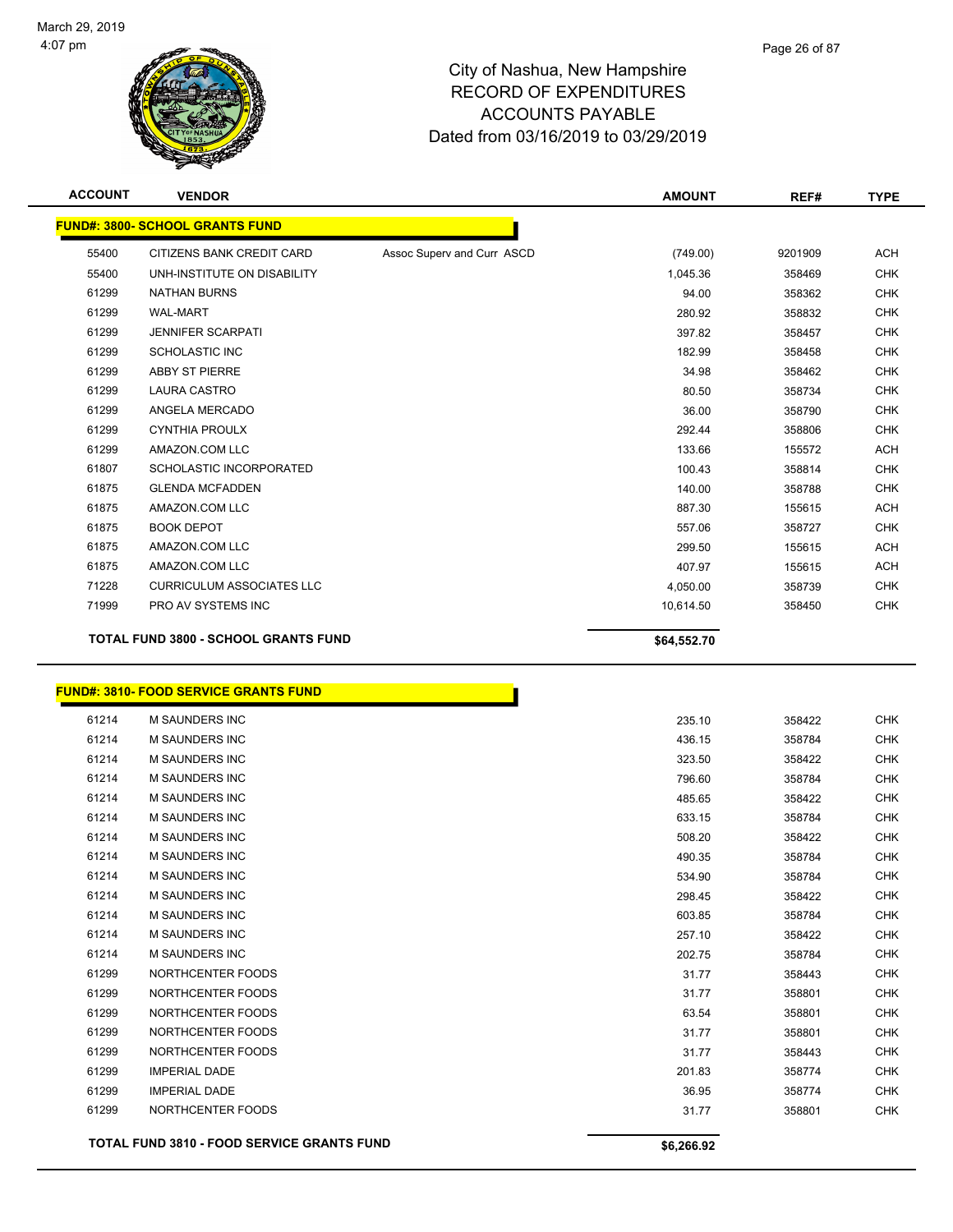# City of Nashua, New Hampshire
# RECORD OF EXPENDITURES
# ACCOUNTS PAYABLE
# Dated from 03/16/2019 to 03/29/2019

| ACCOUNT | VENDOR | | AMOUNT | REF# | TYPE |
|---|---|---|---|---|---|
| **FUND#: 3800- SCHOOL GRANTS FUND** | | | | | |
| 55400 | CITIZENS BANK CREDIT CARD | Assoc Superv and Curr ASCD | (749.00) | 9201909 | ACH |
| 55400 | UNH-INSTITUTE ON DISABILITY | | 1,045.36 | 358469 | CHK |
| 61299 | NATHAN BURNS | | 94.00 | 358362 | CHK |
| 61299 | WAL-MART | | 280.92 | 358832 | CHK |
| 61299 | JENNIFER SCARPATI | | 397.82 | 358457 | CHK |
| 61299 | SCHOLASTIC INC | | 182.99 | 358458 | CHK |
| 61299 | ABBY ST PIERRE | | 34.98 | 358462 | CHK |
| 61299 | LAURA CASTRO | | 80.50 | 358734 | CHK |
| 61299 | ANGELA MERCADO | | 36.00 | 358790 | CHK |
| 61299 | CYNTHIA PROULX | | 292.44 | 358806 | CHK |
| 61299 | AMAZON.COM LLC | | 133.66 | 155572 | ACH |
| 61807 | SCHOLASTIC INCORPORATED | | 100.43 | 358814 | CHK |
| 61875 | GLENDA MCFADDEN | | 140.00 | 358788 | CHK |
| 61875 | AMAZON.COM LLC | | 887.30 | 155615 | ACH |
| 61875 | BOOK DEPOT | | 557.06 | 358727 | CHK |
| 61875 | AMAZON.COM LLC | | 299.50 | 155615 | ACH |
| 61875 | AMAZON.COM LLC | | 407.97 | 155615 | ACH |
| 71228 | CURRICULUM ASSOCIATES LLC | | 4,050.00 | 358739 | CHK |
| 71999 | PRO AV SYSTEMS INC | | 10,614.50 | 358450 | CHK |
| **TOTAL FUND 3800 - SCHOOL GRANTS FUND** | | | **$64,552.70** | | |

| ACCOUNT | VENDOR | AMOUNT | REF# | TYPE |
|---|---|---|---|---|
| **FUND#: 3810- FOOD SERVICE GRANTS FUND** | | | | |
| 61214 | M SAUNDERS INC | 235.10 | 358422 | CHK |
| 61214 | M SAUNDERS INC | 436.15 | 358784 | CHK |
| 61214 | M SAUNDERS INC | 323.50 | 358422 | CHK |
| 61214 | M SAUNDERS INC | 796.60 | 358784 | CHK |
| 61214 | M SAUNDERS INC | 485.65 | 358422 | CHK |
| 61214 | M SAUNDERS INC | 633.15 | 358784 | CHK |
| 61214 | M SAUNDERS INC | 508.20 | 358422 | CHK |
| 61214 | M SAUNDERS INC | 490.35 | 358784 | CHK |
| 61214 | M SAUNDERS INC | 534.90 | 358784 | CHK |
| 61214 | M SAUNDERS INC | 298.45 | 358422 | CHK |
| 61214 | M SAUNDERS INC | 603.85 | 358784 | CHK |
| 61214 | M SAUNDERS INC | 257.10 | 358422 | CHK |
| 61214 | M SAUNDERS INC | 202.75 | 358784 | CHK |
| 61299 | NORTHCENTER FOODS | 31.77 | 358443 | CHK |
| 61299 | NORTHCENTER FOODS | 31.77 | 358801 | CHK |
| 61299 | NORTHCENTER FOODS | 63.54 | 358801 | CHK |
| 61299 | NORTHCENTER FOODS | 31.77 | 358801 | CHK |
| 61299 | NORTHCENTER FOODS | 31.77 | 358443 | CHK |
| 61299 | IMPERIAL DADE | 201.83 | 358774 | CHK |
| 61299 | IMPERIAL DADE | 36.95 | 358774 | CHK |
| 61299 | NORTHCENTER FOODS | 31.77 | 358801 | CHK |
| **TOTAL FUND 3810 - FOOD SERVICE GRANTS FUND** | | **$6,266.92** | | |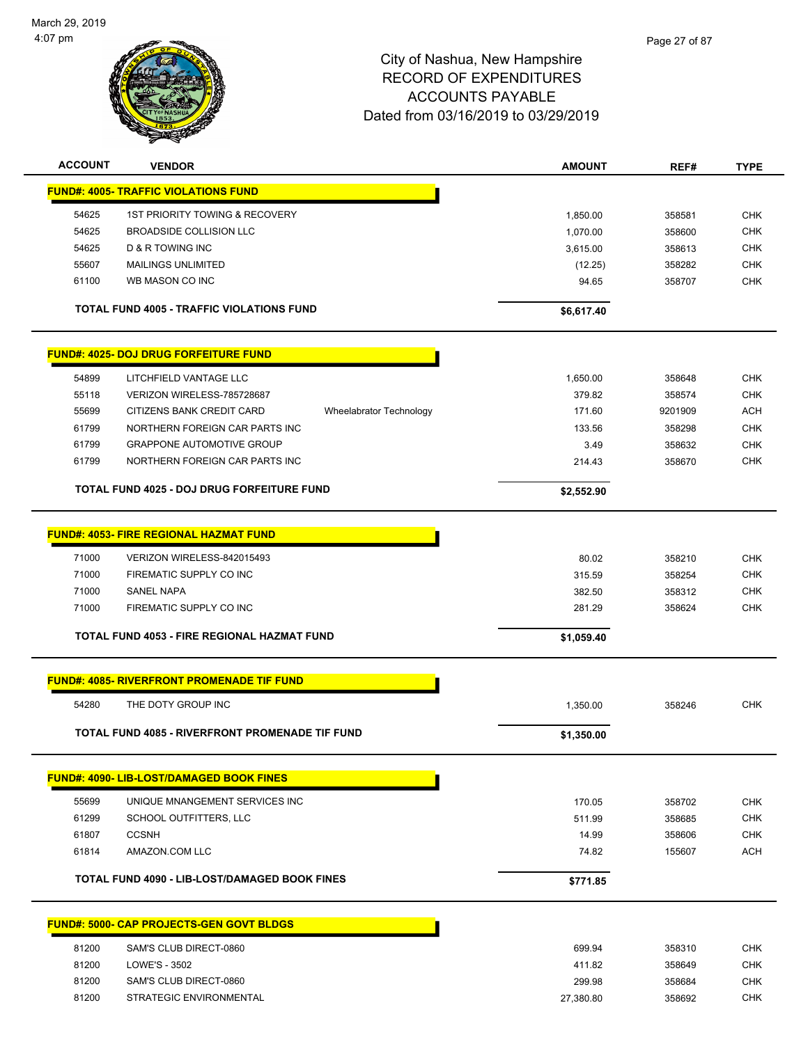City of Nashua, New Hampshire
RECORD OF EXPENDITURES
ACCOUNTS PAYABLE
Dated from 03/16/2019 to 03/29/2019

| ACCOUNT | VENDOR | | AMOUNT | REF# | TYPE |
|---|---|---|---|---|---|
| **FUND#: 4005- TRAFFIC VIOLATIONS FUND** | | | | | |
| 54625 | 1ST PRIORITY TOWING & RECOVERY | | 1,850.00 | 358581 | CHK |
| 54625 | BROADSIDE COLLISION LLC | | 1,070.00 | 358600 | CHK |
| 54625 | D & R TOWING INC | | 3,615.00 | 358613 | CHK |
| 55607 | MAILINGS UNLIMITED | | (12.25) | 358282 | CHK |
| 61100 | WB MASON CO INC | | 94.65 | 358707 | CHK |
| **TOTAL FUND 4005 - TRAFFIC VIOLATIONS FUND** | | | **$6,617.40** | | |
| **FUND#: 4025- DOJ DRUG FORFEITURE FUND** | | | | | |
| 54899 | LITCHFIELD VANTAGE LLC | | 1,650.00 | 358648 | CHK |
| 55118 | VERIZON WIRELESS-785728687 | | 379.82 | 358574 | CHK |
| 55699 | CITIZENS BANK CREDIT CARD | Wheelabrator Technology | 171.60 | 9201909 | ACH |
| 61799 | NORTHERN FOREIGN CAR PARTS INC | | 133.56 | 358298 | CHK |
| 61799 | GRAPPONE AUTOMOTIVE GROUP | | 3.49 | 358632 | CHK |
| 61799 | NORTHERN FOREIGN CAR PARTS INC | | 214.43 | 358670 | CHK |
| **TOTAL FUND 4025 - DOJ DRUG FORFEITURE FUND** | | | **$2,552.90** | | |
| **FUND#: 4053- FIRE REGIONAL HAZMAT FUND** | | | | | |
| 71000 | VERIZON WIRELESS-842015493 | | 80.02 | 358210 | CHK |
| 71000 | FIREMATIC SUPPLY CO INC | | 315.59 | 358254 | CHK |
| 71000 | SANEL NAPA | | 382.50 | 358312 | CHK |
| 71000 | FIREMATIC SUPPLY CO INC | | 281.29 | 358624 | CHK |
| **TOTAL FUND 4053 - FIRE REGIONAL HAZMAT FUND** | | | **$1,059.40** | | |
| **FUND#: 4085- RIVERFRONT PROMENADE TIF FUND** | | | | | |
| 54280 | THE DOTY GROUP INC | | 1,350.00 | 358246 | CHK |
| **TOTAL FUND 4085 - RIVERFRONT PROMENADE TIF FUND** | | | **$1,350.00** | | |
| **FUND#: 4090- LIB-LOST/DAMAGED BOOK FINES** | | | | | |
| 55699 | UNIQUE MNANGEMENT SERVICES INC | | 170.05 | 358702 | CHK |
| 61299 | SCHOOL OUTFITTERS, LLC | | 511.99 | 358685 | CHK |
| 61807 | CCSNH | | 14.99 | 358606 | CHK |
| 61814 | AMAZON.COM LLC | | 74.82 | 155607 | ACH |
| **TOTAL FUND 4090 - LIB-LOST/DAMAGED BOOK FINES** | | | **$771.85** | | |
| **FUND#: 5000- CAP PROJECTS-GEN GOVT BLDGS** | | | | | |
| 81200 | SAM'S CLUB DIRECT-0860 | | 699.94 | 358310 | CHK |
| 81200 | LOWE'S - 3502 | | 411.82 | 358649 | CHK |
| 81200 | SAM'S CLUB DIRECT-0860 | | 299.98 | 358684 | CHK |
| 81200 | STRATEGIC ENVIRONMENTAL | | 27,380.80 | 358692 | CHK |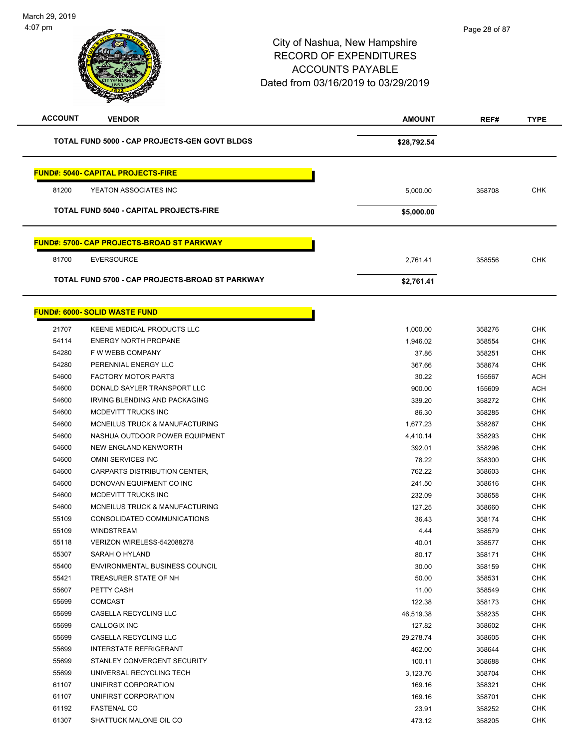City of Nashua, New Hampshire
RECORD OF EXPENDITURES
ACCOUNTS PAYABLE
Dated from 03/16/2019 to 03/29/2019

| ACCOUNT | VENDOR | AMOUNT | REF# | TYPE |
|---|---|---|---|---|
| | **TOTAL FUND 5000 - CAP PROJECTS-GEN GOVT BLDGS** | **$28,792.54** | | |
| | **FUND#: 5040- CAPITAL PROJECTS-FIRE** | | | |
| 81200 | YEATON ASSOCIATES INC | 5,000.00 | 358708 | CHK |
| | **TOTAL FUND 5040 - CAPITAL PROJECTS-FIRE** | **$5,000.00** | | |
| | **FUND#: 5700- CAP PROJECTS-BROAD ST PARKWAY** | | | |
| 81700 | EVERSOURCE | 2,761.41 | 358556 | CHK |
| | **TOTAL FUND 5700 - CAP PROJECTS-BROAD ST PARKWAY** | **$2,761.41** | | |
| | **FUND#: 6000- SOLID WASTE FUND** | | | |
| 21707 | KEENE MEDICAL PRODUCTS LLC | 1,000.00 | 358276 | CHK |
| 54114 | ENERGY NORTH PROPANE | 1,946.02 | 358554 | CHK |
| 54280 | F W WEBB COMPANY | 37.86 | 358251 | CHK |
| 54280 | PERENNIAL ENERGY LLC | 367.66 | 358674 | CHK |
| 54600 | FACTORY MOTOR PARTS | 30.22 | 155567 | ACH |
| 54600 | DONALD SAYLER TRANSPORT LLC | 900.00 | 155609 | ACH |
| 54600 | IRVING BLENDING AND PACKAGING | 339.20 | 358272 | CHK |
| 54600 | MCDEVITT TRUCKS INC | 86.30 | 358285 | CHK |
| 54600 | MCNEILUS TRUCK & MANUFACTURING | 1,677.23 | 358287 | CHK |
| 54600 | NASHUA OUTDOOR POWER EQUIPMENT | 4,410.14 | 358293 | CHK |
| 54600 | NEW ENGLAND KENWORTH | 392.01 | 358296 | CHK |
| 54600 | OMNI SERVICES INC | 78.22 | 358300 | CHK |
| 54600 | CARPARTS DISTRIBUTION CENTER, | 762.22 | 358603 | CHK |
| 54600 | DONOVAN EQUIPMENT CO INC | 241.50 | 358616 | CHK |
| 54600 | MCDEVITT TRUCKS INC | 232.09 | 358658 | CHK |
| 54600 | MCNEILUS TRUCK & MANUFACTURING | 127.25 | 358660 | CHK |
| 55109 | CONSOLIDATED COMMUNICATIONS | 36.43 | 358174 | CHK |
| 55109 | WINDSTREAM | 4.44 | 358579 | CHK |
| 55118 | VERIZON WIRELESS-542088278 | 40.01 | 358577 | CHK |
| 55307 | SARAH O HYLAND | 80.17 | 358171 | CHK |
| 55400 | ENVIRONMENTAL BUSINESS COUNCIL | 30.00 | 358159 | CHK |
| 55421 | TREASURER STATE OF NH | 50.00 | 358531 | CHK |
| 55607 | PETTY CASH | 11.00 | 358549 | CHK |
| 55699 | COMCAST | 122.38 | 358173 | CHK |
| 55699 | CASELLA RECYCLING LLC | 46,519.38 | 358235 | CHK |
| 55699 | CALLOGIX INC | 127.82 | 358602 | CHK |
| 55699 | CASELLA RECYCLING LLC | 29,278.74 | 358605 | CHK |
| 55699 | INTERSTATE REFRIGERANT | 462.00 | 358644 | CHK |
| 55699 | STANLEY CONVERGENT SECURITY | 100.11 | 358688 | CHK |
| 55699 | UNIVERSAL RECYCLING TECH | 3,123.76 | 358704 | CHK |
| 61107 | UNIFIRST CORPORATION | 169.16 | 358321 | CHK |
| 61107 | UNIFIRST CORPORATION | 169.16 | 358701 | CHK |
| 61192 | FASTENAL CO | 23.91 | 358252 | CHK |
| 61307 | SHATTUCK MALONE OIL CO | 473.12 | 358205 | CHK |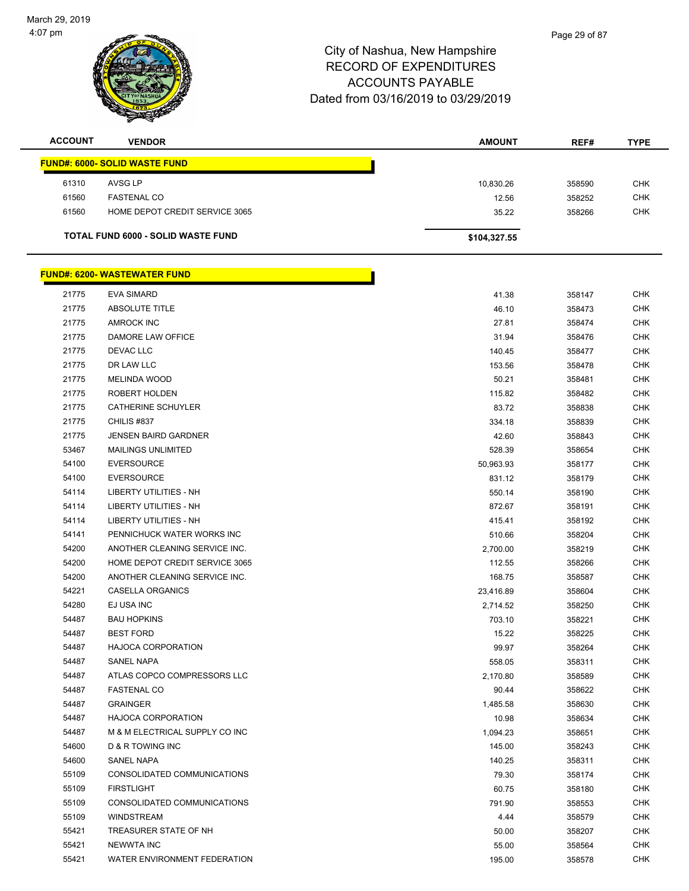# City of Nashua, New Hampshire
## RECORD OF EXPENDITURES
## ACCOUNTS PAYABLE
## Dated from 03/16/2019 to 03/29/2019

| ACCOUNT | VENDOR | AMOUNT | REF# | TYPE |
|---|---|---|---|---|
| **FUND#: 6000- SOLID WASTE FUND** | | | | |
| 61310 | AVSG LP | 10,830.26 | 358590 | CHK |
| 61560 | FASTENAL CO | 12.56 | 358252 | CHK |
| 61560 | HOME DEPOT CREDIT SERVICE 3065 | 35.22 | 358266 | CHK |
| **TOTAL FUND 6000 - SOLID WASTE FUND** | | **$104,327.55** | | |

| ACCOUNT | VENDOR | AMOUNT | REF# | TYPE |
|---|---|---|---|---|
| **FUND#: 6200- WASTEWATER FUND** | | | | |
| 21775 | EVA SIMARD | 41.38 | 358147 | CHK |
| 21775 | ABSOLUTE TITLE | 46.10 | 358473 | CHK |
| 21775 | AMROCK INC | 27.81 | 358474 | CHK |
| 21775 | DAMORE LAW OFFICE | 31.94 | 358476 | CHK |
| 21775 | DEVAC LLC | 140.45 | 358477 | CHK |
| 21775 | DR LAW LLC | 153.56 | 358478 | CHK |
| 21775 | MELINDA WOOD | 50.21 | 358481 | CHK |
| 21775 | ROBERT HOLDEN | 115.82 | 358482 | CHK |
| 21775 | CATHERINE SCHUYLER | 83.72 | 358838 | CHK |
| 21775 | CHILIS #837 | 334.18 | 358839 | CHK |
| 21775 | JENSEN BAIRD GARDNER | 42.60 | 358843 | CHK |
| 53467 | MAILINGS UNLIMITED | 528.39 | 358654 | CHK |
| 54100 | EVERSOURCE | 50,963.93 | 358177 | CHK |
| 54100 | EVERSOURCE | 831.12 | 358179 | CHK |
| 54114 | LIBERTY UTILITIES - NH | 550.14 | 358190 | CHK |
| 54114 | LIBERTY UTILITIES - NH | 872.67 | 358191 | CHK |
| 54114 | LIBERTY UTILITIES - NH | 415.41 | 358192 | CHK |
| 54141 | PENNICHUCK WATER WORKS INC | 510.66 | 358204 | CHK |
| 54200 | ANOTHER CLEANING SERVICE INC. | 2,700.00 | 358219 | CHK |
| 54200 | HOME DEPOT CREDIT SERVICE 3065 | 112.55 | 358266 | CHK |
| 54200 | ANOTHER CLEANING SERVICE INC. | 168.75 | 358587 | CHK |
| 54221 | CASELLA ORGANICS | 23,416.89 | 358604 | CHK |
| 54280 | EJ USA INC | 2,714.52 | 358250 | CHK |
| 54487 | BAU HOPKINS | 703.10 | 358221 | CHK |
| 54487 | BEST FORD | 15.22 | 358225 | CHK |
| 54487 | HAJOCA CORPORATION | 99.97 | 358264 | CHK |
| 54487 | SANEL NAPA | 558.05 | 358311 | CHK |
| 54487 | ATLAS COPCO COMPRESSORS LLC | 2,170.80 | 358589 | CHK |
| 54487 | FASTENAL CO | 90.44 | 358622 | CHK |
| 54487 | GRAINGER | 1,485.58 | 358630 | CHK |
| 54487 | HAJOCA CORPORATION | 10.98 | 358634 | CHK |
| 54487 | M & M ELECTRICAL SUPPLY CO INC | 1,094.23 | 358651 | CHK |
| 54600 | D & R TOWING INC | 145.00 | 358243 | CHK |
| 54600 | SANEL NAPA | 140.25 | 358311 | CHK |
| 55109 | CONSOLIDATED COMMUNICATIONS | 79.30 | 358174 | CHK |
| 55109 | FIRSTLIGHT | 60.75 | 358180 | CHK |
| 55109 | CONSOLIDATED COMMUNICATIONS | 791.90 | 358553 | CHK |
| 55109 | WINDSTREAM | 4.44 | 358579 | CHK |
| 55421 | TREASURER STATE OF NH | 50.00 | 358207 | CHK |
| 55421 | NEWWTA INC | 55.00 | 358564 | CHK |
| 55421 | WATER ENVIRONMENT FEDERATION | 195.00 | 358578 | CHK |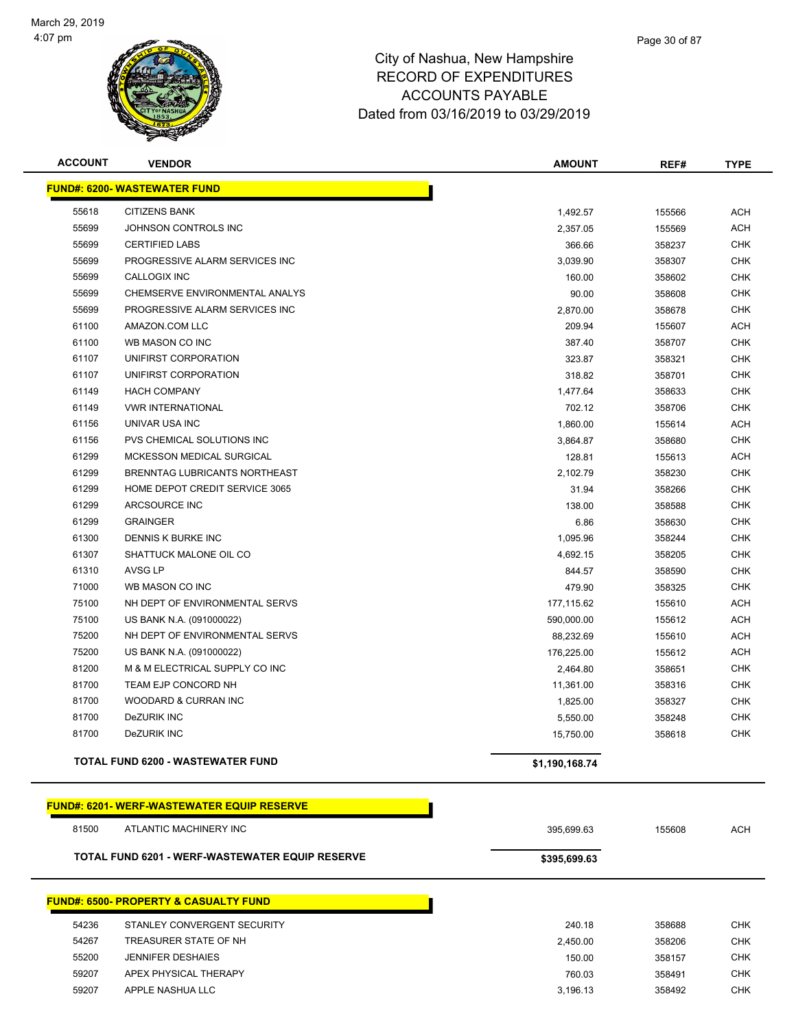City of Nashua, New Hampshire
RECORD OF EXPENDITURES
ACCOUNTS PAYABLE
Dated from 03/16/2019 to 03/29/2019

| ACCOUNT | VENDOR | AMOUNT | REF# | TYPE |
|---|---|---|---|---|
| **FUND#: 6200- WASTEWATER FUND** | | | | |
| 55618 | CITIZENS BANK | 1,492.57 | 155566 | ACH |
| 55699 | JOHNSON CONTROLS INC | 2,357.05 | 155569 | ACH |
| 55699 | CERTIFIED LABS | 366.66 | 358237 | CHK |
| 55699 | PROGRESSIVE ALARM SERVICES INC | 3,039.90 | 358307 | CHK |
| 55699 | CALLOGIX INC | 160.00 | 358602 | CHK |
| 55699 | CHEMSERVE ENVIRONMENTAL ANALYS | 90.00 | 358608 | CHK |
| 55699 | PROGRESSIVE ALARM SERVICES INC | 2,870.00 | 358678 | CHK |
| 61100 | AMAZON.COM LLC | 209.94 | 155607 | ACH |
| 61100 | WB MASON CO INC | 387.40 | 358707 | CHK |
| 61107 | UNIFIRST CORPORATION | 323.87 | 358321 | CHK |
| 61107 | UNIFIRST CORPORATION | 318.82 | 358701 | CHK |
| 61149 | HACH COMPANY | 1,477.64 | 358633 | CHK |
| 61149 | VWR INTERNATIONAL | 702.12 | 358706 | CHK |
| 61156 | UNIVAR USA INC | 1,860.00 | 155614 | ACH |
| 61156 | PVS CHEMICAL SOLUTIONS INC | 3,864.87 | 358680 | CHK |
| 61299 | MCKESSON MEDICAL SURGICAL | 128.81 | 155613 | ACH |
| 61299 | BRENNTAG LUBRICANTS NORTHEAST | 2,102.79 | 358230 | CHK |
| 61299 | HOME DEPOT CREDIT SERVICE 3065 | 31.94 | 358266 | CHK |
| 61299 | ARCSOURCE INC | 138.00 | 358588 | CHK |
| 61299 | GRAINGER | 6.86 | 358630 | CHK |
| 61300 | DENNIS K BURKE INC | 1,095.96 | 358244 | CHK |
| 61307 | SHATTUCK MALONE OIL CO | 4,692.15 | 358205 | CHK |
| 61310 | AVSG LP | 844.57 | 358590 | CHK |
| 71000 | WB MASON CO INC | 479.90 | 358325 | CHK |
| 75100 | NH DEPT OF ENVIRONMENTAL SERVS | 177,115.62 | 155610 | ACH |
| 75100 | US BANK N.A. (091000022) | 590,000.00 | 155612 | ACH |
| 75200 | NH DEPT OF ENVIRONMENTAL SERVS | 88,232.69 | 155610 | ACH |
| 75200 | US BANK N.A. (091000022) | 176,225.00 | 155612 | ACH |
| 81200 | M & M ELECTRICAL SUPPLY CO INC | 2,464.80 | 358651 | CHK |
| 81700 | TEAM EJP CONCORD NH | 11,361.00 | 358316 | CHK |
| 81700 | WOODARD & CURRAN INC | 1,825.00 | 358327 | CHK |
| 81700 | DeZURIK INC | 5,550.00 | 358248 | CHK |
| 81700 | DeZURIK INC | 15,750.00 | 358618 | CHK |
| | **TOTAL FUND 6200 - WASTEWATER FUND** | **$1,190,168.74** | | |
| **FUND#: 6201- WERF-WASTEWATER EQUIP RESERVE** | | | | |
| 81500 | ATLANTIC MACHINERY INC | 395,699.63 | 155608 | ACH |
| | **TOTAL FUND 6201 - WERF-WASTEWATER EQUIP RESERVE** | **$395,699.63** | | |
| **FUND#: 6500- PROPERTY & CASUALTY FUND** | | | | |
| 54236 | STANLEY CONVERGENT SECURITY | 240.18 | 358688 | CHK |
| 54267 | TREASURER STATE OF NH | 2,450.00 | 358206 | CHK |
| 55200 | JENNIFER DESHAIES | 150.00 | 358157 | CHK |
| 59207 | APEX PHYSICAL THERAPY | 760.03 | 358491 | CHK |
| 59207 | APPLE NASHUA LLC | 3,196.13 | 358492 | CHK |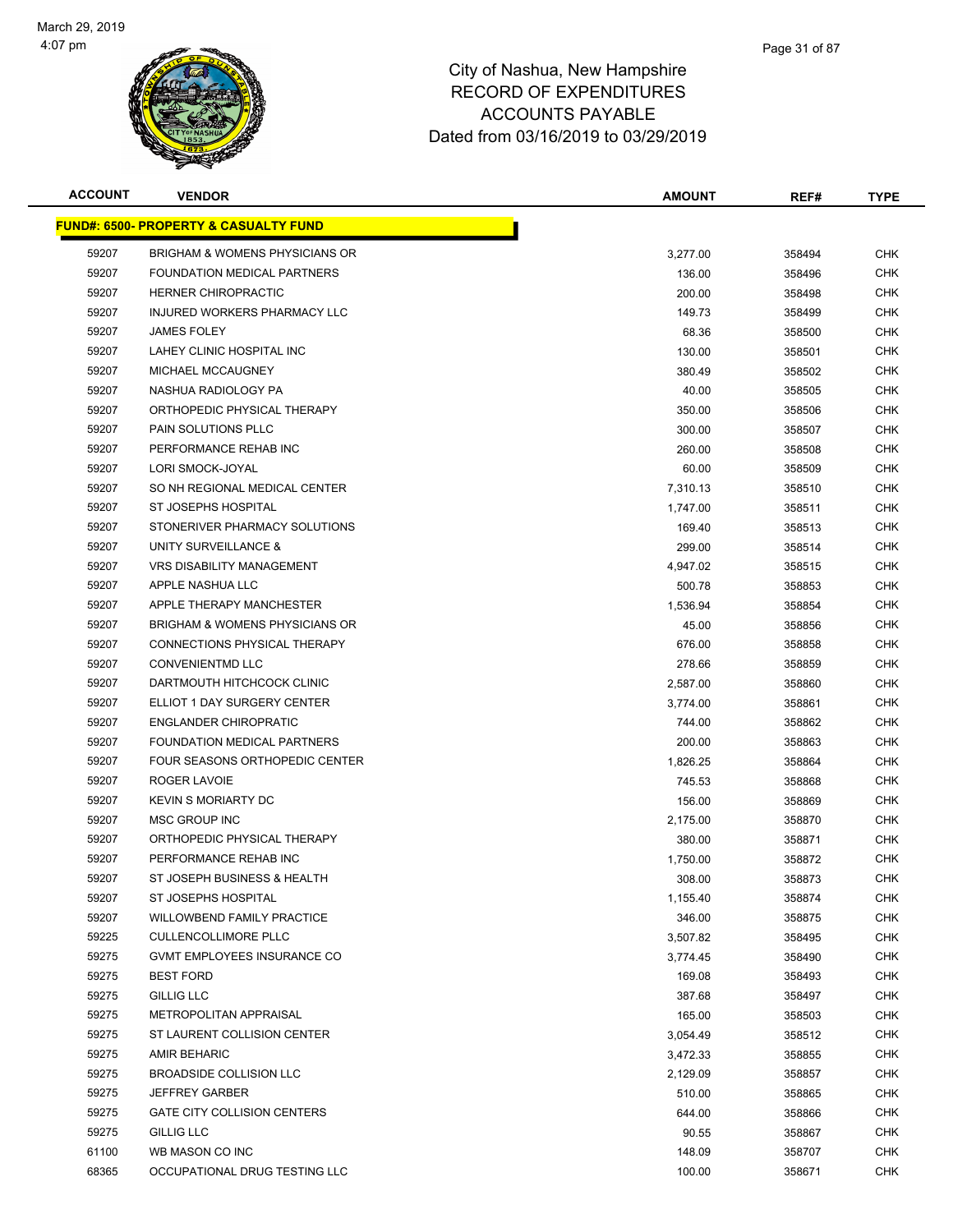City of Nashua, New Hampshire
RECORD OF EXPENDITURES
ACCOUNTS PAYABLE
Dated from 03/16/2019 to 03/29/2019

| ACCOUNT | VENDOR | AMOUNT | REF# | TYPE |
|---|---|---|---|---|
| **FUND#: 6500- PROPERTY & CASUALTY FUND** | | | | |
| 59207 | BRIGHAM & WOMENS PHYSICIANS OR | 3,277.00 | 358494 | CHK |
| 59207 | FOUNDATION MEDICAL PARTNERS | 136.00 | 358496 | CHK |
| 59207 | HERNER CHIROPRACTIC | 200.00 | 358498 | CHK |
| 59207 | INJURED WORKERS PHARMACY LLC | 149.73 | 358499 | CHK |
| 59207 | JAMES FOLEY | 68.36 | 358500 | CHK |
| 59207 | LAHEY CLINIC HOSPITAL INC | 130.00 | 358501 | CHK |
| 59207 | MICHAEL MCCAUGNEY | 380.49 | 358502 | CHK |
| 59207 | NASHUA RADIOLOGY PA | 40.00 | 358505 | CHK |
| 59207 | ORTHOPEDIC PHYSICAL THERAPY | 350.00 | 358506 | CHK |
| 59207 | PAIN SOLUTIONS PLLC | 300.00 | 358507 | CHK |
| 59207 | PERFORMANCE REHAB INC | 260.00 | 358508 | CHK |
| 59207 | LORI SMOCK-JOYAL | 60.00 | 358509 | CHK |
| 59207 | SO NH REGIONAL MEDICAL CENTER | 7,310.13 | 358510 | CHK |
| 59207 | ST JOSEPHS HOSPITAL | 1,747.00 | 358511 | CHK |
| 59207 | STONERIVER PHARMACY SOLUTIONS | 169.40 | 358513 | CHK |
| 59207 | UNITY SURVEILLANCE & | 299.00 | 358514 | CHK |
| 59207 | VRS DISABILITY MANAGEMENT | 4,947.02 | 358515 | CHK |
| 59207 | APPLE NASHUA LLC | 500.78 | 358853 | CHK |
| 59207 | APPLE THERAPY MANCHESTER | 1,536.94 | 358854 | CHK |
| 59207 | BRIGHAM & WOMENS PHYSICIANS OR | 45.00 | 358856 | CHK |
| 59207 | CONNECTIONS PHYSICAL THERAPY | 676.00 | 358858 | CHK |
| 59207 | CONVENIENTMD LLC | 278.66 | 358859 | CHK |
| 59207 | DARTMOUTH HITCHCOCK CLINIC | 2,587.00 | 358860 | CHK |
| 59207 | ELLIOT 1 DAY SURGERY CENTER | 3,774.00 | 358861 | CHK |
| 59207 | ENGLANDER CHIROPRATIC | 744.00 | 358862 | CHK |
| 59207 | FOUNDATION MEDICAL PARTNERS | 200.00 | 358863 | CHK |
| 59207 | FOUR SEASONS ORTHOPEDIC CENTER | 1,826.25 | 358864 | CHK |
| 59207 | ROGER LAVOIE | 745.53 | 358868 | CHK |
| 59207 | KEVIN S MORIARTY DC | 156.00 | 358869 | CHK |
| 59207 | MSC GROUP INC | 2,175.00 | 358870 | CHK |
| 59207 | ORTHOPEDIC PHYSICAL THERAPY | 380.00 | 358871 | CHK |
| 59207 | PERFORMANCE REHAB INC | 1,750.00 | 358872 | CHK |
| 59207 | ST JOSEPH BUSINESS & HEALTH | 308.00 | 358873 | CHK |
| 59207 | ST JOSEPHS HOSPITAL | 1,155.40 | 358874 | CHK |
| 59207 | WILLOWBEND FAMILY PRACTICE | 346.00 | 358875 | CHK |
| 59225 | CULLENCOLLIMORE PLLC | 3,507.82 | 358495 | CHK |
| 59275 | GVMT EMPLOYEES INSURANCE CO | 3,774.45 | 358490 | CHK |
| 59275 | BEST FORD | 169.08 | 358493 | CHK |
| 59275 | GILLIG LLC | 387.68 | 358497 | CHK |
| 59275 | METROPOLITAN APPRAISAL | 165.00 | 358503 | CHK |
| 59275 | ST LAURENT COLLISION CENTER | 3,054.49 | 358512 | CHK |
| 59275 | AMIR BEHARIC | 3,472.33 | 358855 | CHK |
| 59275 | BROADSIDE COLLISION LLC | 2,129.09 | 358857 | CHK |
| 59275 | JEFFREY GARBER | 510.00 | 358865 | CHK |
| 59275 | GATE CITY COLLISION CENTERS | 644.00 | 358866 | CHK |
| 59275 | GILLIG LLC | 90.55 | 358867 | CHK |
| 61100 | WB MASON CO INC | 148.09 | 358707 | CHK |
| 68365 | OCCUPATIONAL DRUG TESTING LLC | 100.00 | 358671 | CHK |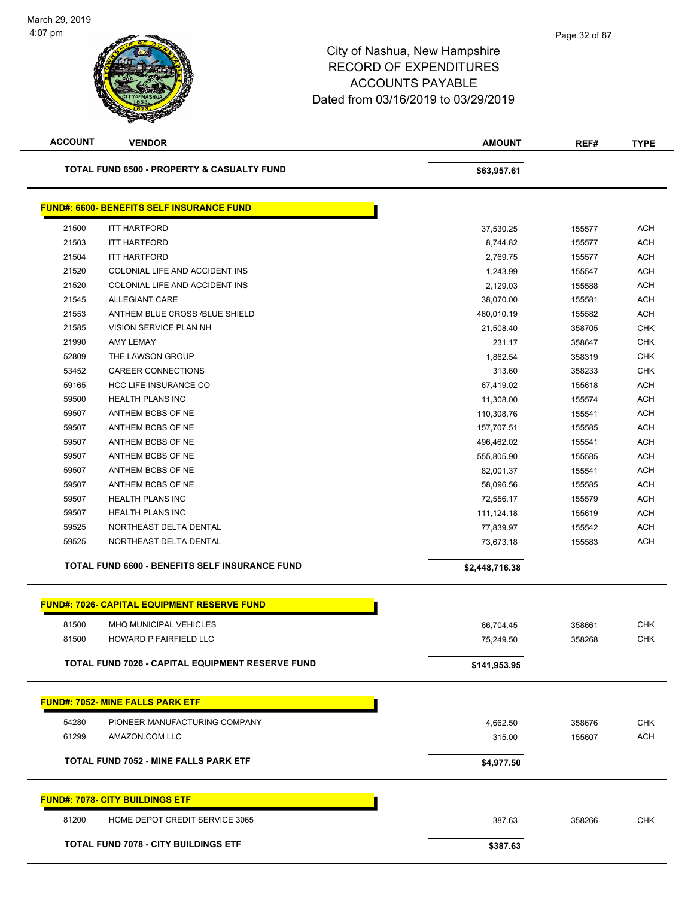# City of Nashua, New Hampshire
## RECORD OF EXPENDITURES
## ACCOUNTS PAYABLE
### Dated from 03/16/2019 to 03/29/2019

| ACCOUNT | VENDOR | AMOUNT | REF# | TYPE |
|---|---|---|---|---|
| | **TOTAL FUND 6500 - PROPERTY & CASUALTY FUND** | **$63,957.61** | | |

**FUND#: 6600- BENEFITS SELF INSURANCE FUND**

| ACCOUNT | VENDOR | AMOUNT | REF# | TYPE |
|---|---|---|---|---|
| 21500 | ITT HARTFORD | 37,530.25 | 155577 | ACH |
| 21503 | ITT HARTFORD | 8,744.82 | 155577 | ACH |
| 21504 | ITT HARTFORD | 2,769.75 | 155577 | ACH |
| 21520 | COLONIAL LIFE AND ACCIDENT INS | 1,243.99 | 155547 | ACH |
| 21520 | COLONIAL LIFE AND ACCIDENT INS | 2,129.03 | 155588 | ACH |
| 21545 | ALLEGIANT CARE | 38,070.00 | 155581 | ACH |
| 21553 | ANTHEM BLUE CROSS /BLUE SHIELD | 460,010.19 | 155582 | ACH |
| 21585 | VISION SERVICE PLAN NH | 21,508.40 | 358705 | CHK |
| 21990 | AMY LEMAY | 231.17 | 358647 | CHK |
| 52809 | THE LAWSON GROUP | 1,862.54 | 358319 | CHK |
| 53452 | CAREER CONNECTIONS | 313.60 | 358233 | CHK |
| 59165 | HCC LIFE INSURANCE CO | 67,419.02 | 155618 | ACH |
| 59500 | HEALTH PLANS INC | 11,308.00 | 155574 | ACH |
| 59507 | ANTHEM BCBS OF NE | 110,308.76 | 155541 | ACH |
| 59507 | ANTHEM BCBS OF NE | 157,707.51 | 155585 | ACH |
| 59507 | ANTHEM BCBS OF NE | 496,462.02 | 155541 | ACH |
| 59507 | ANTHEM BCBS OF NE | 555,805.90 | 155585 | ACH |
| 59507 | ANTHEM BCBS OF NE | 82,001.37 | 155541 | ACH |
| 59507 | ANTHEM BCBS OF NE | 58,096.56 | 155585 | ACH |
| 59507 | HEALTH PLANS INC | 72,556.17 | 155579 | ACH |
| 59507 | HEALTH PLANS INC | 111,124.18 | 155619 | ACH |
| 59525 | NORTHEAST DELTA DENTAL | 77,839.97 | 155542 | ACH |
| 59525 | NORTHEAST DELTA DENTAL | 73,673.18 | 155583 | ACH |
| | **TOTAL FUND 6600 - BENEFITS SELF INSURANCE FUND** | **$2,448,716.38** | | |

**FUND#: 7026- CAPITAL EQUIPMENT RESERVE FUND**

| ACCOUNT | VENDOR | AMOUNT | REF# | TYPE |
|---|---|---|---|---|
| 81500 | MHQ MUNICIPAL VEHICLES | 66,704.45 | 358661 | CHK |
| 81500 | HOWARD P FAIRFIELD LLC | 75,249.50 | 358268 | CHK |
| | **TOTAL FUND 7026 - CAPITAL EQUIPMENT RESERVE FUND** | **$141,953.95** | | |

**FUND#: 7052- MINE FALLS PARK ETF**

| ACCOUNT | VENDOR | AMOUNT | REF# | TYPE |
|---|---|---|---|---|
| 54280 | PIONEER MANUFACTURING COMPANY | 4,662.50 | 358676 | CHK |
| 61299 | AMAZON.COM LLC | 315.00 | 155607 | ACH |
| | **TOTAL FUND 7052 - MINE FALLS PARK ETF** | **$4,977.50** | | |

**FUND#: 7078- CITY BUILDINGS ETF**

| ACCOUNT | VENDOR | AMOUNT | REF# | TYPE |
|---|---|---|---|---|
| 81200 | HOME DEPOT CREDIT SERVICE 3065 | 387.63 | 358266 | CHK |
| | **TOTAL FUND 7078 - CITY BUILDINGS ETF** | **$387.63** | | |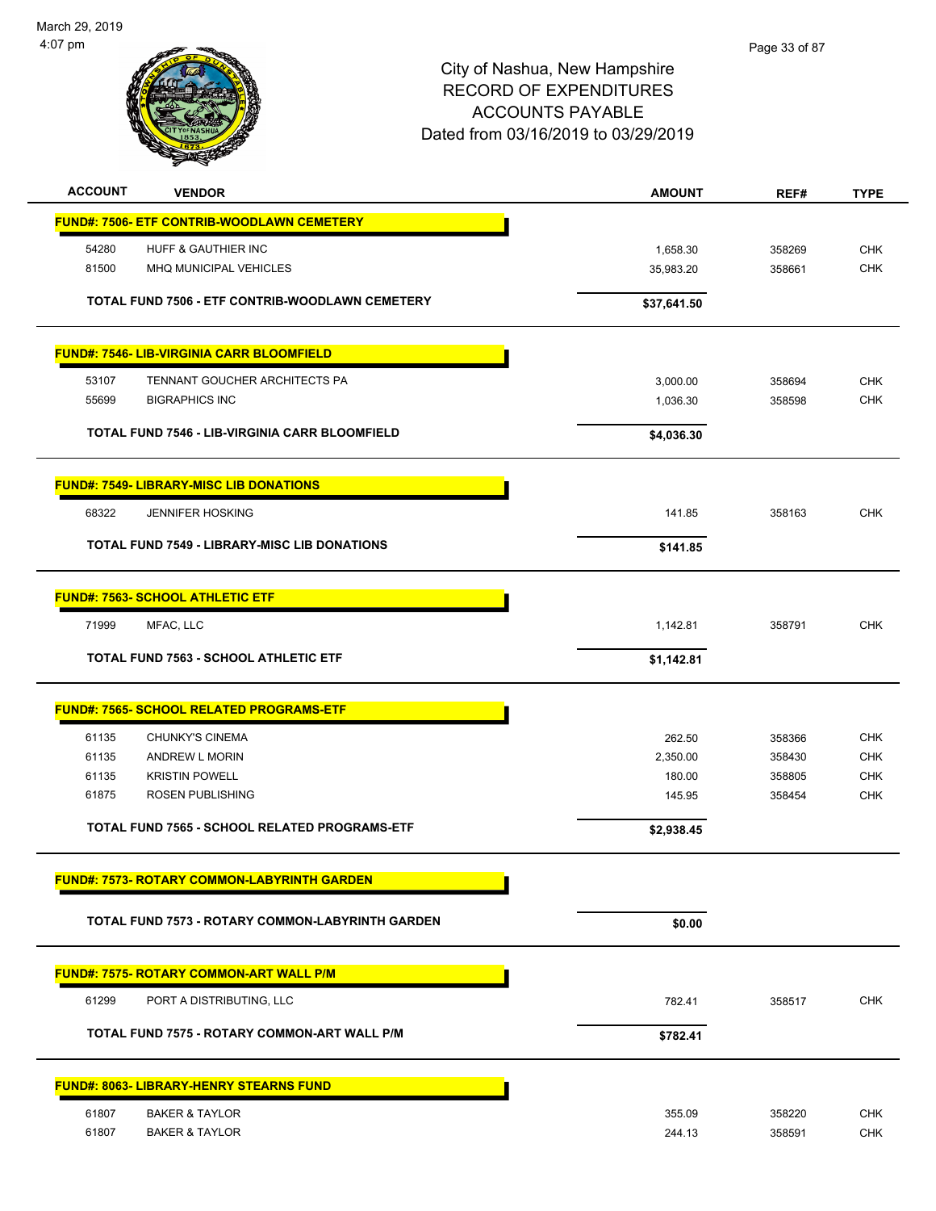# City of Nashua, New Hampshire
## RECORD OF EXPENDITURES
## ACCOUNTS PAYABLE
## Dated from 03/16/2019 to 03/29/2019

| ACCOUNT | VENDOR | AMOUNT | REF# | TYPE |
|---|---|---|---|---|
| **FUND#: 7506- ETF CONTRIB-WOODLAWN CEMETERY** | | | | |
| 54280 | HUFF & GAUTHIER INC | 1,658.30 | 358269 | CHK |
| 81500 | MHQ MUNICIPAL VEHICLES | 35,983.20 | 358661 | CHK |
| | **TOTAL FUND 7506 - ETF CONTRIB-WOODLAWN CEMETERY** | **$37,641.50** | | |
| **FUND#: 7546- LIB-VIRGINIA CARR BLOOMFIELD** | | | | |
| 53107 | TENNANT GOUCHER ARCHITECTS PA | 3,000.00 | 358694 | CHK |
| 55699 | BIGRAPHICS INC | 1,036.30 | 358598 | CHK |
| | **TOTAL FUND 7546 - LIB-VIRGINIA CARR BLOOMFIELD** | **$4,036.30** | | |
| **FUND#: 7549- LIBRARY-MISC LIB DONATIONS** | | | | |
| 68322 | JENNIFER HOSKING | 141.85 | 358163 | CHK |
| | **TOTAL FUND 7549 - LIBRARY-MISC LIB DONATIONS** | **$141.85** | | |
| **FUND#: 7563- SCHOOL ATHLETIC ETF** | | | | |
| 71999 | MFAC, LLC | 1,142.81 | 358791 | CHK |
| | **TOTAL FUND 7563 - SCHOOL ATHLETIC ETF** | **$1,142.81** | | |
| **FUND#: 7565- SCHOOL RELATED PROGRAMS-ETF** | | | | |
| 61135 | CHUNKY'S CINEMA | 262.50 | 358366 | CHK |
| 61135 | ANDREW L MORIN | 2,350.00 | 358430 | CHK |
| 61135 | KRISTIN POWELL | 180.00 | 358805 | CHK |
| 61875 | ROSEN PUBLISHING | 145.95 | 358454 | CHK |
| | **TOTAL FUND 7565 - SCHOOL RELATED PROGRAMS-ETF** | **$2,938.45** | | |
| **FUND#: 7573- ROTARY COMMON-LABYRINTH GARDEN** | | | | |
| | **TOTAL FUND 7573 - ROTARY COMMON-LABYRINTH GARDEN** | **$0.00** | | |
| **FUND#: 7575- ROTARY COMMON-ART WALL P/M** | | | | |
| 61299 | PORT A DISTRIBUTING, LLC | 782.41 | 358517 | CHK |
| | **TOTAL FUND 7575 - ROTARY COMMON-ART WALL P/M** | **$782.41** | | |
| **FUND#: 8063- LIBRARY-HENRY STEARNS FUND** | | | | |
| 61807 | BAKER & TAYLOR | 355.09 | 358220 | CHK |
| 61807 | BAKER & TAYLOR | 244.13 | 358591 | CHK |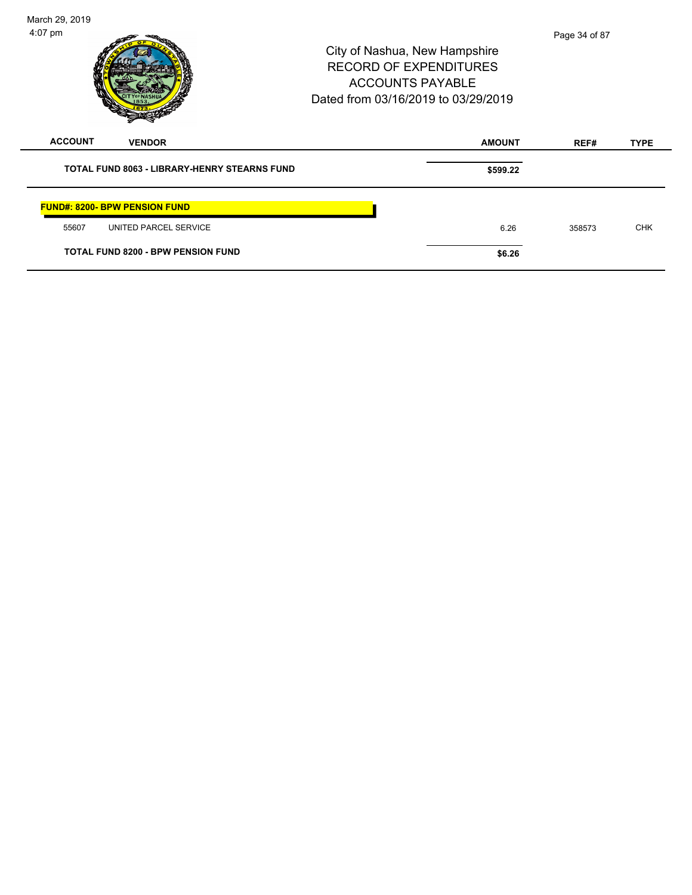City of Nashua, New Hampshire
RECORD OF EXPENDITURES
ACCOUNTS PAYABLE
Dated from 03/16/2019 to 03/29/2019

| ACCOUNT | VENDOR | AMOUNT | REF# | TYPE |
|---|---|---|---|---|
| | **TOTAL FUND 8063 - LIBRARY-HENRY STEARNS FUND** | **$599.22** | | |
| **FUND#: 8200- BPW PENSION FUND** | | | | |
| 55607 | UNITED PARCEL SERVICE | 6.26 | 358573 | CHK |
| | **TOTAL FUND 8200 - BPW PENSION FUND** | **$6.26** | | |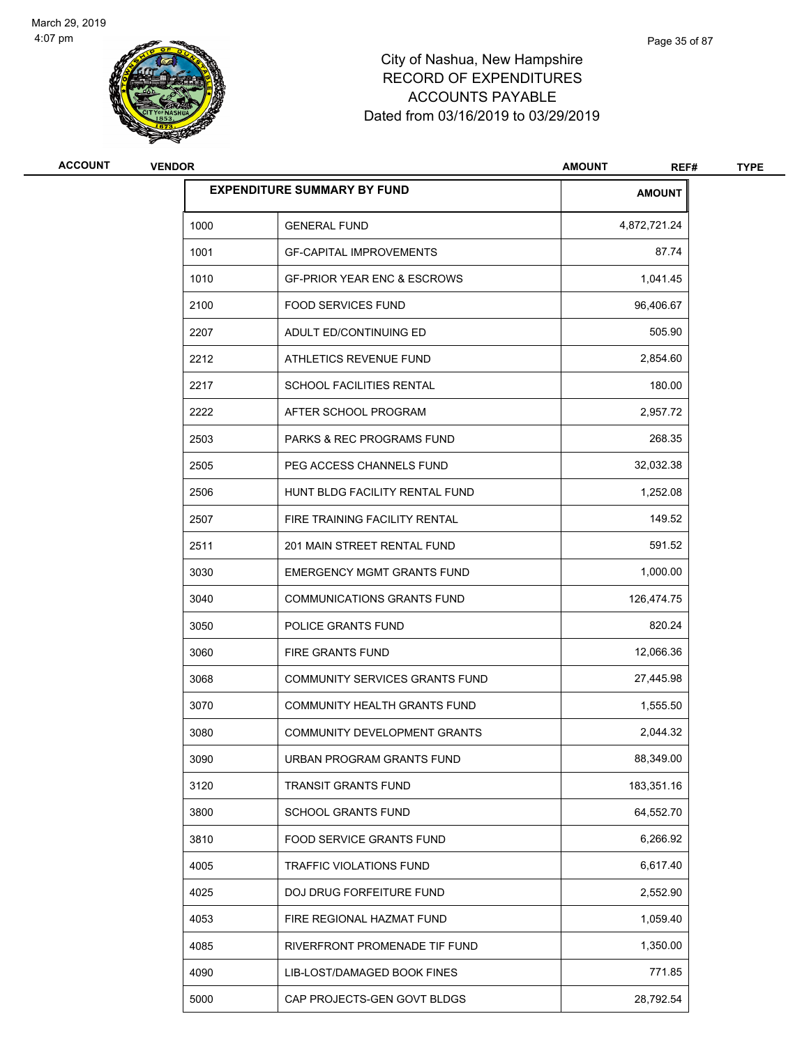# City of Nashua, New Hampshire
## RECORD OF EXPENDITURES
## ACCOUNTS PAYABLE
## Dated from 03/16/2019 to 03/29/2019

| ACCOUNT | VENDOR | AMOUNT | REF# | TYPE |
|---|---|---|---|---|

| EXPENDITURE SUMMARY BY FUND | | AMOUNT |
|---|---|---|
| 1000 | GENERAL FUND | 4,872,721.24 |
| 1001 | GF-CAPITAL IMPROVEMENTS | 87.74 |
| 1010 | GF-PRIOR YEAR ENC & ESCROWS | 1,041.45 |
| 2100 | FOOD SERVICES FUND | 96,406.67 |
| 2207 | ADULT ED/CONTINUING ED | 505.90 |
| 2212 | ATHLETICS REVENUE FUND | 2,854.60 |
| 2217 | SCHOOL FACILITIES RENTAL | 180.00 |
| 2222 | AFTER SCHOOL PROGRAM | 2,957.72 |
| 2503 | PARKS & REC PROGRAMS FUND | 268.35 |
| 2505 | PEG ACCESS CHANNELS FUND | 32,032.38 |
| 2506 | HUNT BLDG FACILITY RENTAL FUND | 1,252.08 |
| 2507 | FIRE TRAINING FACILITY RENTAL | 149.52 |
| 2511 | 201 MAIN STREET RENTAL FUND | 591.52 |
| 3030 | EMERGENCY MGMT GRANTS FUND | 1,000.00 |
| 3040 | COMMUNICATIONS GRANTS FUND | 126,474.75 |
| 3050 | POLICE GRANTS FUND | 820.24 |
| 3060 | FIRE GRANTS FUND | 12,066.36 |
| 3068 | COMMUNITY SERVICES GRANTS FUND | 27,445.98 |
| 3070 | COMMUNITY HEALTH GRANTS FUND | 1,555.50 |
| 3080 | COMMUNITY DEVELOPMENT GRANTS | 2,044.32 |
| 3090 | URBAN PROGRAM GRANTS FUND | 88,349.00 |
| 3120 | TRANSIT GRANTS FUND | 183,351.16 |
| 3800 | SCHOOL GRANTS FUND | 64,552.70 |
| 3810 | FOOD SERVICE GRANTS FUND | 6,266.92 |
| 4005 | TRAFFIC VIOLATIONS FUND | 6,617.40 |
| 4025 | DOJ DRUG FORFEITURE FUND | 2,552.90 |
| 4053 | FIRE REGIONAL HAZMAT FUND | 1,059.40 |
| 4085 | RIVERFRONT PROMENADE TIF FUND | 1,350.00 |
| 4090 | LIB-LOST/DAMAGED BOOK FINES | 771.85 |
| 5000 | CAP PROJECTS-GEN GOVT BLDGS | 28,792.54 |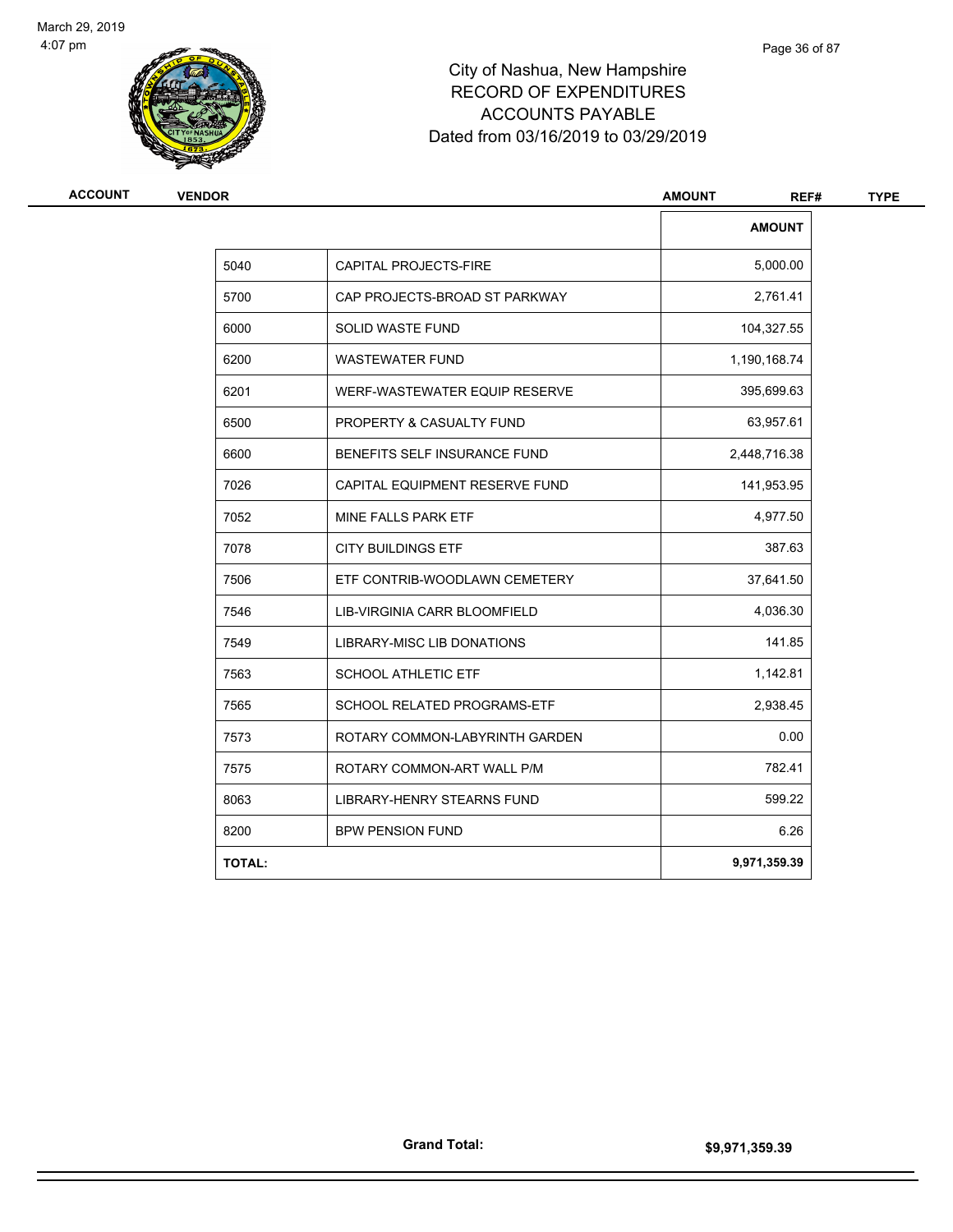# City of Nashua, New Hampshire
# RECORD OF EXPENDITURES
# ACCOUNTS PAYABLE
# Dated from 03/16/2019 to 03/29/2019

| ACCOUNT | VENDOR | AMOUNT | REF# | TYPE |
|---|---|---|---|---|

| | | AMOUNT |
|---|---|---|
| 5040 | CAPITAL PROJECTS-FIRE | 5,000.00 |
| 5700 | CAP PROJECTS-BROAD ST PARKWAY | 2,761.41 |
| 6000 | SOLID WASTE FUND | 104,327.55 |
| 6200 | WASTEWATER FUND | 1,190,168.74 |
| 6201 | WERF-WASTEWATER EQUIP RESERVE | 395,699.63 |
| 6500 | PROPERTY & CASUALTY FUND | 63,957.61 |
| 6600 | BENEFITS SELF INSURANCE FUND | 2,448,716.38 |
| 7026 | CAPITAL EQUIPMENT RESERVE FUND | 141,953.95 |
| 7052 | MINE FALLS PARK ETF | 4,977.50 |
| 7078 | CITY BUILDINGS ETF | 387.63 |
| 7506 | ETF CONTRIB-WOODLAWN CEMETERY | 37,641.50 |
| 7546 | LIB-VIRGINIA CARR BLOOMFIELD | 4,036.30 |
| 7549 | LIBRARY-MISC LIB DONATIONS | 141.85 |
| 7563 | SCHOOL ATHLETIC ETF | 1,142.81 |
| 7565 | SCHOOL RELATED PROGRAMS-ETF | 2,938.45 |
| 7573 | ROTARY COMMON-LABYRINTH GARDEN | 0.00 |
| 7575 | ROTARY COMMON-ART WALL P/M | 782.41 |
| 8063 | LIBRARY-HENRY STEARNS FUND | 599.22 |
| 8200 | BPW PENSION FUND | 6.26 |
| **TOTAL:** | | **9,971,359.39** |

**Grand Total:** **$9,971,359.39**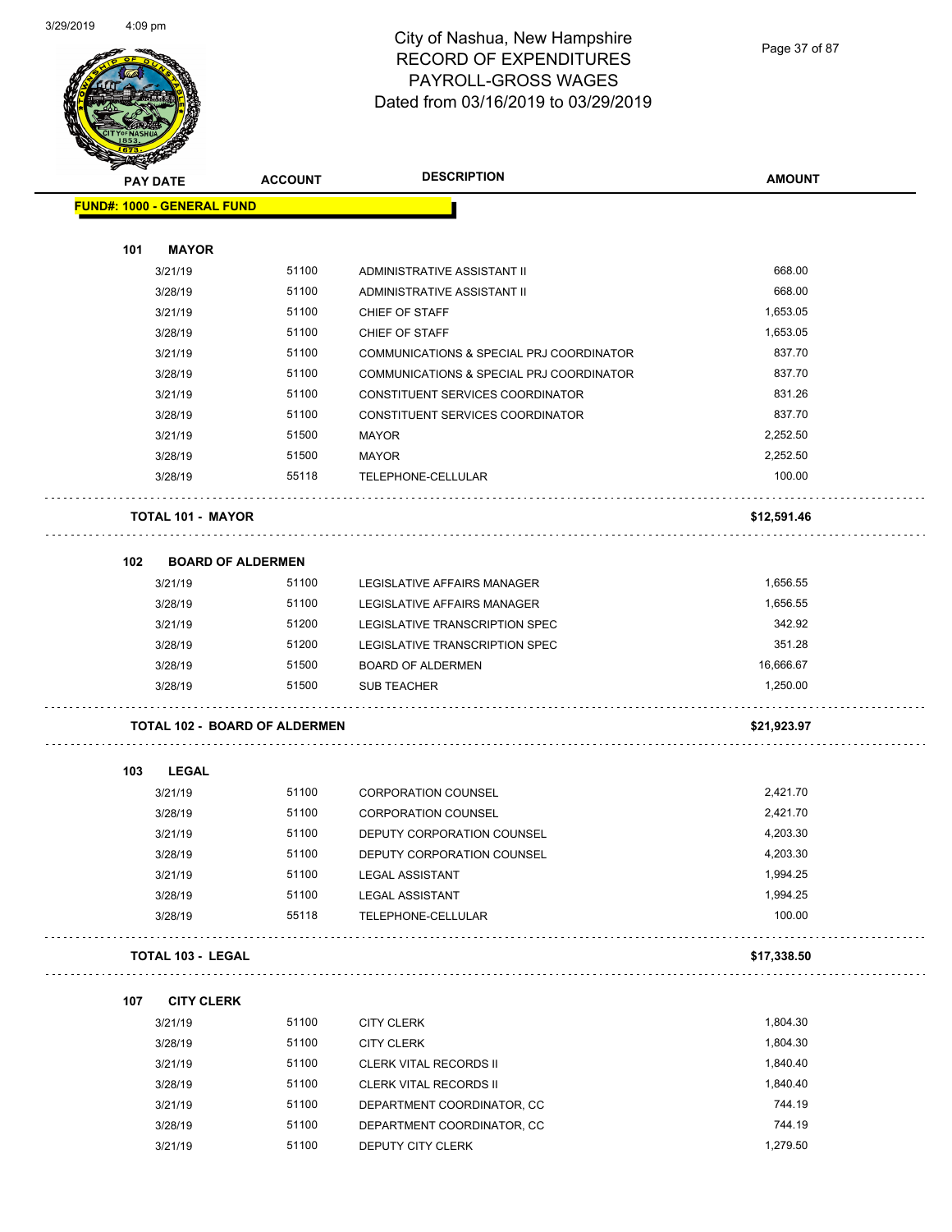# City of Nashua, New Hampshire
## RECORD OF EXPENDITURES
## PAYROLL-GROSS WAGES
## Dated from 03/16/2019 to 03/29/2019

3/29/2019 4:09 pm

| PAY DATE | ACCOUNT | DESCRIPTION | AMOUNT |
|---|---|---|---|
| **FUND#: 1000 - GENERAL FUND** | | | |
| **101 MAYOR** | | | |
| 3/21/19 | 51100 | ADMINISTRATIVE ASSISTANT II | 668.00 |
| 3/28/19 | 51100 | ADMINISTRATIVE ASSISTANT II | 668.00 |
| 3/21/19 | 51100 | CHIEF OF STAFF | 1,653.05 |
| 3/28/19 | 51100 | CHIEF OF STAFF | 1,653.05 |
| 3/21/19 | 51100 | COMMUNICATIONS & SPECIAL PRJ COORDINATOR | 837.70 |
| 3/28/19 | 51100 | COMMUNICATIONS & SPECIAL PRJ COORDINATOR | 837.70 |
| 3/21/19 | 51100 | CONSTITUENT SERVICES COORDINATOR | 831.26 |
| 3/28/19 | 51100 | CONSTITUENT SERVICES COORDINATOR | 837.70 |
| 3/21/19 | 51500 | MAYOR | 2,252.50 |
| 3/28/19 | 51500 | MAYOR | 2,252.50 |
| 3/28/19 | 55118 | TELEPHONE-CELLULAR | 100.00 |
| **TOTAL 101 - MAYOR** | | | **$12,591.46** |
| **102 BOARD OF ALDERMEN** | | | |
| 3/21/19 | 51100 | LEGISLATIVE AFFAIRS MANAGER | 1,656.55 |
| 3/28/19 | 51100 | LEGISLATIVE AFFAIRS MANAGER | 1,656.55 |
| 3/21/19 | 51200 | LEGISLATIVE TRANSCRIPTION SPEC | 342.92 |
| 3/28/19 | 51200 | LEGISLATIVE TRANSCRIPTION SPEC | 351.28 |
| 3/28/19 | 51500 | BOARD OF ALDERMEN | 16,666.67 |
| 3/28/19 | 51500 | SUB TEACHER | 1,250.00 |
| **TOTAL 102 - BOARD OF ALDERMEN** | | | **$21,923.97** |
| **103 LEGAL** | | | |
| 3/21/19 | 51100 | CORPORATION COUNSEL | 2,421.70 |
| 3/28/19 | 51100 | CORPORATION COUNSEL | 2,421.70 |
| 3/21/19 | 51100 | DEPUTY CORPORATION COUNSEL | 4,203.30 |
| 3/28/19 | 51100 | DEPUTY CORPORATION COUNSEL | 4,203.30 |
| 3/21/19 | 51100 | LEGAL ASSISTANT | 1,994.25 |
| 3/28/19 | 51100 | LEGAL ASSISTANT | 1,994.25 |
| 3/28/19 | 55118 | TELEPHONE-CELLULAR | 100.00 |
| **TOTAL 103 - LEGAL** | | | **$17,338.50** |
| **107 CITY CLERK** | | | |
| 3/21/19 | 51100 | CITY CLERK | 1,804.30 |
| 3/28/19 | 51100 | CITY CLERK | 1,804.30 |
| 3/21/19 | 51100 | CLERK VITAL RECORDS II | 1,840.40 |
| 3/28/19 | 51100 | CLERK VITAL RECORDS II | 1,840.40 |
| 3/21/19 | 51100 | DEPARTMENT COORDINATOR, CC | 744.19 |
| 3/28/19 | 51100 | DEPARTMENT COORDINATOR, CC | 744.19 |
| 3/21/19 | 51100 | DEPUTY CITY CLERK | 1,279.50 |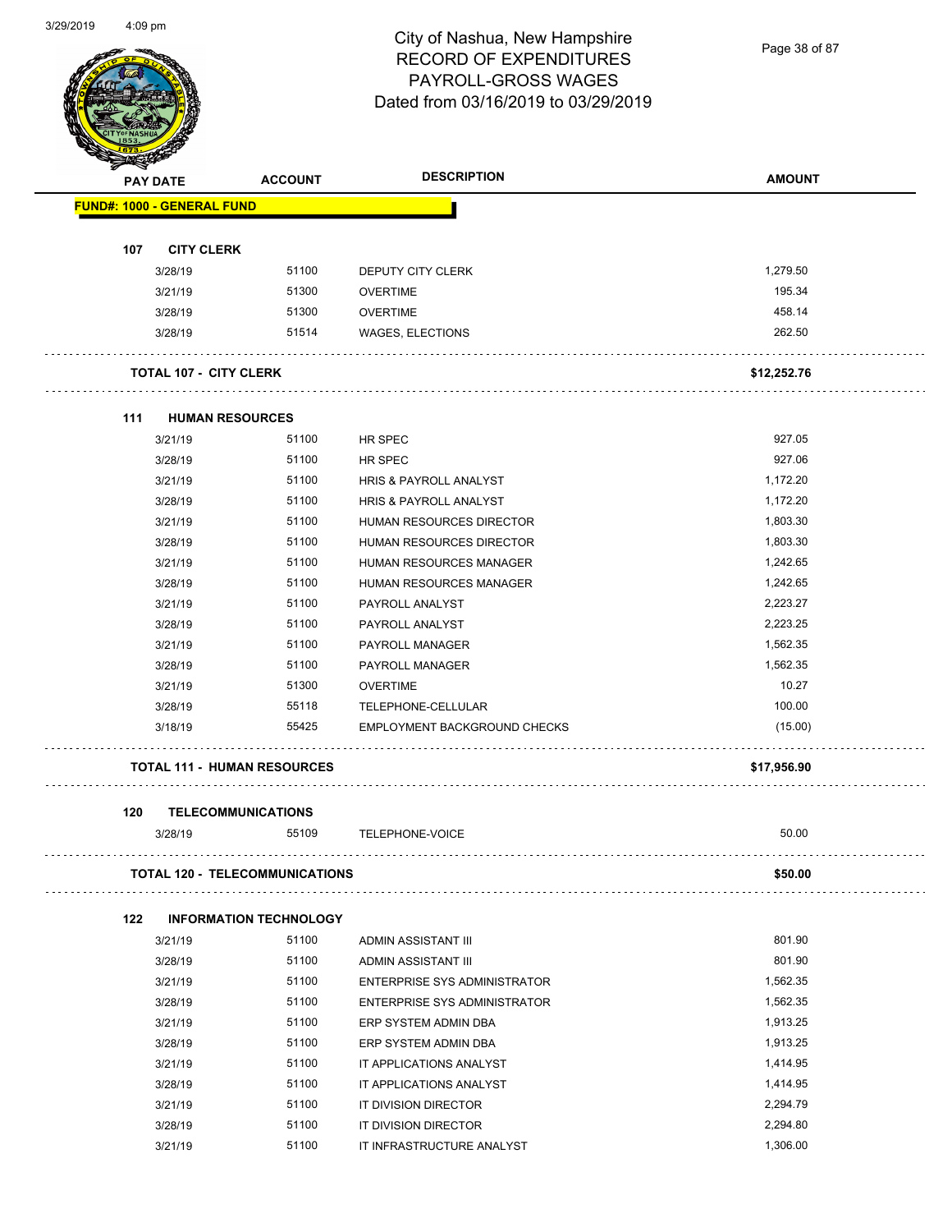# City of Nashua, New Hampshire
## RECORD OF EXPENDITURES
## PAYROLL-GROSS WAGES
### Dated from 03/16/2019 to 03/29/2019

| PAY DATE | ACCOUNT | DESCRIPTION | AMOUNT |
|---|---|---|---|
| **FUND#: 1000 - GENERAL FUND** | | | |
| **107 CITY CLERK** | | | |
| 3/28/19 | 51100 | DEPUTY CITY CLERK | 1,279.50 |
| 3/21/19 | 51300 | OVERTIME | 195.34 |
| 3/28/19 | 51300 | OVERTIME | 458.14 |
| 3/28/19 | 51514 | WAGES, ELECTIONS | 262.50 |
| **TOTAL 107 - CITY CLERK** | | | **$12,252.76** |
| **111 HUMAN RESOURCES** | | | |
| 3/21/19 | 51100 | HR SPEC | 927.05 |
| 3/28/19 | 51100 | HR SPEC | 927.06 |
| 3/21/19 | 51100 | HRIS & PAYROLL ANALYST | 1,172.20 |
| 3/28/19 | 51100 | HRIS & PAYROLL ANALYST | 1,172.20 |
| 3/21/19 | 51100 | HUMAN RESOURCES DIRECTOR | 1,803.30 |
| 3/28/19 | 51100 | HUMAN RESOURCES DIRECTOR | 1,803.30 |
| 3/21/19 | 51100 | HUMAN RESOURCES MANAGER | 1,242.65 |
| 3/28/19 | 51100 | HUMAN RESOURCES MANAGER | 1,242.65 |
| 3/21/19 | 51100 | PAYROLL ANALYST | 2,223.27 |
| 3/28/19 | 51100 | PAYROLL ANALYST | 2,223.25 |
| 3/21/19 | 51100 | PAYROLL MANAGER | 1,562.35 |
| 3/28/19 | 51100 | PAYROLL MANAGER | 1,562.35 |
| 3/21/19 | 51300 | OVERTIME | 10.27 |
| 3/28/19 | 55118 | TELEPHONE-CELLULAR | 100.00 |
| 3/18/19 | 55425 | EMPLOYMENT BACKGROUND CHECKS | (15.00) |
| **TOTAL 111 - HUMAN RESOURCES** | | | **$17,956.90** |
| **120 TELECOMMUNICATIONS** | | | |
| 3/28/19 | 55109 | TELEPHONE-VOICE | 50.00 |
| **TOTAL 120 - TELECOMMUNICATIONS** | | | **$50.00** |
| **122 INFORMATION TECHNOLOGY** | | | |
| 3/21/19 | 51100 | ADMIN ASSISTANT III | 801.90 |
| 3/28/19 | 51100 | ADMIN ASSISTANT III | 801.90 |
| 3/21/19 | 51100 | ENTERPRISE SYS ADMINISTRATOR | 1,562.35 |
| 3/28/19 | 51100 | ENTERPRISE SYS ADMINISTRATOR | 1,562.35 |
| 3/21/19 | 51100 | ERP SYSTEM ADMIN DBA | 1,913.25 |
| 3/28/19 | 51100 | ERP SYSTEM ADMIN DBA | 1,913.25 |
| 3/21/19 | 51100 | IT APPLICATIONS ANALYST | 1,414.95 |
| 3/28/19 | 51100 | IT APPLICATIONS ANALYST | 1,414.95 |
| 3/21/19 | 51100 | IT DIVISION DIRECTOR | 2,294.79 |
| 3/28/19 | 51100 | IT DIVISION DIRECTOR | 2,294.80 |
| 3/21/19 | 51100 | IT INFRASTRUCTURE ANALYST | 1,306.00 |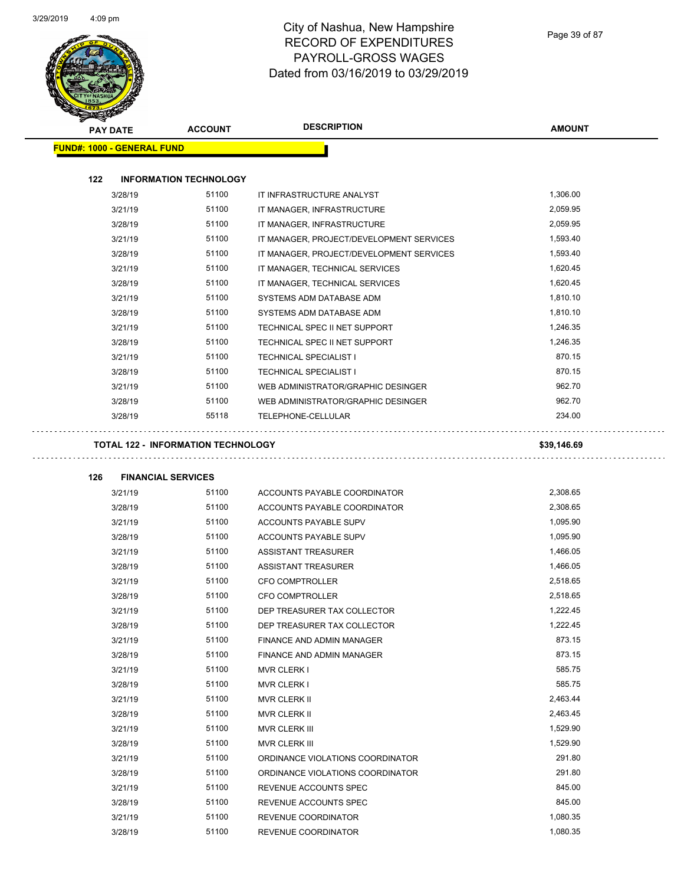# City of Nashua, New Hampshire
## RECORD OF EXPENDITURES
## PAYROLL-GROSS WAGES
## Dated from 03/16/2019 to 03/29/2019

| PAY DATE | ACCOUNT | DESCRIPTION | AMOUNT |
|---|---|---|---|
| **FUND#: 1000 - GENERAL FUND** | | | |
| **122 INFORMATION TECHNOLOGY** | | | |
| 3/28/19 | 51100 | IT INFRASTRUCTURE ANALYST | 1,306.00 |
| 3/21/19 | 51100 | IT MANAGER, INFRASTRUCTURE | 2,059.95 |
| 3/28/19 | 51100 | IT MANAGER, INFRASTRUCTURE | 2,059.95 |
| 3/21/19 | 51100 | IT MANAGER, PROJECT/DEVELOPMENT SERVICES | 1,593.40 |
| 3/28/19 | 51100 | IT MANAGER, PROJECT/DEVELOPMENT SERVICES | 1,593.40 |
| 3/21/19 | 51100 | IT MANAGER, TECHNICAL SERVICES | 1,620.45 |
| 3/28/19 | 51100 | IT MANAGER, TECHNICAL SERVICES | 1,620.45 |
| 3/21/19 | 51100 | SYSTEMS ADM DATABASE ADM | 1,810.10 |
| 3/28/19 | 51100 | SYSTEMS ADM DATABASE ADM | 1,810.10 |
| 3/21/19 | 51100 | TECHNICAL SPEC II NET SUPPORT | 1,246.35 |
| 3/28/19 | 51100 | TECHNICAL SPEC II NET SUPPORT | 1,246.35 |
| 3/21/19 | 51100 | TECHNICAL SPECIALIST I | 870.15 |
| 3/28/19 | 51100 | TECHNICAL SPECIALIST I | 870.15 |
| 3/21/19 | 51100 | WEB ADMINISTRATOR/GRAPHIC DESINGER | 962.70 |
| 3/28/19 | 51100 | WEB ADMINISTRATOR/GRAPHIC DESINGER | 962.70 |
| 3/28/19 | 55118 | TELEPHONE-CELLULAR | 234.00 |
| **TOTAL 122 - INFORMATION TECHNOLOGY** | | | **$39,146.69** |
| **126 FINANCIAL SERVICES** | | | |
| 3/21/19 | 51100 | ACCOUNTS PAYABLE COORDINATOR | 2,308.65 |
| 3/28/19 | 51100 | ACCOUNTS PAYABLE COORDINATOR | 2,308.65 |
| 3/21/19 | 51100 | ACCOUNTS PAYABLE SUPV | 1,095.90 |
| 3/28/19 | 51100 | ACCOUNTS PAYABLE SUPV | 1,095.90 |
| 3/21/19 | 51100 | ASSISTANT TREASURER | 1,466.05 |
| 3/28/19 | 51100 | ASSISTANT TREASURER | 1,466.05 |
| 3/21/19 | 51100 | CFO COMPTROLLER | 2,518.65 |
| 3/28/19 | 51100 | CFO COMPTROLLER | 2,518.65 |
| 3/21/19 | 51100 | DEP TREASURER TAX COLLECTOR | 1,222.45 |
| 3/28/19 | 51100 | DEP TREASURER TAX COLLECTOR | 1,222.45 |
| 3/21/19 | 51100 | FINANCE AND ADMIN MANAGER | 873.15 |
| 3/28/19 | 51100 | FINANCE AND ADMIN MANAGER | 873.15 |
| 3/21/19 | 51100 | MVR CLERK I | 585.75 |
| 3/28/19 | 51100 | MVR CLERK I | 585.75 |
| 3/21/19 | 51100 | MVR CLERK II | 2,463.44 |
| 3/28/19 | 51100 | MVR CLERK II | 2,463.45 |
| 3/21/19 | 51100 | MVR CLERK III | 1,529.90 |
| 3/28/19 | 51100 | MVR CLERK III | 1,529.90 |
| 3/21/19 | 51100 | ORDINANCE VIOLATIONS COORDINATOR | 291.80 |
| 3/28/19 | 51100 | ORDINANCE VIOLATIONS COORDINATOR | 291.80 |
| 3/21/19 | 51100 | REVENUE ACCOUNTS SPEC | 845.00 |
| 3/28/19 | 51100 | REVENUE ACCOUNTS SPEC | 845.00 |
| 3/21/19 | 51100 | REVENUE COORDINATOR | 1,080.35 |
| 3/28/19 | 51100 | REVENUE COORDINATOR | 1,080.35 |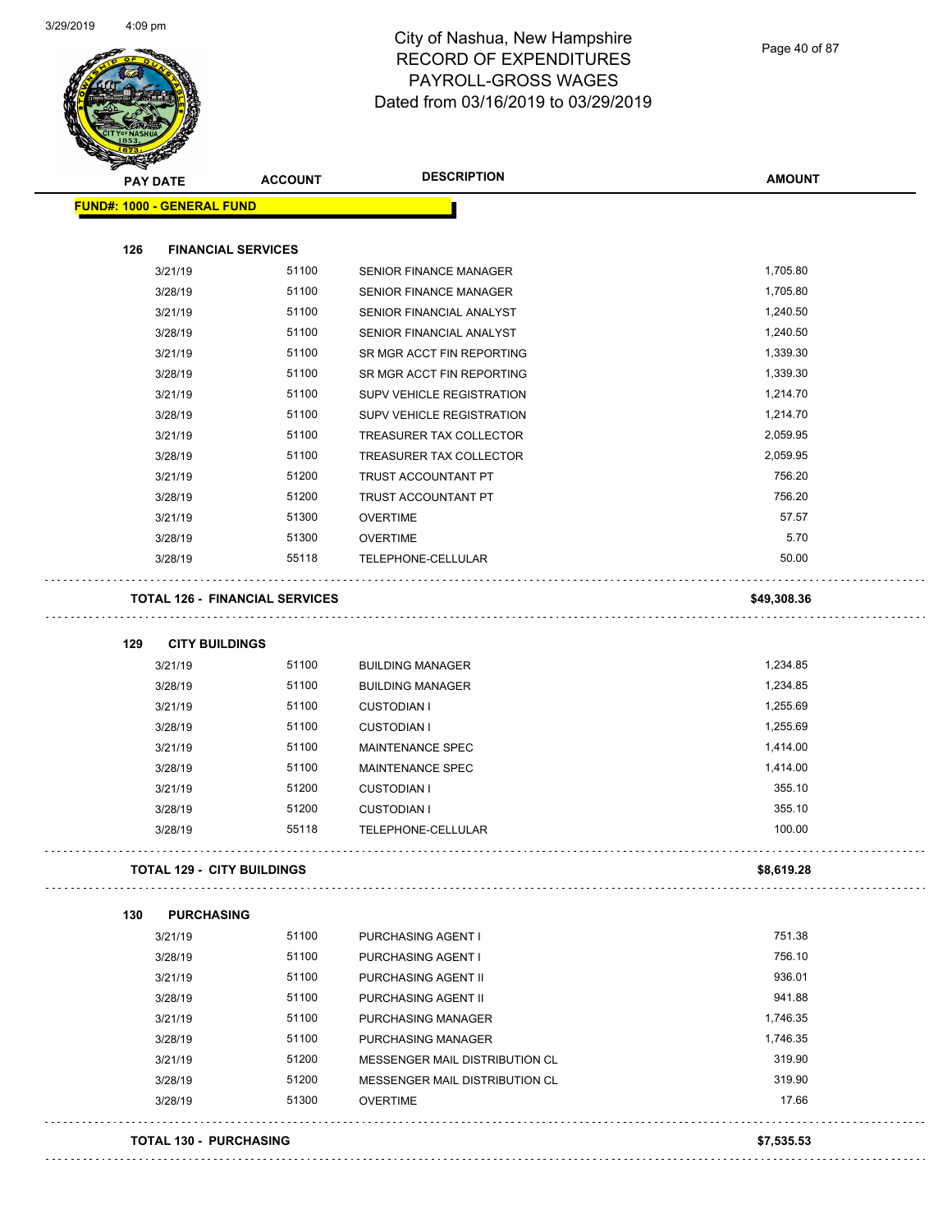# City of Nashua, New Hampshire
## RECORD OF EXPENDITURES
## PAYROLL-GROSS WAGES
## Dated from 03/16/2019 to 03/29/2019

| PAY DATE | ACCOUNT | DESCRIPTION | AMOUNT |
|---|---|---|---|
| **FUND#: 1000 - GENERAL FUND** | | | |
| **126 FINANCIAL SERVICES** | | | |
| 3/21/19 | 51100 | SENIOR FINANCE MANAGER | 1,705.80 |
| 3/28/19 | 51100 | SENIOR FINANCE MANAGER | 1,705.80 |
| 3/21/19 | 51100 | SENIOR FINANCIAL ANALYST | 1,240.50 |
| 3/28/19 | 51100 | SENIOR FINANCIAL ANALYST | 1,240.50 |
| 3/21/19 | 51100 | SR MGR ACCT FIN REPORTING | 1,339.30 |
| 3/28/19 | 51100 | SR MGR ACCT FIN REPORTING | 1,339.30 |
| 3/21/19 | 51100 | SUPV VEHICLE REGISTRATION | 1,214.70 |
| 3/28/19 | 51100 | SUPV VEHICLE REGISTRATION | 1,214.70 |
| 3/21/19 | 51100 | TREASURER TAX COLLECTOR | 2,059.95 |
| 3/28/19 | 51100 | TREASURER TAX COLLECTOR | 2,059.95 |
| 3/21/19 | 51200 | TRUST ACCOUNTANT PT | 756.20 |
| 3/28/19 | 51200 | TRUST ACCOUNTANT PT | 756.20 |
| 3/21/19 | 51300 | OVERTIME | 57.57 |
| 3/28/19 | 51300 | OVERTIME | 5.70 |
| 3/28/19 | 55118 | TELEPHONE-CELLULAR | 50.00 |
| **TOTAL 126 - FINANCIAL SERVICES** | | | **$49,308.36** |
| **129 CITY BUILDINGS** | | | |
| 3/21/19 | 51100 | BUILDING MANAGER | 1,234.85 |
| 3/28/19 | 51100 | BUILDING MANAGER | 1,234.85 |
| 3/21/19 | 51100 | CUSTODIAN I | 1,255.69 |
| 3/28/19 | 51100 | CUSTODIAN I | 1,255.69 |
| 3/21/19 | 51100 | MAINTENANCE SPEC | 1,414.00 |
| 3/28/19 | 51100 | MAINTENANCE SPEC | 1,414.00 |
| 3/21/19 | 51200 | CUSTODIAN I | 355.10 |
| 3/28/19 | 51200 | CUSTODIAN I | 355.10 |
| 3/28/19 | 55118 | TELEPHONE-CELLULAR | 100.00 |
| **TOTAL 129 - CITY BUILDINGS** | | | **$8,619.28** |
| **130 PURCHASING** | | | |
| 3/21/19 | 51100 | PURCHASING AGENT I | 751.38 |
| 3/28/19 | 51100 | PURCHASING AGENT I | 756.10 |
| 3/21/19 | 51100 | PURCHASING AGENT II | 936.01 |
| 3/28/19 | 51100 | PURCHASING AGENT II | 941.88 |
| 3/21/19 | 51100 | PURCHASING MANAGER | 1,746.35 |
| 3/28/19 | 51100 | PURCHASING MANAGER | 1,746.35 |
| 3/21/19 | 51200 | MESSENGER MAIL DISTRIBUTION CL | 319.90 |
| 3/28/19 | 51200 | MESSENGER MAIL DISTRIBUTION CL | 319.90 |
| 3/28/19 | 51300 | OVERTIME | 17.66 |
| **TOTAL 130 - PURCHASING** | | | **$7,535.53** |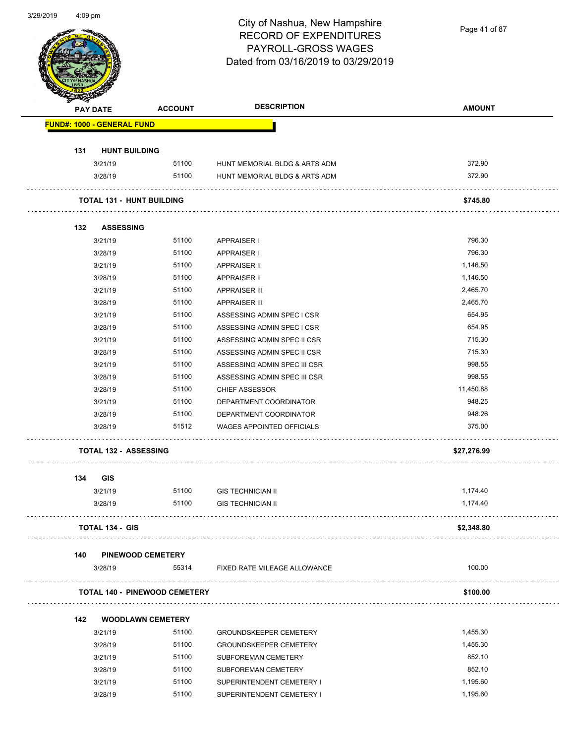# City of Nashua, New Hampshire
## RECORD OF EXPENDITURES
## PAYROLL-GROSS WAGES
## Dated from 03/16/2019 to 03/29/2019

| PAY DATE | ACCOUNT | DESCRIPTION | AMOUNT |
|---|---|---|---|
| **FUND#: 1000 - GENERAL FUND** | | | |
| **131 HUNT BUILDING** | | | |
| 3/21/19 | 51100 | HUNT MEMORIAL BLDG & ARTS ADM | 372.90 |
| 3/28/19 | 51100 | HUNT MEMORIAL BLDG & ARTS ADM | 372.90 |
| **TOTAL 131 - HUNT BUILDING** | | | **$745.80** |
| **132 ASSESSING** | | | |
| 3/21/19 | 51100 | APPRAISER I | 796.30 |
| 3/28/19 | 51100 | APPRAISER I | 796.30 |
| 3/21/19 | 51100 | APPRAISER II | 1,146.50 |
| 3/28/19 | 51100 | APPRAISER II | 1,146.50 |
| 3/21/19 | 51100 | APPRAISER III | 2,465.70 |
| 3/28/19 | 51100 | APPRAISER III | 2,465.70 |
| 3/21/19 | 51100 | ASSESSING ADMIN SPEC I CSR | 654.95 |
| 3/28/19 | 51100 | ASSESSING ADMIN SPEC I CSR | 654.95 |
| 3/21/19 | 51100 | ASSESSING ADMIN SPEC II CSR | 715.30 |
| 3/28/19 | 51100 | ASSESSING ADMIN SPEC II CSR | 715.30 |
| 3/21/19 | 51100 | ASSESSING ADMIN SPEC III CSR | 998.55 |
| 3/28/19 | 51100 | ASSESSING ADMIN SPEC III CSR | 998.55 |
| 3/28/19 | 51100 | CHIEF ASSESSOR | 11,450.88 |
| 3/21/19 | 51100 | DEPARTMENT COORDINATOR | 948.25 |
| 3/28/19 | 51100 | DEPARTMENT COORDINATOR | 948.26 |
| 3/28/19 | 51512 | WAGES APPOINTED OFFICIALS | 375.00 |
| **TOTAL 132 - ASSESSING** | | | **$27,276.99** |
| **134 GIS** | | | |
| 3/21/19 | 51100 | GIS TECHNICIAN II | 1,174.40 |
| 3/28/19 | 51100 | GIS TECHNICIAN II | 1,174.40 |
| **TOTAL 134 - GIS** | | | **$2,348.80** |
| **140 PINEWOOD CEMETERY** | | | |
| 3/28/19 | 55314 | FIXED RATE MILEAGE ALLOWANCE | 100.00 |
| **TOTAL 140 - PINEWOOD CEMETERY** | | | **$100.00** |
| **142 WOODLAWN CEMETERY** | | | |
| 3/21/19 | 51100 | GROUNDSKEEPER CEMETERY | 1,455.30 |
| 3/28/19 | 51100 | GROUNDSKEEPER CEMETERY | 1,455.30 |
| 3/21/19 | 51100 | SUBFOREMAN CEMETERY | 852.10 |
| 3/28/19 | 51100 | SUBFOREMAN CEMETERY | 852.10 |
| 3/21/19 | 51100 | SUPERINTENDENT CEMETERY I | 1,195.60 |
| 3/28/19 | 51100 | SUPERINTENDENT CEMETERY I | 1,195.60 |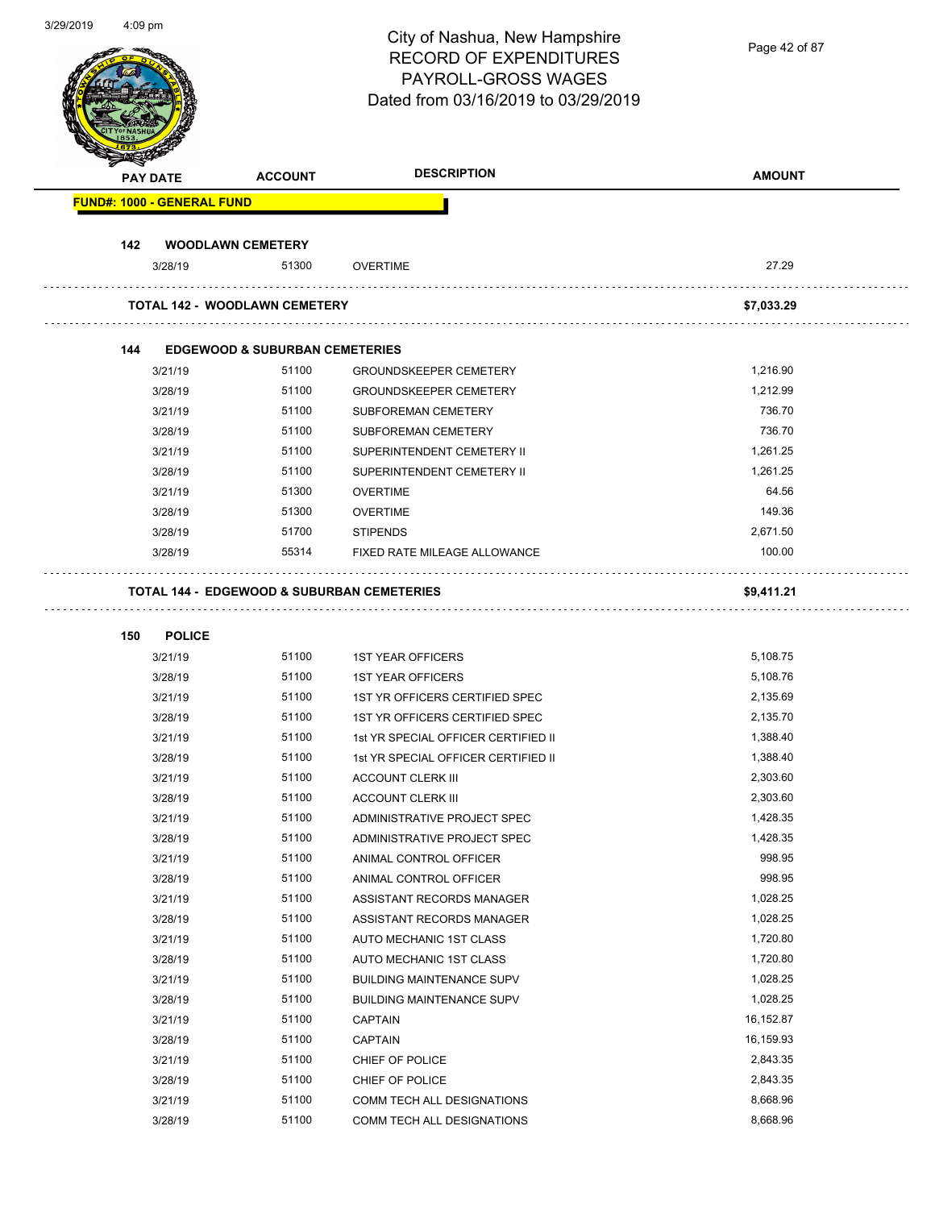# City of Nashua, New Hampshire
## RECORD OF EXPENDITURES
## PAYROLL-GROSS WAGES
### Dated from 03/16/2019 to 03/29/2019

| PAY DATE | ACCOUNT | DESCRIPTION | AMOUNT |
|---|---|---|---|
| **FUND#: 1000 - GENERAL FUND** | | | |
| **142 WOODLAWN CEMETERY** | | | |
| 3/28/19 | 51300 | OVERTIME | 27.29 |
| **TOTAL 142 - WOODLAWN CEMETERY** | | | **$7,033.29** |
| **144 EDGEWOOD & SUBURBAN CEMETERIES** | | | |
| 3/21/19 | 51100 | GROUNDSKEEPER CEMETERY | 1,216.90 |
| 3/28/19 | 51100 | GROUNDSKEEPER CEMETERY | 1,212.99 |
| 3/21/19 | 51100 | SUBFOREMAN CEMETERY | 736.70 |
| 3/28/19 | 51100 | SUBFOREMAN CEMETERY | 736.70 |
| 3/21/19 | 51100 | SUPERINTENDENT CEMETERY II | 1,261.25 |
| 3/28/19 | 51100 | SUPERINTENDENT CEMETERY II | 1,261.25 |
| 3/21/19 | 51300 | OVERTIME | 64.56 |
| 3/28/19 | 51300 | OVERTIME | 149.36 |
| 3/28/19 | 51700 | STIPENDS | 2,671.50 |
| 3/28/19 | 55314 | FIXED RATE MILEAGE ALLOWANCE | 100.00 |
| **TOTAL 144 - EDGEWOOD & SUBURBAN CEMETERIES** | | | **$9,411.21** |
| **150 POLICE** | | | |
| 3/21/19 | 51100 | 1ST YEAR OFFICERS | 5,108.75 |
| 3/28/19 | 51100 | 1ST YEAR OFFICERS | 5,108.76 |
| 3/21/19 | 51100 | 1ST YR OFFICERS CERTIFIED SPEC | 2,135.69 |
| 3/28/19 | 51100 | 1ST YR OFFICERS CERTIFIED SPEC | 2,135.70 |
| 3/21/19 | 51100 | 1st YR SPECIAL OFFICER CERTIFIED II | 1,388.40 |
| 3/28/19 | 51100 | 1st YR SPECIAL OFFICER CERTIFIED II | 1,388.40 |
| 3/21/19 | 51100 | ACCOUNT CLERK III | 2,303.60 |
| 3/28/19 | 51100 | ACCOUNT CLERK III | 2,303.60 |
| 3/21/19 | 51100 | ADMINISTRATIVE PROJECT SPEC | 1,428.35 |
| 3/28/19 | 51100 | ADMINISTRATIVE PROJECT SPEC | 1,428.35 |
| 3/21/19 | 51100 | ANIMAL CONTROL OFFICER | 998.95 |
| 3/28/19 | 51100 | ANIMAL CONTROL OFFICER | 998.95 |
| 3/21/19 | 51100 | ASSISTANT RECORDS MANAGER | 1,028.25 |
| 3/28/19 | 51100 | ASSISTANT RECORDS MANAGER | 1,028.25 |
| 3/21/19 | 51100 | AUTO MECHANIC 1ST CLASS | 1,720.80 |
| 3/28/19 | 51100 | AUTO MECHANIC 1ST CLASS | 1,720.80 |
| 3/21/19 | 51100 | BUILDING MAINTENANCE SUPV | 1,028.25 |
| 3/28/19 | 51100 | BUILDING MAINTENANCE SUPV | 1,028.25 |
| 3/21/19 | 51100 | CAPTAIN | 16,152.87 |
| 3/28/19 | 51100 | CAPTAIN | 16,159.93 |
| 3/21/19 | 51100 | CHIEF OF POLICE | 2,843.35 |
| 3/28/19 | 51100 | CHIEF OF POLICE | 2,843.35 |
| 3/21/19 | 51100 | COMM TECH ALL DESIGNATIONS | 8,668.96 |
| 3/28/19 | 51100 | COMM TECH ALL DESIGNATIONS | 8,668.96 |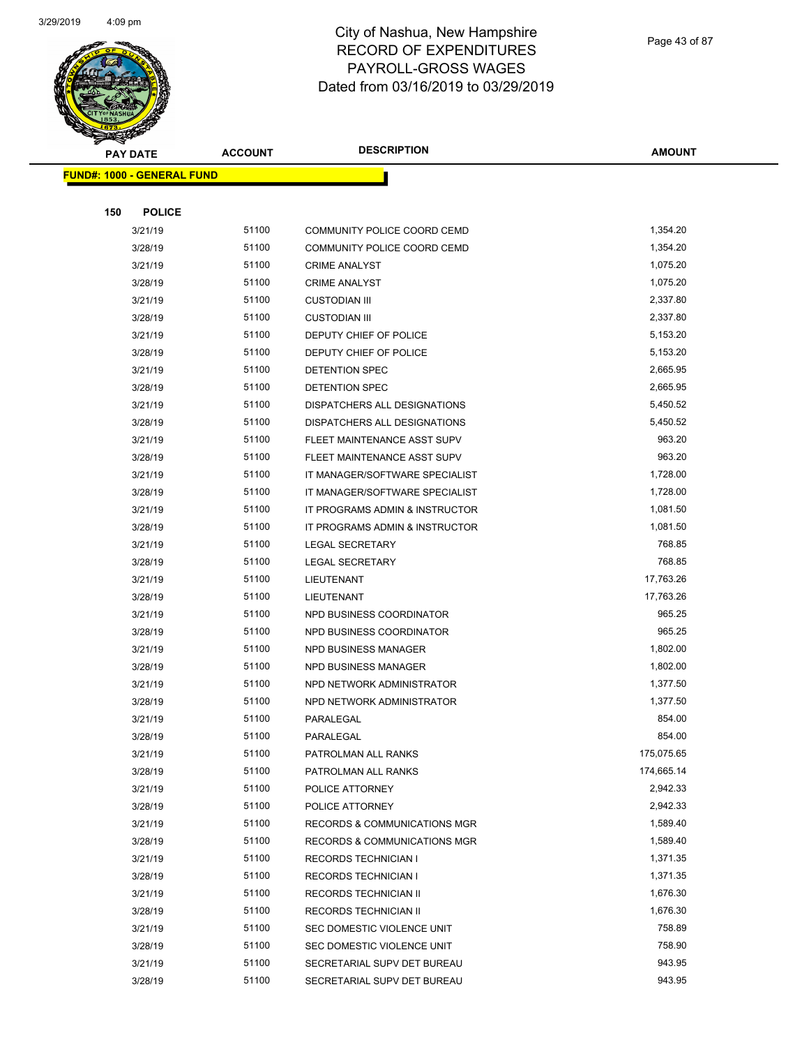# City of Nashua, New Hampshire
## RECORD OF EXPENDITURES
## PAYROLL-GROSS WAGES
## Dated from 03/16/2019 to 03/29/2019

| PAY DATE | ACCOUNT | DESCRIPTION | AMOUNT |
|---|---|---|---|
| **FUND#: 1000 - GENERAL FUND** | | | |
| **150 POLICE** | | | |
| 3/21/19 | 51100 | COMMUNITY POLICE COORD CEMD | 1,354.20 |
| 3/28/19 | 51100 | COMMUNITY POLICE COORD CEMD | 1,354.20 |
| 3/21/19 | 51100 | CRIME ANALYST | 1,075.20 |
| 3/28/19 | 51100 | CRIME ANALYST | 1,075.20 |
| 3/21/19 | 51100 | CUSTODIAN III | 2,337.80 |
| 3/28/19 | 51100 | CUSTODIAN III | 2,337.80 |
| 3/21/19 | 51100 | DEPUTY CHIEF OF POLICE | 5,153.20 |
| 3/28/19 | 51100 | DEPUTY CHIEF OF POLICE | 5,153.20 |
| 3/21/19 | 51100 | DETENTION SPEC | 2,665.95 |
| 3/28/19 | 51100 | DETENTION SPEC | 2,665.95 |
| 3/21/19 | 51100 | DISPATCHERS ALL DESIGNATIONS | 5,450.52 |
| 3/28/19 | 51100 | DISPATCHERS ALL DESIGNATIONS | 5,450.52 |
| 3/21/19 | 51100 | FLEET MAINTENANCE ASST SUPV | 963.20 |
| 3/28/19 | 51100 | FLEET MAINTENANCE ASST SUPV | 963.20 |
| 3/21/19 | 51100 | IT MANAGER/SOFTWARE SPECIALIST | 1,728.00 |
| 3/28/19 | 51100 | IT MANAGER/SOFTWARE SPECIALIST | 1,728.00 |
| 3/21/19 | 51100 | IT PROGRAMS ADMIN & INSTRUCTOR | 1,081.50 |
| 3/28/19 | 51100 | IT PROGRAMS ADMIN & INSTRUCTOR | 1,081.50 |
| 3/21/19 | 51100 | LEGAL SECRETARY | 768.85 |
| 3/28/19 | 51100 | LEGAL SECRETARY | 768.85 |
| 3/21/19 | 51100 | LIEUTENANT | 17,763.26 |
| 3/28/19 | 51100 | LIEUTENANT | 17,763.26 |
| 3/21/19 | 51100 | NPD BUSINESS COORDINATOR | 965.25 |
| 3/28/19 | 51100 | NPD BUSINESS COORDINATOR | 965.25 |
| 3/21/19 | 51100 | NPD BUSINESS MANAGER | 1,802.00 |
| 3/28/19 | 51100 | NPD BUSINESS MANAGER | 1,802.00 |
| 3/21/19 | 51100 | NPD NETWORK ADMINISTRATOR | 1,377.50 |
| 3/28/19 | 51100 | NPD NETWORK ADMINISTRATOR | 1,377.50 |
| 3/21/19 | 51100 | PARALEGAL | 854.00 |
| 3/28/19 | 51100 | PARALEGAL | 854.00 |
| 3/21/19 | 51100 | PATROLMAN ALL RANKS | 175,075.65 |
| 3/28/19 | 51100 | PATROLMAN ALL RANKS | 174,665.14 |
| 3/21/19 | 51100 | POLICE ATTORNEY | 2,942.33 |
| 3/28/19 | 51100 | POLICE ATTORNEY | 2,942.33 |
| 3/21/19 | 51100 | RECORDS & COMMUNICATIONS MGR | 1,589.40 |
| 3/28/19 | 51100 | RECORDS & COMMUNICATIONS MGR | 1,589.40 |
| 3/21/19 | 51100 | RECORDS TECHNICIAN I | 1,371.35 |
| 3/28/19 | 51100 | RECORDS TECHNICIAN I | 1,371.35 |
| 3/21/19 | 51100 | RECORDS TECHNICIAN II | 1,676.30 |
| 3/28/19 | 51100 | RECORDS TECHNICIAN II | 1,676.30 |
| 3/21/19 | 51100 | SEC DOMESTIC VIOLENCE UNIT | 758.89 |
| 3/28/19 | 51100 | SEC DOMESTIC VIOLENCE UNIT | 758.90 |
| 3/21/19 | 51100 | SECRETARIAL SUPV DET BUREAU | 943.95 |
| 3/28/19 | 51100 | SECRETARIAL SUPV DET BUREAU | 943.95 |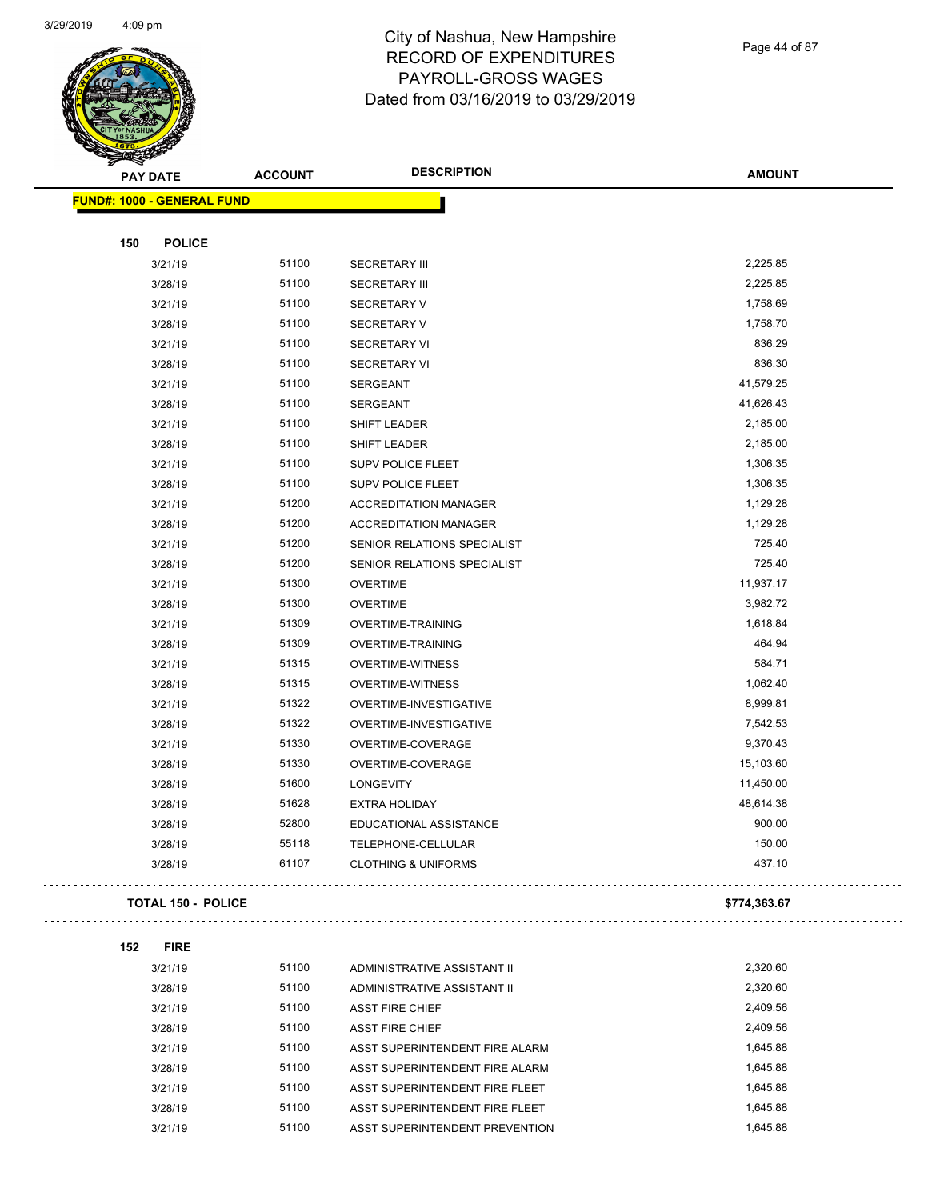# City of Nashua, New Hampshire
# RECORD OF EXPENDITURES
# PAYROLL-GROSS WAGES
# Dated from 03/16/2019 to 03/29/2019

| PAY DATE | ACCOUNT | DESCRIPTION | AMOUNT |
|---|---|---|---|
| **FUND#: 1000 - GENERAL FUND** | | | |
| **150 POLICE** | | | |
| 3/21/19 | 51100 | SECRETARY III | 2,225.85 |
| 3/28/19 | 51100 | SECRETARY III | 2,225.85 |
| 3/21/19 | 51100 | SECRETARY V | 1,758.69 |
| 3/28/19 | 51100 | SECRETARY V | 1,758.70 |
| 3/21/19 | 51100 | SECRETARY VI | 836.29 |
| 3/28/19 | 51100 | SECRETARY VI | 836.30 |
| 3/21/19 | 51100 | SERGEANT | 41,579.25 |
| 3/28/19 | 51100 | SERGEANT | 41,626.43 |
| 3/21/19 | 51100 | SHIFT LEADER | 2,185.00 |
| 3/28/19 | 51100 | SHIFT LEADER | 2,185.00 |
| 3/21/19 | 51100 | SUPV POLICE FLEET | 1,306.35 |
| 3/28/19 | 51100 | SUPV POLICE FLEET | 1,306.35 |
| 3/21/19 | 51200 | ACCREDITATION MANAGER | 1,129.28 |
| 3/28/19 | 51200 | ACCREDITATION MANAGER | 1,129.28 |
| 3/21/19 | 51200 | SENIOR RELATIONS SPECIALIST | 725.40 |
| 3/28/19 | 51200 | SENIOR RELATIONS SPECIALIST | 725.40 |
| 3/21/19 | 51300 | OVERTIME | 11,937.17 |
| 3/28/19 | 51300 | OVERTIME | 3,982.72 |
| 3/21/19 | 51309 | OVERTIME-TRAINING | 1,618.84 |
| 3/28/19 | 51309 | OVERTIME-TRAINING | 464.94 |
| 3/21/19 | 51315 | OVERTIME-WITNESS | 584.71 |
| 3/28/19 | 51315 | OVERTIME-WITNESS | 1,062.40 |
| 3/21/19 | 51322 | OVERTIME-INVESTIGATIVE | 8,999.81 |
| 3/28/19 | 51322 | OVERTIME-INVESTIGATIVE | 7,542.53 |
| 3/21/19 | 51330 | OVERTIME-COVERAGE | 9,370.43 |
| 3/28/19 | 51330 | OVERTIME-COVERAGE | 15,103.60 |
| 3/28/19 | 51600 | LONGEVITY | 11,450.00 |
| 3/28/19 | 51628 | EXTRA HOLIDAY | 48,614.38 |
| 3/28/19 | 52800 | EDUCATIONAL ASSISTANCE | 900.00 |
| 3/28/19 | 55118 | TELEPHONE-CELLULAR | 150.00 |
| 3/28/19 | 61107 | CLOTHING & UNIFORMS | 437.10 |
| **TOTAL 150 - POLICE** | | | **$774,363.67** |
| **152 FIRE** | | | |
| 3/21/19 | 51100 | ADMINISTRATIVE ASSISTANT II | 2,320.60 |
| 3/28/19 | 51100 | ADMINISTRATIVE ASSISTANT II | 2,320.60 |
| 3/21/19 | 51100 | ASST FIRE CHIEF | 2,409.56 |
| 3/28/19 | 51100 | ASST FIRE CHIEF | 2,409.56 |
| 3/21/19 | 51100 | ASST SUPERINTENDENT FIRE ALARM | 1,645.88 |
| 3/28/19 | 51100 | ASST SUPERINTENDENT FIRE ALARM | 1,645.88 |
| 3/21/19 | 51100 | ASST SUPERINTENDENT FIRE FLEET | 1,645.88 |
| 3/28/19 | 51100 | ASST SUPERINTENDENT FIRE FLEET | 1,645.88 |
| 3/21/19 | 51100 | ASST SUPERINTENDENT PREVENTION | 1,645.88 |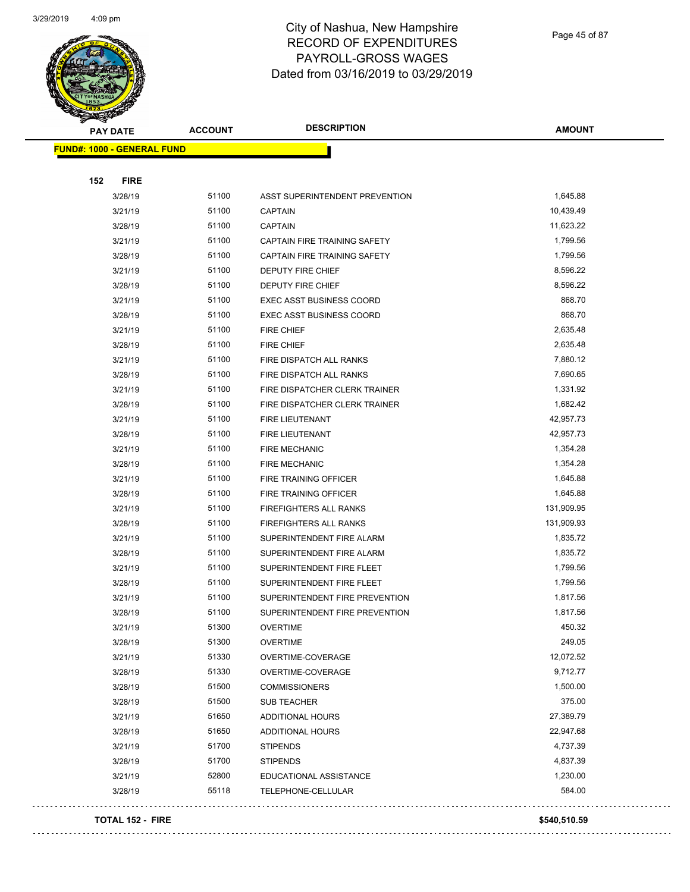# City of Nashua, New Hampshire
# RECORD OF EXPENDITURES
# PAYROLL-GROSS WAGES
# Dated from 03/16/2019 to 03/29/2019

**FUND#: 1000 - GENERAL FUND**

**152 FIRE**

| PAY DATE | ACCOUNT | DESCRIPTION | AMOUNT |
|---|---|---|---|
| 3/28/19 | 51100 | ASST SUPERINTENDENT PREVENTION | 1,645.88 |
| 3/21/19 | 51100 | CAPTAIN | 10,439.49 |
| 3/28/19 | 51100 | CAPTAIN | 11,623.22 |
| 3/21/19 | 51100 | CAPTAIN FIRE TRAINING SAFETY | 1,799.56 |
| 3/28/19 | 51100 | CAPTAIN FIRE TRAINING SAFETY | 1,799.56 |
| 3/21/19 | 51100 | DEPUTY FIRE CHIEF | 8,596.22 |
| 3/28/19 | 51100 | DEPUTY FIRE CHIEF | 8,596.22 |
| 3/21/19 | 51100 | EXEC ASST BUSINESS COORD | 868.70 |
| 3/28/19 | 51100 | EXEC ASST BUSINESS COORD | 868.70 |
| 3/21/19 | 51100 | FIRE CHIEF | 2,635.48 |
| 3/28/19 | 51100 | FIRE CHIEF | 2,635.48 |
| 3/21/19 | 51100 | FIRE DISPATCH ALL RANKS | 7,880.12 |
| 3/28/19 | 51100 | FIRE DISPATCH ALL RANKS | 7,690.65 |
| 3/21/19 | 51100 | FIRE DISPATCHER CLERK TRAINER | 1,331.92 |
| 3/28/19 | 51100 | FIRE DISPATCHER CLERK TRAINER | 1,682.42 |
| 3/21/19 | 51100 | FIRE LIEUTENANT | 42,957.73 |
| 3/28/19 | 51100 | FIRE LIEUTENANT | 42,957.73 |
| 3/21/19 | 51100 | FIRE MECHANIC | 1,354.28 |
| 3/28/19 | 51100 | FIRE MECHANIC | 1,354.28 |
| 3/21/19 | 51100 | FIRE TRAINING OFFICER | 1,645.88 |
| 3/28/19 | 51100 | FIRE TRAINING OFFICER | 1,645.88 |
| 3/21/19 | 51100 | FIREFIGHTERS ALL RANKS | 131,909.95 |
| 3/28/19 | 51100 | FIREFIGHTERS ALL RANKS | 131,909.93 |
| 3/21/19 | 51100 | SUPERINTENDENT FIRE ALARM | 1,835.72 |
| 3/28/19 | 51100 | SUPERINTENDENT FIRE ALARM | 1,835.72 |
| 3/21/19 | 51100 | SUPERINTENDENT FIRE FLEET | 1,799.56 |
| 3/28/19 | 51100 | SUPERINTENDENT FIRE FLEET | 1,799.56 |
| 3/21/19 | 51100 | SUPERINTENDENT FIRE PREVENTION | 1,817.56 |
| 3/28/19 | 51100 | SUPERINTENDENT FIRE PREVENTION | 1,817.56 |
| 3/21/19 | 51300 | OVERTIME | 450.32 |
| 3/28/19 | 51300 | OVERTIME | 249.05 |
| 3/21/19 | 51330 | OVERTIME-COVERAGE | 12,072.52 |
| 3/28/19 | 51330 | OVERTIME-COVERAGE | 9,712.77 |
| 3/28/19 | 51500 | COMMISSIONERS | 1,500.00 |
| 3/28/19 | 51500 | SUB TEACHER | 375.00 |
| 3/21/19 | 51650 | ADDITIONAL HOURS | 27,389.79 |
| 3/28/19 | 51650 | ADDITIONAL HOURS | 22,947.68 |
| 3/21/19 | 51700 | STIPENDS | 4,737.39 |
| 3/28/19 | 51700 | STIPENDS | 4,837.39 |
| 3/21/19 | 52800 | EDUCATIONAL ASSISTANCE | 1,230.00 |
| 3/28/19 | 55118 | TELEPHONE-CELLULAR | 584.00 |

**TOTAL 152 - FIRE** **$540,510.59**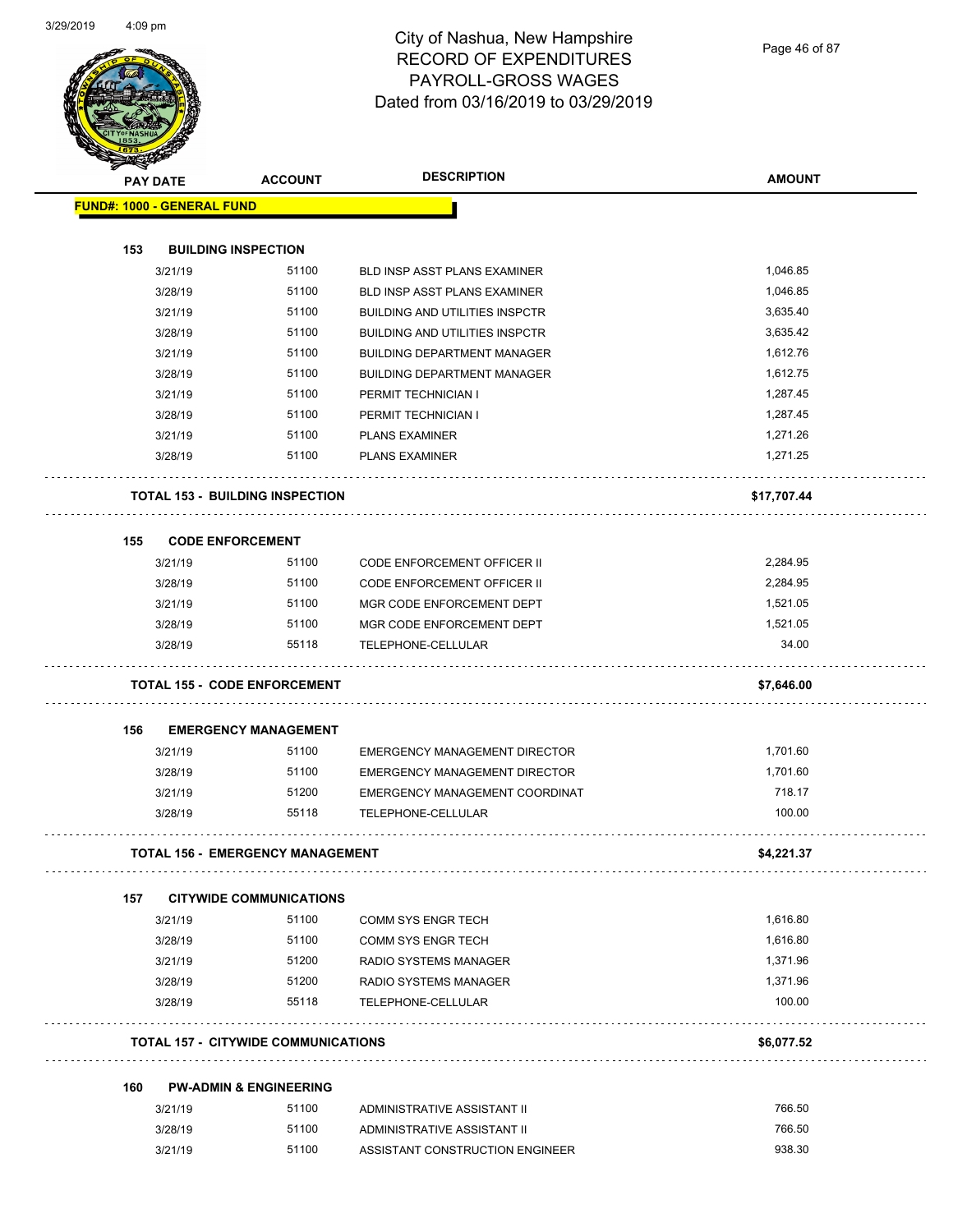# City of Nashua, New Hampshire
## RECORD OF EXPENDITURES
## PAYROLL-GROSS WAGES
## Dated from 03/16/2019 to 03/29/2019

| PAY DATE | ACCOUNT | DESCRIPTION | AMOUNT |
|---|---|---|---|
| **FUND#: 1000 - GENERAL FUND** | | | |
| **153 BUILDING INSPECTION** | | | |
| 3/21/19 | 51100 | BLD INSP ASST PLANS EXAMINER | 1,046.85 |
| 3/28/19 | 51100 | BLD INSP ASST PLANS EXAMINER | 1,046.85 |
| 3/21/19 | 51100 | BUILDING AND UTILITIES INSPCTR | 3,635.40 |
| 3/28/19 | 51100 | BUILDING AND UTILITIES INSPCTR | 3,635.42 |
| 3/21/19 | 51100 | BUILDING DEPARTMENT MANAGER | 1,612.76 |
| 3/28/19 | 51100 | BUILDING DEPARTMENT MANAGER | 1,612.75 |
| 3/21/19 | 51100 | PERMIT TECHNICIAN I | 1,287.45 |
| 3/28/19 | 51100 | PERMIT TECHNICIAN I | 1,287.45 |
| 3/21/19 | 51100 | PLANS EXAMINER | 1,271.26 |
| 3/28/19 | 51100 | PLANS EXAMINER | 1,271.25 |
| **TOTAL 153 - BUILDING INSPECTION** | | | **$17,707.44** |
| **155 CODE ENFORCEMENT** | | | |
| 3/21/19 | 51100 | CODE ENFORCEMENT OFFICER II | 2,284.95 |
| 3/28/19 | 51100 | CODE ENFORCEMENT OFFICER II | 2,284.95 |
| 3/21/19 | 51100 | MGR CODE ENFORCEMENT DEPT | 1,521.05 |
| 3/28/19 | 51100 | MGR CODE ENFORCEMENT DEPT | 1,521.05 |
| 3/28/19 | 55118 | TELEPHONE-CELLULAR | 34.00 |
| **TOTAL 155 - CODE ENFORCEMENT** | | | **$7,646.00** |
| **156 EMERGENCY MANAGEMENT** | | | |
| 3/21/19 | 51100 | EMERGENCY MANAGEMENT DIRECTOR | 1,701.60 |
| 3/28/19 | 51100 | EMERGENCY MANAGEMENT DIRECTOR | 1,701.60 |
| 3/21/19 | 51200 | EMERGENCY MANAGEMENT COORDINAT | 718.17 |
| 3/28/19 | 55118 | TELEPHONE-CELLULAR | 100.00 |
| **TOTAL 156 - EMERGENCY MANAGEMENT** | | | **$4,221.37** |
| **157 CITYWIDE COMMUNICATIONS** | | | |
| 3/21/19 | 51100 | COMM SYS ENGR TECH | 1,616.80 |
| 3/28/19 | 51100 | COMM SYS ENGR TECH | 1,616.80 |
| 3/21/19 | 51200 | RADIO SYSTEMS MANAGER | 1,371.96 |
| 3/28/19 | 51200 | RADIO SYSTEMS MANAGER | 1,371.96 |
| 3/28/19 | 55118 | TELEPHONE-CELLULAR | 100.00 |
| **TOTAL 157 - CITYWIDE COMMUNICATIONS** | | | **$6,077.52** |
| **160 PW-ADMIN & ENGINEERING** | | | |
| 3/21/19 | 51100 | ADMINISTRATIVE ASSISTANT II | 766.50 |
| 3/28/19 | 51100 | ADMINISTRATIVE ASSISTANT II | 766.50 |
| 3/21/19 | 51100 | ASSISTANT CONSTRUCTION ENGINEER | 938.30 |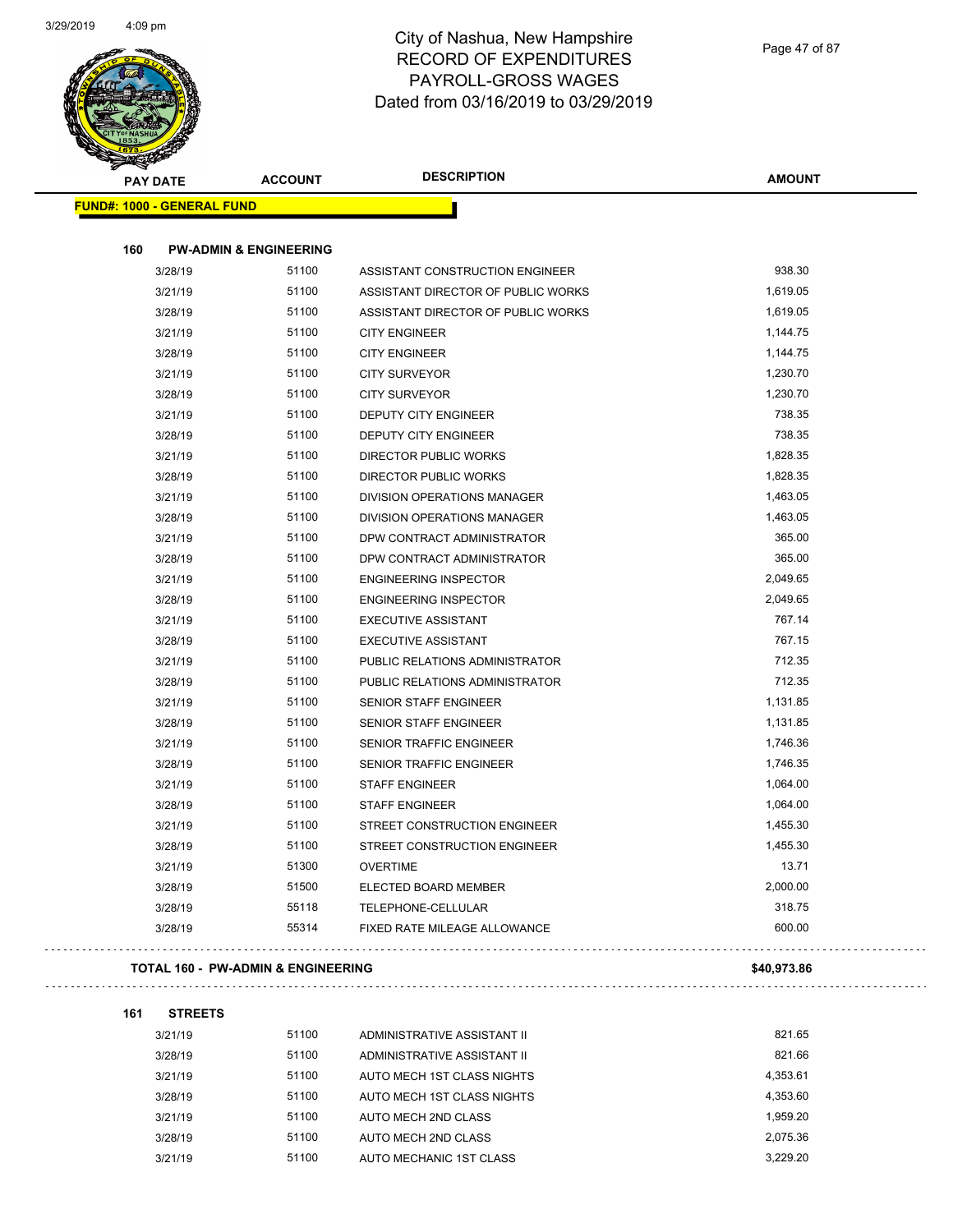# City of Nashua, New Hampshire
# RECORD OF EXPENDITURES
# PAYROLL-GROSS WAGES
# Dated from 03/16/2019 to 03/29/2019

**FUND#: 1000 - GENERAL FUND**

**160 PW-ADMIN & ENGINEERING**

| PAY DATE | ACCOUNT | DESCRIPTION | AMOUNT |
|---|---|---|---|
| 3/28/19 | 51100 | ASSISTANT CONSTRUCTION ENGINEER | 938.30 |
| 3/21/19 | 51100 | ASSISTANT DIRECTOR OF PUBLIC WORKS | 1,619.05 |
| 3/28/19 | 51100 | ASSISTANT DIRECTOR OF PUBLIC WORKS | 1,619.05 |
| 3/21/19 | 51100 | CITY ENGINEER | 1,144.75 |
| 3/28/19 | 51100 | CITY ENGINEER | 1,144.75 |
| 3/21/19 | 51100 | CITY SURVEYOR | 1,230.70 |
| 3/28/19 | 51100 | CITY SURVEYOR | 1,230.70 |
| 3/21/19 | 51100 | DEPUTY CITY ENGINEER | 738.35 |
| 3/28/19 | 51100 | DEPUTY CITY ENGINEER | 738.35 |
| 3/21/19 | 51100 | DIRECTOR PUBLIC WORKS | 1,828.35 |
| 3/28/19 | 51100 | DIRECTOR PUBLIC WORKS | 1,828.35 |
| 3/21/19 | 51100 | DIVISION OPERATIONS MANAGER | 1,463.05 |
| 3/28/19 | 51100 | DIVISION OPERATIONS MANAGER | 1,463.05 |
| 3/21/19 | 51100 | DPW CONTRACT ADMINISTRATOR | 365.00 |
| 3/28/19 | 51100 | DPW CONTRACT ADMINISTRATOR | 365.00 |
| 3/21/19 | 51100 | ENGINEERING INSPECTOR | 2,049.65 |
| 3/28/19 | 51100 | ENGINEERING INSPECTOR | 2,049.65 |
| 3/21/19 | 51100 | EXECUTIVE ASSISTANT | 767.14 |
| 3/28/19 | 51100 | EXECUTIVE ASSISTANT | 767.15 |
| 3/21/19 | 51100 | PUBLIC RELATIONS ADMINISTRATOR | 712.35 |
| 3/28/19 | 51100 | PUBLIC RELATIONS ADMINISTRATOR | 712.35 |
| 3/21/19 | 51100 | SENIOR STAFF ENGINEER | 1,131.85 |
| 3/28/19 | 51100 | SENIOR STAFF ENGINEER | 1,131.85 |
| 3/21/19 | 51100 | SENIOR TRAFFIC ENGINEER | 1,746.36 |
| 3/28/19 | 51100 | SENIOR TRAFFIC ENGINEER | 1,746.35 |
| 3/21/19 | 51100 | STAFF ENGINEER | 1,064.00 |
| 3/28/19 | 51100 | STAFF ENGINEER | 1,064.00 |
| 3/21/19 | 51100 | STREET CONSTRUCTION ENGINEER | 1,455.30 |
| 3/28/19 | 51100 | STREET CONSTRUCTION ENGINEER | 1,455.30 |
| 3/21/19 | 51300 | OVERTIME | 13.71 |
| 3/28/19 | 51500 | ELECTED BOARD MEMBER | 2,000.00 |
| 3/28/19 | 55118 | TELEPHONE-CELLULAR | 318.75 |
| 3/28/19 | 55314 | FIXED RATE MILEAGE ALLOWANCE | 600.00 |

**TOTAL 160 - PW-ADMIN & ENGINEERING** **$40,973.86**

**161 STREETS**

| PAY DATE | ACCOUNT | DESCRIPTION | AMOUNT |
|---|---|---|---|
| 3/21/19 | 51100 | ADMINISTRATIVE ASSISTANT II | 821.65 |
| 3/28/19 | 51100 | ADMINISTRATIVE ASSISTANT II | 821.66 |
| 3/21/19 | 51100 | AUTO MECH 1ST CLASS NIGHTS | 4,353.61 |
| 3/28/19 | 51100 | AUTO MECH 1ST CLASS NIGHTS | 4,353.60 |
| 3/21/19 | 51100 | AUTO MECH 2ND CLASS | 1,959.20 |
| 3/28/19 | 51100 | AUTO MECH 2ND CLASS | 2,075.36 |
| 3/21/19 | 51100 | AUTO MECHANIC 1ST CLASS | 3,229.20 |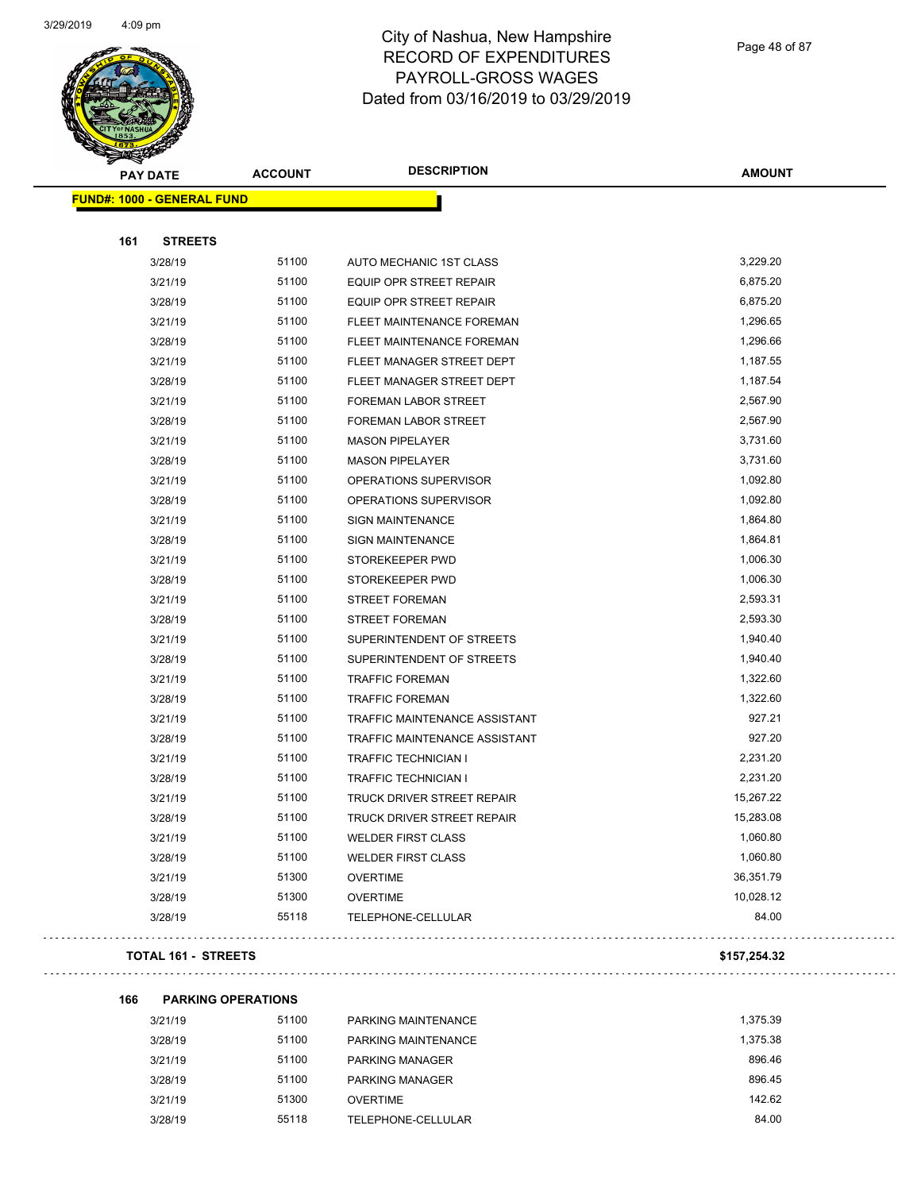# City of Nashua, New Hampshire
# RECORD OF EXPENDITURES
# PAYROLL-GROSS WAGES
# Dated from 03/16/2019 to 03/29/2019

| PAY DATE | ACCOUNT | DESCRIPTION | AMOUNT |
|---|---|---|---|
| **FUND#: 1000 - GENERAL FUND** | | | |
| **161 STREETS** | | | |
| 3/28/19 | 51100 | AUTO MECHANIC 1ST CLASS | 3,229.20 |
| 3/21/19 | 51100 | EQUIP OPR STREET REPAIR | 6,875.20 |
| 3/28/19 | 51100 | EQUIP OPR STREET REPAIR | 6,875.20 |
| 3/21/19 | 51100 | FLEET MAINTENANCE FOREMAN | 1,296.65 |
| 3/28/19 | 51100 | FLEET MAINTENANCE FOREMAN | 1,296.66 |
| 3/21/19 | 51100 | FLEET MANAGER STREET DEPT | 1,187.55 |
| 3/28/19 | 51100 | FLEET MANAGER STREET DEPT | 1,187.54 |
| 3/21/19 | 51100 | FOREMAN LABOR STREET | 2,567.90 |
| 3/28/19 | 51100 | FOREMAN LABOR STREET | 2,567.90 |
| 3/21/19 | 51100 | MASON PIPELAYER | 3,731.60 |
| 3/28/19 | 51100 | MASON PIPELAYER | 3,731.60 |
| 3/21/19 | 51100 | OPERATIONS SUPERVISOR | 1,092.80 |
| 3/28/19 | 51100 | OPERATIONS SUPERVISOR | 1,092.80 |
| 3/21/19 | 51100 | SIGN MAINTENANCE | 1,864.80 |
| 3/28/19 | 51100 | SIGN MAINTENANCE | 1,864.81 |
| 3/21/19 | 51100 | STOREKEEPER PWD | 1,006.30 |
| 3/28/19 | 51100 | STOREKEEPER PWD | 1,006.30 |
| 3/21/19 | 51100 | STREET FOREMAN | 2,593.31 |
| 3/28/19 | 51100 | STREET FOREMAN | 2,593.30 |
| 3/21/19 | 51100 | SUPERINTENDENT OF STREETS | 1,940.40 |
| 3/28/19 | 51100 | SUPERINTENDENT OF STREETS | 1,940.40 |
| 3/21/19 | 51100 | TRAFFIC FOREMAN | 1,322.60 |
| 3/28/19 | 51100 | TRAFFIC FOREMAN | 1,322.60 |
| 3/21/19 | 51100 | TRAFFIC MAINTENANCE ASSISTANT | 927.21 |
| 3/28/19 | 51100 | TRAFFIC MAINTENANCE ASSISTANT | 927.20 |
| 3/21/19 | 51100 | TRAFFIC TECHNICIAN I | 2,231.20 |
| 3/28/19 | 51100 | TRAFFIC TECHNICIAN I | 2,231.20 |
| 3/21/19 | 51100 | TRUCK DRIVER STREET REPAIR | 15,267.22 |
| 3/28/19 | 51100 | TRUCK DRIVER STREET REPAIR | 15,283.08 |
| 3/21/19 | 51100 | WELDER FIRST CLASS | 1,060.80 |
| 3/28/19 | 51100 | WELDER FIRST CLASS | 1,060.80 |
| 3/21/19 | 51300 | OVERTIME | 36,351.79 |
| 3/28/19 | 51300 | OVERTIME | 10,028.12 |
| 3/28/19 | 55118 | TELEPHONE-CELLULAR | 84.00 |
| **TOTAL 161 - STREETS** | | | **$157,254.32** |
| **166 PARKING OPERATIONS** | | | |
| 3/21/19 | 51100 | PARKING MAINTENANCE | 1,375.39 |
| 3/28/19 | 51100 | PARKING MAINTENANCE | 1,375.38 |
| 3/21/19 | 51100 | PARKING MANAGER | 896.46 |
| 3/28/19 | 51100 | PARKING MANAGER | 896.45 |
| 3/21/19 | 51300 | OVERTIME | 142.62 |
| 3/28/19 | 55118 | TELEPHONE-CELLULAR | 84.00 |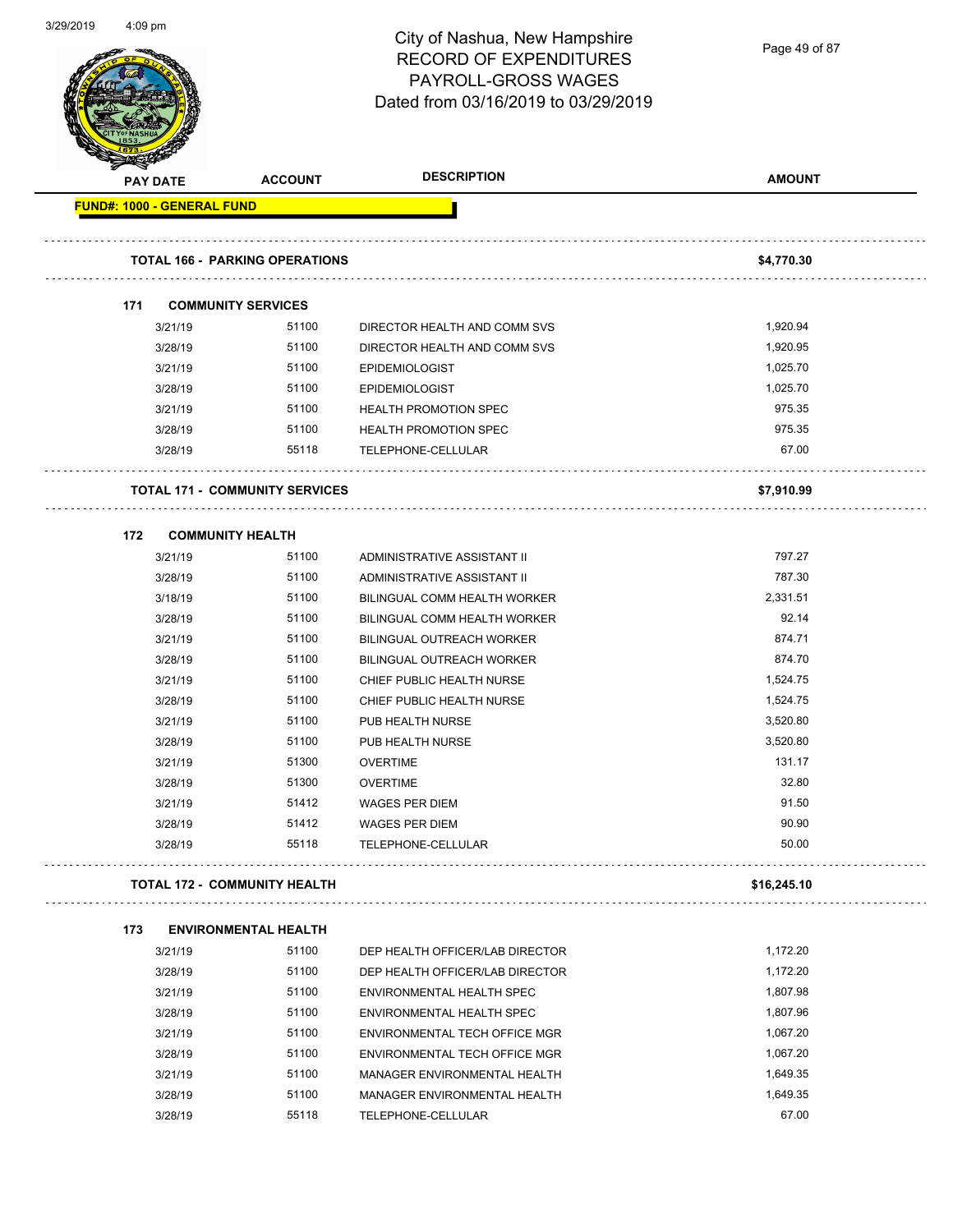# City of Nashua, New Hampshire
## RECORD OF EXPENDITURES
## PAYROLL-GROSS WAGES
## Dated from 03/16/2019 to 03/29/2019

| PAY DATE | ACCOUNT | DESCRIPTION | AMOUNT |
|---|---|---|---|
| **FUND#: 1000 - GENERAL FUND** | | | |
| **TOTAL 166 - PARKING OPERATIONS** | | | **$4,770.30** |
| **171 COMMUNITY SERVICES** | | | |
| 3/21/19 | 51100 | DIRECTOR HEALTH AND COMM SVS | 1,920.94 |
| 3/28/19 | 51100 | DIRECTOR HEALTH AND COMM SVS | 1,920.95 |
| 3/21/19 | 51100 | EPIDEMIOLOGIST | 1,025.70 |
| 3/28/19 | 51100 | EPIDEMIOLOGIST | 1,025.70 |
| 3/21/19 | 51100 | HEALTH PROMOTION SPEC | 975.35 |
| 3/28/19 | 51100 | HEALTH PROMOTION SPEC | 975.35 |
| 3/28/19 | 55118 | TELEPHONE-CELLULAR | 67.00 |
| **TOTAL 171 - COMMUNITY SERVICES** | | | **$7,910.99** |
| **172 COMMUNITY HEALTH** | | | |
| 3/21/19 | 51100 | ADMINISTRATIVE ASSISTANT II | 797.27 |
| 3/28/19 | 51100 | ADMINISTRATIVE ASSISTANT II | 787.30 |
| 3/18/19 | 51100 | BILINGUAL COMM HEALTH WORKER | 2,331.51 |
| 3/28/19 | 51100 | BILINGUAL COMM HEALTH WORKER | 92.14 |
| 3/21/19 | 51100 | BILINGUAL OUTREACH WORKER | 874.71 |
| 3/28/19 | 51100 | BILINGUAL OUTREACH WORKER | 874.70 |
| 3/21/19 | 51100 | CHIEF PUBLIC HEALTH NURSE | 1,524.75 |
| 3/28/19 | 51100 | CHIEF PUBLIC HEALTH NURSE | 1,524.75 |
| 3/21/19 | 51100 | PUB HEALTH NURSE | 3,520.80 |
| 3/28/19 | 51100 | PUB HEALTH NURSE | 3,520.80 |
| 3/21/19 | 51300 | OVERTIME | 131.17 |
| 3/28/19 | 51300 | OVERTIME | 32.80 |
| 3/21/19 | 51412 | WAGES PER DIEM | 91.50 |
| 3/28/19 | 51412 | WAGES PER DIEM | 90.90 |
| 3/28/19 | 55118 | TELEPHONE-CELLULAR | 50.00 |
| **TOTAL 172 - COMMUNITY HEALTH** | | | **$16,245.10** |
| **173 ENVIRONMENTAL HEALTH** | | | |
| 3/21/19 | 51100 | DEP HEALTH OFFICER/LAB DIRECTOR | 1,172.20 |
| 3/28/19 | 51100 | DEP HEALTH OFFICER/LAB DIRECTOR | 1,172.20 |
| 3/21/19 | 51100 | ENVIRONMENTAL HEALTH SPEC | 1,807.98 |
| 3/28/19 | 51100 | ENVIRONMENTAL HEALTH SPEC | 1,807.96 |
| 3/21/19 | 51100 | ENVIRONMENTAL TECH OFFICE MGR | 1,067.20 |
| 3/28/19 | 51100 | ENVIRONMENTAL TECH OFFICE MGR | 1,067.20 |
| 3/21/19 | 51100 | MANAGER ENVIRONMENTAL HEALTH | 1,649.35 |
| 3/28/19 | 51100 | MANAGER ENVIRONMENTAL HEALTH | 1,649.35 |
| 3/28/19 | 55118 | TELEPHONE-CELLULAR | 67.00 |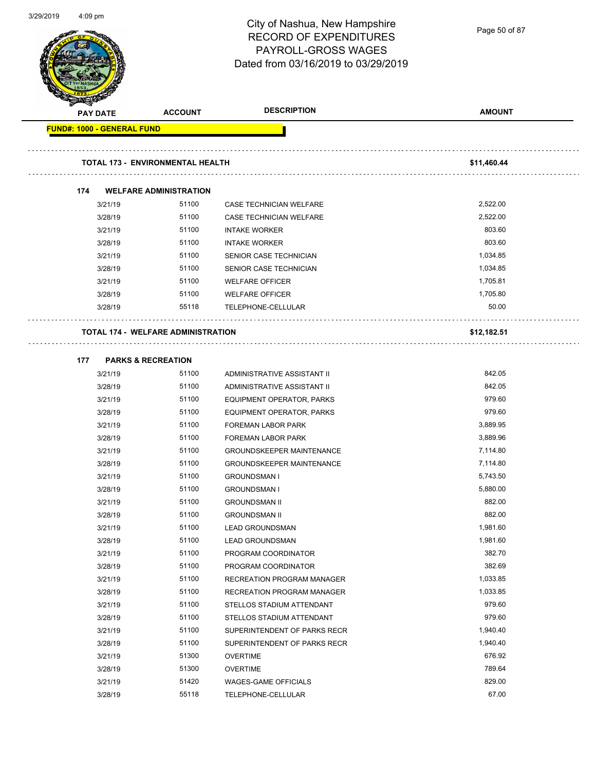# City of Nashua, New Hampshire
## RECORD OF EXPENDITURES
## PAYROLL-GROSS WAGES
## Dated from 03/16/2019 to 03/29/2019

| PAY DATE | ACCOUNT | DESCRIPTION | AMOUNT |
|---|---|---|---|
| **FUND#: 1000 - GENERAL FUND** | | | |
| **TOTAL 173 - ENVIRONMENTAL HEALTH** | | | **$11,460.44** |
| **174 WELFARE ADMINISTRATION** | | | |
| 3/21/19 | 51100 | CASE TECHNICIAN WELFARE | 2,522.00 |
| 3/28/19 | 51100 | CASE TECHNICIAN WELFARE | 2,522.00 |
| 3/21/19 | 51100 | INTAKE WORKER | 803.60 |
| 3/28/19 | 51100 | INTAKE WORKER | 803.60 |
| 3/21/19 | 51100 | SENIOR CASE TECHNICIAN | 1,034.85 |
| 3/28/19 | 51100 | SENIOR CASE TECHNICIAN | 1,034.85 |
| 3/21/19 | 51100 | WELFARE OFFICER | 1,705.81 |
| 3/28/19 | 51100 | WELFARE OFFICER | 1,705.80 |
| 3/28/19 | 55118 | TELEPHONE-CELLULAR | 50.00 |
| **TOTAL 174 - WELFARE ADMINISTRATION** | | | **$12,182.51** |
| **177 PARKS & RECREATION** | | | |
| 3/21/19 | 51100 | ADMINISTRATIVE ASSISTANT II | 842.05 |
| 3/28/19 | 51100 | ADMINISTRATIVE ASSISTANT II | 842.05 |
| 3/21/19 | 51100 | EQUIPMENT OPERATOR, PARKS | 979.60 |
| 3/28/19 | 51100 | EQUIPMENT OPERATOR, PARKS | 979.60 |
| 3/21/19 | 51100 | FOREMAN LABOR PARK | 3,889.95 |
| 3/28/19 | 51100 | FOREMAN LABOR PARK | 3,889.96 |
| 3/21/19 | 51100 | GROUNDSKEEPER MAINTENANCE | 7,114.80 |
| 3/28/19 | 51100 | GROUNDSKEEPER MAINTENANCE | 7,114.80 |
| 3/21/19 | 51100 | GROUNDSMAN I | 5,743.50 |
| 3/28/19 | 51100 | GROUNDSMAN I | 5,880.00 |
| 3/21/19 | 51100 | GROUNDSMAN II | 882.00 |
| 3/28/19 | 51100 | GROUNDSMAN II | 882.00 |
| 3/21/19 | 51100 | LEAD GROUNDSMAN | 1,981.60 |
| 3/28/19 | 51100 | LEAD GROUNDSMAN | 1,981.60 |
| 3/21/19 | 51100 | PROGRAM COORDINATOR | 382.70 |
| 3/28/19 | 51100 | PROGRAM COORDINATOR | 382.69 |
| 3/21/19 | 51100 | RECREATION PROGRAM MANAGER | 1,033.85 |
| 3/28/19 | 51100 | RECREATION PROGRAM MANAGER | 1,033.85 |
| 3/21/19 | 51100 | STELLOS STADIUM ATTENDANT | 979.60 |
| 3/28/19 | 51100 | STELLOS STADIUM ATTENDANT | 979.60 |
| 3/21/19 | 51100 | SUPERINTENDENT OF PARKS RECR | 1,940.40 |
| 3/28/19 | 51100 | SUPERINTENDENT OF PARKS RECR | 1,940.40 |
| 3/21/19 | 51300 | OVERTIME | 676.92 |
| 3/28/19 | 51300 | OVERTIME | 789.64 |
| 3/21/19 | 51420 | WAGES-GAME OFFICIALS | 829.00 |
| 3/28/19 | 55118 | TELEPHONE-CELLULAR | 67.00 |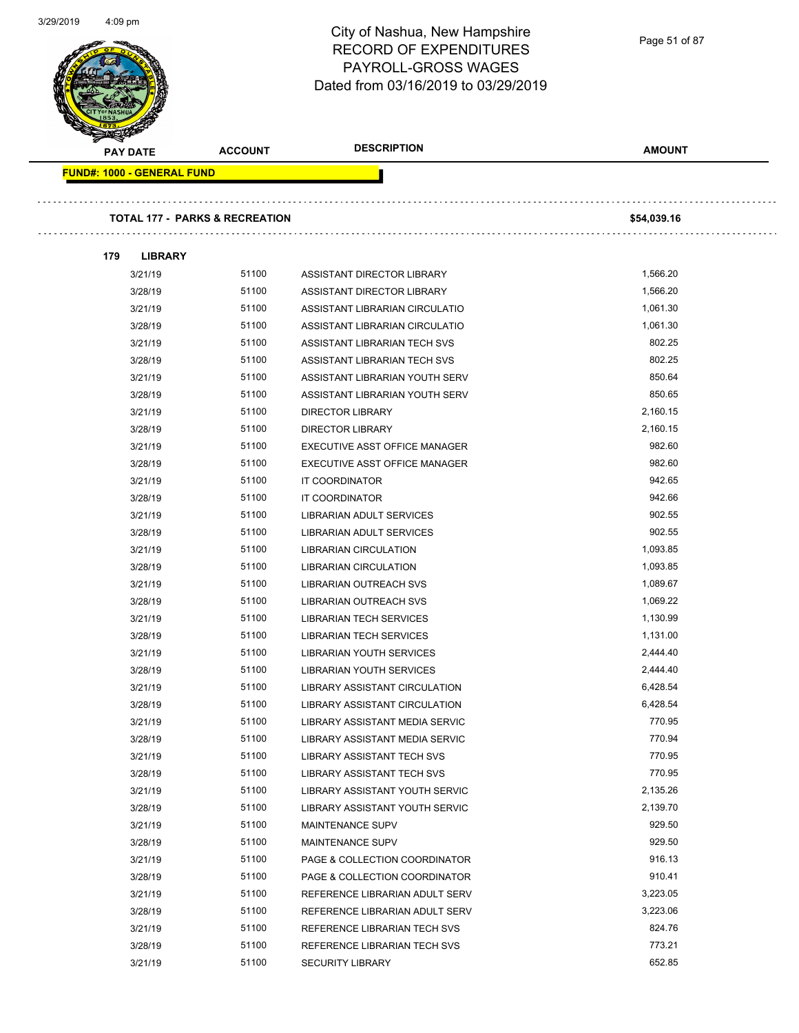# City of Nashua, New Hampshire
## RECORD OF EXPENDITURES
## PAYROLL-GROSS WAGES
## Dated from 03/16/2019 to 03/29/2019

| PAY DATE | ACCOUNT | DESCRIPTION | AMOUNT |
|---|---|---|---|
| **FUND#: 1000 - GENERAL FUND** | | | |
| **TOTAL 177 - PARKS & RECREATION** | | | **$54,039.16** |
| **179 LIBRARY** | | | |
| 3/21/19 | 51100 | ASSISTANT DIRECTOR LIBRARY | 1,566.20 |
| 3/28/19 | 51100 | ASSISTANT DIRECTOR LIBRARY | 1,566.20 |
| 3/21/19 | 51100 | ASSISTANT LIBRARIAN CIRCULATIO | 1,061.30 |
| 3/28/19 | 51100 | ASSISTANT LIBRARIAN CIRCULATIO | 1,061.30 |
| 3/21/19 | 51100 | ASSISTANT LIBRARIAN TECH SVS | 802.25 |
| 3/28/19 | 51100 | ASSISTANT LIBRARIAN TECH SVS | 802.25 |
| 3/21/19 | 51100 | ASSISTANT LIBRARIAN YOUTH SERV | 850.64 |
| 3/28/19 | 51100 | ASSISTANT LIBRARIAN YOUTH SERV | 850.65 |
| 3/21/19 | 51100 | DIRECTOR LIBRARY | 2,160.15 |
| 3/28/19 | 51100 | DIRECTOR LIBRARY | 2,160.15 |
| 3/21/19 | 51100 | EXECUTIVE ASST OFFICE MANAGER | 982.60 |
| 3/28/19 | 51100 | EXECUTIVE ASST OFFICE MANAGER | 982.60 |
| 3/21/19 | 51100 | IT COORDINATOR | 942.65 |
| 3/28/19 | 51100 | IT COORDINATOR | 942.66 |
| 3/21/19 | 51100 | LIBRARIAN ADULT SERVICES | 902.55 |
| 3/28/19 | 51100 | LIBRARIAN ADULT SERVICES | 902.55 |
| 3/21/19 | 51100 | LIBRARIAN CIRCULATION | 1,093.85 |
| 3/28/19 | 51100 | LIBRARIAN CIRCULATION | 1,093.85 |
| 3/21/19 | 51100 | LIBRARIAN OUTREACH SVS | 1,089.67 |
| 3/28/19 | 51100 | LIBRARIAN OUTREACH SVS | 1,069.22 |
| 3/21/19 | 51100 | LIBRARIAN TECH SERVICES | 1,130.99 |
| 3/28/19 | 51100 | LIBRARIAN TECH SERVICES | 1,131.00 |
| 3/21/19 | 51100 | LIBRARIAN YOUTH SERVICES | 2,444.40 |
| 3/28/19 | 51100 | LIBRARIAN YOUTH SERVICES | 2,444.40 |
| 3/21/19 | 51100 | LIBRARY ASSISTANT CIRCULATION | 6,428.54 |
| 3/28/19 | 51100 | LIBRARY ASSISTANT CIRCULATION | 6,428.54 |
| 3/21/19 | 51100 | LIBRARY ASSISTANT MEDIA SERVIC | 770.95 |
| 3/28/19 | 51100 | LIBRARY ASSISTANT MEDIA SERVIC | 770.94 |
| 3/21/19 | 51100 | LIBRARY ASSISTANT TECH SVS | 770.95 |
| 3/28/19 | 51100 | LIBRARY ASSISTANT TECH SVS | 770.95 |
| 3/21/19 | 51100 | LIBRARY ASSISTANT YOUTH SERVIC | 2,135.26 |
| 3/28/19 | 51100 | LIBRARY ASSISTANT YOUTH SERVIC | 2,139.70 |
| 3/21/19 | 51100 | MAINTENANCE SUPV | 929.50 |
| 3/28/19 | 51100 | MAINTENANCE SUPV | 929.50 |
| 3/21/19 | 51100 | PAGE & COLLECTION COORDINATOR | 916.13 |
| 3/28/19 | 51100 | PAGE & COLLECTION COORDINATOR | 910.41 |
| 3/21/19 | 51100 | REFERENCE LIBRARIAN ADULT SERV | 3,223.05 |
| 3/28/19 | 51100 | REFERENCE LIBRARIAN ADULT SERV | 3,223.06 |
| 3/21/19 | 51100 | REFERENCE LIBRARIAN TECH SVS | 824.76 |
| 3/28/19 | 51100 | REFERENCE LIBRARIAN TECH SVS | 773.21 |
| 3/21/19 | 51100 | SECURITY LIBRARY | 652.85 |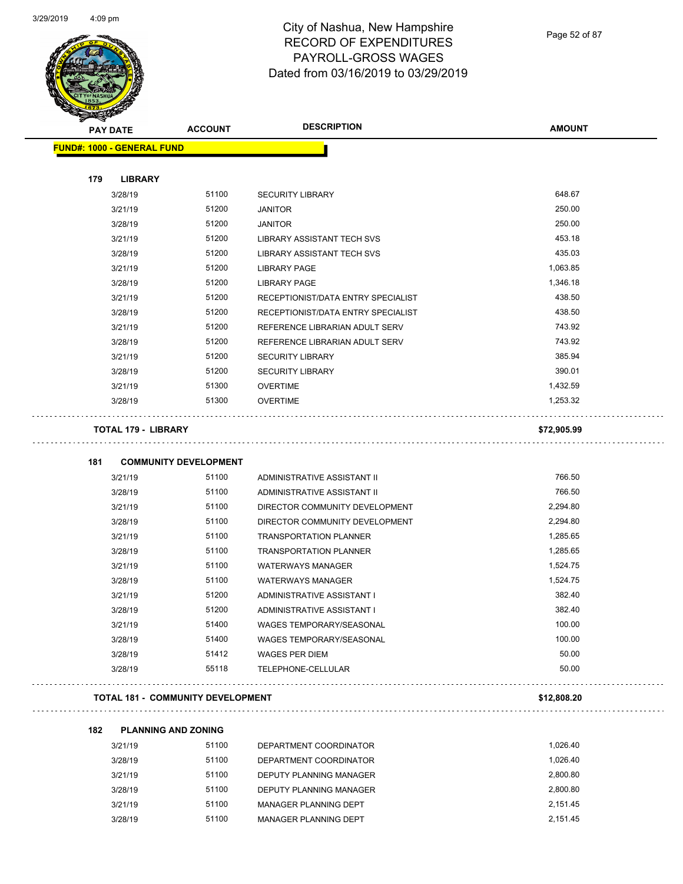City of Nashua, New Hampshire
RECORD OF EXPENDITURES
PAYROLL-GROSS WAGES
Dated from 03/16/2019 to 03/29/2019

| PAY DATE | ACCOUNT | DESCRIPTION | AMOUNT |
|---|---|---|---|
| **FUND#: 1000 - GENERAL FUND** | | | |
| **179 LIBRARY** | | | |
| 3/28/19 | 51100 | SECURITY LIBRARY | 648.67 |
| 3/21/19 | 51200 | JANITOR | 250.00 |
| 3/28/19 | 51200 | JANITOR | 250.00 |
| 3/21/19 | 51200 | LIBRARY ASSISTANT TECH SVS | 453.18 |
| 3/28/19 | 51200 | LIBRARY ASSISTANT TECH SVS | 435.03 |
| 3/21/19 | 51200 | LIBRARY PAGE | 1,063.85 |
| 3/28/19 | 51200 | LIBRARY PAGE | 1,346.18 |
| 3/21/19 | 51200 | RECEPTIONIST/DATA ENTRY SPECIALIST | 438.50 |
| 3/28/19 | 51200 | RECEPTIONIST/DATA ENTRY SPECIALIST | 438.50 |
| 3/21/19 | 51200 | REFERENCE LIBRARIAN ADULT SERV | 743.92 |
| 3/28/19 | 51200 | REFERENCE LIBRARIAN ADULT SERV | 743.92 |
| 3/21/19 | 51200 | SECURITY LIBRARY | 385.94 |
| 3/28/19 | 51200 | SECURITY LIBRARY | 390.01 |
| 3/21/19 | 51300 | OVERTIME | 1,432.59 |
| 3/28/19 | 51300 | OVERTIME | 1,253.32 |
| **TOTAL 179 - LIBRARY** | | | **$72,905.99** |
| **181 COMMUNITY DEVELOPMENT** | | | |
| 3/21/19 | 51100 | ADMINISTRATIVE ASSISTANT II | 766.50 |
| 3/28/19 | 51100 | ADMINISTRATIVE ASSISTANT II | 766.50 |
| 3/21/19 | 51100 | DIRECTOR COMMUNITY DEVELOPMENT | 2,294.80 |
| 3/28/19 | 51100 | DIRECTOR COMMUNITY DEVELOPMENT | 2,294.80 |
| 3/21/19 | 51100 | TRANSPORTATION PLANNER | 1,285.65 |
| 3/28/19 | 51100 | TRANSPORTATION PLANNER | 1,285.65 |
| 3/21/19 | 51100 | WATERWAYS MANAGER | 1,524.75 |
| 3/28/19 | 51100 | WATERWAYS MANAGER | 1,524.75 |
| 3/21/19 | 51200 | ADMINISTRATIVE ASSISTANT I | 382.40 |
| 3/28/19 | 51200 | ADMINISTRATIVE ASSISTANT I | 382.40 |
| 3/21/19 | 51400 | WAGES TEMPORARY/SEASONAL | 100.00 |
| 3/28/19 | 51400 | WAGES TEMPORARY/SEASONAL | 100.00 |
| 3/28/19 | 51412 | WAGES PER DIEM | 50.00 |
| 3/28/19 | 55118 | TELEPHONE-CELLULAR | 50.00 |
| **TOTAL 181 - COMMUNITY DEVELOPMENT** | | | **$12,808.20** |
| **182 PLANNING AND ZONING** | | | |
| 3/21/19 | 51100 | DEPARTMENT COORDINATOR | 1,026.40 |
| 3/28/19 | 51100 | DEPARTMENT COORDINATOR | 1,026.40 |
| 3/21/19 | 51100 | DEPUTY PLANNING MANAGER | 2,800.80 |
| 3/28/19 | 51100 | DEPUTY PLANNING MANAGER | 2,800.80 |
| 3/21/19 | 51100 | MANAGER PLANNING DEPT | 2,151.45 |
| 3/28/19 | 51100 | MANAGER PLANNING DEPT | 2,151.45 |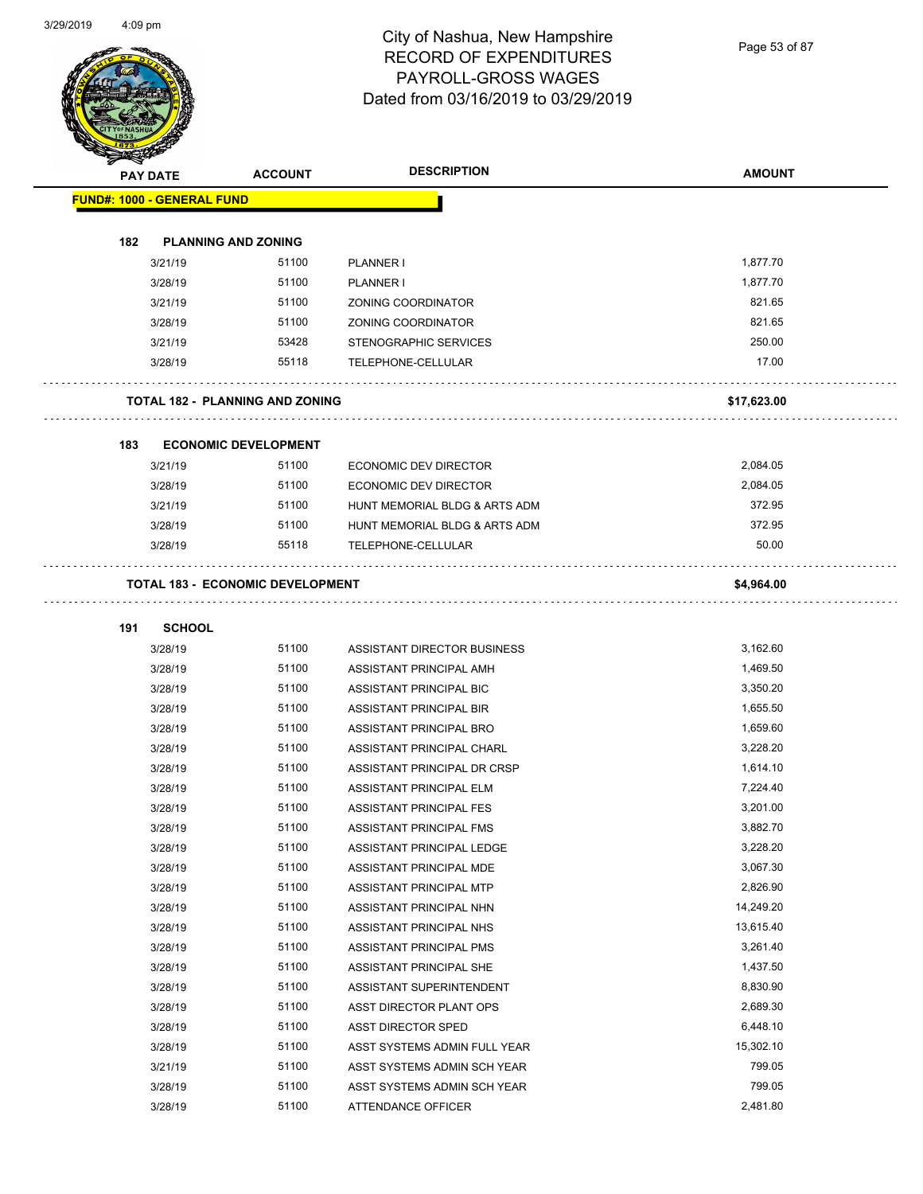# City of Nashua, New Hampshire
# RECORD OF EXPENDITURES
# PAYROLL-GROSS WAGES
# Dated from 03/16/2019 to 03/29/2019

| PAY DATE | ACCOUNT | DESCRIPTION | AMOUNT |
|---|---|---|---|
| **FUND#: 1000 - GENERAL FUND** | | | |
| **182 PLANNING AND ZONING** | | | |
| 3/21/19 | 51100 | PLANNER I | 1,877.70 |
| 3/28/19 | 51100 | PLANNER I | 1,877.70 |
| 3/21/19 | 51100 | ZONING COORDINATOR | 821.65 |
| 3/28/19 | 51100 | ZONING COORDINATOR | 821.65 |
| 3/21/19 | 53428 | STENOGRAPHIC SERVICES | 250.00 |
| 3/28/19 | 55118 | TELEPHONE-CELLULAR | 17.00 |
| **TOTAL 182 - PLANNING AND ZONING** | | | **$17,623.00** |
| **183 ECONOMIC DEVELOPMENT** | | | |
| 3/21/19 | 51100 | ECONOMIC DEV DIRECTOR | 2,084.05 |
| 3/28/19 | 51100 | ECONOMIC DEV DIRECTOR | 2,084.05 |
| 3/21/19 | 51100 | HUNT MEMORIAL BLDG & ARTS ADM | 372.95 |
| 3/28/19 | 51100 | HUNT MEMORIAL BLDG & ARTS ADM | 372.95 |
| 3/28/19 | 55118 | TELEPHONE-CELLULAR | 50.00 |
| **TOTAL 183 - ECONOMIC DEVELOPMENT** | | | **$4,964.00** |
| **191 SCHOOL** | | | |
| 3/28/19 | 51100 | ASSISTANT DIRECTOR BUSINESS | 3,162.60 |
| 3/28/19 | 51100 | ASSISTANT PRINCIPAL AMH | 1,469.50 |
| 3/28/19 | 51100 | ASSISTANT PRINCIPAL BIC | 3,350.20 |
| 3/28/19 | 51100 | ASSISTANT PRINCIPAL BIR | 1,655.50 |
| 3/28/19 | 51100 | ASSISTANT PRINCIPAL BRO | 1,659.60 |
| 3/28/19 | 51100 | ASSISTANT PRINCIPAL CHARL | 3,228.20 |
| 3/28/19 | 51100 | ASSISTANT PRINCIPAL DR CRSP | 1,614.10 |
| 3/28/19 | 51100 | ASSISTANT PRINCIPAL ELM | 7,224.40 |
| 3/28/19 | 51100 | ASSISTANT PRINCIPAL FES | 3,201.00 |
| 3/28/19 | 51100 | ASSISTANT PRINCIPAL FMS | 3,882.70 |
| 3/28/19 | 51100 | ASSISTANT PRINCIPAL LEDGE | 3,228.20 |
| 3/28/19 | 51100 | ASSISTANT PRINCIPAL MDE | 3,067.30 |
| 3/28/19 | 51100 | ASSISTANT PRINCIPAL MTP | 2,826.90 |
| 3/28/19 | 51100 | ASSISTANT PRINCIPAL NHN | 14,249.20 |
| 3/28/19 | 51100 | ASSISTANT PRINCIPAL NHS | 13,615.40 |
| 3/28/19 | 51100 | ASSISTANT PRINCIPAL PMS | 3,261.40 |
| 3/28/19 | 51100 | ASSISTANT PRINCIPAL SHE | 1,437.50 |
| 3/28/19 | 51100 | ASSISTANT SUPERINTENDENT | 8,830.90 |
| 3/28/19 | 51100 | ASST DIRECTOR PLANT OPS | 2,689.30 |
| 3/28/19 | 51100 | ASST DIRECTOR SPED | 6,448.10 |
| 3/28/19 | 51100 | ASST SYSTEMS ADMIN FULL YEAR | 15,302.10 |
| 3/21/19 | 51100 | ASST SYSTEMS ADMIN SCH YEAR | 799.05 |
| 3/28/19 | 51100 | ASST SYSTEMS ADMIN SCH YEAR | 799.05 |
| 3/28/19 | 51100 | ATTENDANCE OFFICER | 2,481.80 |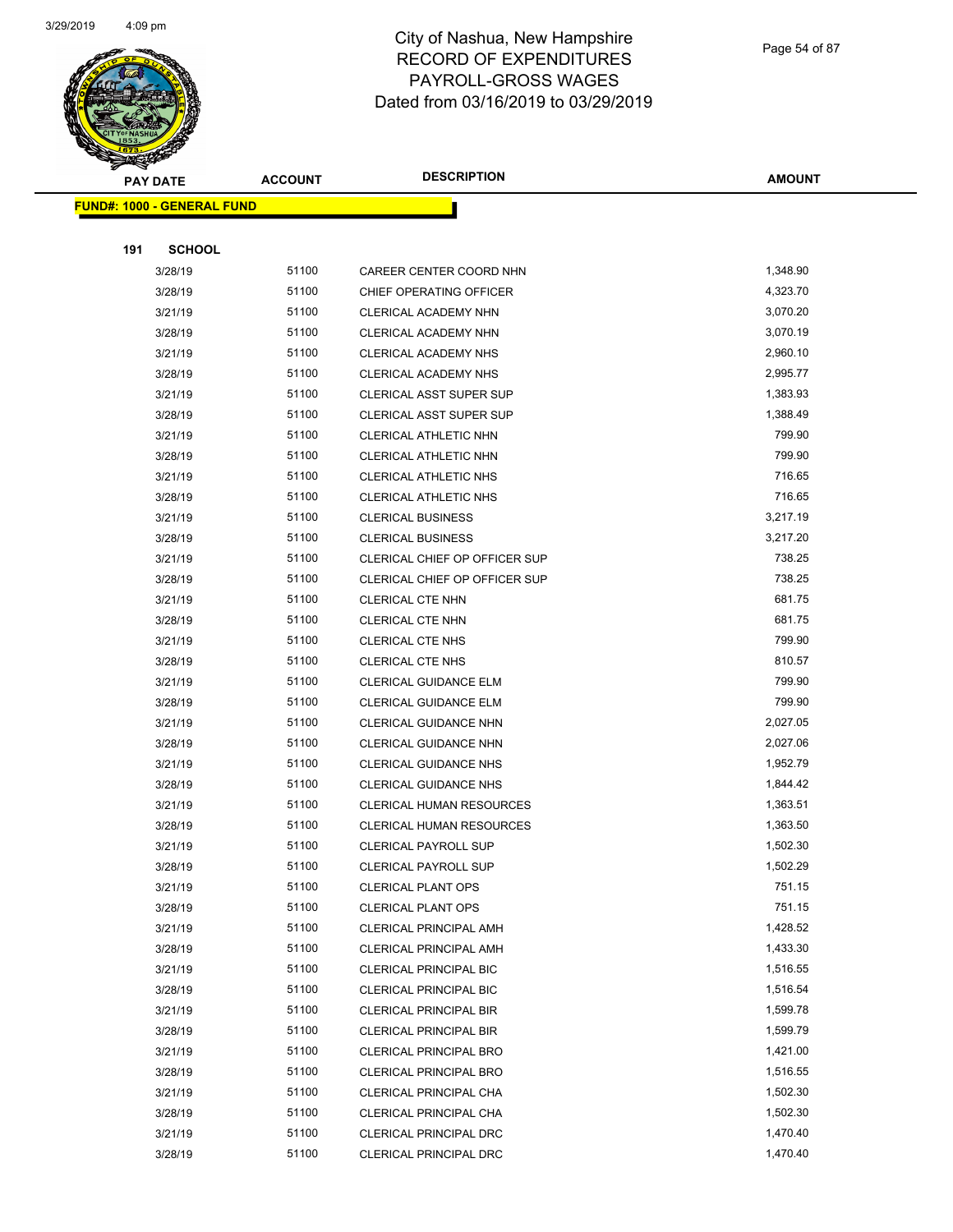# City of Nashua, New Hampshire
## RECORD OF EXPENDITURES
## PAYROLL-GROSS WAGES
## Dated from 03/16/2019 to 03/29/2019

**FUND#: 1000 - GENERAL FUND**

**191 SCHOOL**

| PAY DATE | ACCOUNT | DESCRIPTION | AMOUNT |
|---|---|---|---|
| 3/28/19 | 51100 | CAREER CENTER COORD NHN | 1,348.90 |
| 3/28/19 | 51100 | CHIEF OPERATING OFFICER | 4,323.70 |
| 3/21/19 | 51100 | CLERICAL ACADEMY NHN | 3,070.20 |
| 3/28/19 | 51100 | CLERICAL ACADEMY NHN | 3,070.19 |
| 3/21/19 | 51100 | CLERICAL ACADEMY NHS | 2,960.10 |
| 3/28/19 | 51100 | CLERICAL ACADEMY NHS | 2,995.77 |
| 3/21/19 | 51100 | CLERICAL ASST SUPER SUP | 1,383.93 |
| 3/28/19 | 51100 | CLERICAL ASST SUPER SUP | 1,388.49 |
| 3/21/19 | 51100 | CLERICAL ATHLETIC NHN | 799.90 |
| 3/28/19 | 51100 | CLERICAL ATHLETIC NHN | 799.90 |
| 3/21/19 | 51100 | CLERICAL ATHLETIC NHS | 716.65 |
| 3/28/19 | 51100 | CLERICAL ATHLETIC NHS | 716.65 |
| 3/21/19 | 51100 | CLERICAL BUSINESS | 3,217.19 |
| 3/28/19 | 51100 | CLERICAL BUSINESS | 3,217.20 |
| 3/21/19 | 51100 | CLERICAL CHIEF OP OFFICER SUP | 738.25 |
| 3/28/19 | 51100 | CLERICAL CHIEF OP OFFICER SUP | 738.25 |
| 3/21/19 | 51100 | CLERICAL CTE NHN | 681.75 |
| 3/28/19 | 51100 | CLERICAL CTE NHN | 681.75 |
| 3/21/19 | 51100 | CLERICAL CTE NHS | 799.90 |
| 3/28/19 | 51100 | CLERICAL CTE NHS | 810.57 |
| 3/21/19 | 51100 | CLERICAL GUIDANCE ELM | 799.90 |
| 3/28/19 | 51100 | CLERICAL GUIDANCE ELM | 799.90 |
| 3/21/19 | 51100 | CLERICAL GUIDANCE NHN | 2,027.05 |
| 3/28/19 | 51100 | CLERICAL GUIDANCE NHN | 2,027.06 |
| 3/21/19 | 51100 | CLERICAL GUIDANCE NHS | 1,952.79 |
| 3/28/19 | 51100 | CLERICAL GUIDANCE NHS | 1,844.42 |
| 3/21/19 | 51100 | CLERICAL HUMAN RESOURCES | 1,363.51 |
| 3/28/19 | 51100 | CLERICAL HUMAN RESOURCES | 1,363.50 |
| 3/21/19 | 51100 | CLERICAL PAYROLL SUP | 1,502.30 |
| 3/28/19 | 51100 | CLERICAL PAYROLL SUP | 1,502.29 |
| 3/21/19 | 51100 | CLERICAL PLANT OPS | 751.15 |
| 3/28/19 | 51100 | CLERICAL PLANT OPS | 751.15 |
| 3/21/19 | 51100 | CLERICAL PRINCIPAL AMH | 1,428.52 |
| 3/28/19 | 51100 | CLERICAL PRINCIPAL AMH | 1,433.30 |
| 3/21/19 | 51100 | CLERICAL PRINCIPAL BIC | 1,516.55 |
| 3/28/19 | 51100 | CLERICAL PRINCIPAL BIC | 1,516.54 |
| 3/21/19 | 51100 | CLERICAL PRINCIPAL BIR | 1,599.78 |
| 3/28/19 | 51100 | CLERICAL PRINCIPAL BIR | 1,599.79 |
| 3/21/19 | 51100 | CLERICAL PRINCIPAL BRO | 1,421.00 |
| 3/28/19 | 51100 | CLERICAL PRINCIPAL BRO | 1,516.55 |
| 3/21/19 | 51100 | CLERICAL PRINCIPAL CHA | 1,502.30 |
| 3/28/19 | 51100 | CLERICAL PRINCIPAL CHA | 1,502.30 |
| 3/21/19 | 51100 | CLERICAL PRINCIPAL DRC | 1,470.40 |
| 3/28/19 | 51100 | CLERICAL PRINCIPAL DRC | 1,470.40 |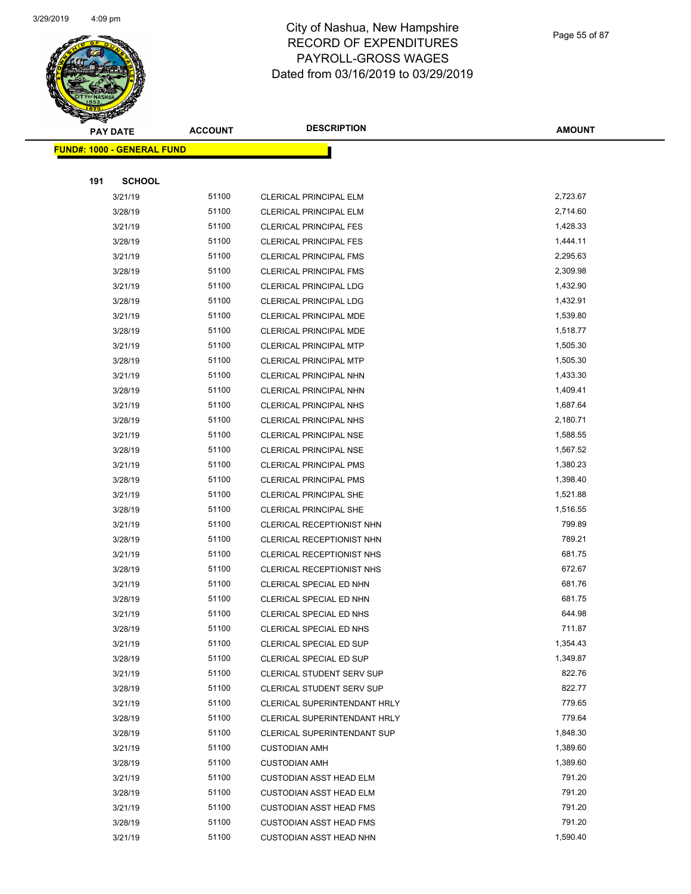# City of Nashua, New Hampshire
## RECORD OF EXPENDITURES
## PAYROLL-GROSS WAGES
## Dated from 03/16/2019 to 03/29/2019

| PAY DATE | ACCOUNT | DESCRIPTION | AMOUNT |
|---|---|---|---|

**FUND#: 1000 - GENERAL FUND**

**191 SCHOOL**

| PAY DATE | ACCOUNT | DESCRIPTION | AMOUNT |
|---|---|---|---|
| 3/21/19 | 51100 | CLERICAL PRINCIPAL ELM | 2,723.67 |
| 3/28/19 | 51100 | CLERICAL PRINCIPAL ELM | 2,714.60 |
| 3/21/19 | 51100 | CLERICAL PRINCIPAL FES | 1,428.33 |
| 3/28/19 | 51100 | CLERICAL PRINCIPAL FES | 1,444.11 |
| 3/21/19 | 51100 | CLERICAL PRINCIPAL FMS | 2,295.63 |
| 3/28/19 | 51100 | CLERICAL PRINCIPAL FMS | 2,309.98 |
| 3/21/19 | 51100 | CLERICAL PRINCIPAL LDG | 1,432.90 |
| 3/28/19 | 51100 | CLERICAL PRINCIPAL LDG | 1,432.91 |
| 3/21/19 | 51100 | CLERICAL PRINCIPAL MDE | 1,539.80 |
| 3/28/19 | 51100 | CLERICAL PRINCIPAL MDE | 1,518.77 |
| 3/21/19 | 51100 | CLERICAL PRINCIPAL MTP | 1,505.30 |
| 3/28/19 | 51100 | CLERICAL PRINCIPAL MTP | 1,505.30 |
| 3/21/19 | 51100 | CLERICAL PRINCIPAL NHN | 1,433.30 |
| 3/28/19 | 51100 | CLERICAL PRINCIPAL NHN | 1,409.41 |
| 3/21/19 | 51100 | CLERICAL PRINCIPAL NHS | 1,687.64 |
| 3/28/19 | 51100 | CLERICAL PRINCIPAL NHS | 2,180.71 |
| 3/21/19 | 51100 | CLERICAL PRINCIPAL NSE | 1,588.55 |
| 3/28/19 | 51100 | CLERICAL PRINCIPAL NSE | 1,567.52 |
| 3/21/19 | 51100 | CLERICAL PRINCIPAL PMS | 1,380.23 |
| 3/28/19 | 51100 | CLERICAL PRINCIPAL PMS | 1,398.40 |
| 3/21/19 | 51100 | CLERICAL PRINCIPAL SHE | 1,521.88 |
| 3/28/19 | 51100 | CLERICAL PRINCIPAL SHE | 1,516.55 |
| 3/21/19 | 51100 | CLERICAL RECEPTIONIST NHN | 799.89 |
| 3/28/19 | 51100 | CLERICAL RECEPTIONIST NHN | 789.21 |
| 3/21/19 | 51100 | CLERICAL RECEPTIONIST NHS | 681.75 |
| 3/28/19 | 51100 | CLERICAL RECEPTIONIST NHS | 672.67 |
| 3/21/19 | 51100 | CLERICAL SPECIAL ED NHN | 681.76 |
| 3/28/19 | 51100 | CLERICAL SPECIAL ED NHN | 681.75 |
| 3/21/19 | 51100 | CLERICAL SPECIAL ED NHS | 644.98 |
| 3/28/19 | 51100 | CLERICAL SPECIAL ED NHS | 711.87 |
| 3/21/19 | 51100 | CLERICAL SPECIAL ED SUP | 1,354.43 |
| 3/28/19 | 51100 | CLERICAL SPECIAL ED SUP | 1,349.87 |
| 3/21/19 | 51100 | CLERICAL STUDENT SERV SUP | 822.76 |
| 3/28/19 | 51100 | CLERICAL STUDENT SERV SUP | 822.77 |
| 3/21/19 | 51100 | CLERICAL SUPERINTENDANT HRLY | 779.65 |
| 3/28/19 | 51100 | CLERICAL SUPERINTENDANT HRLY | 779.64 |
| 3/28/19 | 51100 | CLERICAL SUPERINTENDANT SUP | 1,848.30 |
| 3/21/19 | 51100 | CUSTODIAN AMH | 1,389.60 |
| 3/28/19 | 51100 | CUSTODIAN AMH | 1,389.60 |
| 3/21/19 | 51100 | CUSTODIAN ASST HEAD ELM | 791.20 |
| 3/28/19 | 51100 | CUSTODIAN ASST HEAD ELM | 791.20 |
| 3/21/19 | 51100 | CUSTODIAN ASST HEAD FMS | 791.20 |
| 3/28/19 | 51100 | CUSTODIAN ASST HEAD FMS | 791.20 |
| 3/21/19 | 51100 | CUSTODIAN ASST HEAD NHN | 1,590.40 |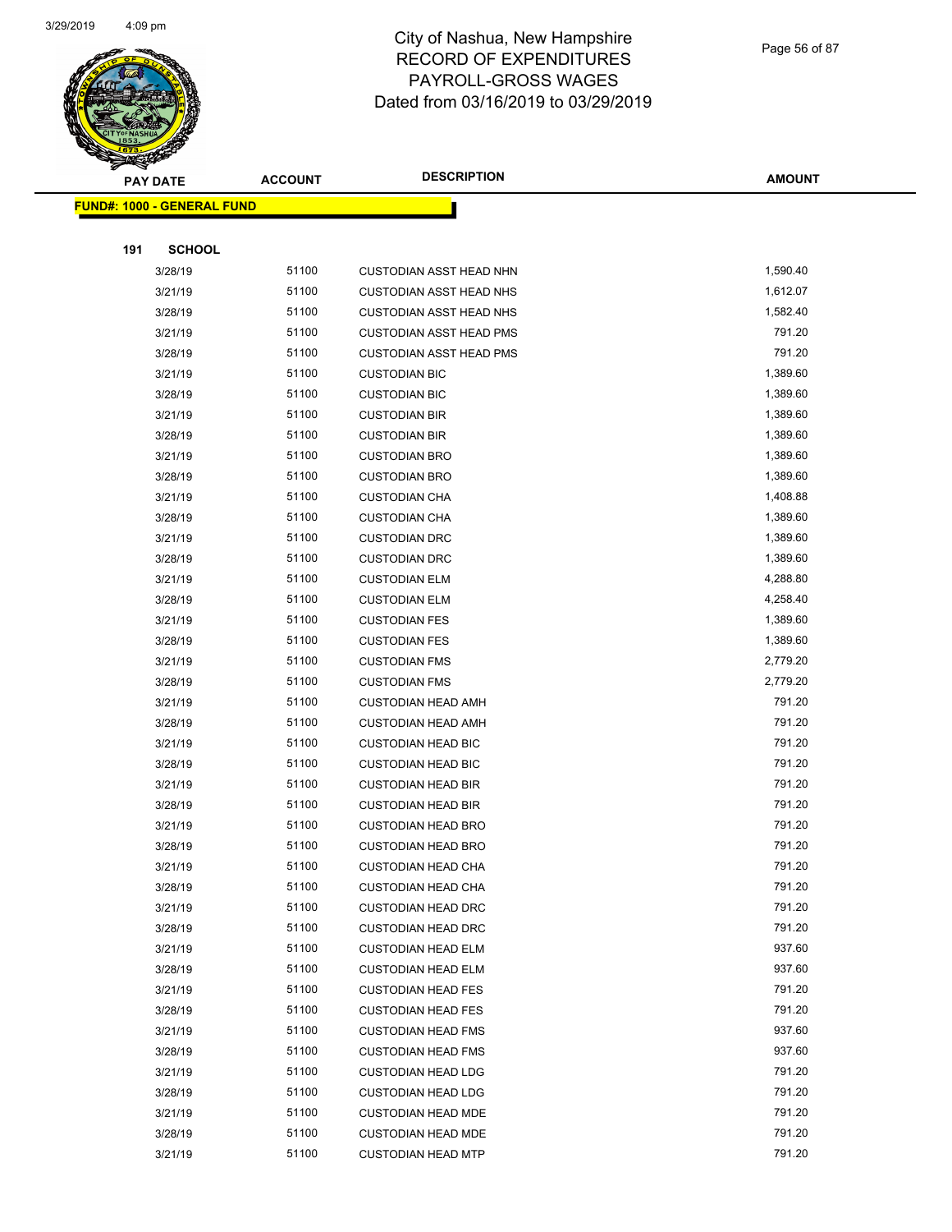# City of Nashua, New Hampshire
# RECORD OF EXPENDITURES
# PAYROLL-GROSS WAGES
# Dated from 03/16/2019 to 03/29/2019

| PAY DATE | ACCOUNT | DESCRIPTION | AMOUNT |
|---|---|---|---|
| **FUND#: 1000 - GENERAL FUND** | | | |
| **191 SCHOOL** | | | |
| 3/28/19 | 51100 | CUSTODIAN ASST HEAD NHN | 1,590.40 |
| 3/21/19 | 51100 | CUSTODIAN ASST HEAD NHS | 1,612.07 |
| 3/28/19 | 51100 | CUSTODIAN ASST HEAD NHS | 1,582.40 |
| 3/21/19 | 51100 | CUSTODIAN ASST HEAD PMS | 791.20 |
| 3/28/19 | 51100 | CUSTODIAN ASST HEAD PMS | 791.20 |
| 3/21/19 | 51100 | CUSTODIAN BIC | 1,389.60 |
| 3/28/19 | 51100 | CUSTODIAN BIC | 1,389.60 |
| 3/21/19 | 51100 | CUSTODIAN BIR | 1,389.60 |
| 3/28/19 | 51100 | CUSTODIAN BIR | 1,389.60 |
| 3/21/19 | 51100 | CUSTODIAN BRO | 1,389.60 |
| 3/28/19 | 51100 | CUSTODIAN BRO | 1,389.60 |
| 3/21/19 | 51100 | CUSTODIAN CHA | 1,408.88 |
| 3/28/19 | 51100 | CUSTODIAN CHA | 1,389.60 |
| 3/21/19 | 51100 | CUSTODIAN DRC | 1,389.60 |
| 3/28/19 | 51100 | CUSTODIAN DRC | 1,389.60 |
| 3/21/19 | 51100 | CUSTODIAN ELM | 4,288.80 |
| 3/28/19 | 51100 | CUSTODIAN ELM | 4,258.40 |
| 3/21/19 | 51100 | CUSTODIAN FES | 1,389.60 |
| 3/28/19 | 51100 | CUSTODIAN FES | 1,389.60 |
| 3/21/19 | 51100 | CUSTODIAN FMS | 2,779.20 |
| 3/28/19 | 51100 | CUSTODIAN FMS | 2,779.20 |
| 3/21/19 | 51100 | CUSTODIAN HEAD AMH | 791.20 |
| 3/28/19 | 51100 | CUSTODIAN HEAD AMH | 791.20 |
| 3/21/19 | 51100 | CUSTODIAN HEAD BIC | 791.20 |
| 3/28/19 | 51100 | CUSTODIAN HEAD BIC | 791.20 |
| 3/21/19 | 51100 | CUSTODIAN HEAD BIR | 791.20 |
| 3/28/19 | 51100 | CUSTODIAN HEAD BIR | 791.20 |
| 3/21/19 | 51100 | CUSTODIAN HEAD BRO | 791.20 |
| 3/28/19 | 51100 | CUSTODIAN HEAD BRO | 791.20 |
| 3/21/19 | 51100 | CUSTODIAN HEAD CHA | 791.20 |
| 3/28/19 | 51100 | CUSTODIAN HEAD CHA | 791.20 |
| 3/21/19 | 51100 | CUSTODIAN HEAD DRC | 791.20 |
| 3/28/19 | 51100 | CUSTODIAN HEAD DRC | 791.20 |
| 3/21/19 | 51100 | CUSTODIAN HEAD ELM | 937.60 |
| 3/28/19 | 51100 | CUSTODIAN HEAD ELM | 937.60 |
| 3/21/19 | 51100 | CUSTODIAN HEAD FES | 791.20 |
| 3/28/19 | 51100 | CUSTODIAN HEAD FES | 791.20 |
| 3/21/19 | 51100 | CUSTODIAN HEAD FMS | 937.60 |
| 3/28/19 | 51100 | CUSTODIAN HEAD FMS | 937.60 |
| 3/21/19 | 51100 | CUSTODIAN HEAD LDG | 791.20 |
| 3/28/19 | 51100 | CUSTODIAN HEAD LDG | 791.20 |
| 3/21/19 | 51100 | CUSTODIAN HEAD MDE | 791.20 |
| 3/28/19 | 51100 | CUSTODIAN HEAD MDE | 791.20 |
| 3/21/19 | 51100 | CUSTODIAN HEAD MTP | 791.20 |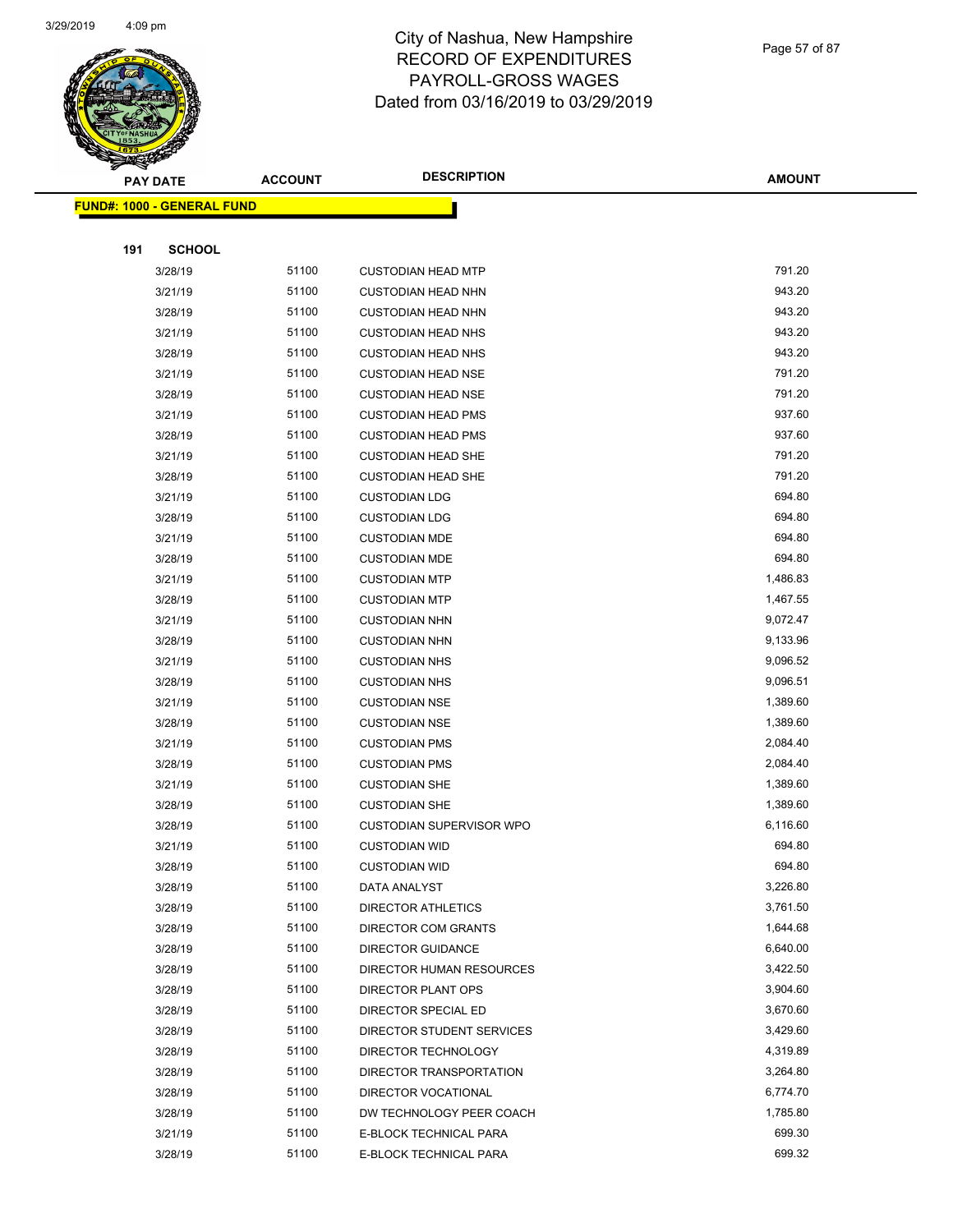# City of Nashua, New Hampshire
## RECORD OF EXPENDITURES
## PAYROLL-GROSS WAGES
### Dated from 03/16/2019 to 03/29/2019

| PAY DATE | ACCOUNT | DESCRIPTION | AMOUNT |
|---|---|---|---|

**FUND#: 1000 - GENERAL FUND**

**191 SCHOOL**

| PAY DATE | ACCOUNT | DESCRIPTION | AMOUNT |
|---|---|---|---|
| 3/28/19 | 51100 | CUSTODIAN HEAD MTP | 791.20 |
| 3/21/19 | 51100 | CUSTODIAN HEAD NHN | 943.20 |
| 3/28/19 | 51100 | CUSTODIAN HEAD NHN | 943.20 |
| 3/21/19 | 51100 | CUSTODIAN HEAD NHS | 943.20 |
| 3/28/19 | 51100 | CUSTODIAN HEAD NHS | 943.20 |
| 3/21/19 | 51100 | CUSTODIAN HEAD NSE | 791.20 |
| 3/28/19 | 51100 | CUSTODIAN HEAD NSE | 791.20 |
| 3/21/19 | 51100 | CUSTODIAN HEAD PMS | 937.60 |
| 3/28/19 | 51100 | CUSTODIAN HEAD PMS | 937.60 |
| 3/21/19 | 51100 | CUSTODIAN HEAD SHE | 791.20 |
| 3/28/19 | 51100 | CUSTODIAN HEAD SHE | 791.20 |
| 3/21/19 | 51100 | CUSTODIAN LDG | 694.80 |
| 3/28/19 | 51100 | CUSTODIAN LDG | 694.80 |
| 3/21/19 | 51100 | CUSTODIAN MDE | 694.80 |
| 3/28/19 | 51100 | CUSTODIAN MDE | 694.80 |
| 3/21/19 | 51100 | CUSTODIAN MTP | 1,486.83 |
| 3/28/19 | 51100 | CUSTODIAN MTP | 1,467.55 |
| 3/21/19 | 51100 | CUSTODIAN NHN | 9,072.47 |
| 3/28/19 | 51100 | CUSTODIAN NHN | 9,133.96 |
| 3/21/19 | 51100 | CUSTODIAN NHS | 9,096.52 |
| 3/28/19 | 51100 | CUSTODIAN NHS | 9,096.51 |
| 3/21/19 | 51100 | CUSTODIAN NSE | 1,389.60 |
| 3/28/19 | 51100 | CUSTODIAN NSE | 1,389.60 |
| 3/21/19 | 51100 | CUSTODIAN PMS | 2,084.40 |
| 3/28/19 | 51100 | CUSTODIAN PMS | 2,084.40 |
| 3/21/19 | 51100 | CUSTODIAN SHE | 1,389.60 |
| 3/28/19 | 51100 | CUSTODIAN SHE | 1,389.60 |
| 3/28/19 | 51100 | CUSTODIAN SUPERVISOR WPO | 6,116.60 |
| 3/21/19 | 51100 | CUSTODIAN WID | 694.80 |
| 3/28/19 | 51100 | CUSTODIAN WID | 694.80 |
| 3/28/19 | 51100 | DATA ANALYST | 3,226.80 |
| 3/28/19 | 51100 | DIRECTOR ATHLETICS | 3,761.50 |
| 3/28/19 | 51100 | DIRECTOR COM GRANTS | 1,644.68 |
| 3/28/19 | 51100 | DIRECTOR GUIDANCE | 6,640.00 |
| 3/28/19 | 51100 | DIRECTOR HUMAN RESOURCES | 3,422.50 |
| 3/28/19 | 51100 | DIRECTOR PLANT OPS | 3,904.60 |
| 3/28/19 | 51100 | DIRECTOR SPECIAL ED | 3,670.60 |
| 3/28/19 | 51100 | DIRECTOR STUDENT SERVICES | 3,429.60 |
| 3/28/19 | 51100 | DIRECTOR TECHNOLOGY | 4,319.89 |
| 3/28/19 | 51100 | DIRECTOR TRANSPORTATION | 3,264.80 |
| 3/28/19 | 51100 | DIRECTOR VOCATIONAL | 6,774.70 |
| 3/28/19 | 51100 | DW TECHNOLOGY PEER COACH | 1,785.80 |
| 3/21/19 | 51100 | E-BLOCK TECHNICAL PARA | 699.30 |
| 3/28/19 | 51100 | E-BLOCK TECHNICAL PARA | 699.32 |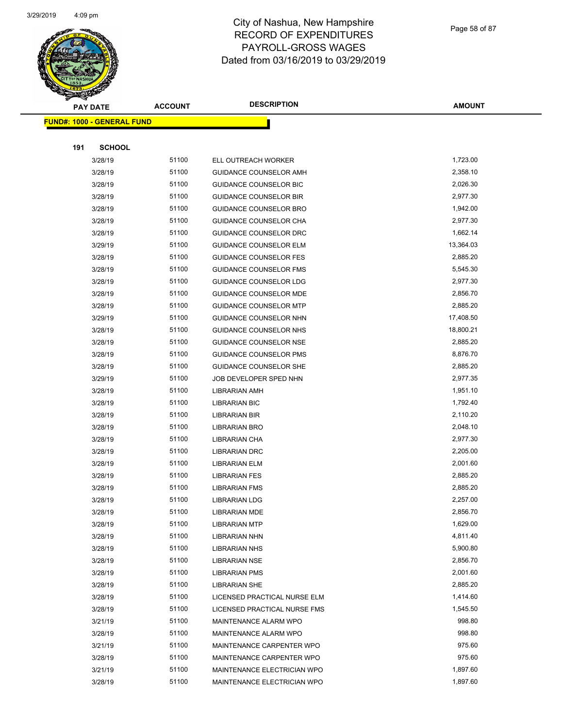# City of Nashua, New Hampshire
## RECORD OF EXPENDITURES
## PAYROLL-GROSS WAGES
## Dated from 03/16/2019 to 03/29/2019

| PAY DATE | ACCOUNT | DESCRIPTION | AMOUNT |
|---|---|---|---|
| **FUND#: 1000 - GENERAL FUND** | | | |
| **191 SCHOOL** | | | |
| 3/28/19 | 51100 | ELL OUTREACH WORKER | 1,723.00 |
| 3/28/19 | 51100 | GUIDANCE COUNSELOR AMH | 2,358.10 |
| 3/28/19 | 51100 | GUIDANCE COUNSELOR BIC | 2,026.30 |
| 3/28/19 | 51100 | GUIDANCE COUNSELOR BIR | 2,977.30 |
| 3/28/19 | 51100 | GUIDANCE COUNSELOR BRO | 1,942.00 |
| 3/28/19 | 51100 | GUIDANCE COUNSELOR CHA | 2,977.30 |
| 3/28/19 | 51100 | GUIDANCE COUNSELOR DRC | 1,662.14 |
| 3/29/19 | 51100 | GUIDANCE COUNSELOR ELM | 13,364.03 |
| 3/28/19 | 51100 | GUIDANCE COUNSELOR FES | 2,885.20 |
| 3/28/19 | 51100 | GUIDANCE COUNSELOR FMS | 5,545.30 |
| 3/28/19 | 51100 | GUIDANCE COUNSELOR LDG | 2,977.30 |
| 3/28/19 | 51100 | GUIDANCE COUNSELOR MDE | 2,856.70 |
| 3/28/19 | 51100 | GUIDANCE COUNSELOR MTP | 2,885.20 |
| 3/29/19 | 51100 | GUIDANCE COUNSELOR NHN | 17,408.50 |
| 3/28/19 | 51100 | GUIDANCE COUNSELOR NHS | 18,800.21 |
| 3/28/19 | 51100 | GUIDANCE COUNSELOR NSE | 2,885.20 |
| 3/28/19 | 51100 | GUIDANCE COUNSELOR PMS | 8,876.70 |
| 3/28/19 | 51100 | GUIDANCE COUNSELOR SHE | 2,885.20 |
| 3/29/19 | 51100 | JOB DEVELOPER SPED NHN | 2,977.35 |
| 3/28/19 | 51100 | LIBRARIAN AMH | 1,951.10 |
| 3/28/19 | 51100 | LIBRARIAN BIC | 1,792.40 |
| 3/28/19 | 51100 | LIBRARIAN BIR | 2,110.20 |
| 3/28/19 | 51100 | LIBRARIAN BRO | 2,048.10 |
| 3/28/19 | 51100 | LIBRARIAN CHA | 2,977.30 |
| 3/28/19 | 51100 | LIBRARIAN DRC | 2,205.00 |
| 3/28/19 | 51100 | LIBRARIAN ELM | 2,001.60 |
| 3/28/19 | 51100 | LIBRARIAN FES | 2,885.20 |
| 3/28/19 | 51100 | LIBRARIAN FMS | 2,885.20 |
| 3/28/19 | 51100 | LIBRARIAN LDG | 2,257.00 |
| 3/28/19 | 51100 | LIBRARIAN MDE | 2,856.70 |
| 3/28/19 | 51100 | LIBRARIAN MTP | 1,629.00 |
| 3/28/19 | 51100 | LIBRARIAN NHN | 4,811.40 |
| 3/28/19 | 51100 | LIBRARIAN NHS | 5,900.80 |
| 3/28/19 | 51100 | LIBRARIAN NSE | 2,856.70 |
| 3/28/19 | 51100 | LIBRARIAN PMS | 2,001.60 |
| 3/28/19 | 51100 | LIBRARIAN SHE | 2,885.20 |
| 3/28/19 | 51100 | LICENSED PRACTICAL NURSE ELM | 1,414.60 |
| 3/28/19 | 51100 | LICENSED PRACTICAL NURSE FMS | 1,545.50 |
| 3/21/19 | 51100 | MAINTENANCE ALARM WPO | 998.80 |
| 3/28/19 | 51100 | MAINTENANCE ALARM WPO | 998.80 |
| 3/21/19 | 51100 | MAINTENANCE CARPENTER WPO | 975.60 |
| 3/28/19 | 51100 | MAINTENANCE CARPENTER WPO | 975.60 |
| 3/21/19 | 51100 | MAINTENANCE ELECTRICIAN WPO | 1,897.60 |
| 3/28/19 | 51100 | MAINTENANCE ELECTRICIAN WPO | 1,897.60 |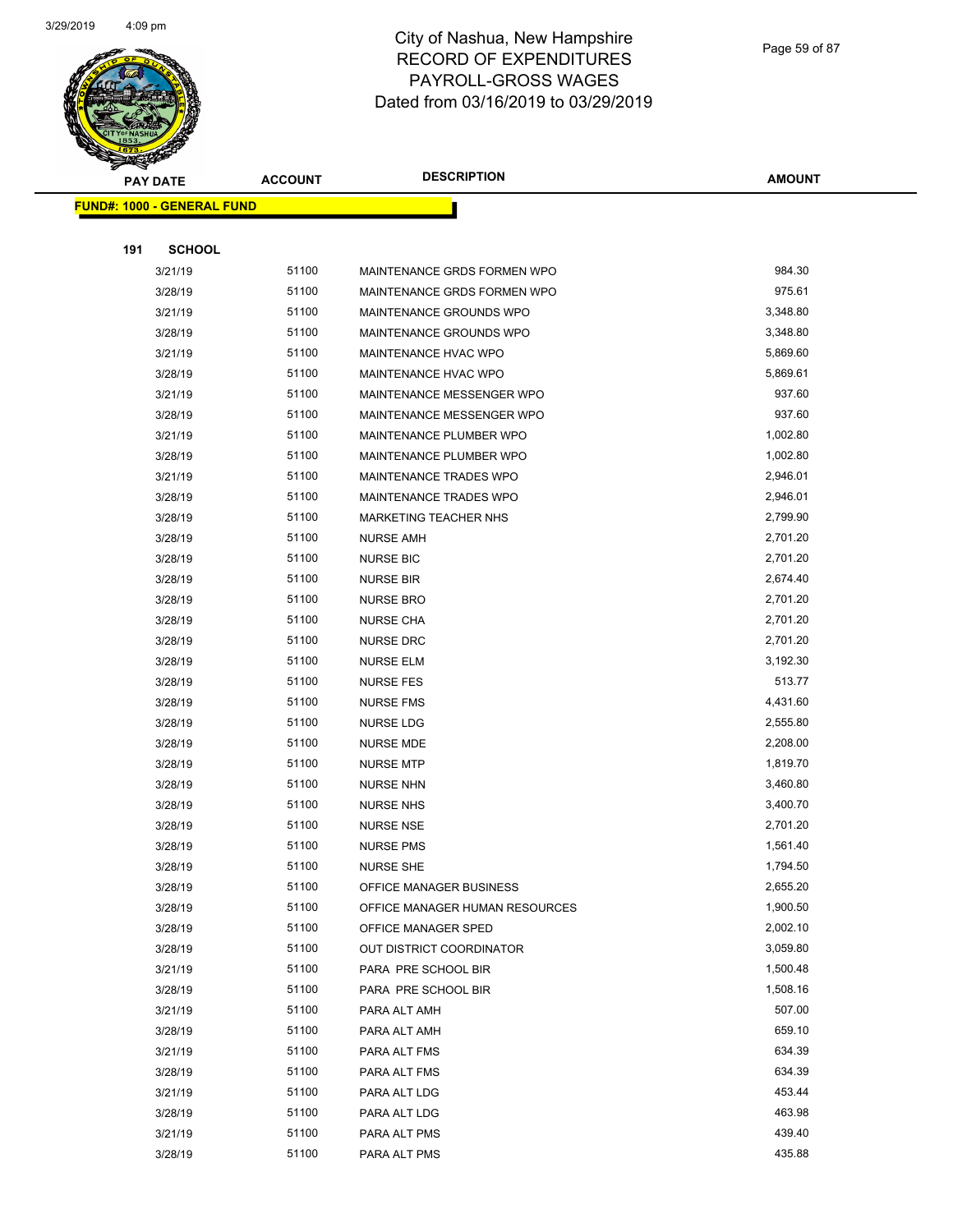# City of Nashua, New Hampshire
## RECORD OF EXPENDITURES
## PAYROLL-GROSS WAGES
## Dated from 03/16/2019 to 03/29/2019

| PAY DATE | ACCOUNT | DESCRIPTION | AMOUNT |
|---|---|---|---|
| **FUND#: 1000 - GENERAL FUND** | | | |
| **191 SCHOOL** | | | |
| 3/21/19 | 51100 | MAINTENANCE GRDS FORMEN WPO | 984.30 |
| 3/28/19 | 51100 | MAINTENANCE GRDS FORMEN WPO | 975.61 |
| 3/21/19 | 51100 | MAINTENANCE GROUNDS WPO | 3,348.80 |
| 3/28/19 | 51100 | MAINTENANCE GROUNDS WPO | 3,348.80 |
| 3/21/19 | 51100 | MAINTENANCE HVAC WPO | 5,869.60 |
| 3/28/19 | 51100 | MAINTENANCE HVAC WPO | 5,869.61 |
| 3/21/19 | 51100 | MAINTENANCE MESSENGER WPO | 937.60 |
| 3/28/19 | 51100 | MAINTENANCE MESSENGER WPO | 937.60 |
| 3/21/19 | 51100 | MAINTENANCE PLUMBER WPO | 1,002.80 |
| 3/28/19 | 51100 | MAINTENANCE PLUMBER WPO | 1,002.80 |
| 3/21/19 | 51100 | MAINTENANCE TRADES WPO | 2,946.01 |
| 3/28/19 | 51100 | MAINTENANCE TRADES WPO | 2,946.01 |
| 3/28/19 | 51100 | MARKETING TEACHER NHS | 2,799.90 |
| 3/28/19 | 51100 | NURSE AMH | 2,701.20 |
| 3/28/19 | 51100 | NURSE BIC | 2,701.20 |
| 3/28/19 | 51100 | NURSE BIR | 2,674.40 |
| 3/28/19 | 51100 | NURSE BRO | 2,701.20 |
| 3/28/19 | 51100 | NURSE CHA | 2,701.20 |
| 3/28/19 | 51100 | NURSE DRC | 2,701.20 |
| 3/28/19 | 51100 | NURSE ELM | 3,192.30 |
| 3/28/19 | 51100 | NURSE FES | 513.77 |
| 3/28/19 | 51100 | NURSE FMS | 4,431.60 |
| 3/28/19 | 51100 | NURSE LDG | 2,555.80 |
| 3/28/19 | 51100 | NURSE MDE | 2,208.00 |
| 3/28/19 | 51100 | NURSE MTP | 1,819.70 |
| 3/28/19 | 51100 | NURSE NHN | 3,460.80 |
| 3/28/19 | 51100 | NURSE NHS | 3,400.70 |
| 3/28/19 | 51100 | NURSE NSE | 2,701.20 |
| 3/28/19 | 51100 | NURSE PMS | 1,561.40 |
| 3/28/19 | 51100 | NURSE SHE | 1,794.50 |
| 3/28/19 | 51100 | OFFICE MANAGER BUSINESS | 2,655.20 |
| 3/28/19 | 51100 | OFFICE MANAGER HUMAN RESOURCES | 1,900.50 |
| 3/28/19 | 51100 | OFFICE MANAGER SPED | 2,002.10 |
| 3/28/19 | 51100 | OUT DISTRICT COORDINATOR | 3,059.80 |
| 3/21/19 | 51100 | PARA PRE SCHOOL BIR | 1,500.48 |
| 3/28/19 | 51100 | PARA PRE SCHOOL BIR | 1,508.16 |
| 3/21/19 | 51100 | PARA ALT AMH | 507.00 |
| 3/28/19 | 51100 | PARA ALT AMH | 659.10 |
| 3/21/19 | 51100 | PARA ALT FMS | 634.39 |
| 3/28/19 | 51100 | PARA ALT FMS | 634.39 |
| 3/21/19 | 51100 | PARA ALT LDG | 453.44 |
| 3/28/19 | 51100 | PARA ALT LDG | 463.98 |
| 3/21/19 | 51100 | PARA ALT PMS | 439.40 |
| 3/28/19 | 51100 | PARA ALT PMS | 435.88 |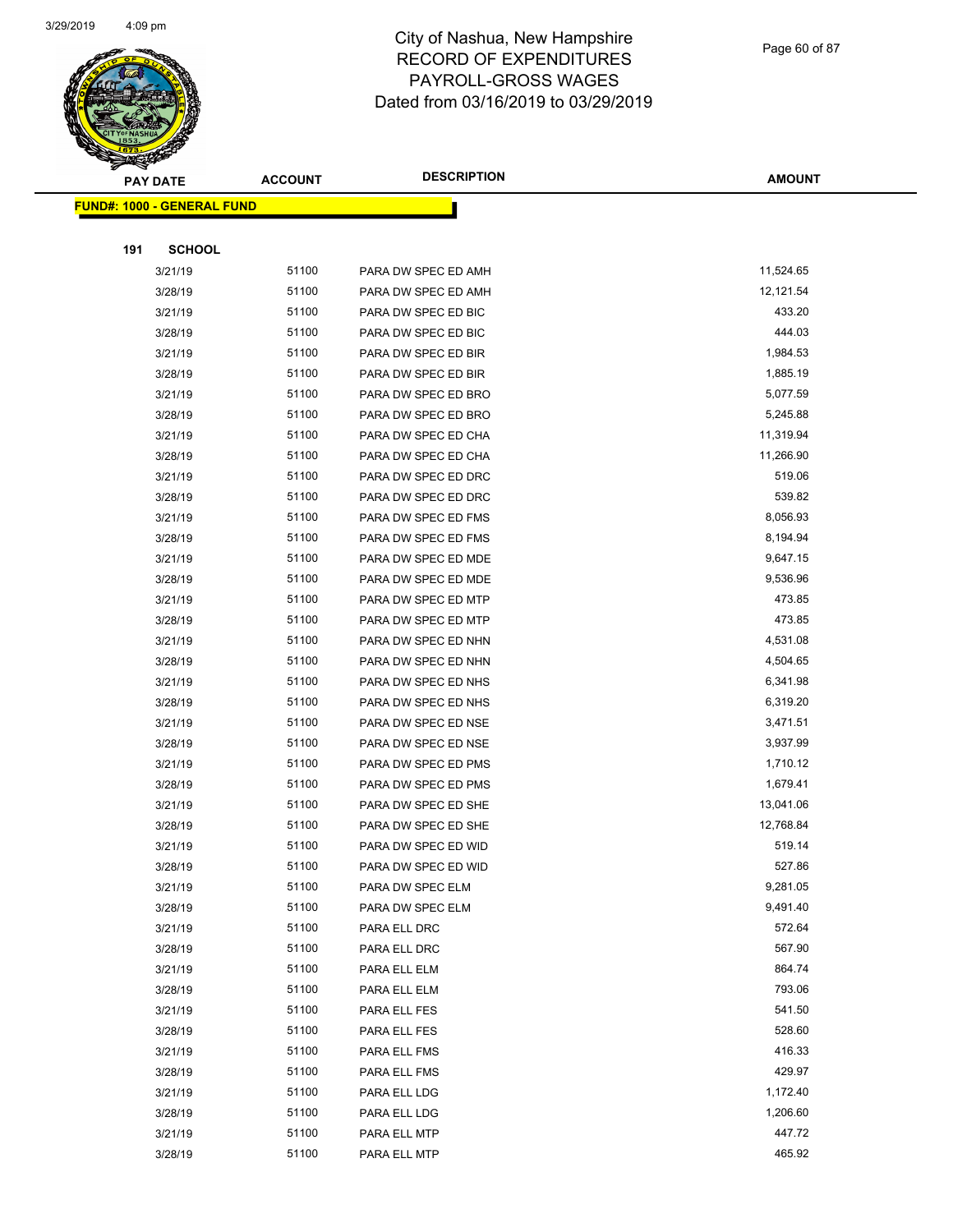# City of Nashua, New Hampshire
## RECORD OF EXPENDITURES
## PAYROLL-GROSS WAGES
## Dated from 03/16/2019 to 03/29/2019

| PAY DATE | ACCOUNT | DESCRIPTION | AMOUNT |
|---|---|---|---|

**FUND#: 1000 - GENERAL FUND**

**191 SCHOOL**

| PAY DATE | ACCOUNT | DESCRIPTION | AMOUNT |
|---|---|---|---|
| 3/21/19 | 51100 | PARA DW SPEC ED AMH | 11,524.65 |
| 3/28/19 | 51100 | PARA DW SPEC ED AMH | 12,121.54 |
| 3/21/19 | 51100 | PARA DW SPEC ED BIC | 433.20 |
| 3/28/19 | 51100 | PARA DW SPEC ED BIC | 444.03 |
| 3/21/19 | 51100 | PARA DW SPEC ED BIR | 1,984.53 |
| 3/28/19 | 51100 | PARA DW SPEC ED BIR | 1,885.19 |
| 3/21/19 | 51100 | PARA DW SPEC ED BRO | 5,077.59 |
| 3/28/19 | 51100 | PARA DW SPEC ED BRO | 5,245.88 |
| 3/21/19 | 51100 | PARA DW SPEC ED CHA | 11,319.94 |
| 3/28/19 | 51100 | PARA DW SPEC ED CHA | 11,266.90 |
| 3/21/19 | 51100 | PARA DW SPEC ED DRC | 519.06 |
| 3/28/19 | 51100 | PARA DW SPEC ED DRC | 539.82 |
| 3/21/19 | 51100 | PARA DW SPEC ED FMS | 8,056.93 |
| 3/28/19 | 51100 | PARA DW SPEC ED FMS | 8,194.94 |
| 3/21/19 | 51100 | PARA DW SPEC ED MDE | 9,647.15 |
| 3/28/19 | 51100 | PARA DW SPEC ED MDE | 9,536.96 |
| 3/21/19 | 51100 | PARA DW SPEC ED MTP | 473.85 |
| 3/28/19 | 51100 | PARA DW SPEC ED MTP | 473.85 |
| 3/21/19 | 51100 | PARA DW SPEC ED NHN | 4,531.08 |
| 3/28/19 | 51100 | PARA DW SPEC ED NHN | 4,504.65 |
| 3/21/19 | 51100 | PARA DW SPEC ED NHS | 6,341.98 |
| 3/28/19 | 51100 | PARA DW SPEC ED NHS | 6,319.20 |
| 3/21/19 | 51100 | PARA DW SPEC ED NSE | 3,471.51 |
| 3/28/19 | 51100 | PARA DW SPEC ED NSE | 3,937.99 |
| 3/21/19 | 51100 | PARA DW SPEC ED PMS | 1,710.12 |
| 3/28/19 | 51100 | PARA DW SPEC ED PMS | 1,679.41 |
| 3/21/19 | 51100 | PARA DW SPEC ED SHE | 13,041.06 |
| 3/28/19 | 51100 | PARA DW SPEC ED SHE | 12,768.84 |
| 3/21/19 | 51100 | PARA DW SPEC ED WID | 519.14 |
| 3/28/19 | 51100 | PARA DW SPEC ED WID | 527.86 |
| 3/21/19 | 51100 | PARA DW SPEC ELM | 9,281.05 |
| 3/28/19 | 51100 | PARA DW SPEC ELM | 9,491.40 |
| 3/21/19 | 51100 | PARA ELL DRC | 572.64 |
| 3/28/19 | 51100 | PARA ELL DRC | 567.90 |
| 3/21/19 | 51100 | PARA ELL ELM | 864.74 |
| 3/28/19 | 51100 | PARA ELL ELM | 793.06 |
| 3/21/19 | 51100 | PARA ELL FES | 541.50 |
| 3/28/19 | 51100 | PARA ELL FES | 528.60 |
| 3/21/19 | 51100 | PARA ELL FMS | 416.33 |
| 3/28/19 | 51100 | PARA ELL FMS | 429.97 |
| 3/21/19 | 51100 | PARA ELL LDG | 1,172.40 |
| 3/28/19 | 51100 | PARA ELL LDG | 1,206.60 |
| 3/21/19 | 51100 | PARA ELL MTP | 447.72 |
| 3/28/19 | 51100 | PARA ELL MTP | 465.92 |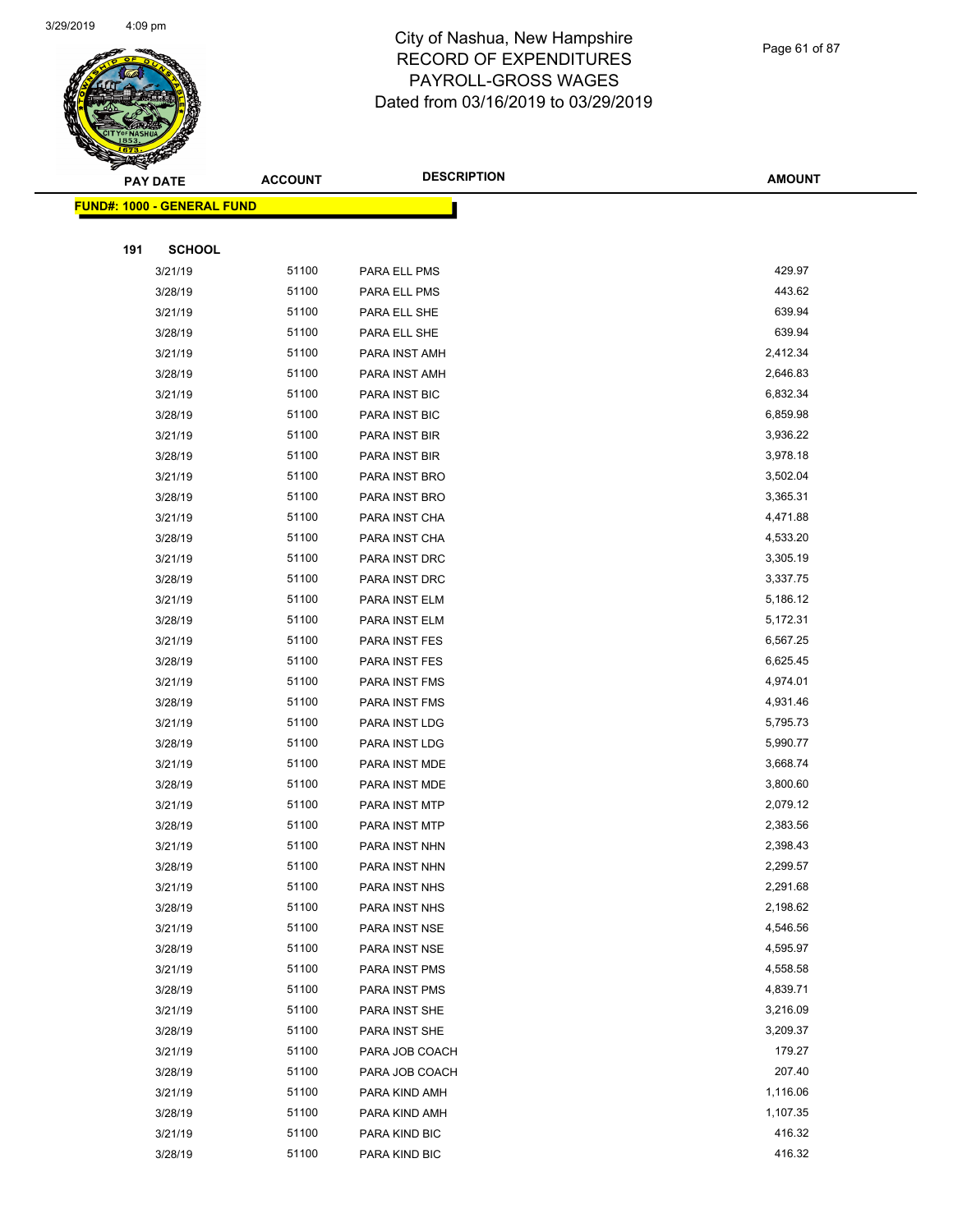# City of Nashua, New Hampshire
# RECORD OF EXPENDITURES
# PAYROLL-GROSS WAGES
# Dated from 03/16/2019 to 03/29/2019

3/29/2019 4:09 pm

**FUND#: 1000 - GENERAL FUND**

**191 SCHOOL**

| PAY DATE | ACCOUNT | DESCRIPTION | AMOUNT |
|---|---|---|---|
| 3/21/19 | 51100 | PARA ELL PMS | 429.97 |
| 3/28/19 | 51100 | PARA ELL PMS | 443.62 |
| 3/21/19 | 51100 | PARA ELL SHE | 639.94 |
| 3/28/19 | 51100 | PARA ELL SHE | 639.94 |
| 3/21/19 | 51100 | PARA INST AMH | 2,412.34 |
| 3/28/19 | 51100 | PARA INST AMH | 2,646.83 |
| 3/21/19 | 51100 | PARA INST BIC | 6,832.34 |
| 3/28/19 | 51100 | PARA INST BIC | 6,859.98 |
| 3/21/19 | 51100 | PARA INST BIR | 3,936.22 |
| 3/28/19 | 51100 | PARA INST BIR | 3,978.18 |
| 3/21/19 | 51100 | PARA INST BRO | 3,502.04 |
| 3/28/19 | 51100 | PARA INST BRO | 3,365.31 |
| 3/21/19 | 51100 | PARA INST CHA | 4,471.88 |
| 3/28/19 | 51100 | PARA INST CHA | 4,533.20 |
| 3/21/19 | 51100 | PARA INST DRC | 3,305.19 |
| 3/28/19 | 51100 | PARA INST DRC | 3,337.75 |
| 3/21/19 | 51100 | PARA INST ELM | 5,186.12 |
| 3/28/19 | 51100 | PARA INST ELM | 5,172.31 |
| 3/21/19 | 51100 | PARA INST FES | 6,567.25 |
| 3/28/19 | 51100 | PARA INST FES | 6,625.45 |
| 3/21/19 | 51100 | PARA INST FMS | 4,974.01 |
| 3/28/19 | 51100 | PARA INST FMS | 4,931.46 |
| 3/21/19 | 51100 | PARA INST LDG | 5,795.73 |
| 3/28/19 | 51100 | PARA INST LDG | 5,990.77 |
| 3/21/19 | 51100 | PARA INST MDE | 3,668.74 |
| 3/28/19 | 51100 | PARA INST MDE | 3,800.60 |
| 3/21/19 | 51100 | PARA INST MTP | 2,079.12 |
| 3/28/19 | 51100 | PARA INST MTP | 2,383.56 |
| 3/21/19 | 51100 | PARA INST NHN | 2,398.43 |
| 3/28/19 | 51100 | PARA INST NHN | 2,299.57 |
| 3/21/19 | 51100 | PARA INST NHS | 2,291.68 |
| 3/28/19 | 51100 | PARA INST NHS | 2,198.62 |
| 3/21/19 | 51100 | PARA INST NSE | 4,546.56 |
| 3/28/19 | 51100 | PARA INST NSE | 4,595.97 |
| 3/21/19 | 51100 | PARA INST PMS | 4,558.58 |
| 3/28/19 | 51100 | PARA INST PMS | 4,839.71 |
| 3/21/19 | 51100 | PARA INST SHE | 3,216.09 |
| 3/28/19 | 51100 | PARA INST SHE | 3,209.37 |
| 3/21/19 | 51100 | PARA JOB COACH | 179.27 |
| 3/28/19 | 51100 | PARA JOB COACH | 207.40 |
| 3/21/19 | 51100 | PARA KIND AMH | 1,116.06 |
| 3/28/19 | 51100 | PARA KIND AMH | 1,107.35 |
| 3/21/19 | 51100 | PARA KIND BIC | 416.32 |
| 3/28/19 | 51100 | PARA KIND BIC | 416.32 |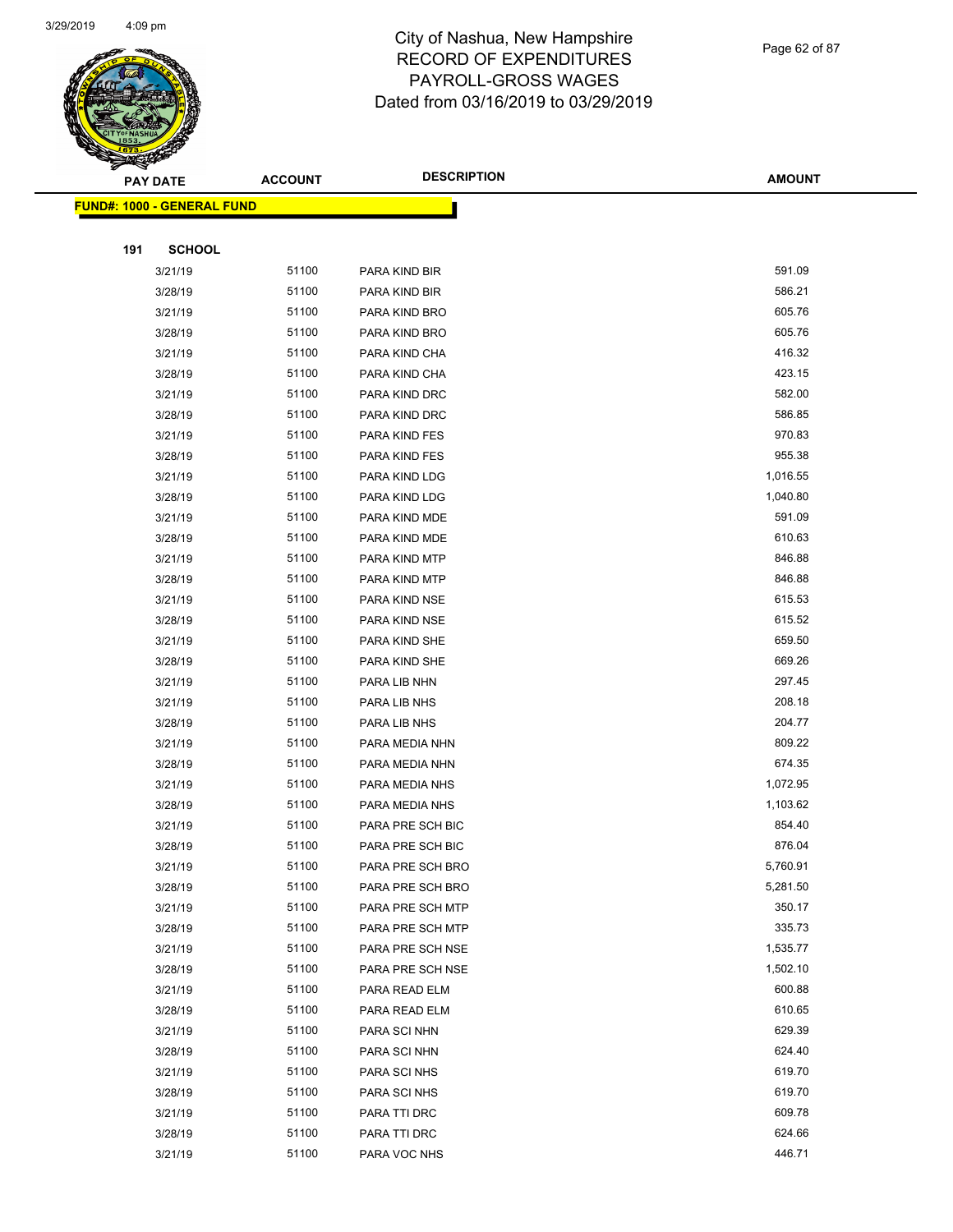# City of Nashua, New Hampshire
## RECORD OF EXPENDITURES
## PAYROLL-GROSS WAGES
## Dated from 03/16/2019 to 03/29/2019

| PAY DATE | ACCOUNT | DESCRIPTION | AMOUNT |
|---|---|---|---|
| **FUND#: 1000 - GENERAL FUND** | | | |
| **191 SCHOOL** | | | |
| 3/21/19 | 51100 | PARA KIND BIR | 591.09 |
| 3/28/19 | 51100 | PARA KIND BIR | 586.21 |
| 3/21/19 | 51100 | PARA KIND BRO | 605.76 |
| 3/28/19 | 51100 | PARA KIND BRO | 605.76 |
| 3/21/19 | 51100 | PARA KIND CHA | 416.32 |
| 3/28/19 | 51100 | PARA KIND CHA | 423.15 |
| 3/21/19 | 51100 | PARA KIND DRC | 582.00 |
| 3/28/19 | 51100 | PARA KIND DRC | 586.85 |
| 3/21/19 | 51100 | PARA KIND FES | 970.83 |
| 3/28/19 | 51100 | PARA KIND FES | 955.38 |
| 3/21/19 | 51100 | PARA KIND LDG | 1,016.55 |
| 3/28/19 | 51100 | PARA KIND LDG | 1,040.80 |
| 3/21/19 | 51100 | PARA KIND MDE | 591.09 |
| 3/28/19 | 51100 | PARA KIND MDE | 610.63 |
| 3/21/19 | 51100 | PARA KIND MTP | 846.88 |
| 3/28/19 | 51100 | PARA KIND MTP | 846.88 |
| 3/21/19 | 51100 | PARA KIND NSE | 615.53 |
| 3/28/19 | 51100 | PARA KIND NSE | 615.52 |
| 3/21/19 | 51100 | PARA KIND SHE | 659.50 |
| 3/28/19 | 51100 | PARA KIND SHE | 669.26 |
| 3/21/19 | 51100 | PARA LIB NHN | 297.45 |
| 3/21/19 | 51100 | PARA LIB NHS | 208.18 |
| 3/28/19 | 51100 | PARA LIB NHS | 204.77 |
| 3/21/19 | 51100 | PARA MEDIA NHN | 809.22 |
| 3/28/19 | 51100 | PARA MEDIA NHN | 674.35 |
| 3/21/19 | 51100 | PARA MEDIA NHS | 1,072.95 |
| 3/28/19 | 51100 | PARA MEDIA NHS | 1,103.62 |
| 3/21/19 | 51100 | PARA PRE SCH BIC | 854.40 |
| 3/28/19 | 51100 | PARA PRE SCH BIC | 876.04 |
| 3/21/19 | 51100 | PARA PRE SCH BRO | 5,760.91 |
| 3/28/19 | 51100 | PARA PRE SCH BRO | 5,281.50 |
| 3/21/19 | 51100 | PARA PRE SCH MTP | 350.17 |
| 3/28/19 | 51100 | PARA PRE SCH MTP | 335.73 |
| 3/21/19 | 51100 | PARA PRE SCH NSE | 1,535.77 |
| 3/28/19 | 51100 | PARA PRE SCH NSE | 1,502.10 |
| 3/21/19 | 51100 | PARA READ ELM | 600.88 |
| 3/28/19 | 51100 | PARA READ ELM | 610.65 |
| 3/21/19 | 51100 | PARA SCI NHN | 629.39 |
| 3/28/19 | 51100 | PARA SCI NHN | 624.40 |
| 3/21/19 | 51100 | PARA SCI NHS | 619.70 |
| 3/28/19 | 51100 | PARA SCI NHS | 619.70 |
| 3/21/19 | 51100 | PARA TTI DRC | 609.78 |
| 3/28/19 | 51100 | PARA TTI DRC | 624.66 |
| 3/21/19 | 51100 | PARA VOC NHS | 446.71 |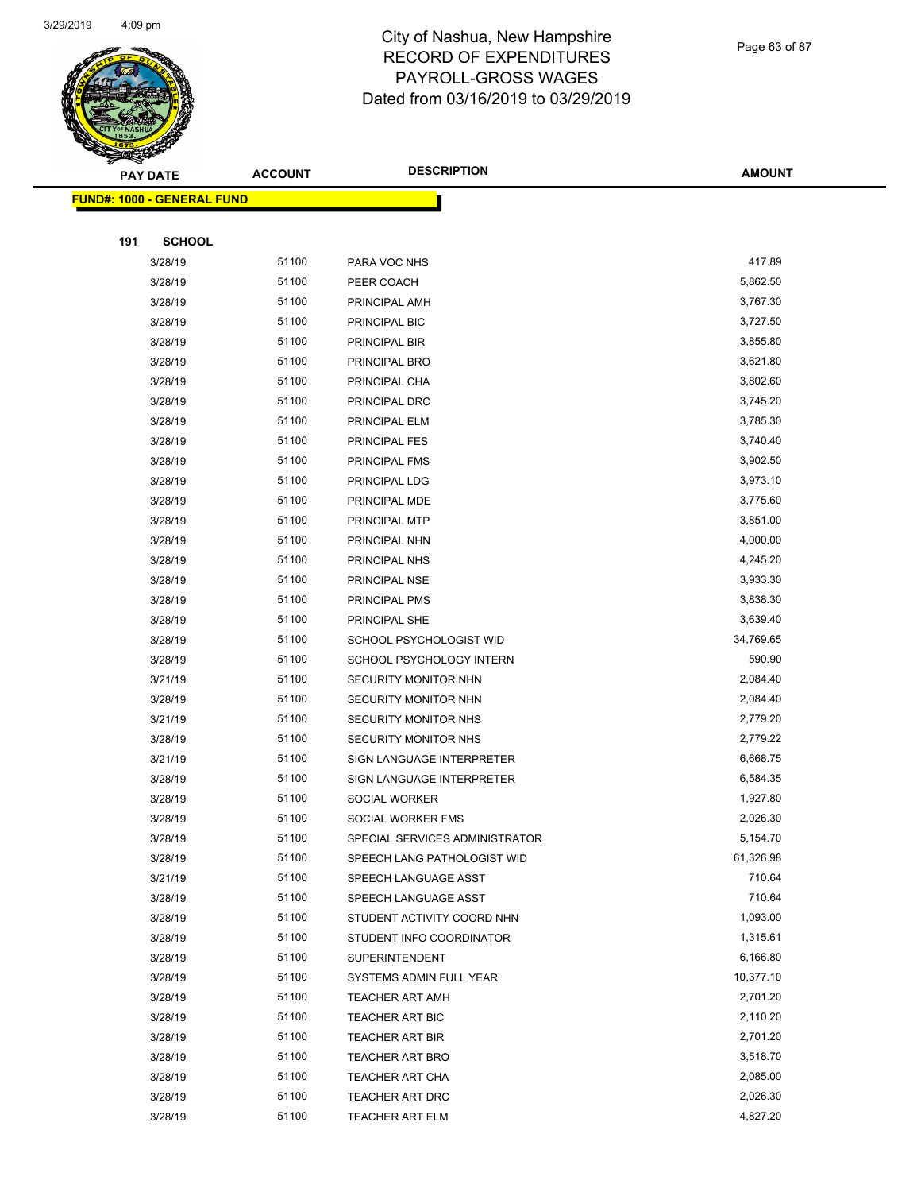# City of Nashua, New Hampshire
## RECORD OF EXPENDITURES
## PAYROLL-GROSS WAGES
## Dated from 03/16/2019 to 03/29/2019

| PAY DATE | ACCOUNT | DESCRIPTION | AMOUNT |
|---|---|---|---|
| **FUND#: 1000 - GENERAL FUND** | | | |
| **191 SCHOOL** | | | |
| 3/28/19 | 51100 | PARA VOC NHS | 417.89 |
| 3/28/19 | 51100 | PEER COACH | 5,862.50 |
| 3/28/19 | 51100 | PRINCIPAL AMH | 3,767.30 |
| 3/28/19 | 51100 | PRINCIPAL BIC | 3,727.50 |
| 3/28/19 | 51100 | PRINCIPAL BIR | 3,855.80 |
| 3/28/19 | 51100 | PRINCIPAL BRO | 3,621.80 |
| 3/28/19 | 51100 | PRINCIPAL CHA | 3,802.60 |
| 3/28/19 | 51100 | PRINCIPAL DRC | 3,745.20 |
| 3/28/19 | 51100 | PRINCIPAL ELM | 3,785.30 |
| 3/28/19 | 51100 | PRINCIPAL FES | 3,740.40 |
| 3/28/19 | 51100 | PRINCIPAL FMS | 3,902.50 |
| 3/28/19 | 51100 | PRINCIPAL LDG | 3,973.10 |
| 3/28/19 | 51100 | PRINCIPAL MDE | 3,775.60 |
| 3/28/19 | 51100 | PRINCIPAL MTP | 3,851.00 |
| 3/28/19 | 51100 | PRINCIPAL NHN | 4,000.00 |
| 3/28/19 | 51100 | PRINCIPAL NHS | 4,245.20 |
| 3/28/19 | 51100 | PRINCIPAL NSE | 3,933.30 |
| 3/28/19 | 51100 | PRINCIPAL PMS | 3,838.30 |
| 3/28/19 | 51100 | PRINCIPAL SHE | 3,639.40 |
| 3/28/19 | 51100 | SCHOOL PSYCHOLOGIST WID | 34,769.65 |
| 3/28/19 | 51100 | SCHOOL PSYCHOLOGY INTERN | 590.90 |
| 3/21/19 | 51100 | SECURITY MONITOR NHN | 2,084.40 |
| 3/28/19 | 51100 | SECURITY MONITOR NHN | 2,084.40 |
| 3/21/19 | 51100 | SECURITY MONITOR NHS | 2,779.20 |
| 3/28/19 | 51100 | SECURITY MONITOR NHS | 2,779.22 |
| 3/21/19 | 51100 | SIGN LANGUAGE INTERPRETER | 6,668.75 |
| 3/28/19 | 51100 | SIGN LANGUAGE INTERPRETER | 6,584.35 |
| 3/28/19 | 51100 | SOCIAL WORKER | 1,927.80 |
| 3/28/19 | 51100 | SOCIAL WORKER FMS | 2,026.30 |
| 3/28/19 | 51100 | SPECIAL SERVICES ADMINISTRATOR | 5,154.70 |
| 3/28/19 | 51100 | SPEECH LANG PATHOLOGIST WID | 61,326.98 |
| 3/21/19 | 51100 | SPEECH LANGUAGE ASST | 710.64 |
| 3/28/19 | 51100 | SPEECH LANGUAGE ASST | 710.64 |
| 3/28/19 | 51100 | STUDENT ACTIVITY COORD NHN | 1,093.00 |
| 3/28/19 | 51100 | STUDENT INFO COORDINATOR | 1,315.61 |
| 3/28/19 | 51100 | SUPERINTENDENT | 6,166.80 |
| 3/28/19 | 51100 | SYSTEMS ADMIN FULL YEAR | 10,377.10 |
| 3/28/19 | 51100 | TEACHER ART AMH | 2,701.20 |
| 3/28/19 | 51100 | TEACHER ART BIC | 2,110.20 |
| 3/28/19 | 51100 | TEACHER ART BIR | 2,701.20 |
| 3/28/19 | 51100 | TEACHER ART BRO | 3,518.70 |
| 3/28/19 | 51100 | TEACHER ART CHA | 2,085.00 |
| 3/28/19 | 51100 | TEACHER ART DRC | 2,026.30 |
| 3/28/19 | 51100 | TEACHER ART ELM | 4,827.20 |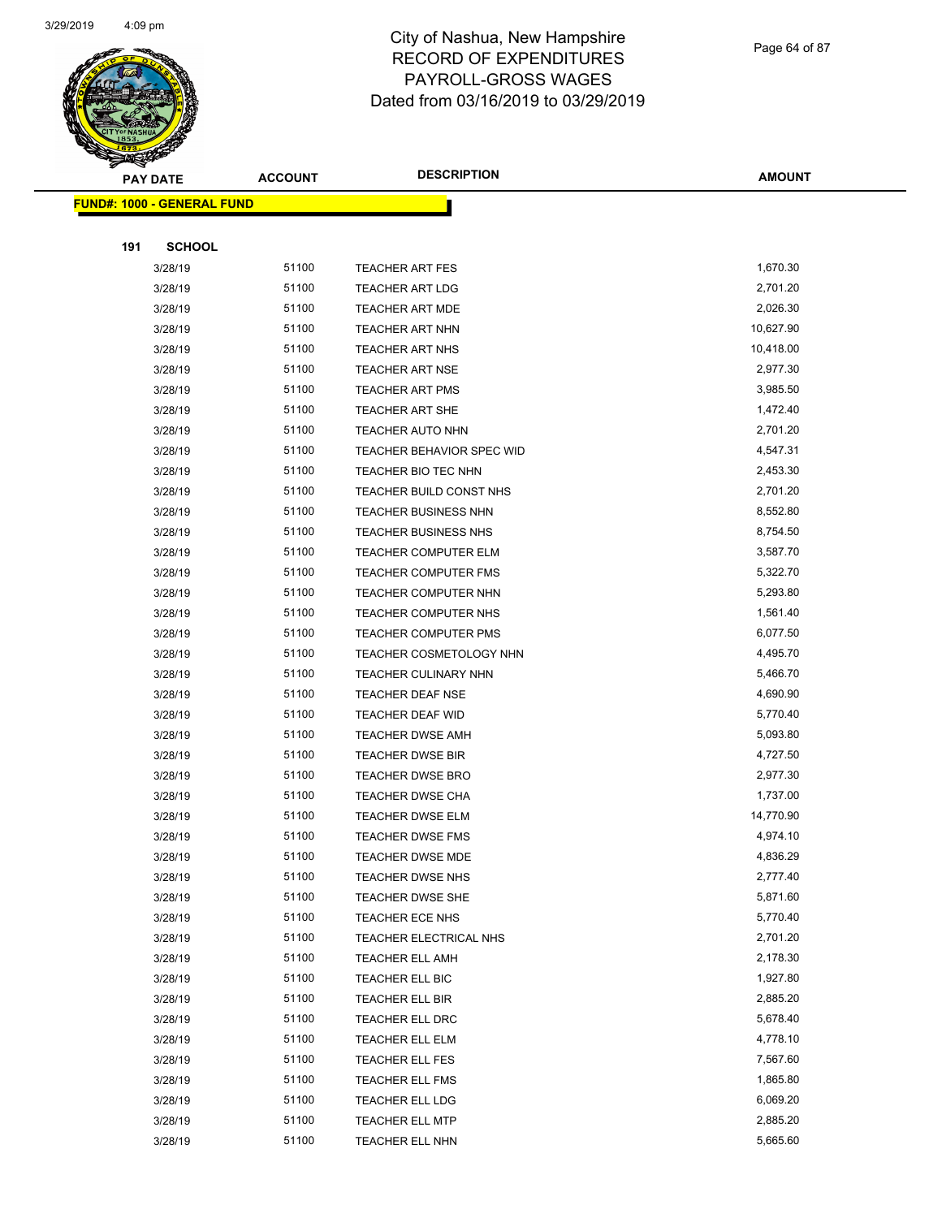# City of Nashua, New Hampshire
## RECORD OF EXPENDITURES
## PAYROLL-GROSS WAGES
## Dated from 03/16/2019 to 03/29/2019

| PAY DATE | ACCOUNT | DESCRIPTION | AMOUNT |
|---|---|---|---|
| **FUND#: 1000 - GENERAL FUND** | | | |
| **191 SCHOOL** | | | |
| 3/28/19 | 51100 | TEACHER ART FES | 1,670.30 |
| 3/28/19 | 51100 | TEACHER ART LDG | 2,701.20 |
| 3/28/19 | 51100 | TEACHER ART MDE | 2,026.30 |
| 3/28/19 | 51100 | TEACHER ART NHN | 10,627.90 |
| 3/28/19 | 51100 | TEACHER ART NHS | 10,418.00 |
| 3/28/19 | 51100 | TEACHER ART NSE | 2,977.30 |
| 3/28/19 | 51100 | TEACHER ART PMS | 3,985.50 |
| 3/28/19 | 51100 | TEACHER ART SHE | 1,472.40 |
| 3/28/19 | 51100 | TEACHER AUTO NHN | 2,701.20 |
| 3/28/19 | 51100 | TEACHER BEHAVIOR SPEC WID | 4,547.31 |
| 3/28/19 | 51100 | TEACHER BIO TEC NHN | 2,453.30 |
| 3/28/19 | 51100 | TEACHER BUILD CONST NHS | 2,701.20 |
| 3/28/19 | 51100 | TEACHER BUSINESS NHN | 8,552.80 |
| 3/28/19 | 51100 | TEACHER BUSINESS NHS | 8,754.50 |
| 3/28/19 | 51100 | TEACHER COMPUTER ELM | 3,587.70 |
| 3/28/19 | 51100 | TEACHER COMPUTER FMS | 5,322.70 |
| 3/28/19 | 51100 | TEACHER COMPUTER NHN | 5,293.80 |
| 3/28/19 | 51100 | TEACHER COMPUTER NHS | 1,561.40 |
| 3/28/19 | 51100 | TEACHER COMPUTER PMS | 6,077.50 |
| 3/28/19 | 51100 | TEACHER COSMETOLOGY NHN | 4,495.70 |
| 3/28/19 | 51100 | TEACHER CULINARY NHN | 5,466.70 |
| 3/28/19 | 51100 | TEACHER DEAF NSE | 4,690.90 |
| 3/28/19 | 51100 | TEACHER DEAF WID | 5,770.40 |
| 3/28/19 | 51100 | TEACHER DWSE AMH | 5,093.80 |
| 3/28/19 | 51100 | TEACHER DWSE BIR | 4,727.50 |
| 3/28/19 | 51100 | TEACHER DWSE BRO | 2,977.30 |
| 3/28/19 | 51100 | TEACHER DWSE CHA | 1,737.00 |
| 3/28/19 | 51100 | TEACHER DWSE ELM | 14,770.90 |
| 3/28/19 | 51100 | TEACHER DWSE FMS | 4,974.10 |
| 3/28/19 | 51100 | TEACHER DWSE MDE | 4,836.29 |
| 3/28/19 | 51100 | TEACHER DWSE NHS | 2,777.40 |
| 3/28/19 | 51100 | TEACHER DWSE SHE | 5,871.60 |
| 3/28/19 | 51100 | TEACHER ECE NHS | 5,770.40 |
| 3/28/19 | 51100 | TEACHER ELECTRICAL NHS | 2,701.20 |
| 3/28/19 | 51100 | TEACHER ELL AMH | 2,178.30 |
| 3/28/19 | 51100 | TEACHER ELL BIC | 1,927.80 |
| 3/28/19 | 51100 | TEACHER ELL BIR | 2,885.20 |
| 3/28/19 | 51100 | TEACHER ELL DRC | 5,678.40 |
| 3/28/19 | 51100 | TEACHER ELL ELM | 4,778.10 |
| 3/28/19 | 51100 | TEACHER ELL FES | 7,567.60 |
| 3/28/19 | 51100 | TEACHER ELL FMS | 1,865.80 |
| 3/28/19 | 51100 | TEACHER ELL LDG | 6,069.20 |
| 3/28/19 | 51100 | TEACHER ELL MTP | 2,885.20 |
| 3/28/19 | 51100 | TEACHER ELL NHN | 5,665.60 |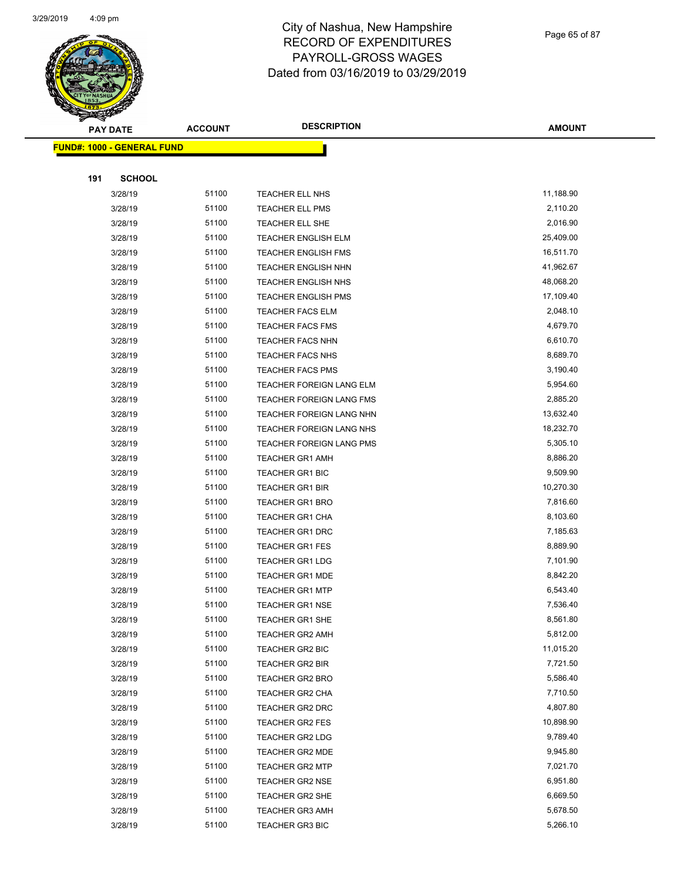# City of Nashua, New Hampshire
## RECORD OF EXPENDITURES
## PAYROLL-GROSS WAGES
## Dated from 03/16/2019 to 03/29/2019

**FUND#: 1000 - GENERAL FUND**

**191 SCHOOL**

| PAY DATE | ACCOUNT | DESCRIPTION | AMOUNT |
|---|---|---|---|
| 3/28/19 | 51100 | TEACHER ELL NHS | 11,188.90 |
| 3/28/19 | 51100 | TEACHER ELL PMS | 2,110.20 |
| 3/28/19 | 51100 | TEACHER ELL SHE | 2,016.90 |
| 3/28/19 | 51100 | TEACHER ENGLISH ELM | 25,409.00 |
| 3/28/19 | 51100 | TEACHER ENGLISH FMS | 16,511.70 |
| 3/28/19 | 51100 | TEACHER ENGLISH NHN | 41,962.67 |
| 3/28/19 | 51100 | TEACHER ENGLISH NHS | 48,068.20 |
| 3/28/19 | 51100 | TEACHER ENGLISH PMS | 17,109.40 |
| 3/28/19 | 51100 | TEACHER FACS ELM | 2,048.10 |
| 3/28/19 | 51100 | TEACHER FACS FMS | 4,679.70 |
| 3/28/19 | 51100 | TEACHER FACS NHN | 6,610.70 |
| 3/28/19 | 51100 | TEACHER FACS NHS | 8,689.70 |
| 3/28/19 | 51100 | TEACHER FACS PMS | 3,190.40 |
| 3/28/19 | 51100 | TEACHER FOREIGN LANG ELM | 5,954.60 |
| 3/28/19 | 51100 | TEACHER FOREIGN LANG FMS | 2,885.20 |
| 3/28/19 | 51100 | TEACHER FOREIGN LANG NHN | 13,632.40 |
| 3/28/19 | 51100 | TEACHER FOREIGN LANG NHS | 18,232.70 |
| 3/28/19 | 51100 | TEACHER FOREIGN LANG PMS | 5,305.10 |
| 3/28/19 | 51100 | TEACHER GR1 AMH | 8,886.20 |
| 3/28/19 | 51100 | TEACHER GR1 BIC | 9,509.90 |
| 3/28/19 | 51100 | TEACHER GR1 BIR | 10,270.30 |
| 3/28/19 | 51100 | TEACHER GR1 BRO | 7,816.60 |
| 3/28/19 | 51100 | TEACHER GR1 CHA | 8,103.60 |
| 3/28/19 | 51100 | TEACHER GR1 DRC | 7,185.63 |
| 3/28/19 | 51100 | TEACHER GR1 FES | 8,889.90 |
| 3/28/19 | 51100 | TEACHER GR1 LDG | 7,101.90 |
| 3/28/19 | 51100 | TEACHER GR1 MDE | 8,842.20 |
| 3/28/19 | 51100 | TEACHER GR1 MTP | 6,543.40 |
| 3/28/19 | 51100 | TEACHER GR1 NSE | 7,536.40 |
| 3/28/19 | 51100 | TEACHER GR1 SHE | 8,561.80 |
| 3/28/19 | 51100 | TEACHER GR2 AMH | 5,812.00 |
| 3/28/19 | 51100 | TEACHER GR2 BIC | 11,015.20 |
| 3/28/19 | 51100 | TEACHER GR2 BIR | 7,721.50 |
| 3/28/19 | 51100 | TEACHER GR2 BRO | 5,586.40 |
| 3/28/19 | 51100 | TEACHER GR2 CHA | 7,710.50 |
| 3/28/19 | 51100 | TEACHER GR2 DRC | 4,807.80 |
| 3/28/19 | 51100 | TEACHER GR2 FES | 10,898.90 |
| 3/28/19 | 51100 | TEACHER GR2 LDG | 9,789.40 |
| 3/28/19 | 51100 | TEACHER GR2 MDE | 9,945.80 |
| 3/28/19 | 51100 | TEACHER GR2 MTP | 7,021.70 |
| 3/28/19 | 51100 | TEACHER GR2 NSE | 6,951.80 |
| 3/28/19 | 51100 | TEACHER GR2 SHE | 6,669.50 |
| 3/28/19 | 51100 | TEACHER GR3 AMH | 5,678.50 |
| 3/28/19 | 51100 | TEACHER GR3 BIC | 5,266.10 |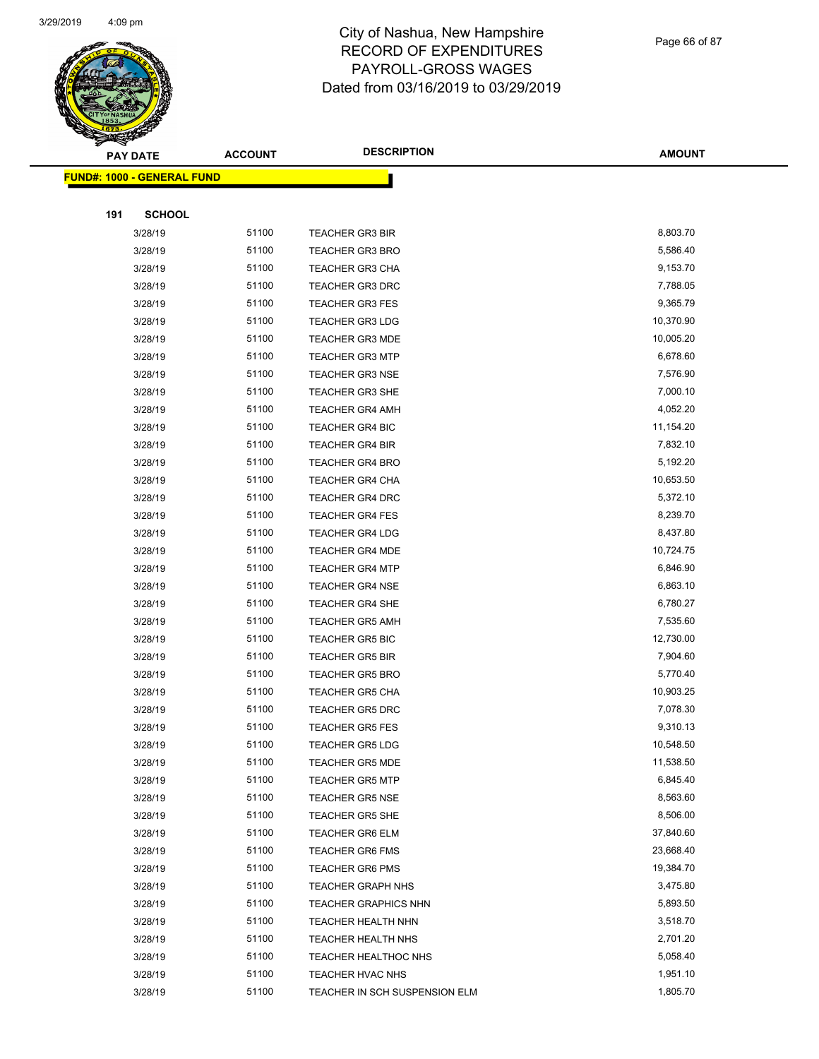# City of Nashua, New Hampshire
## RECORD OF EXPENDITURES
## PAYROLL-GROSS WAGES
## Dated from 03/16/2019 to 03/29/2019

| PAY DATE | ACCOUNT | DESCRIPTION | AMOUNT |
|---|---|---|---|
| **FUND#: 1000 - GENERAL FUND** | | | |
| **191 SCHOOL** | | | |
| 3/28/19 | 51100 | TEACHER GR3 BIR | 8,803.70 |
| 3/28/19 | 51100 | TEACHER GR3 BRO | 5,586.40 |
| 3/28/19 | 51100 | TEACHER GR3 CHA | 9,153.70 |
| 3/28/19 | 51100 | TEACHER GR3 DRC | 7,788.05 |
| 3/28/19 | 51100 | TEACHER GR3 FES | 9,365.79 |
| 3/28/19 | 51100 | TEACHER GR3 LDG | 10,370.90 |
| 3/28/19 | 51100 | TEACHER GR3 MDE | 10,005.20 |
| 3/28/19 | 51100 | TEACHER GR3 MTP | 6,678.60 |
| 3/28/19 | 51100 | TEACHER GR3 NSE | 7,576.90 |
| 3/28/19 | 51100 | TEACHER GR3 SHE | 7,000.10 |
| 3/28/19 | 51100 | TEACHER GR4 AMH | 4,052.20 |
| 3/28/19 | 51100 | TEACHER GR4 BIC | 11,154.20 |
| 3/28/19 | 51100 | TEACHER GR4 BIR | 7,832.10 |
| 3/28/19 | 51100 | TEACHER GR4 BRO | 5,192.20 |
| 3/28/19 | 51100 | TEACHER GR4 CHA | 10,653.50 |
| 3/28/19 | 51100 | TEACHER GR4 DRC | 5,372.10 |
| 3/28/19 | 51100 | TEACHER GR4 FES | 8,239.70 |
| 3/28/19 | 51100 | TEACHER GR4 LDG | 8,437.80 |
| 3/28/19 | 51100 | TEACHER GR4 MDE | 10,724.75 |
| 3/28/19 | 51100 | TEACHER GR4 MTP | 6,846.90 |
| 3/28/19 | 51100 | TEACHER GR4 NSE | 6,863.10 |
| 3/28/19 | 51100 | TEACHER GR4 SHE | 6,780.27 |
| 3/28/19 | 51100 | TEACHER GR5 AMH | 7,535.60 |
| 3/28/19 | 51100 | TEACHER GR5 BIC | 12,730.00 |
| 3/28/19 | 51100 | TEACHER GR5 BIR | 7,904.60 |
| 3/28/19 | 51100 | TEACHER GR5 BRO | 5,770.40 |
| 3/28/19 | 51100 | TEACHER GR5 CHA | 10,903.25 |
| 3/28/19 | 51100 | TEACHER GR5 DRC | 7,078.30 |
| 3/28/19 | 51100 | TEACHER GR5 FES | 9,310.13 |
| 3/28/19 | 51100 | TEACHER GR5 LDG | 10,548.50 |
| 3/28/19 | 51100 | TEACHER GR5 MDE | 11,538.50 |
| 3/28/19 | 51100 | TEACHER GR5 MTP | 6,845.40 |
| 3/28/19 | 51100 | TEACHER GR5 NSE | 8,563.60 |
| 3/28/19 | 51100 | TEACHER GR5 SHE | 8,506.00 |
| 3/28/19 | 51100 | TEACHER GR6 ELM | 37,840.60 |
| 3/28/19 | 51100 | TEACHER GR6 FMS | 23,668.40 |
| 3/28/19 | 51100 | TEACHER GR6 PMS | 19,384.70 |
| 3/28/19 | 51100 | TEACHER GRAPH NHS | 3,475.80 |
| 3/28/19 | 51100 | TEACHER GRAPHICS NHN | 5,893.50 |
| 3/28/19 | 51100 | TEACHER HEALTH NHN | 3,518.70 |
| 3/28/19 | 51100 | TEACHER HEALTH NHS | 2,701.20 |
| 3/28/19 | 51100 | TEACHER HEALTHOC NHS | 5,058.40 |
| 3/28/19 | 51100 | TEACHER HVAC NHS | 1,951.10 |
| 3/28/19 | 51100 | TEACHER IN SCH SUSPENSION ELM | 1,805.70 |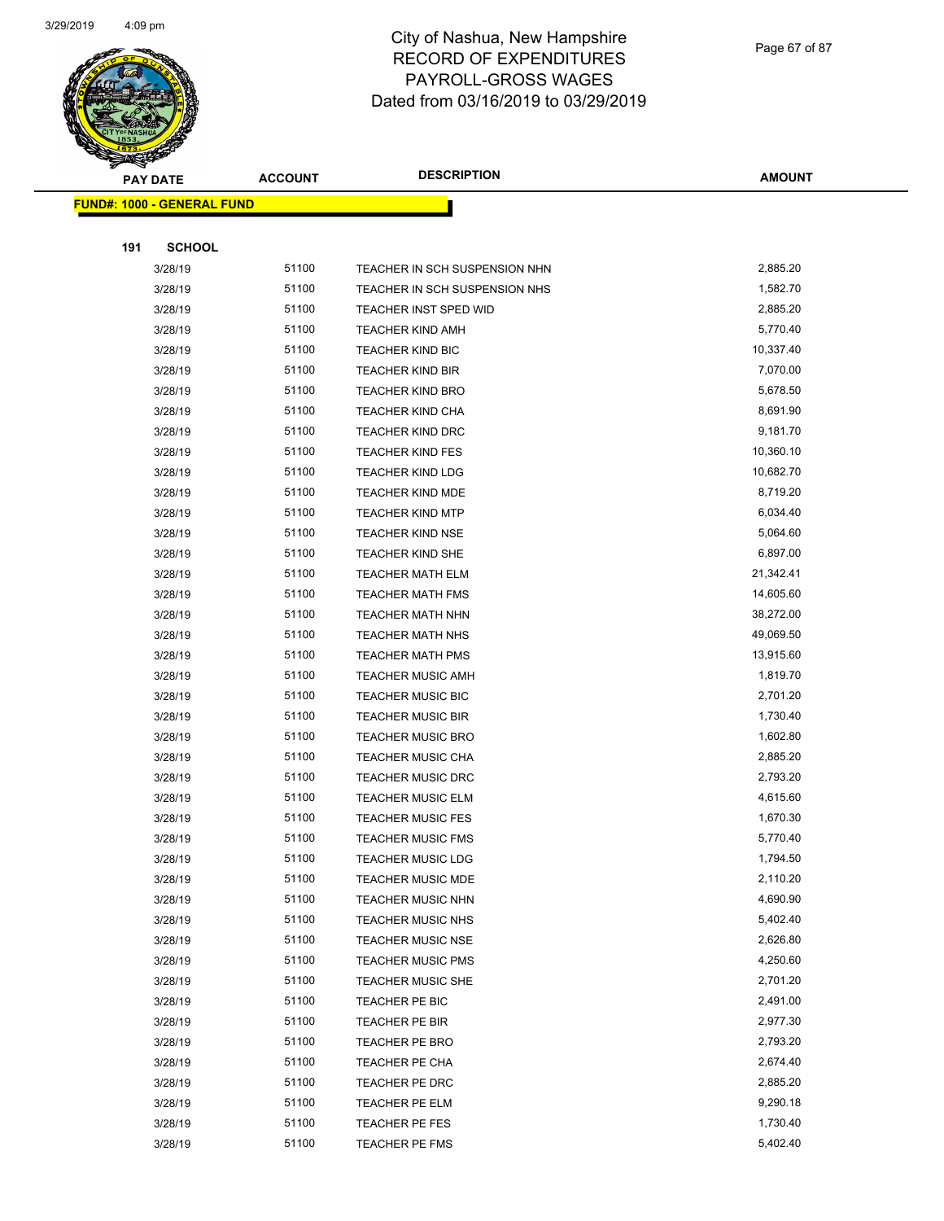# City of Nashua, New Hampshire
# RECORD OF EXPENDITURES
# PAYROLL-GROSS WAGES
# Dated from 03/16/2019 to 03/29/2019

| PAY DATE | ACCOUNT | DESCRIPTION | AMOUNT |
|---|---|---|---|

**FUND#: 1000 - GENERAL FUND**

**191 SCHOOL**

| PAY DATE | ACCOUNT | DESCRIPTION | AMOUNT |
|---|---|---|---|
| 3/28/19 | 51100 | TEACHER IN SCH SUSPENSION NHN | 2,885.20 |
| 3/28/19 | 51100 | TEACHER IN SCH SUSPENSION NHS | 1,582.70 |
| 3/28/19 | 51100 | TEACHER INST SPED WID | 2,885.20 |
| 3/28/19 | 51100 | TEACHER KIND AMH | 5,770.40 |
| 3/28/19 | 51100 | TEACHER KIND BIC | 10,337.40 |
| 3/28/19 | 51100 | TEACHER KIND BIR | 7,070.00 |
| 3/28/19 | 51100 | TEACHER KIND BRO | 5,678.50 |
| 3/28/19 | 51100 | TEACHER KIND CHA | 8,691.90 |
| 3/28/19 | 51100 | TEACHER KIND DRC | 9,181.70 |
| 3/28/19 | 51100 | TEACHER KIND FES | 10,360.10 |
| 3/28/19 | 51100 | TEACHER KIND LDG | 10,682.70 |
| 3/28/19 | 51100 | TEACHER KIND MDE | 8,719.20 |
| 3/28/19 | 51100 | TEACHER KIND MTP | 6,034.40 |
| 3/28/19 | 51100 | TEACHER KIND NSE | 5,064.60 |
| 3/28/19 | 51100 | TEACHER KIND SHE | 6,897.00 |
| 3/28/19 | 51100 | TEACHER MATH ELM | 21,342.41 |
| 3/28/19 | 51100 | TEACHER MATH FMS | 14,605.60 |
| 3/28/19 | 51100 | TEACHER MATH NHN | 38,272.00 |
| 3/28/19 | 51100 | TEACHER MATH NHS | 49,069.50 |
| 3/28/19 | 51100 | TEACHER MATH PMS | 13,915.60 |
| 3/28/19 | 51100 | TEACHER MUSIC AMH | 1,819.70 |
| 3/28/19 | 51100 | TEACHER MUSIC BIC | 2,701.20 |
| 3/28/19 | 51100 | TEACHER MUSIC BIR | 1,730.40 |
| 3/28/19 | 51100 | TEACHER MUSIC BRO | 1,602.80 |
| 3/28/19 | 51100 | TEACHER MUSIC CHA | 2,885.20 |
| 3/28/19 | 51100 | TEACHER MUSIC DRC | 2,793.20 |
| 3/28/19 | 51100 | TEACHER MUSIC ELM | 4,615.60 |
| 3/28/19 | 51100 | TEACHER MUSIC FES | 1,670.30 |
| 3/28/19 | 51100 | TEACHER MUSIC FMS | 5,770.40 |
| 3/28/19 | 51100 | TEACHER MUSIC LDG | 1,794.50 |
| 3/28/19 | 51100 | TEACHER MUSIC MDE | 2,110.20 |
| 3/28/19 | 51100 | TEACHER MUSIC NHN | 4,690.90 |
| 3/28/19 | 51100 | TEACHER MUSIC NHS | 5,402.40 |
| 3/28/19 | 51100 | TEACHER MUSIC NSE | 2,626.80 |
| 3/28/19 | 51100 | TEACHER MUSIC PMS | 4,250.60 |
| 3/28/19 | 51100 | TEACHER MUSIC SHE | 2,701.20 |
| 3/28/19 | 51100 | TEACHER PE BIC | 2,491.00 |
| 3/28/19 | 51100 | TEACHER PE BIR | 2,977.30 |
| 3/28/19 | 51100 | TEACHER PE BRO | 2,793.20 |
| 3/28/19 | 51100 | TEACHER PE CHA | 2,674.40 |
| 3/28/19 | 51100 | TEACHER PE DRC | 2,885.20 |
| 3/28/19 | 51100 | TEACHER PE ELM | 9,290.18 |
| 3/28/19 | 51100 | TEACHER PE FES | 1,730.40 |
| 3/28/19 | 51100 | TEACHER PE FMS | 5,402.40 |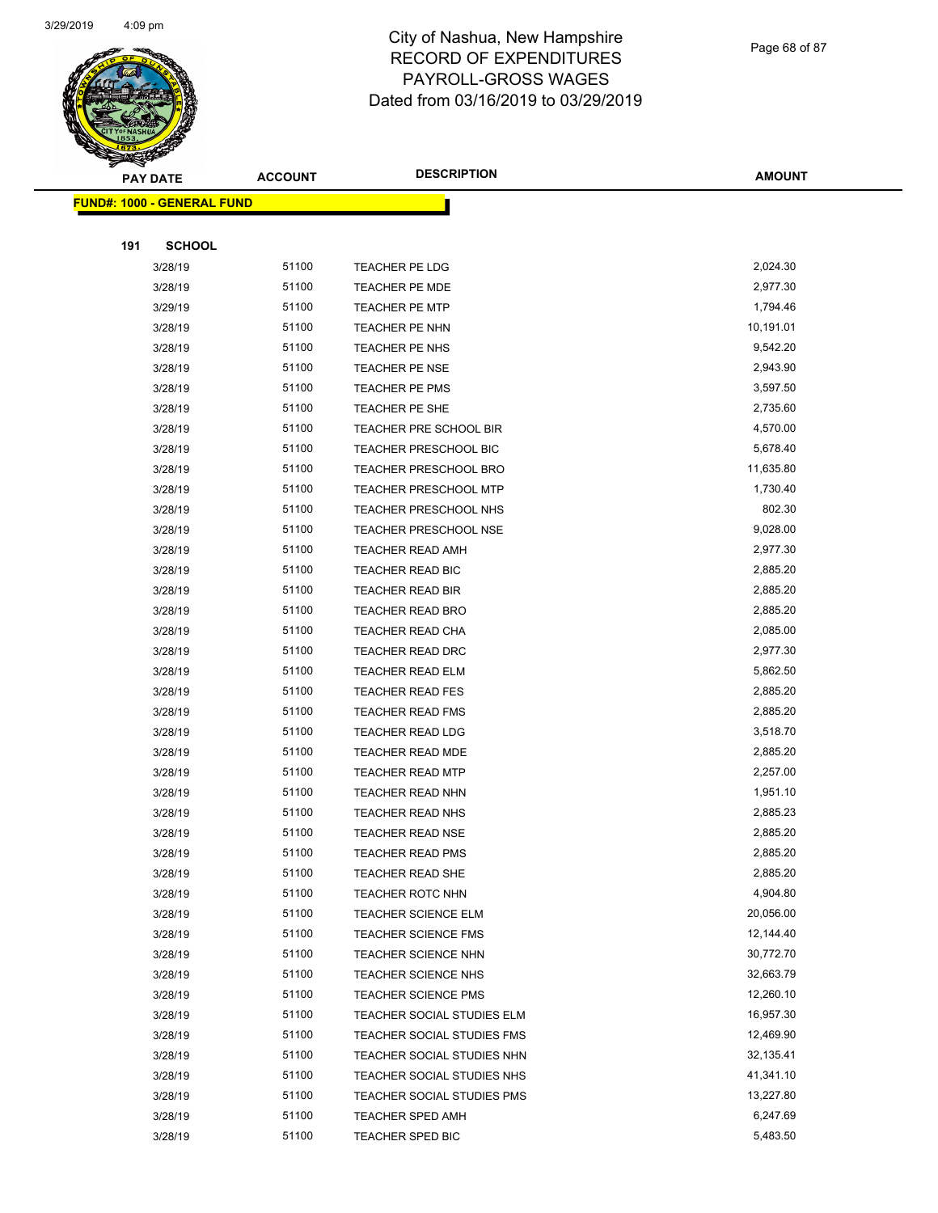# City of Nashua, New Hampshire
## RECORD OF EXPENDITURES
## PAYROLL-GROSS WAGES
## Dated from 03/16/2019 to 03/29/2019

**FUND#: 1000 - GENERAL FUND**

**191 SCHOOL**

| PAY DATE | ACCOUNT | DESCRIPTION | AMOUNT |
|---|---|---|---|
| 3/28/19 | 51100 | TEACHER PE LDG | 2,024.30 |
| 3/28/19 | 51100 | TEACHER PE MDE | 2,977.30 |
| 3/29/19 | 51100 | TEACHER PE MTP | 1,794.46 |
| 3/28/19 | 51100 | TEACHER PE NHN | 10,191.01 |
| 3/28/19 | 51100 | TEACHER PE NHS | 9,542.20 |
| 3/28/19 | 51100 | TEACHER PE NSE | 2,943.90 |
| 3/28/19 | 51100 | TEACHER PE PMS | 3,597.50 |
| 3/28/19 | 51100 | TEACHER PE SHE | 2,735.60 |
| 3/28/19 | 51100 | TEACHER PRE SCHOOL BIR | 4,570.00 |
| 3/28/19 | 51100 | TEACHER PRESCHOOL BIC | 5,678.40 |
| 3/28/19 | 51100 | TEACHER PRESCHOOL BRO | 11,635.80 |
| 3/28/19 | 51100 | TEACHER PRESCHOOL MTP | 1,730.40 |
| 3/28/19 | 51100 | TEACHER PRESCHOOL NHS | 802.30 |
| 3/28/19 | 51100 | TEACHER PRESCHOOL NSE | 9,028.00 |
| 3/28/19 | 51100 | TEACHER READ AMH | 2,977.30 |
| 3/28/19 | 51100 | TEACHER READ BIC | 2,885.20 |
| 3/28/19 | 51100 | TEACHER READ BIR | 2,885.20 |
| 3/28/19 | 51100 | TEACHER READ BRO | 2,885.20 |
| 3/28/19 | 51100 | TEACHER READ CHA | 2,085.00 |
| 3/28/19 | 51100 | TEACHER READ DRC | 2,977.30 |
| 3/28/19 | 51100 | TEACHER READ ELM | 5,862.50 |
| 3/28/19 | 51100 | TEACHER READ FES | 2,885.20 |
| 3/28/19 | 51100 | TEACHER READ FMS | 2,885.20 |
| 3/28/19 | 51100 | TEACHER READ LDG | 3,518.70 |
| 3/28/19 | 51100 | TEACHER READ MDE | 2,885.20 |
| 3/28/19 | 51100 | TEACHER READ MTP | 2,257.00 |
| 3/28/19 | 51100 | TEACHER READ NHN | 1,951.10 |
| 3/28/19 | 51100 | TEACHER READ NHS | 2,885.23 |
| 3/28/19 | 51100 | TEACHER READ NSE | 2,885.20 |
| 3/28/19 | 51100 | TEACHER READ PMS | 2,885.20 |
| 3/28/19 | 51100 | TEACHER READ SHE | 2,885.20 |
| 3/28/19 | 51100 | TEACHER ROTC NHN | 4,904.80 |
| 3/28/19 | 51100 | TEACHER SCIENCE ELM | 20,056.00 |
| 3/28/19 | 51100 | TEACHER SCIENCE FMS | 12,144.40 |
| 3/28/19 | 51100 | TEACHER SCIENCE NHN | 30,772.70 |
| 3/28/19 | 51100 | TEACHER SCIENCE NHS | 32,663.79 |
| 3/28/19 | 51100 | TEACHER SCIENCE PMS | 12,260.10 |
| 3/28/19 | 51100 | TEACHER SOCIAL STUDIES ELM | 16,957.30 |
| 3/28/19 | 51100 | TEACHER SOCIAL STUDIES FMS | 12,469.90 |
| 3/28/19 | 51100 | TEACHER SOCIAL STUDIES NHN | 32,135.41 |
| 3/28/19 | 51100 | TEACHER SOCIAL STUDIES NHS | 41,341.10 |
| 3/28/19 | 51100 | TEACHER SOCIAL STUDIES PMS | 13,227.80 |
| 3/28/19 | 51100 | TEACHER SPED AMH | 6,247.69 |
| 3/28/19 | 51100 | TEACHER SPED BIC | 5,483.50 |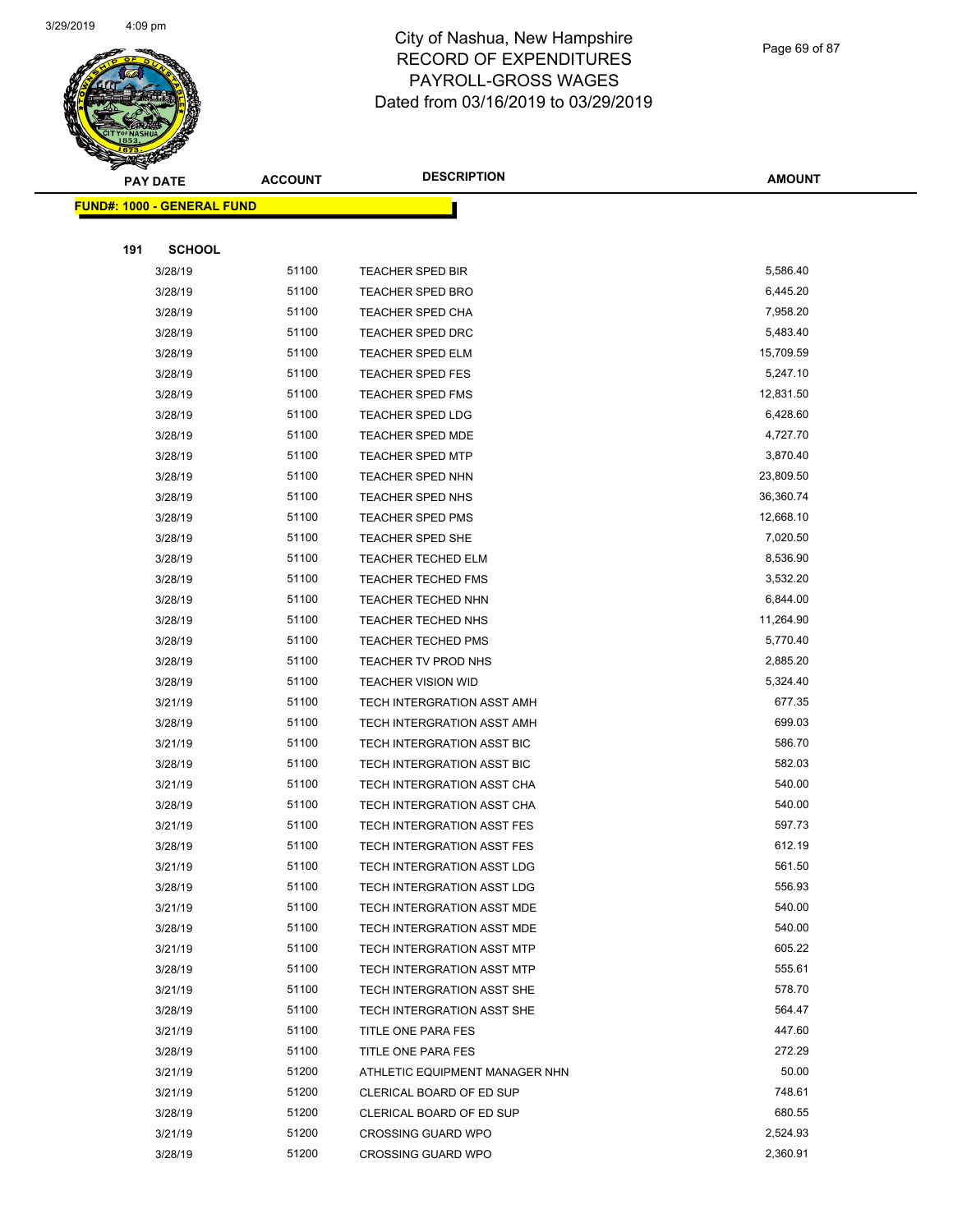# City of Nashua, New Hampshire
## RECORD OF EXPENDITURES
## PAYROLL-GROSS WAGES
## Dated from 03/16/2019 to 03/29/2019

| PAY DATE | ACCOUNT | DESCRIPTION | AMOUNT |
|---|---|---|---|

**FUND#: 1000 - GENERAL FUND**

**191 SCHOOL**

| PAY DATE | ACCOUNT | DESCRIPTION | AMOUNT |
|---|---|---|---|
| 3/28/19 | 51100 | TEACHER SPED BIR | 5,586.40 |
| 3/28/19 | 51100 | TEACHER SPED BRO | 6,445.20 |
| 3/28/19 | 51100 | TEACHER SPED CHA | 7,958.20 |
| 3/28/19 | 51100 | TEACHER SPED DRC | 5,483.40 |
| 3/28/19 | 51100 | TEACHER SPED ELM | 15,709.59 |
| 3/28/19 | 51100 | TEACHER SPED FES | 5,247.10 |
| 3/28/19 | 51100 | TEACHER SPED FMS | 12,831.50 |
| 3/28/19 | 51100 | TEACHER SPED LDG | 6,428.60 |
| 3/28/19 | 51100 | TEACHER SPED MDE | 4,727.70 |
| 3/28/19 | 51100 | TEACHER SPED MTP | 3,870.40 |
| 3/28/19 | 51100 | TEACHER SPED NHN | 23,809.50 |
| 3/28/19 | 51100 | TEACHER SPED NHS | 36,360.74 |
| 3/28/19 | 51100 | TEACHER SPED PMS | 12,668.10 |
| 3/28/19 | 51100 | TEACHER SPED SHE | 7,020.50 |
| 3/28/19 | 51100 | TEACHER TECHED ELM | 8,536.90 |
| 3/28/19 | 51100 | TEACHER TECHED FMS | 3,532.20 |
| 3/28/19 | 51100 | TEACHER TECHED NHN | 6,844.00 |
| 3/28/19 | 51100 | TEACHER TECHED NHS | 11,264.90 |
| 3/28/19 | 51100 | TEACHER TECHED PMS | 5,770.40 |
| 3/28/19 | 51100 | TEACHER TV PROD NHS | 2,885.20 |
| 3/28/19 | 51100 | TEACHER VISION WID | 5,324.40 |
| 3/21/19 | 51100 | TECH INTERGRATION ASST AMH | 677.35 |
| 3/28/19 | 51100 | TECH INTERGRATION ASST AMH | 699.03 |
| 3/21/19 | 51100 | TECH INTERGRATION ASST BIC | 586.70 |
| 3/28/19 | 51100 | TECH INTERGRATION ASST BIC | 582.03 |
| 3/21/19 | 51100 | TECH INTERGRATION ASST CHA | 540.00 |
| 3/28/19 | 51100 | TECH INTERGRATION ASST CHA | 540.00 |
| 3/21/19 | 51100 | TECH INTERGRATION ASST FES | 597.73 |
| 3/28/19 | 51100 | TECH INTERGRATION ASST FES | 612.19 |
| 3/21/19 | 51100 | TECH INTERGRATION ASST LDG | 561.50 |
| 3/28/19 | 51100 | TECH INTERGRATION ASST LDG | 556.93 |
| 3/21/19 | 51100 | TECH INTERGRATION ASST MDE | 540.00 |
| 3/28/19 | 51100 | TECH INTERGRATION ASST MDE | 540.00 |
| 3/21/19 | 51100 | TECH INTERGRATION ASST MTP | 605.22 |
| 3/28/19 | 51100 | TECH INTERGRATION ASST MTP | 555.61 |
| 3/21/19 | 51100 | TECH INTERGRATION ASST SHE | 578.70 |
| 3/28/19 | 51100 | TECH INTERGRATION ASST SHE | 564.47 |
| 3/21/19 | 51100 | TITLE ONE PARA FES | 447.60 |
| 3/28/19 | 51100 | TITLE ONE PARA FES | 272.29 |
| 3/21/19 | 51200 | ATHLETIC EQUIPMENT MANAGER NHN | 50.00 |
| 3/21/19 | 51200 | CLERICAL BOARD OF ED SUP | 748.61 |
| 3/28/19 | 51200 | CLERICAL BOARD OF ED SUP | 680.55 |
| 3/21/19 | 51200 | CROSSING GUARD WPO | 2,524.93 |
| 3/28/19 | 51200 | CROSSING GUARD WPO | 2,360.91 |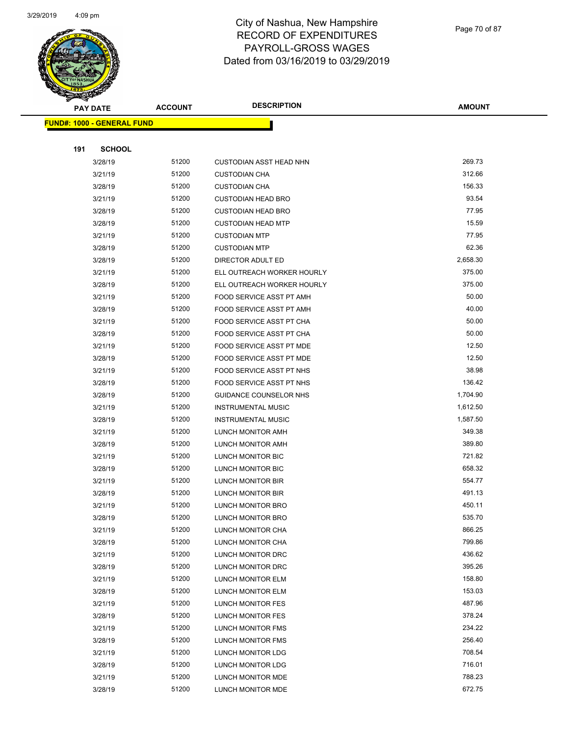# City of Nashua, New Hampshire
## RECORD OF EXPENDITURES
## PAYROLL-GROSS WAGES
## Dated from 03/16/2019 to 03/29/2019

| PAY DATE | ACCOUNT | DESCRIPTION | AMOUNT |
|---|---|---|---|

**FUND#: 1000 - GENERAL FUND**

**191 SCHOOL**

| PAY DATE | ACCOUNT | DESCRIPTION | AMOUNT |
|---|---|---|---|
| 3/28/19 | 51200 | CUSTODIAN ASST HEAD NHN | 269.73 |
| 3/21/19 | 51200 | CUSTODIAN CHA | 312.66 |
| 3/28/19 | 51200 | CUSTODIAN CHA | 156.33 |
| 3/21/19 | 51200 | CUSTODIAN HEAD BRO | 93.54 |
| 3/28/19 | 51200 | CUSTODIAN HEAD BRO | 77.95 |
| 3/28/19 | 51200 | CUSTODIAN HEAD MTP | 15.59 |
| 3/21/19 | 51200 | CUSTODIAN MTP | 77.95 |
| 3/28/19 | 51200 | CUSTODIAN MTP | 62.36 |
| 3/28/19 | 51200 | DIRECTOR ADULT ED | 2,658.30 |
| 3/21/19 | 51200 | ELL OUTREACH WORKER HOURLY | 375.00 |
| 3/28/19 | 51200 | ELL OUTREACH WORKER HOURLY | 375.00 |
| 3/21/19 | 51200 | FOOD SERVICE ASST PT AMH | 50.00 |
| 3/28/19 | 51200 | FOOD SERVICE ASST PT AMH | 40.00 |
| 3/21/19 | 51200 | FOOD SERVICE ASST PT CHA | 50.00 |
| 3/28/19 | 51200 | FOOD SERVICE ASST PT CHA | 50.00 |
| 3/21/19 | 51200 | FOOD SERVICE ASST PT MDE | 12.50 |
| 3/28/19 | 51200 | FOOD SERVICE ASST PT MDE | 12.50 |
| 3/21/19 | 51200 | FOOD SERVICE ASST PT NHS | 38.98 |
| 3/28/19 | 51200 | FOOD SERVICE ASST PT NHS | 136.42 |
| 3/28/19 | 51200 | GUIDANCE COUNSELOR NHS | 1,704.90 |
| 3/21/19 | 51200 | INSTRUMENTAL MUSIC | 1,612.50 |
| 3/28/19 | 51200 | INSTRUMENTAL MUSIC | 1,587.50 |
| 3/21/19 | 51200 | LUNCH MONITOR AMH | 349.38 |
| 3/28/19 | 51200 | LUNCH MONITOR AMH | 389.80 |
| 3/21/19 | 51200 | LUNCH MONITOR BIC | 721.82 |
| 3/28/19 | 51200 | LUNCH MONITOR BIC | 658.32 |
| 3/21/19 | 51200 | LUNCH MONITOR BIR | 554.77 |
| 3/28/19 | 51200 | LUNCH MONITOR BIR | 491.13 |
| 3/21/19 | 51200 | LUNCH MONITOR BRO | 450.11 |
| 3/28/19 | 51200 | LUNCH MONITOR BRO | 535.70 |
| 3/21/19 | 51200 | LUNCH MONITOR CHA | 866.25 |
| 3/28/19 | 51200 | LUNCH MONITOR CHA | 799.86 |
| 3/21/19 | 51200 | LUNCH MONITOR DRC | 436.62 |
| 3/28/19 | 51200 | LUNCH MONITOR DRC | 395.26 |
| 3/21/19 | 51200 | LUNCH MONITOR ELM | 158.80 |
| 3/28/19 | 51200 | LUNCH MONITOR ELM | 153.03 |
| 3/21/19 | 51200 | LUNCH MONITOR FES | 487.96 |
| 3/28/19 | 51200 | LUNCH MONITOR FES | 378.24 |
| 3/21/19 | 51200 | LUNCH MONITOR FMS | 234.22 |
| 3/28/19 | 51200 | LUNCH MONITOR FMS | 256.40 |
| 3/21/19 | 51200 | LUNCH MONITOR LDG | 708.54 |
| 3/28/19 | 51200 | LUNCH MONITOR LDG | 716.01 |
| 3/21/19 | 51200 | LUNCH MONITOR MDE | 788.23 |
| 3/28/19 | 51200 | LUNCH MONITOR MDE | 672.75 |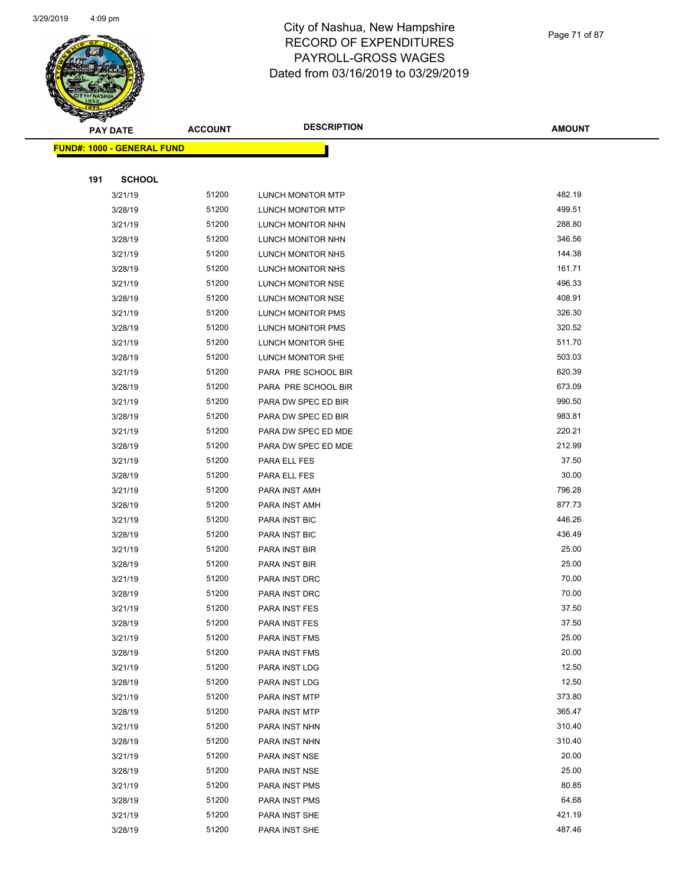# City of Nashua, New Hampshire
# RECORD OF EXPENDITURES
# PAYROLL-GROSS WAGES
# Dated from 03/16/2019 to 03/29/2019

| PAY DATE | ACCOUNT | DESCRIPTION | AMOUNT |
|---|---|---|---|
| **FUND#: 1000 - GENERAL FUND** | | | |
| **191 SCHOOL** | | | |
| 3/21/19 | 51200 | LUNCH MONITOR MTP | 482.19 |
| 3/28/19 | 51200 | LUNCH MONITOR MTP | 499.51 |
| 3/21/19 | 51200 | LUNCH MONITOR NHN | 288.80 |
| 3/28/19 | 51200 | LUNCH MONITOR NHN | 346.56 |
| 3/21/19 | 51200 | LUNCH MONITOR NHS | 144.38 |
| 3/28/19 | 51200 | LUNCH MONITOR NHS | 161.71 |
| 3/21/19 | 51200 | LUNCH MONITOR NSE | 496.33 |
| 3/28/19 | 51200 | LUNCH MONITOR NSE | 408.91 |
| 3/21/19 | 51200 | LUNCH MONITOR PMS | 326.30 |
| 3/28/19 | 51200 | LUNCH MONITOR PMS | 320.52 |
| 3/21/19 | 51200 | LUNCH MONITOR SHE | 511.70 |
| 3/28/19 | 51200 | LUNCH MONITOR SHE | 503.03 |
| 3/21/19 | 51200 | PARA PRE SCHOOL BIR | 620.39 |
| 3/28/19 | 51200 | PARA PRE SCHOOL BIR | 673.09 |
| 3/21/19 | 51200 | PARA DW SPEC ED BIR | 990.50 |
| 3/28/19 | 51200 | PARA DW SPEC ED BIR | 983.81 |
| 3/21/19 | 51200 | PARA DW SPEC ED MDE | 220.21 |
| 3/28/19 | 51200 | PARA DW SPEC ED MDE | 212.99 |
| 3/21/19 | 51200 | PARA ELL FES | 37.50 |
| 3/28/19 | 51200 | PARA ELL FES | 30.00 |
| 3/21/19 | 51200 | PARA INST AMH | 796.28 |
| 3/28/19 | 51200 | PARA INST AMH | 877.73 |
| 3/21/19 | 51200 | PARA INST BIC | 446.26 |
| 3/28/19 | 51200 | PARA INST BIC | 436.49 |
| 3/21/19 | 51200 | PARA INST BIR | 25.00 |
| 3/28/19 | 51200 | PARA INST BIR | 25.00 |
| 3/21/19 | 51200 | PARA INST DRC | 70.00 |
| 3/28/19 | 51200 | PARA INST DRC | 70.00 |
| 3/21/19 | 51200 | PARA INST FES | 37.50 |
| 3/28/19 | 51200 | PARA INST FES | 37.50 |
| 3/21/19 | 51200 | PARA INST FMS | 25.00 |
| 3/28/19 | 51200 | PARA INST FMS | 20.00 |
| 3/21/19 | 51200 | PARA INST LDG | 12.50 |
| 3/28/19 | 51200 | PARA INST LDG | 12.50 |
| 3/21/19 | 51200 | PARA INST MTP | 373.80 |
| 3/28/19 | 51200 | PARA INST MTP | 365.47 |
| 3/21/19 | 51200 | PARA INST NHN | 310.40 |
| 3/28/19 | 51200 | PARA INST NHN | 310.40 |
| 3/21/19 | 51200 | PARA INST NSE | 20.00 |
| 3/28/19 | 51200 | PARA INST NSE | 25.00 |
| 3/21/19 | 51200 | PARA INST PMS | 80.85 |
| 3/28/19 | 51200 | PARA INST PMS | 64.68 |
| 3/21/19 | 51200 | PARA INST SHE | 421.19 |
| 3/28/19 | 51200 | PARA INST SHE | 487.46 |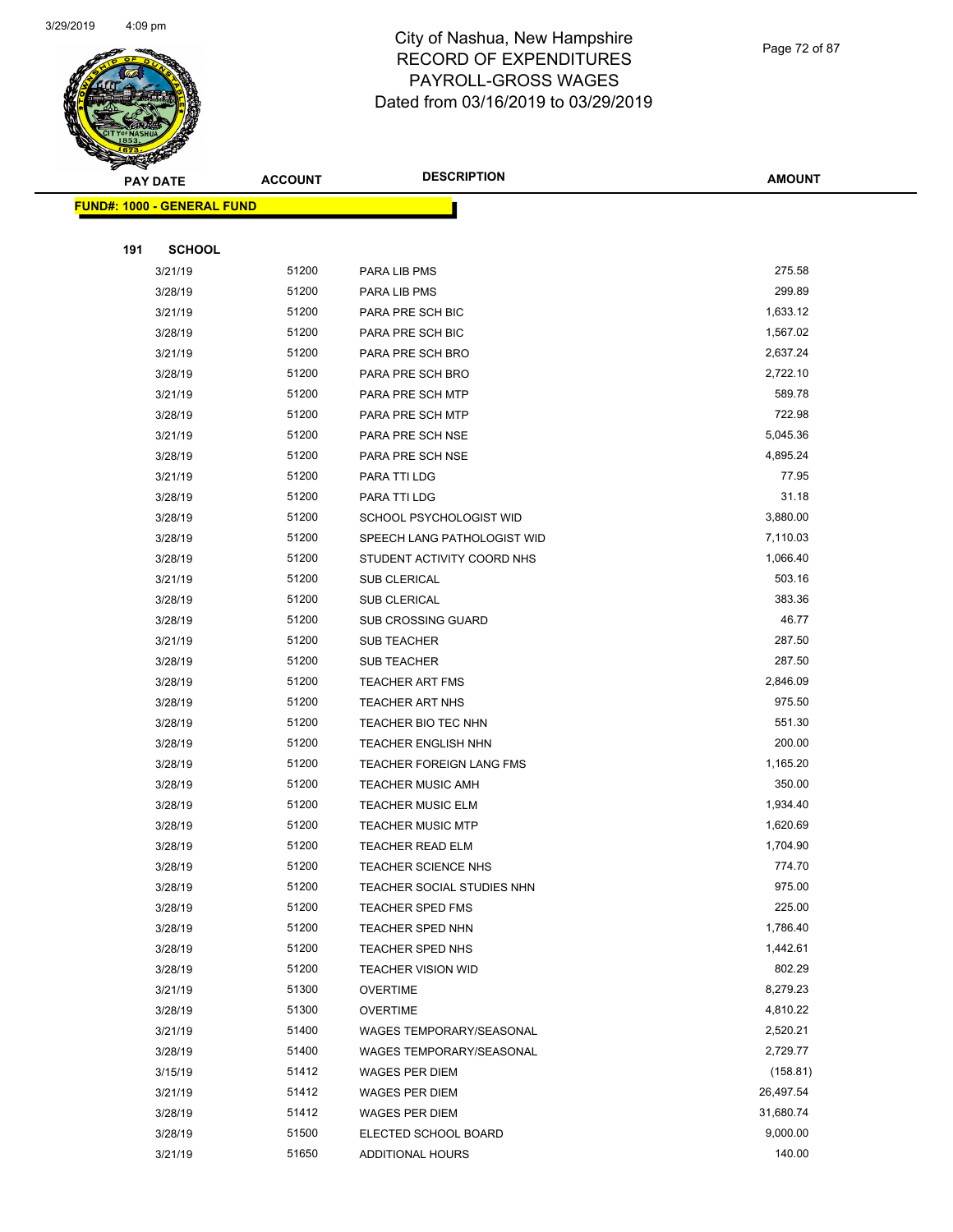# City of Nashua, New Hampshire
## RECORD OF EXPENDITURES
## PAYROLL-GROSS WAGES
## Dated from 03/16/2019 to 03/29/2019

| PAY DATE | ACCOUNT | DESCRIPTION | AMOUNT |
|---|---|---|---|

**FUND#: 1000 - GENERAL FUND**

**191 SCHOOL**

| PAY DATE | ACCOUNT | DESCRIPTION | AMOUNT |
|---|---|---|---|
| 3/21/19 | 51200 | PARA LIB PMS | 275.58 |
| 3/28/19 | 51200 | PARA LIB PMS | 299.89 |
| 3/21/19 | 51200 | PARA PRE SCH BIC | 1,633.12 |
| 3/28/19 | 51200 | PARA PRE SCH BIC | 1,567.02 |
| 3/21/19 | 51200 | PARA PRE SCH BRO | 2,637.24 |
| 3/28/19 | 51200 | PARA PRE SCH BRO | 2,722.10 |
| 3/21/19 | 51200 | PARA PRE SCH MTP | 589.78 |
| 3/28/19 | 51200 | PARA PRE SCH MTP | 722.98 |
| 3/21/19 | 51200 | PARA PRE SCH NSE | 5,045.36 |
| 3/28/19 | 51200 | PARA PRE SCH NSE | 4,895.24 |
| 3/21/19 | 51200 | PARA TTI LDG | 77.95 |
| 3/28/19 | 51200 | PARA TTI LDG | 31.18 |
| 3/28/19 | 51200 | SCHOOL PSYCHOLOGIST WID | 3,880.00 |
| 3/28/19 | 51200 | SPEECH LANG PATHOLOGIST WID | 7,110.03 |
| 3/28/19 | 51200 | STUDENT ACTIVITY COORD NHS | 1,066.40 |
| 3/21/19 | 51200 | SUB CLERICAL | 503.16 |
| 3/28/19 | 51200 | SUB CLERICAL | 383.36 |
| 3/28/19 | 51200 | SUB CROSSING GUARD | 46.77 |
| 3/21/19 | 51200 | SUB TEACHER | 287.50 |
| 3/28/19 | 51200 | SUB TEACHER | 287.50 |
| 3/28/19 | 51200 | TEACHER ART FMS | 2,846.09 |
| 3/28/19 | 51200 | TEACHER ART NHS | 975.50 |
| 3/28/19 | 51200 | TEACHER BIO TEC NHN | 551.30 |
| 3/28/19 | 51200 | TEACHER ENGLISH NHN | 200.00 |
| 3/28/19 | 51200 | TEACHER FOREIGN LANG FMS | 1,165.20 |
| 3/28/19 | 51200 | TEACHER MUSIC AMH | 350.00 |
| 3/28/19 | 51200 | TEACHER MUSIC ELM | 1,934.40 |
| 3/28/19 | 51200 | TEACHER MUSIC MTP | 1,620.69 |
| 3/28/19 | 51200 | TEACHER READ ELM | 1,704.90 |
| 3/28/19 | 51200 | TEACHER SCIENCE NHS | 774.70 |
| 3/28/19 | 51200 | TEACHER SOCIAL STUDIES NHN | 975.00 |
| 3/28/19 | 51200 | TEACHER SPED FMS | 225.00 |
| 3/28/19 | 51200 | TEACHER SPED NHN | 1,786.40 |
| 3/28/19 | 51200 | TEACHER SPED NHS | 1,442.61 |
| 3/28/19 | 51200 | TEACHER VISION WID | 802.29 |
| 3/21/19 | 51300 | OVERTIME | 8,279.23 |
| 3/28/19 | 51300 | OVERTIME | 4,810.22 |
| 3/21/19 | 51400 | WAGES TEMPORARY/SEASONAL | 2,520.21 |
| 3/28/19 | 51400 | WAGES TEMPORARY/SEASONAL | 2,729.77 |
| 3/15/19 | 51412 | WAGES PER DIEM | (158.81) |
| 3/21/19 | 51412 | WAGES PER DIEM | 26,497.54 |
| 3/28/19 | 51412 | WAGES PER DIEM | 31,680.74 |
| 3/28/19 | 51500 | ELECTED SCHOOL BOARD | 9,000.00 |
| 3/21/19 | 51650 | ADDITIONAL HOURS | 140.00 |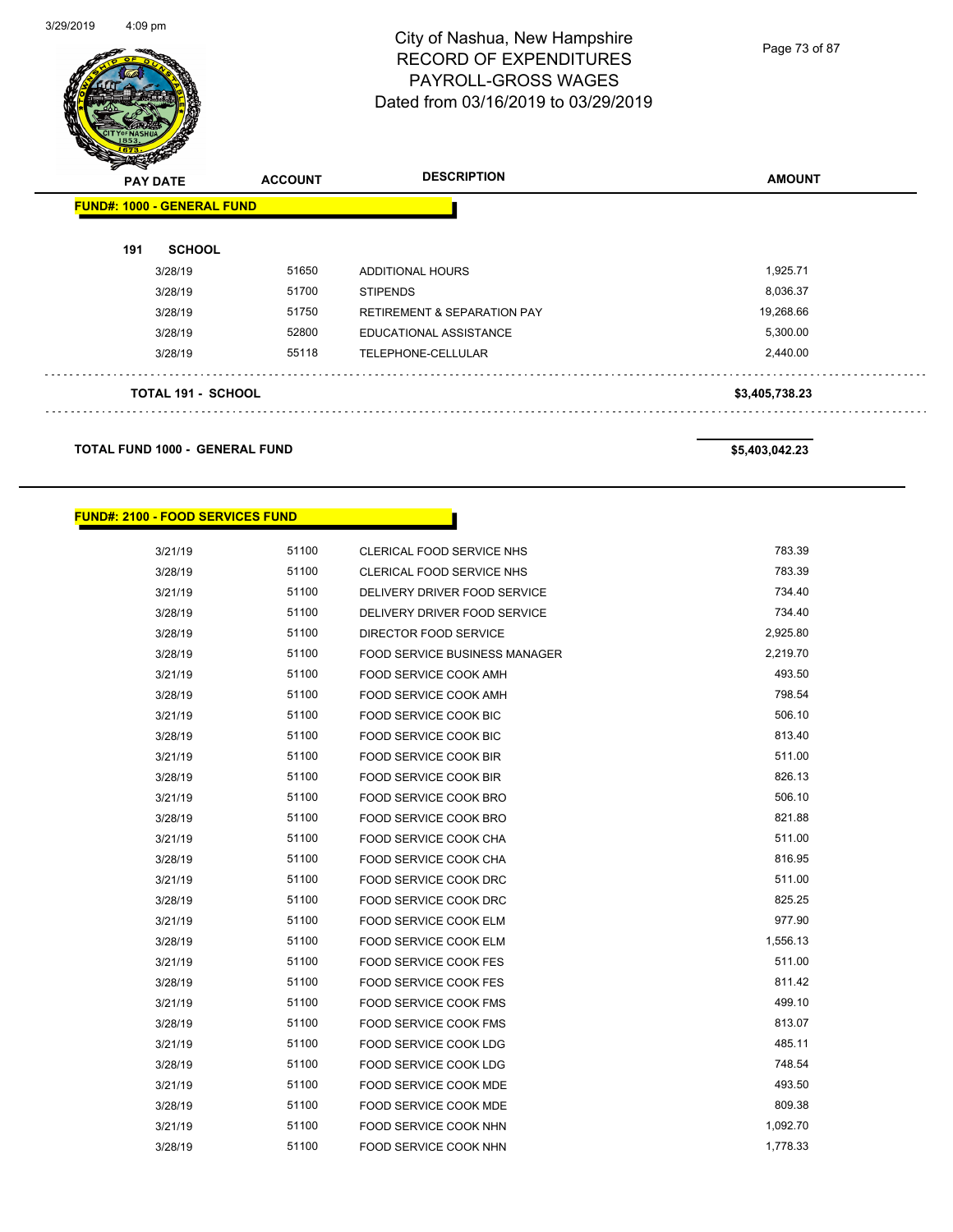# City of Nashua, New Hampshire
# RECORD OF EXPENDITURES
# PAYROLL-GROSS WAGES
# Dated from 03/16/2019 to 03/29/2019

| PAY DATE | ACCOUNT | DESCRIPTION | AMOUNT |
|---|---|---|---|
| **FUND#: 1000 - GENERAL FUND** | | | |
| **191 SCHOOL** | | | |
| 3/28/19 | 51650 | ADDITIONAL HOURS | 1,925.71 |
| 3/28/19 | 51700 | STIPENDS | 8,036.37 |
| 3/28/19 | 51750 | RETIREMENT & SEPARATION PAY | 19,268.66 |
| 3/28/19 | 52800 | EDUCATIONAL ASSISTANCE | 5,300.00 |
| 3/28/19 | 55118 | TELEPHONE-CELLULAR | 2,440.00 |
| **TOTAL 191 - SCHOOL** | | | **$3,405,738.23** |
| **TOTAL FUND 1000 - GENERAL FUND** | | | **$5,403,042.23** |

**FUND#: 2100 - FOOD SERVICES FUND**

| PAY DATE | ACCOUNT | DESCRIPTION | AMOUNT |
|---|---|---|---|
| 3/21/19 | 51100 | CLERICAL FOOD SERVICE NHS | 783.39 |
| 3/28/19 | 51100 | CLERICAL FOOD SERVICE NHS | 783.39 |
| 3/21/19 | 51100 | DELIVERY DRIVER FOOD SERVICE | 734.40 |
| 3/28/19 | 51100 | DELIVERY DRIVER FOOD SERVICE | 734.40 |
| 3/28/19 | 51100 | DIRECTOR FOOD SERVICE | 2,925.80 |
| 3/28/19 | 51100 | FOOD SERVICE BUSINESS MANAGER | 2,219.70 |
| 3/21/19 | 51100 | FOOD SERVICE COOK AMH | 493.50 |
| 3/28/19 | 51100 | FOOD SERVICE COOK AMH | 798.54 |
| 3/21/19 | 51100 | FOOD SERVICE COOK BIC | 506.10 |
| 3/28/19 | 51100 | FOOD SERVICE COOK BIC | 813.40 |
| 3/21/19 | 51100 | FOOD SERVICE COOK BIR | 511.00 |
| 3/28/19 | 51100 | FOOD SERVICE COOK BIR | 826.13 |
| 3/21/19 | 51100 | FOOD SERVICE COOK BRO | 506.10 |
| 3/28/19 | 51100 | FOOD SERVICE COOK BRO | 821.88 |
| 3/21/19 | 51100 | FOOD SERVICE COOK CHA | 511.00 |
| 3/28/19 | 51100 | FOOD SERVICE COOK CHA | 816.95 |
| 3/21/19 | 51100 | FOOD SERVICE COOK DRC | 511.00 |
| 3/28/19 | 51100 | FOOD SERVICE COOK DRC | 825.25 |
| 3/21/19 | 51100 | FOOD SERVICE COOK ELM | 977.90 |
| 3/28/19 | 51100 | FOOD SERVICE COOK ELM | 1,556.13 |
| 3/21/19 | 51100 | FOOD SERVICE COOK FES | 511.00 |
| 3/28/19 | 51100 | FOOD SERVICE COOK FES | 811.42 |
| 3/21/19 | 51100 | FOOD SERVICE COOK FMS | 499.10 |
| 3/28/19 | 51100 | FOOD SERVICE COOK FMS | 813.07 |
| 3/21/19 | 51100 | FOOD SERVICE COOK LDG | 485.11 |
| 3/28/19 | 51100 | FOOD SERVICE COOK LDG | 748.54 |
| 3/21/19 | 51100 | FOOD SERVICE COOK MDE | 493.50 |
| 3/28/19 | 51100 | FOOD SERVICE COOK MDE | 809.38 |
| 3/21/19 | 51100 | FOOD SERVICE COOK NHN | 1,092.70 |
| 3/28/19 | 51100 | FOOD SERVICE COOK NHN | 1,778.33 |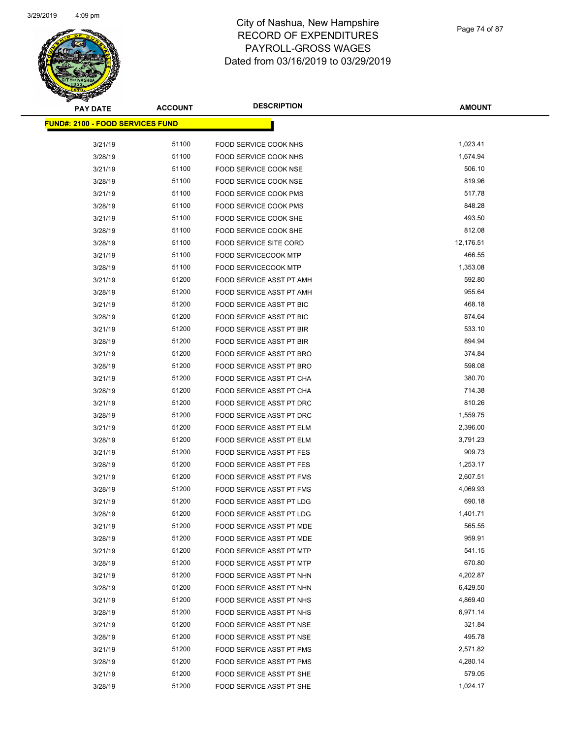# City of Nashua, New Hampshire
## RECORD OF EXPENDITURES
## PAYROLL-GROSS WAGES
## Dated from 03/16/2019 to 03/29/2019

**FUND#: 2100 - FOOD SERVICES FUND**

| PAY DATE | ACCOUNT | DESCRIPTION | AMOUNT |
|---|---|---|---|
| 3/21/19 | 51100 | FOOD SERVICE COOK NHS | 1,023.41 |
| 3/28/19 | 51100 | FOOD SERVICE COOK NHS | 1,674.94 |
| 3/21/19 | 51100 | FOOD SERVICE COOK NSE | 506.10 |
| 3/28/19 | 51100 | FOOD SERVICE COOK NSE | 819.96 |
| 3/21/19 | 51100 | FOOD SERVICE COOK PMS | 517.78 |
| 3/28/19 | 51100 | FOOD SERVICE COOK PMS | 848.28 |
| 3/21/19 | 51100 | FOOD SERVICE COOK SHE | 493.50 |
| 3/28/19 | 51100 | FOOD SERVICE COOK SHE | 812.08 |
| 3/28/19 | 51100 | FOOD SERVICE SITE CORD | 12,176.51 |
| 3/21/19 | 51100 | FOOD SERVICECOOK MTP | 466.55 |
| 3/28/19 | 51100 | FOOD SERVICECOOK MTP | 1,353.08 |
| 3/21/19 | 51200 | FOOD SERVICE ASST PT AMH | 592.80 |
| 3/28/19 | 51200 | FOOD SERVICE ASST PT AMH | 955.64 |
| 3/21/19 | 51200 | FOOD SERVICE ASST PT BIC | 468.18 |
| 3/28/19 | 51200 | FOOD SERVICE ASST PT BIC | 874.64 |
| 3/21/19 | 51200 | FOOD SERVICE ASST PT BIR | 533.10 |
| 3/28/19 | 51200 | FOOD SERVICE ASST PT BIR | 894.94 |
| 3/21/19 | 51200 | FOOD SERVICE ASST PT BRO | 374.84 |
| 3/28/19 | 51200 | FOOD SERVICE ASST PT BRO | 598.08 |
| 3/21/19 | 51200 | FOOD SERVICE ASST PT CHA | 380.70 |
| 3/28/19 | 51200 | FOOD SERVICE ASST PT CHA | 714.38 |
| 3/21/19 | 51200 | FOOD SERVICE ASST PT DRC | 810.26 |
| 3/28/19 | 51200 | FOOD SERVICE ASST PT DRC | 1,559.75 |
| 3/21/19 | 51200 | FOOD SERVICE ASST PT ELM | 2,396.00 |
| 3/28/19 | 51200 | FOOD SERVICE ASST PT ELM | 3,791.23 |
| 3/21/19 | 51200 | FOOD SERVICE ASST PT FES | 909.73 |
| 3/28/19 | 51200 | FOOD SERVICE ASST PT FES | 1,253.17 |
| 3/21/19 | 51200 | FOOD SERVICE ASST PT FMS | 2,607.51 |
| 3/28/19 | 51200 | FOOD SERVICE ASST PT FMS | 4,069.93 |
| 3/21/19 | 51200 | FOOD SERVICE ASST PT LDG | 690.18 |
| 3/28/19 | 51200 | FOOD SERVICE ASST PT LDG | 1,401.71 |
| 3/21/19 | 51200 | FOOD SERVICE ASST PT MDE | 565.55 |
| 3/28/19 | 51200 | FOOD SERVICE ASST PT MDE | 959.91 |
| 3/21/19 | 51200 | FOOD SERVICE ASST PT MTP | 541.15 |
| 3/28/19 | 51200 | FOOD SERVICE ASST PT MTP | 670.80 |
| 3/21/19 | 51200 | FOOD SERVICE ASST PT NHN | 4,202.87 |
| 3/28/19 | 51200 | FOOD SERVICE ASST PT NHN | 6,429.50 |
| 3/21/19 | 51200 | FOOD SERVICE ASST PT NHS | 4,869.40 |
| 3/28/19 | 51200 | FOOD SERVICE ASST PT NHS | 6,971.14 |
| 3/21/19 | 51200 | FOOD SERVICE ASST PT NSE | 321.84 |
| 3/28/19 | 51200 | FOOD SERVICE ASST PT NSE | 495.78 |
| 3/21/19 | 51200 | FOOD SERVICE ASST PT PMS | 2,571.82 |
| 3/28/19 | 51200 | FOOD SERVICE ASST PT PMS | 4,280.14 |
| 3/21/19 | 51200 | FOOD SERVICE ASST PT SHE | 579.05 |
| 3/28/19 | 51200 | FOOD SERVICE ASST PT SHE | 1,024.17 |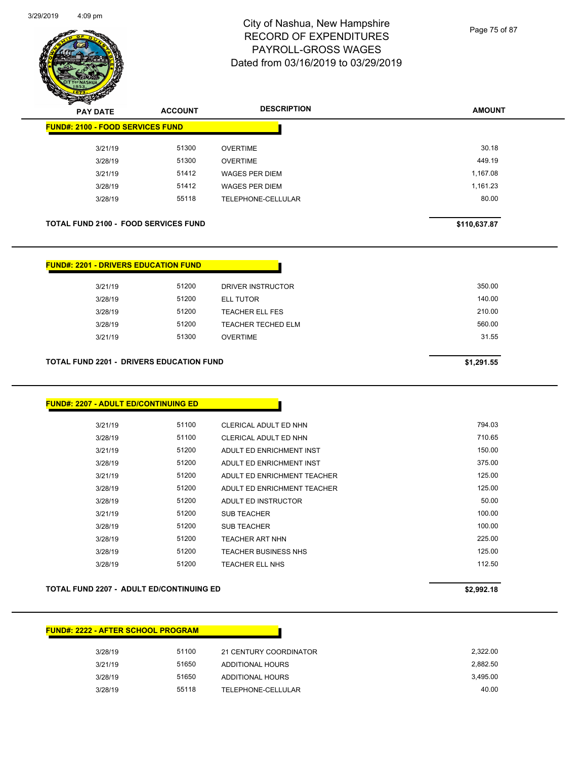# City of Nashua, New Hampshire
# RECORD OF EXPENDITURES
# PAYROLL-GROSS WAGES
# Dated from 03/16/2019 to 03/29/2019

| PAY DATE | ACCOUNT | DESCRIPTION | AMOUNT |
|---|---|---|---|

**FUND#: 2100 - FOOD SERVICES FUND**

| PAY DATE | ACCOUNT | DESCRIPTION | AMOUNT |
|---|---|---|---|
| 3/21/19 | 51300 | OVERTIME | 30.18 |
| 3/28/19 | 51300 | OVERTIME | 449.19 |
| 3/21/19 | 51412 | WAGES PER DIEM | 1,167.08 |
| 3/28/19 | 51412 | WAGES PER DIEM | 1,161.23 |
| 3/28/19 | 55118 | TELEPHONE-CELLULAR | 80.00 |

**TOTAL FUND 2100 - FOOD SERVICES FUND** **$110,637.87**

**FUND#: 2201 - DRIVERS EDUCATION FUND**

| PAY DATE | ACCOUNT | DESCRIPTION | AMOUNT |
|---|---|---|---|
| 3/21/19 | 51200 | DRIVER INSTRUCTOR | 350.00 |
| 3/28/19 | 51200 | ELL TUTOR | 140.00 |
| 3/28/19 | 51200 | TEACHER ELL FES | 210.00 |
| 3/28/19 | 51200 | TEACHER TECHED ELM | 560.00 |
| 3/21/19 | 51300 | OVERTIME | 31.55 |

**TOTAL FUND 2201 - DRIVERS EDUCATION FUND** **$1,291.55**

**FUND#: 2207 - ADULT ED/CONTINUING ED**

| PAY DATE | ACCOUNT | DESCRIPTION | AMOUNT |
|---|---|---|---|
| 3/21/19 | 51100 | CLERICAL ADULT ED NHN | 794.03 |
| 3/28/19 | 51100 | CLERICAL ADULT ED NHN | 710.65 |
| 3/21/19 | 51200 | ADULT ED ENRICHMENT INST | 150.00 |
| 3/28/19 | 51200 | ADULT ED ENRICHMENT INST | 375.00 |
| 3/21/19 | 51200 | ADULT ED ENRICHMENT TEACHER | 125.00 |
| 3/28/19 | 51200 | ADULT ED ENRICHMENT TEACHER | 125.00 |
| 3/28/19 | 51200 | ADULT ED INSTRUCTOR | 50.00 |
| 3/21/19 | 51200 | SUB TEACHER | 100.00 |
| 3/28/19 | 51200 | SUB TEACHER | 100.00 |
| 3/28/19 | 51200 | TEACHER ART NHN | 225.00 |
| 3/28/19 | 51200 | TEACHER BUSINESS NHS | 125.00 |
| 3/28/19 | 51200 | TEACHER ELL NHS | 112.50 |

**TOTAL FUND 2207 - ADULT ED/CONTINUING ED** **$2,992.18**

**FUND#: 2222 - AFTER SCHOOL PROGRAM**

| PAY DATE | ACCOUNT | DESCRIPTION | AMOUNT |
|---|---|---|---|
| 3/28/19 | 51100 | 21 CENTURY COORDINATOR | 2,322.00 |
| 3/21/19 | 51650 | ADDITIONAL HOURS | 2,882.50 |
| 3/28/19 | 51650 | ADDITIONAL HOURS | 3,495.00 |
| 3/28/19 | 55118 | TELEPHONE-CELLULAR | 40.00 |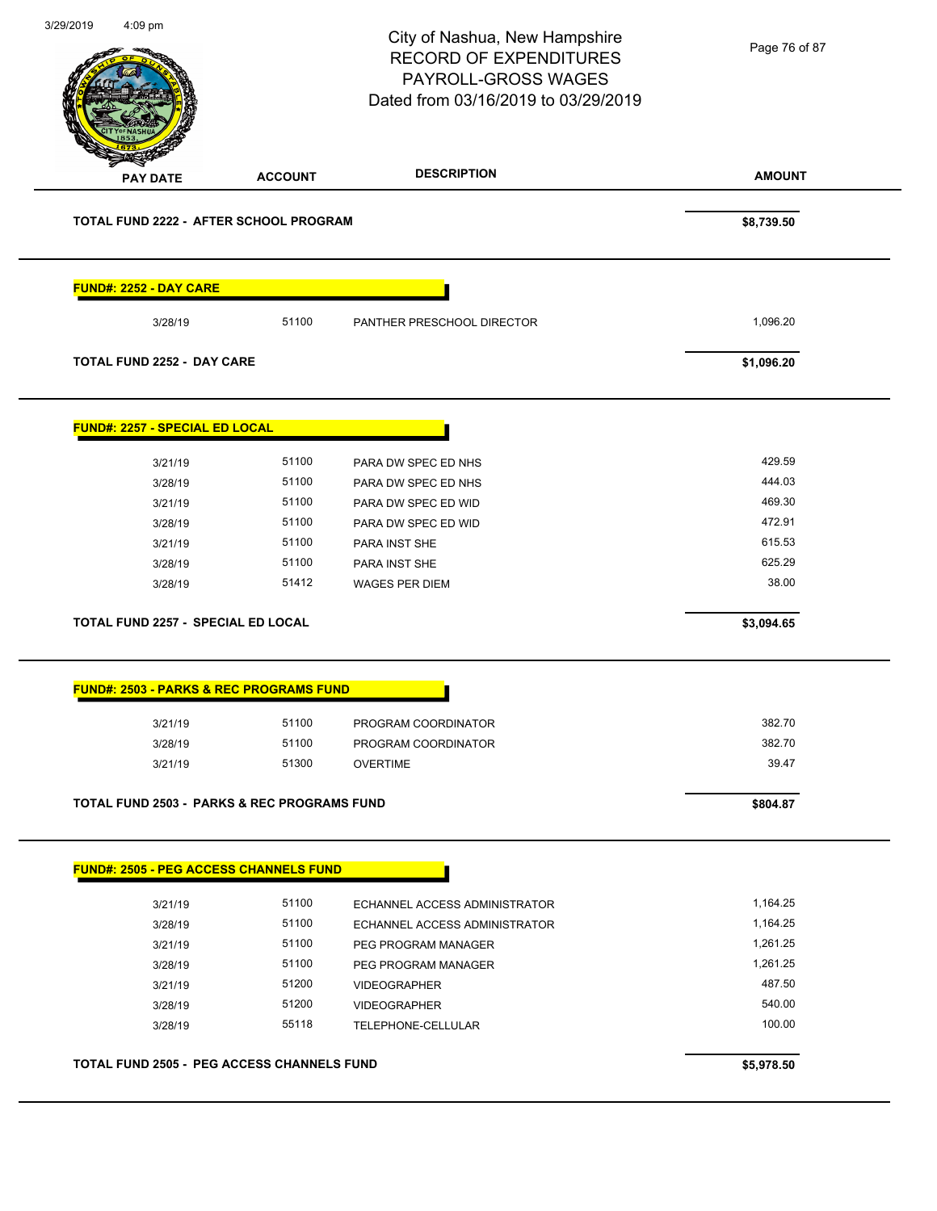# City of Nashua, New Hampshire
## RECORD OF EXPENDITURES
## PAYROLL-GROSS WAGES
## Dated from 03/16/2019 to 03/29/2019

| PAY DATE | ACCOUNT | DESCRIPTION | AMOUNT |
|---|---|---|---|
| **TOTAL FUND 2222 - AFTER SCHOOL PROGRAM** | | | **$8,739.50** |

**FUND#: 2252 - DAY CARE**

| PAY DATE | ACCOUNT | DESCRIPTION | AMOUNT |
|---|---|---|---|
| 3/28/19 | 51100 | PANTHER PRESCHOOL DIRECTOR | 1,096.20 |
| **TOTAL FUND 2252 - DAY CARE** | | | **$1,096.20** |

**FUND#: 2257 - SPECIAL ED LOCAL**

| PAY DATE | ACCOUNT | DESCRIPTION | AMOUNT |
|---|---|---|---|
| 3/21/19 | 51100 | PARA DW SPEC ED NHS | 429.59 |
| 3/28/19 | 51100 | PARA DW SPEC ED NHS | 444.03 |
| 3/21/19 | 51100 | PARA DW SPEC ED WID | 469.30 |
| 3/28/19 | 51100 | PARA DW SPEC ED WID | 472.91 |
| 3/21/19 | 51100 | PARA INST SHE | 615.53 |
| 3/28/19 | 51100 | PARA INST SHE | 625.29 |
| 3/28/19 | 51412 | WAGES PER DIEM | 38.00 |
| **TOTAL FUND 2257 - SPECIAL ED LOCAL** | | | **$3,094.65** |

**FUND#: 2503 - PARKS & REC PROGRAMS FUND**

| PAY DATE | ACCOUNT | DESCRIPTION | AMOUNT |
|---|---|---|---|
| 3/21/19 | 51100 | PROGRAM COORDINATOR | 382.70 |
| 3/28/19 | 51100 | PROGRAM COORDINATOR | 382.70 |
| 3/21/19 | 51300 | OVERTIME | 39.47 |
| **TOTAL FUND 2503 - PARKS & REC PROGRAMS FUND** | | | **$804.87** |

**FUND#: 2505 - PEG ACCESS CHANNELS FUND**

| PAY DATE | ACCOUNT | DESCRIPTION | AMOUNT |
|---|---|---|---|
| 3/21/19 | 51100 | ECHANNEL ACCESS ADMINISTRATOR | 1,164.25 |
| 3/28/19 | 51100 | ECHANNEL ACCESS ADMINISTRATOR | 1,164.25 |
| 3/21/19 | 51100 | PEG PROGRAM MANAGER | 1,261.25 |
| 3/28/19 | 51100 | PEG PROGRAM MANAGER | 1,261.25 |
| 3/21/19 | 51200 | VIDEOGRAPHER | 487.50 |
| 3/28/19 | 51200 | VIDEOGRAPHER | 540.00 |
| 3/28/19 | 55118 | TELEPHONE-CELLULAR | 100.00 |
| **TOTAL FUND 2505 - PEG ACCESS CHANNELS FUND** | | | **$5,978.50** |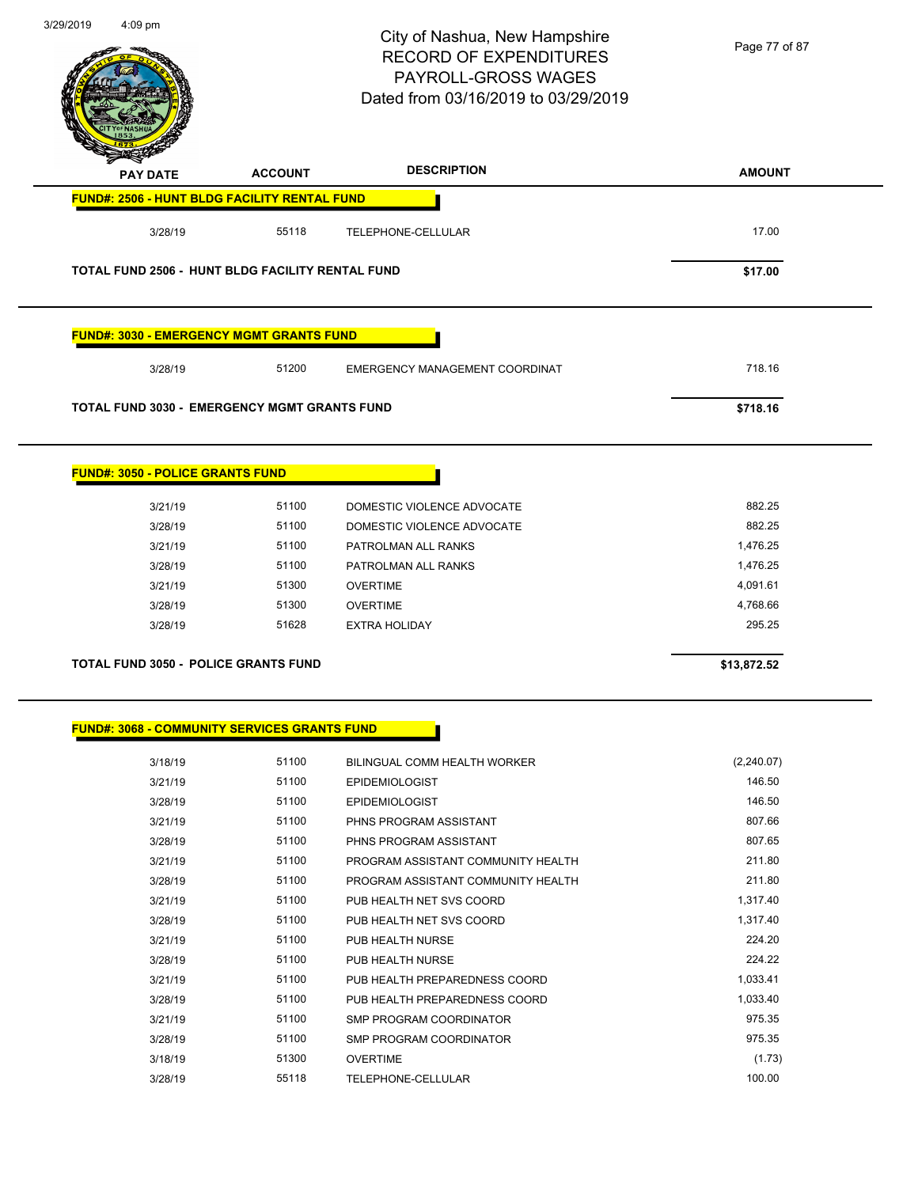City of Nashua, New Hampshire
RECORD OF EXPENDITURES
PAYROLL-GROSS WAGES
Dated from 03/16/2019 to 03/29/2019

| PAY DATE | ACCOUNT | DESCRIPTION | AMOUNT |
|---|---|---|---|
| **FUND#: 2506 - HUNT BLDG FACILITY RENTAL FUND** | | | |
| 3/28/19 | 55118 | TELEPHONE-CELLULAR | 17.00 |
| **TOTAL FUND 2506 - HUNT BLDG FACILITY RENTAL FUND** | | | **$17.00** |
| **FUND#: 3030 - EMERGENCY MGMT GRANTS FUND** | | | |
| 3/28/19 | 51200 | EMERGENCY MANAGEMENT COORDINAT | 718.16 |
| **TOTAL FUND 3030 - EMERGENCY MGMT GRANTS FUND** | | | **$718.16** |
| **FUND#: 3050 - POLICE GRANTS FUND** | | | |
| 3/21/19 | 51100 | DOMESTIC VIOLENCE ADVOCATE | 882.25 |
| 3/28/19 | 51100 | DOMESTIC VIOLENCE ADVOCATE | 882.25 |
| 3/21/19 | 51100 | PATROLMAN ALL RANKS | 1,476.25 |
| 3/28/19 | 51100 | PATROLMAN ALL RANKS | 1,476.25 |
| 3/21/19 | 51300 | OVERTIME | 4,091.61 |
| 3/28/19 | 51300 | OVERTIME | 4,768.66 |
| 3/28/19 | 51628 | EXTRA HOLIDAY | 295.25 |
| **TOTAL FUND 3050 - POLICE GRANTS FUND** | | | **$13,872.52** |
| **FUND#: 3068 - COMMUNITY SERVICES GRANTS FUND** | | | |
| 3/18/19 | 51100 | BILINGUAL COMM HEALTH WORKER | (2,240.07) |
| 3/21/19 | 51100 | EPIDEMIOLOGIST | 146.50 |
| 3/28/19 | 51100 | EPIDEMIOLOGIST | 146.50 |
| 3/21/19 | 51100 | PHNS PROGRAM ASSISTANT | 807.66 |
| 3/28/19 | 51100 | PHNS PROGRAM ASSISTANT | 807.65 |
| 3/21/19 | 51100 | PROGRAM ASSISTANT COMMUNITY HEALTH | 211.80 |
| 3/28/19 | 51100 | PROGRAM ASSISTANT COMMUNITY HEALTH | 211.80 |
| 3/21/19 | 51100 | PUB HEALTH NET SVS COORD | 1,317.40 |
| 3/28/19 | 51100 | PUB HEALTH NET SVS COORD | 1,317.40 |
| 3/21/19 | 51100 | PUB HEALTH NURSE | 224.20 |
| 3/28/19 | 51100 | PUB HEALTH NURSE | 224.22 |
| 3/21/19 | 51100 | PUB HEALTH PREPAREDNESS COORD | 1,033.41 |
| 3/28/19 | 51100 | PUB HEALTH PREPAREDNESS COORD | 1,033.40 |
| 3/21/19 | 51100 | SMP PROGRAM COORDINATOR | 975.35 |
| 3/28/19 | 51100 | SMP PROGRAM COORDINATOR | 975.35 |
| 3/18/19 | 51300 | OVERTIME | (1.73) |
| 3/28/19 | 55118 | TELEPHONE-CELLULAR | 100.00 |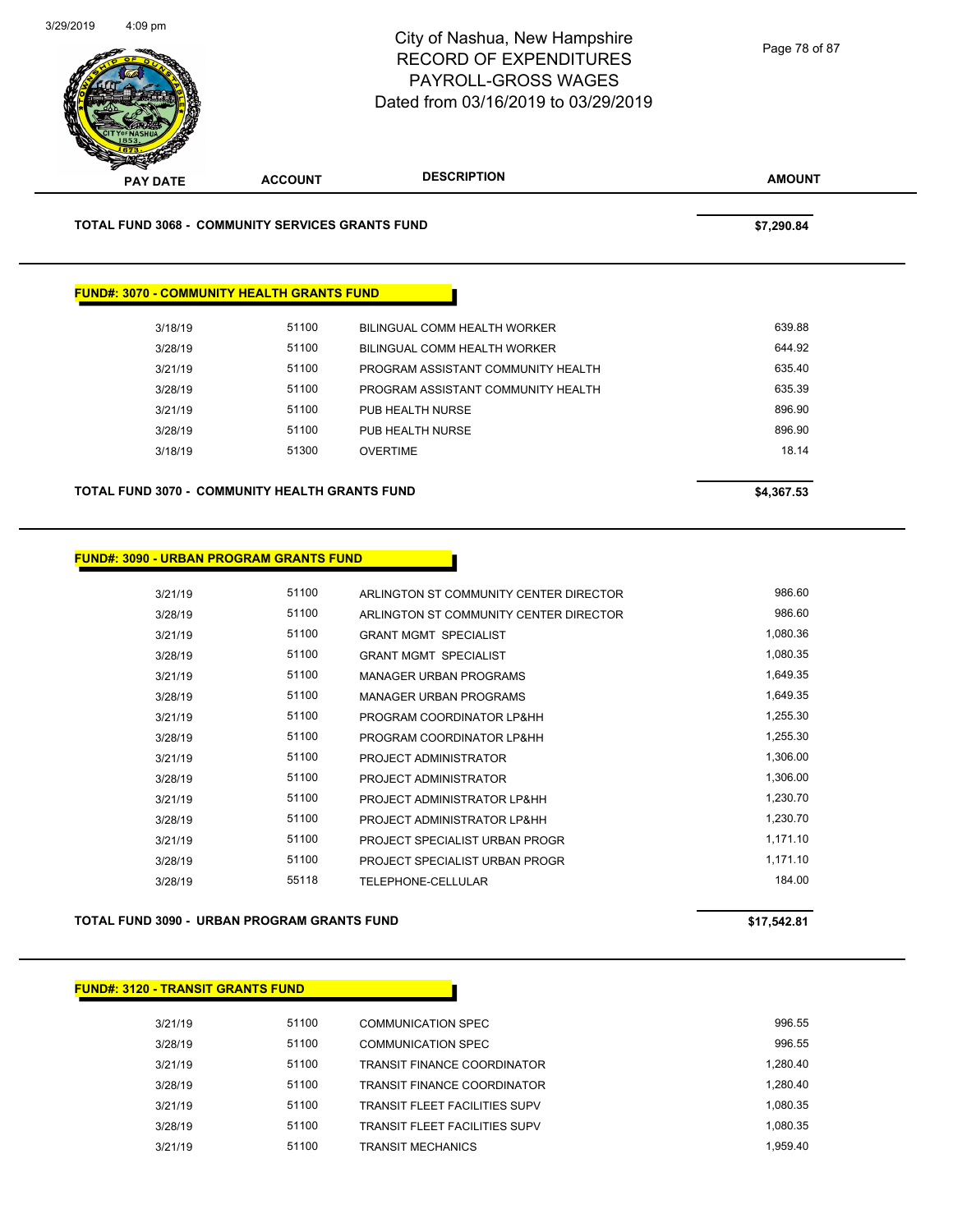City of Nashua, New Hampshire
RECORD OF EXPENDITURES
PAYROLL-GROSS WAGES
Dated from 03/16/2019 to 03/29/2019

| PAY DATE | ACCOUNT | DESCRIPTION | AMOUNT |
|---|---|---|---|

**TOTAL FUND 3068 - COMMUNITY SERVICES GRANTS FUND** **$7,290.84**

**FUND#: 3070 - COMMUNITY HEALTH GRANTS FUND**

| PAY DATE | ACCOUNT | DESCRIPTION | AMOUNT |
|---|---|---|---|
| 3/18/19 | 51100 | BILINGUAL COMM HEALTH WORKER | 639.88 |
| 3/28/19 | 51100 | BILINGUAL COMM HEALTH WORKER | 644.92 |
| 3/21/19 | 51100 | PROGRAM ASSISTANT COMMUNITY HEALTH | 635.40 |
| 3/28/19 | 51100 | PROGRAM ASSISTANT COMMUNITY HEALTH | 635.39 |
| 3/21/19 | 51100 | PUB HEALTH NURSE | 896.90 |
| 3/28/19 | 51100 | PUB HEALTH NURSE | 896.90 |
| 3/18/19 | 51300 | OVERTIME | 18.14 |

**TOTAL FUND 3070 - COMMUNITY HEALTH GRANTS FUND** **$4,367.53**

**FUND#: 3090 - URBAN PROGRAM GRANTS FUND**

| PAY DATE | ACCOUNT | DESCRIPTION | AMOUNT |
|---|---|---|---|
| 3/21/19 | 51100 | ARLINGTON ST COMMUNITY CENTER DIRECTOR | 986.60 |
| 3/28/19 | 51100 | ARLINGTON ST COMMUNITY CENTER DIRECTOR | 986.60 |
| 3/21/19 | 51100 | GRANT MGMT SPECIALIST | 1,080.36 |
| 3/28/19 | 51100 | GRANT MGMT SPECIALIST | 1,080.35 |
| 3/21/19 | 51100 | MANAGER URBAN PROGRAMS | 1,649.35 |
| 3/28/19 | 51100 | MANAGER URBAN PROGRAMS | 1,649.35 |
| 3/21/19 | 51100 | PROGRAM COORDINATOR LP&HH | 1,255.30 |
| 3/28/19 | 51100 | PROGRAM COORDINATOR LP&HH | 1,255.30 |
| 3/21/19 | 51100 | PROJECT ADMINISTRATOR | 1,306.00 |
| 3/28/19 | 51100 | PROJECT ADMINISTRATOR | 1,306.00 |
| 3/21/19 | 51100 | PROJECT ADMINISTRATOR LP&HH | 1,230.70 |
| 3/28/19 | 51100 | PROJECT ADMINISTRATOR LP&HH | 1,230.70 |
| 3/21/19 | 51100 | PROJECT SPECIALIST URBAN PROGR | 1,171.10 |
| 3/28/19 | 51100 | PROJECT SPECIALIST URBAN PROGR | 1,171.10 |
| 3/28/19 | 55118 | TELEPHONE-CELLULAR | 184.00 |

**TOTAL FUND 3090 - URBAN PROGRAM GRANTS FUND** **$17,542.81**

**FUND#: 3120 - TRANSIT GRANTS FUND**

| PAY DATE | ACCOUNT | DESCRIPTION | AMOUNT |
|---|---|---|---|
| 3/21/19 | 51100 | COMMUNICATION SPEC | 996.55 |
| 3/28/19 | 51100 | COMMUNICATION SPEC | 996.55 |
| 3/21/19 | 51100 | TRANSIT FINANCE COORDINATOR | 1,280.40 |
| 3/28/19 | 51100 | TRANSIT FINANCE COORDINATOR | 1,280.40 |
| 3/21/19 | 51100 | TRANSIT FLEET FACILITIES SUPV | 1,080.35 |
| 3/28/19 | 51100 | TRANSIT FLEET FACILITIES SUPV | 1,080.35 |
| 3/21/19 | 51100 | TRANSIT MECHANICS | 1,959.40 |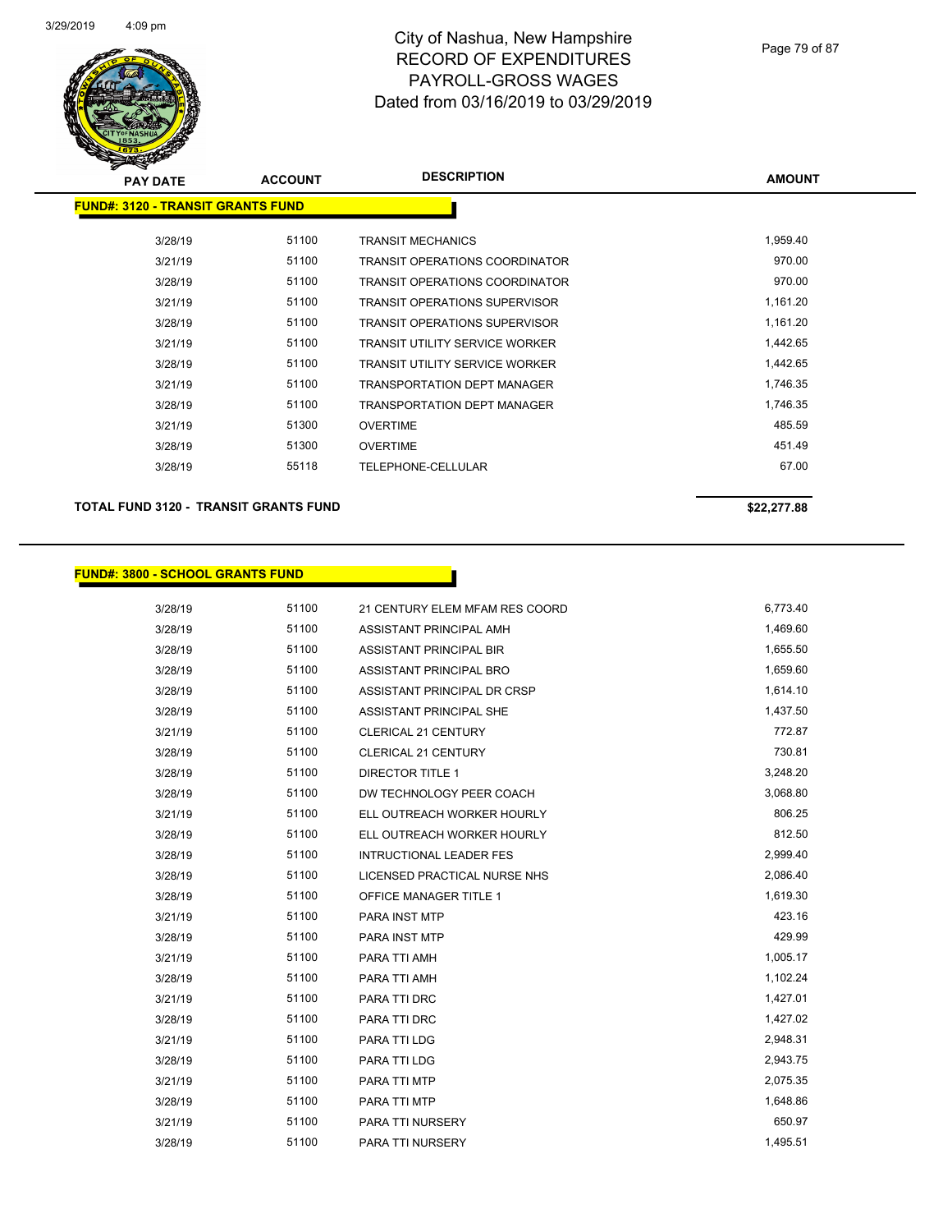# City of Nashua, New Hampshire
## RECORD OF EXPENDITURES
## PAYROLL-GROSS WAGES
## Dated from 03/16/2019 to 03/29/2019

3/29/2019 4:09 pm

**FUND#: 3120 - TRANSIT GRANTS FUND**

| PAY DATE | ACCOUNT | DESCRIPTION | AMOUNT |
|---|---|---|---|
| 3/28/19 | 51100 | TRANSIT MECHANICS | 1,959.40 |
| 3/21/19 | 51100 | TRANSIT OPERATIONS COORDINATOR | 970.00 |
| 3/28/19 | 51100 | TRANSIT OPERATIONS COORDINATOR | 970.00 |
| 3/21/19 | 51100 | TRANSIT OPERATIONS SUPERVISOR | 1,161.20 |
| 3/28/19 | 51100 | TRANSIT OPERATIONS SUPERVISOR | 1,161.20 |
| 3/21/19 | 51100 | TRANSIT UTILITY SERVICE WORKER | 1,442.65 |
| 3/28/19 | 51100 | TRANSIT UTILITY SERVICE WORKER | 1,442.65 |
| 3/21/19 | 51100 | TRANSPORTATION DEPT MANAGER | 1,746.35 |
| 3/28/19 | 51100 | TRANSPORTATION DEPT MANAGER | 1,746.35 |
| 3/21/19 | 51300 | OVERTIME | 485.59 |
| 3/28/19 | 51300 | OVERTIME | 451.49 |
| 3/28/19 | 55118 | TELEPHONE-CELLULAR | 67.00 |

**TOTAL FUND 3120 - TRANSIT GRANTS FUND** **$22,277.88**

**FUND#: 3800 - SCHOOL GRANTS FUND**

| PAY DATE | ACCOUNT | DESCRIPTION | AMOUNT |
|---|---|---|---|
| 3/28/19 | 51100 | 21 CENTURY ELEM MFAM RES COORD | 6,773.40 |
| 3/28/19 | 51100 | ASSISTANT PRINCIPAL AMH | 1,469.60 |
| 3/28/19 | 51100 | ASSISTANT PRINCIPAL BIR | 1,655.50 |
| 3/28/19 | 51100 | ASSISTANT PRINCIPAL BRO | 1,659.60 |
| 3/28/19 | 51100 | ASSISTANT PRINCIPAL DR CRSP | 1,614.10 |
| 3/28/19 | 51100 | ASSISTANT PRINCIPAL SHE | 1,437.50 |
| 3/21/19 | 51100 | CLERICAL 21 CENTURY | 772.87 |
| 3/28/19 | 51100 | CLERICAL 21 CENTURY | 730.81 |
| 3/28/19 | 51100 | DIRECTOR TITLE 1 | 3,248.20 |
| 3/28/19 | 51100 | DW TECHNOLOGY PEER COACH | 3,068.80 |
| 3/21/19 | 51100 | ELL OUTREACH WORKER HOURLY | 806.25 |
| 3/28/19 | 51100 | ELL OUTREACH WORKER HOURLY | 812.50 |
| 3/28/19 | 51100 | INTRUCTIONAL LEADER FES | 2,999.40 |
| 3/28/19 | 51100 | LICENSED PRACTICAL NURSE NHS | 2,086.40 |
| 3/28/19 | 51100 | OFFICE MANAGER TITLE 1 | 1,619.30 |
| 3/21/19 | 51100 | PARA INST MTP | 423.16 |
| 3/28/19 | 51100 | PARA INST MTP | 429.99 |
| 3/21/19 | 51100 | PARA TTI AMH | 1,005.17 |
| 3/28/19 | 51100 | PARA TTI AMH | 1,102.24 |
| 3/21/19 | 51100 | PARA TTI DRC | 1,427.01 |
| 3/28/19 | 51100 | PARA TTI DRC | 1,427.02 |
| 3/21/19 | 51100 | PARA TTI LDG | 2,948.31 |
| 3/28/19 | 51100 | PARA TTI LDG | 2,943.75 |
| 3/21/19 | 51100 | PARA TTI MTP | 2,075.35 |
| 3/28/19 | 51100 | PARA TTI MTP | 1,648.86 |
| 3/21/19 | 51100 | PARA TTI NURSERY | 650.97 |
| 3/28/19 | 51100 | PARA TTI NURSERY | 1,495.51 |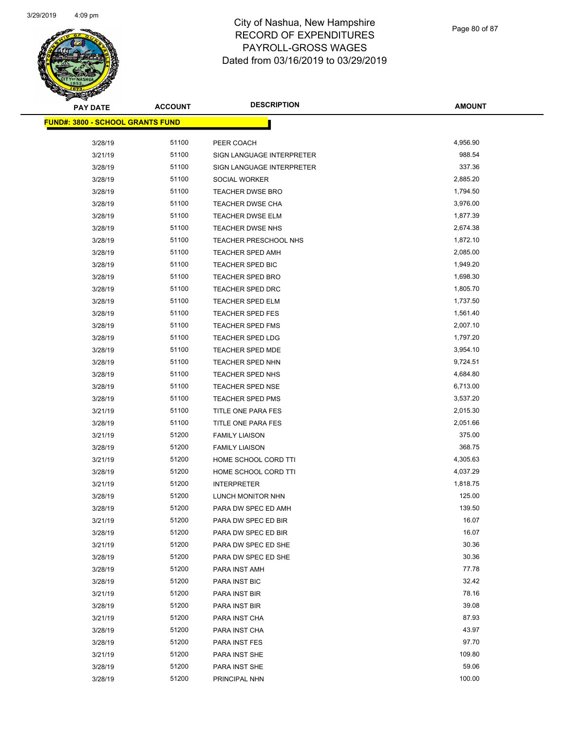# City of Nashua, New Hampshire
# RECORD OF EXPENDITURES
# PAYROLL-GROSS WAGES
# Dated from 03/16/2019 to 03/29/2019

**FUND#: 3800 - SCHOOL GRANTS FUND**

| PAY DATE | ACCOUNT | DESCRIPTION | AMOUNT |
|---|---|---|---|
| 3/28/19 | 51100 | PEER COACH | 4,956.90 |
| 3/21/19 | 51100 | SIGN LANGUAGE INTERPRETER | 988.54 |
| 3/28/19 | 51100 | SIGN LANGUAGE INTERPRETER | 337.36 |
| 3/28/19 | 51100 | SOCIAL WORKER | 2,885.20 |
| 3/28/19 | 51100 | TEACHER DWSE BRO | 1,794.50 |
| 3/28/19 | 51100 | TEACHER DWSE CHA | 3,976.00 |
| 3/28/19 | 51100 | TEACHER DWSE ELM | 1,877.39 |
| 3/28/19 | 51100 | TEACHER DWSE NHS | 2,674.38 |
| 3/28/19 | 51100 | TEACHER PRESCHOOL NHS | 1,872.10 |
| 3/28/19 | 51100 | TEACHER SPED AMH | 2,085.00 |
| 3/28/19 | 51100 | TEACHER SPED BIC | 1,949.20 |
| 3/28/19 | 51100 | TEACHER SPED BRO | 1,698.30 |
| 3/28/19 | 51100 | TEACHER SPED DRC | 1,805.70 |
| 3/28/19 | 51100 | TEACHER SPED ELM | 1,737.50 |
| 3/28/19 | 51100 | TEACHER SPED FES | 1,561.40 |
| 3/28/19 | 51100 | TEACHER SPED FMS | 2,007.10 |
| 3/28/19 | 51100 | TEACHER SPED LDG | 1,797.20 |
| 3/28/19 | 51100 | TEACHER SPED MDE | 3,954.10 |
| 3/28/19 | 51100 | TEACHER SPED NHN | 9,724.51 |
| 3/28/19 | 51100 | TEACHER SPED NHS | 4,684.80 |
| 3/28/19 | 51100 | TEACHER SPED NSE | 6,713.00 |
| 3/28/19 | 51100 | TEACHER SPED PMS | 3,537.20 |
| 3/21/19 | 51100 | TITLE ONE PARA FES | 2,015.30 |
| 3/28/19 | 51100 | TITLE ONE PARA FES | 2,051.66 |
| 3/21/19 | 51200 | FAMILY LIAISON | 375.00 |
| 3/28/19 | 51200 | FAMILY LIAISON | 368.75 |
| 3/21/19 | 51200 | HOME SCHOOL CORD TTI | 4,305.63 |
| 3/28/19 | 51200 | HOME SCHOOL CORD TTI | 4,037.29 |
| 3/21/19 | 51200 | INTERPRETER | 1,818.75 |
| 3/28/19 | 51200 | LUNCH MONITOR NHN | 125.00 |
| 3/28/19 | 51200 | PARA DW SPEC ED AMH | 139.50 |
| 3/21/19 | 51200 | PARA DW SPEC ED BIR | 16.07 |
| 3/28/19 | 51200 | PARA DW SPEC ED BIR | 16.07 |
| 3/21/19 | 51200 | PARA DW SPEC ED SHE | 30.36 |
| 3/28/19 | 51200 | PARA DW SPEC ED SHE | 30.36 |
| 3/28/19 | 51200 | PARA INST AMH | 77.78 |
| 3/28/19 | 51200 | PARA INST BIC | 32.42 |
| 3/21/19 | 51200 | PARA INST BIR | 78.16 |
| 3/28/19 | 51200 | PARA INST BIR | 39.08 |
| 3/21/19 | 51200 | PARA INST CHA | 87.93 |
| 3/28/19 | 51200 | PARA INST CHA | 43.97 |
| 3/28/19 | 51200 | PARA INST FES | 97.70 |
| 3/21/19 | 51200 | PARA INST SHE | 109.80 |
| 3/28/19 | 51200 | PARA INST SHE | 59.06 |
| 3/28/19 | 51200 | PRINCIPAL NHN | 100.00 |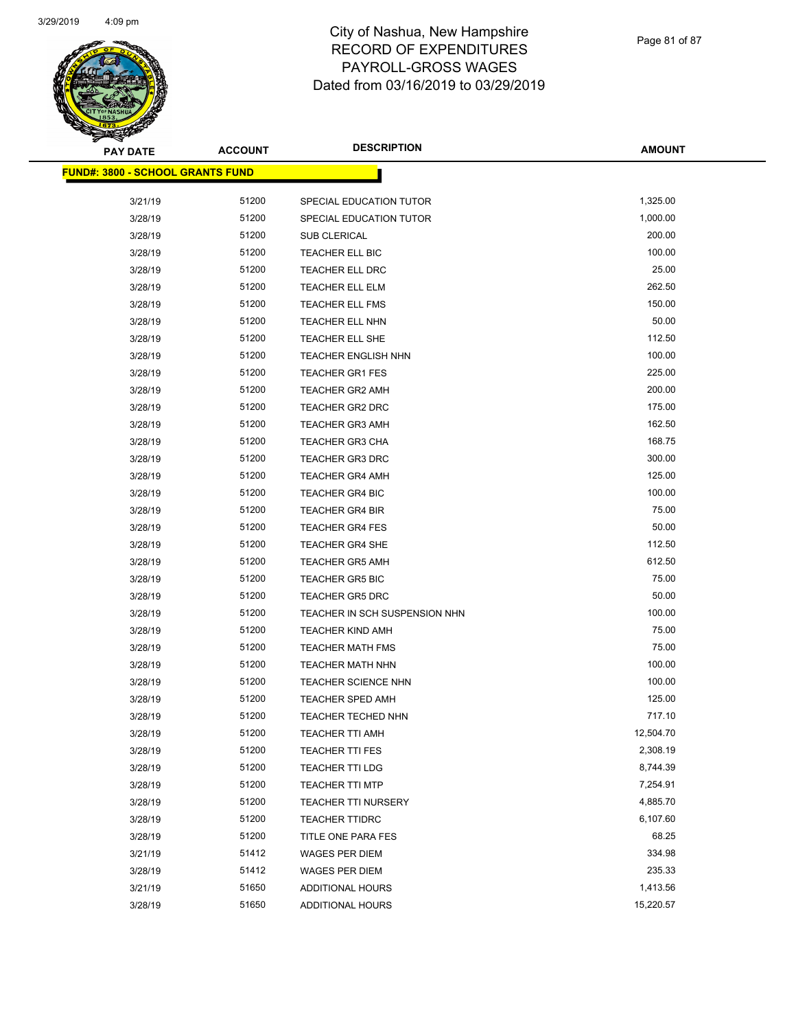# City of Nashua, New Hampshire
## RECORD OF EXPENDITURES
## PAYROLL-GROSS WAGES
## Dated from 03/16/2019 to 03/29/2019

| PAY DATE | ACCOUNT | DESCRIPTION | AMOUNT |
|---|---|---|---|
| **FUND#: 3800 - SCHOOL GRANTS FUND** | | | |
| 3/21/19 | 51200 | SPECIAL EDUCATION TUTOR | 1,325.00 |
| 3/28/19 | 51200 | SPECIAL EDUCATION TUTOR | 1,000.00 |
| 3/28/19 | 51200 | SUB CLERICAL | 200.00 |
| 3/28/19 | 51200 | TEACHER ELL BIC | 100.00 |
| 3/28/19 | 51200 | TEACHER ELL DRC | 25.00 |
| 3/28/19 | 51200 | TEACHER ELL ELM | 262.50 |
| 3/28/19 | 51200 | TEACHER ELL FMS | 150.00 |
| 3/28/19 | 51200 | TEACHER ELL NHN | 50.00 |
| 3/28/19 | 51200 | TEACHER ELL SHE | 112.50 |
| 3/28/19 | 51200 | TEACHER ENGLISH NHN | 100.00 |
| 3/28/19 | 51200 | TEACHER GR1 FES | 225.00 |
| 3/28/19 | 51200 | TEACHER GR2 AMH | 200.00 |
| 3/28/19 | 51200 | TEACHER GR2 DRC | 175.00 |
| 3/28/19 | 51200 | TEACHER GR3 AMH | 162.50 |
| 3/28/19 | 51200 | TEACHER GR3 CHA | 168.75 |
| 3/28/19 | 51200 | TEACHER GR3 DRC | 300.00 |
| 3/28/19 | 51200 | TEACHER GR4 AMH | 125.00 |
| 3/28/19 | 51200 | TEACHER GR4 BIC | 100.00 |
| 3/28/19 | 51200 | TEACHER GR4 BIR | 75.00 |
| 3/28/19 | 51200 | TEACHER GR4 FES | 50.00 |
| 3/28/19 | 51200 | TEACHER GR4 SHE | 112.50 |
| 3/28/19 | 51200 | TEACHER GR5 AMH | 612.50 |
| 3/28/19 | 51200 | TEACHER GR5 BIC | 75.00 |
| 3/28/19 | 51200 | TEACHER GR5 DRC | 50.00 |
| 3/28/19 | 51200 | TEACHER IN SCH SUSPENSION NHN | 100.00 |
| 3/28/19 | 51200 | TEACHER KIND AMH | 75.00 |
| 3/28/19 | 51200 | TEACHER MATH FMS | 75.00 |
| 3/28/19 | 51200 | TEACHER MATH NHN | 100.00 |
| 3/28/19 | 51200 | TEACHER SCIENCE NHN | 100.00 |
| 3/28/19 | 51200 | TEACHER SPED AMH | 125.00 |
| 3/28/19 | 51200 | TEACHER TECHED NHN | 717.10 |
| 3/28/19 | 51200 | TEACHER TTI AMH | 12,504.70 |
| 3/28/19 | 51200 | TEACHER TTI FES | 2,308.19 |
| 3/28/19 | 51200 | TEACHER TTI LDG | 8,744.39 |
| 3/28/19 | 51200 | TEACHER TTI MTP | 7,254.91 |
| 3/28/19 | 51200 | TEACHER TTI NURSERY | 4,885.70 |
| 3/28/19 | 51200 | TEACHER TTIDRC | 6,107.60 |
| 3/28/19 | 51200 | TITLE ONE PARA FES | 68.25 |
| 3/21/19 | 51412 | WAGES PER DIEM | 334.98 |
| 3/28/19 | 51412 | WAGES PER DIEM | 235.33 |
| 3/21/19 | 51650 | ADDITIONAL HOURS | 1,413.56 |
| 3/28/19 | 51650 | ADDITIONAL HOURS | 15,220.57 |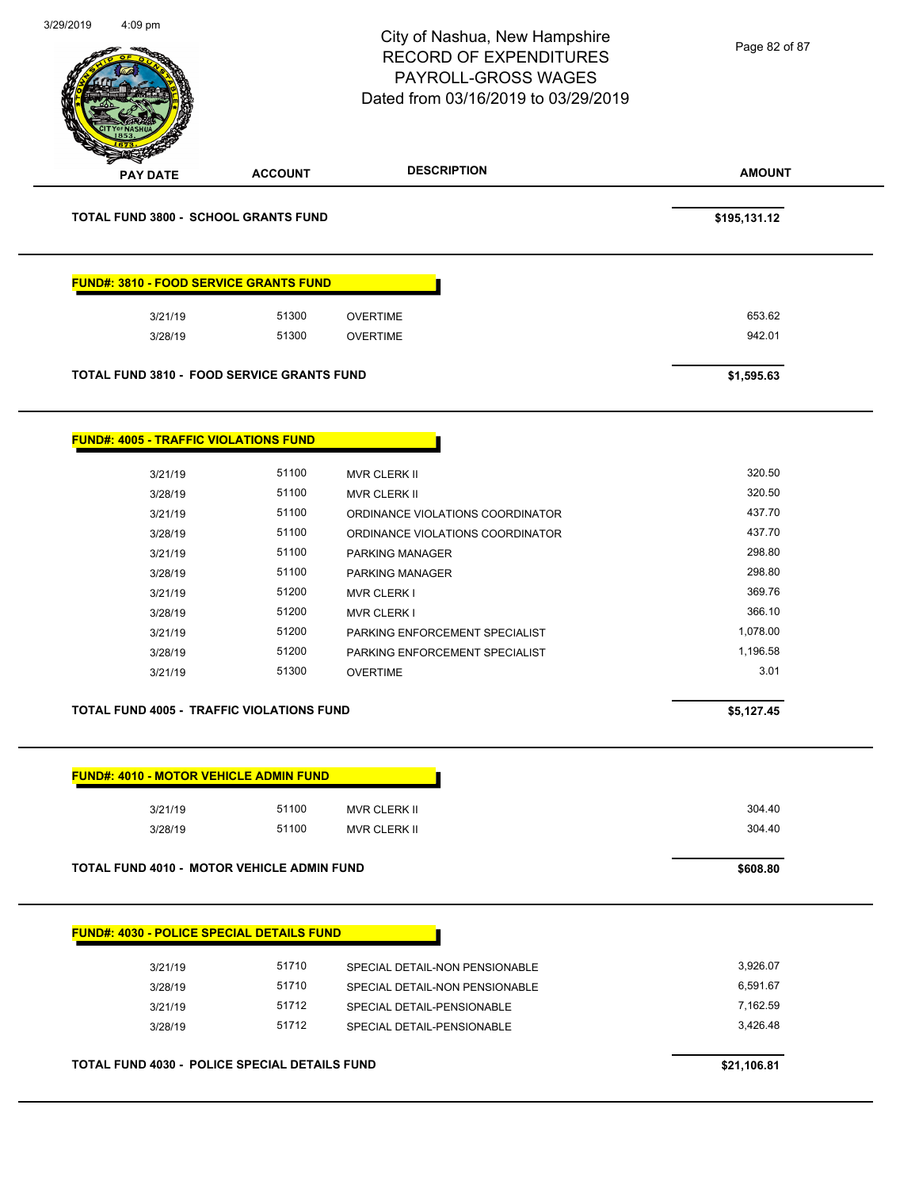City of Nashua, New Hampshire
RECORD OF EXPENDITURES
PAYROLL-GROSS WAGES
Dated from 03/16/2019 to 03/29/2019

| PAY DATE | ACCOUNT | DESCRIPTION | AMOUNT |
|---|---|---|---|
| **TOTAL FUND 3800 - SCHOOL GRANTS FUND** | | | **$195,131.12** |

**FUND#: 3810 - FOOD SERVICE GRANTS FUND**

| PAY DATE | ACCOUNT | DESCRIPTION | AMOUNT |
|---|---|---|---|
| 3/21/19 | 51300 | OVERTIME | 653.62 |
| 3/28/19 | 51300 | OVERTIME | 942.01 |
| **TOTAL FUND 3810 - FOOD SERVICE GRANTS FUND** | | | **$1,595.63** |

**FUND#: 4005 - TRAFFIC VIOLATIONS FUND**

| PAY DATE | ACCOUNT | DESCRIPTION | AMOUNT |
|---|---|---|---|
| 3/21/19 | 51100 | MVR CLERK II | 320.50 |
| 3/28/19 | 51100 | MVR CLERK II | 320.50 |
| 3/21/19 | 51100 | ORDINANCE VIOLATIONS COORDINATOR | 437.70 |
| 3/28/19 | 51100 | ORDINANCE VIOLATIONS COORDINATOR | 437.70 |
| 3/21/19 | 51100 | PARKING MANAGER | 298.80 |
| 3/28/19 | 51100 | PARKING MANAGER | 298.80 |
| 3/21/19 | 51200 | MVR CLERK I | 369.76 |
| 3/28/19 | 51200 | MVR CLERK I | 366.10 |
| 3/21/19 | 51200 | PARKING ENFORCEMENT SPECIALIST | 1,078.00 |
| 3/28/19 | 51200 | PARKING ENFORCEMENT SPECIALIST | 1,196.58 |
| 3/21/19 | 51300 | OVERTIME | 3.01 |
| **TOTAL FUND 4005 - TRAFFIC VIOLATIONS FUND** | | | **$5,127.45** |

**FUND#: 4010 - MOTOR VEHICLE ADMIN FUND**

| PAY DATE | ACCOUNT | DESCRIPTION | AMOUNT |
|---|---|---|---|
| 3/21/19 | 51100 | MVR CLERK II | 304.40 |
| 3/28/19 | 51100 | MVR CLERK II | 304.40 |
| **TOTAL FUND 4010 - MOTOR VEHICLE ADMIN FUND** | | | **$608.80** |

**FUND#: 4030 - POLICE SPECIAL DETAILS FUND**

| PAY DATE | ACCOUNT | DESCRIPTION | AMOUNT |
|---|---|---|---|
| 3/21/19 | 51710 | SPECIAL DETAIL-NON PENSIONABLE | 3,926.07 |
| 3/28/19 | 51710 | SPECIAL DETAIL-NON PENSIONABLE | 6,591.67 |
| 3/21/19 | 51712 | SPECIAL DETAIL-PENSIONABLE | 7,162.59 |
| 3/28/19 | 51712 | SPECIAL DETAIL-PENSIONABLE | 3,426.48 |
| **TOTAL FUND 4030 - POLICE SPECIAL DETAILS FUND** | | | **$21,106.81** |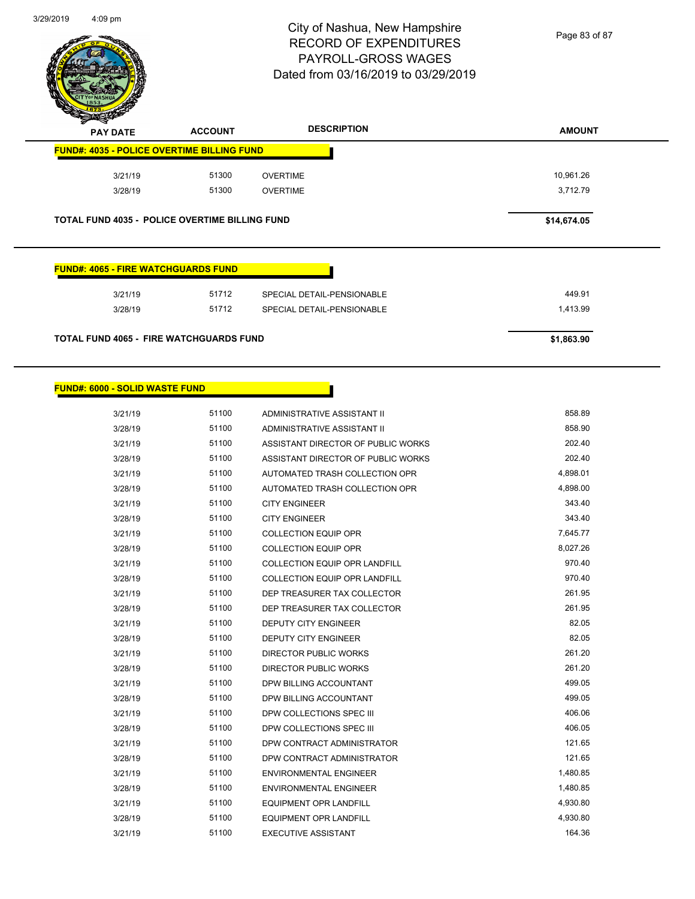# City of Nashua, New Hampshire
## RECORD OF EXPENDITURES
## PAYROLL-GROSS WAGES
## Dated from 03/16/2019 to 03/29/2019

| PAY DATE | ACCOUNT | DESCRIPTION | AMOUNT |
|---|---|---|---|
| **FUND#: 4035 - POLICE OVERTIME BILLING FUND** | | | |
| 3/21/19 | 51300 | OVERTIME | 10,961.26 |
| 3/28/19 | 51300 | OVERTIME | 3,712.79 |
| **TOTAL FUND 4035 - POLICE OVERTIME BILLING FUND** | | | **$14,674.05** |

| PAY DATE | ACCOUNT | DESCRIPTION | AMOUNT |
|---|---|---|---|
| **FUND#: 4065 - FIRE WATCHGUARDS FUND** | | | |
| 3/21/19 | 51712 | SPECIAL DETAIL-PENSIONABLE | 449.91 |
| 3/28/19 | 51712 | SPECIAL DETAIL-PENSIONABLE | 1,413.99 |
| **TOTAL FUND 4065 - FIRE WATCHGUARDS FUND** | | | **$1,863.90** |

| PAY DATE | ACCOUNT | DESCRIPTION | AMOUNT |
|---|---|---|---|
| **FUND#: 6000 - SOLID WASTE FUND** | | | |
| 3/21/19 | 51100 | ADMINISTRATIVE ASSISTANT II | 858.89 |
| 3/28/19 | 51100 | ADMINISTRATIVE ASSISTANT II | 858.90 |
| 3/21/19 | 51100 | ASSISTANT DIRECTOR OF PUBLIC WORKS | 202.40 |
| 3/28/19 | 51100 | ASSISTANT DIRECTOR OF PUBLIC WORKS | 202.40 |
| 3/21/19 | 51100 | AUTOMATED TRASH COLLECTION OPR | 4,898.01 |
| 3/28/19 | 51100 | AUTOMATED TRASH COLLECTION OPR | 4,898.00 |
| 3/21/19 | 51100 | CITY ENGINEER | 343.40 |
| 3/28/19 | 51100 | CITY ENGINEER | 343.40 |
| 3/21/19 | 51100 | COLLECTION EQUIP OPR | 7,645.77 |
| 3/28/19 | 51100 | COLLECTION EQUIP OPR | 8,027.26 |
| 3/21/19 | 51100 | COLLECTION EQUIP OPR LANDFILL | 970.40 |
| 3/28/19 | 51100 | COLLECTION EQUIP OPR LANDFILL | 970.40 |
| 3/21/19 | 51100 | DEP TREASURER TAX COLLECTOR | 261.95 |
| 3/28/19 | 51100 | DEP TREASURER TAX COLLECTOR | 261.95 |
| 3/21/19 | 51100 | DEPUTY CITY ENGINEER | 82.05 |
| 3/28/19 | 51100 | DEPUTY CITY ENGINEER | 82.05 |
| 3/21/19 | 51100 | DIRECTOR PUBLIC WORKS | 261.20 |
| 3/28/19 | 51100 | DIRECTOR PUBLIC WORKS | 261.20 |
| 3/21/19 | 51100 | DPW BILLING ACCOUNTANT | 499.05 |
| 3/28/19 | 51100 | DPW BILLING ACCOUNTANT | 499.05 |
| 3/21/19 | 51100 | DPW COLLECTIONS SPEC III | 406.06 |
| 3/28/19 | 51100 | DPW COLLECTIONS SPEC III | 406.05 |
| 3/21/19 | 51100 | DPW CONTRACT ADMINISTRATOR | 121.65 |
| 3/28/19 | 51100 | DPW CONTRACT ADMINISTRATOR | 121.65 |
| 3/21/19 | 51100 | ENVIRONMENTAL ENGINEER | 1,480.85 |
| 3/28/19 | 51100 | ENVIRONMENTAL ENGINEER | 1,480.85 |
| 3/21/19 | 51100 | EQUIPMENT OPR LANDFILL | 4,930.80 |
| 3/28/19 | 51100 | EQUIPMENT OPR LANDFILL | 4,930.80 |
| 3/21/19 | 51100 | EXECUTIVE ASSISTANT | 164.36 |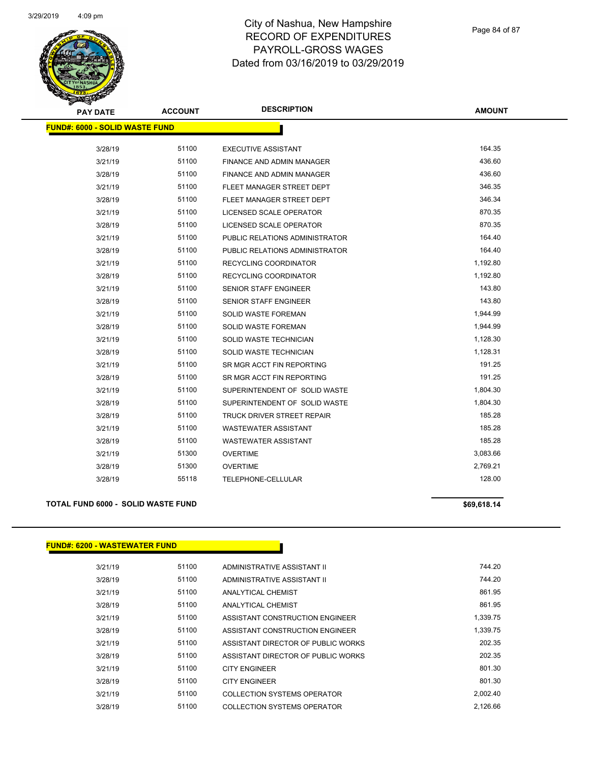# City of Nashua, New Hampshire
## RECORD OF EXPENDITURES
## PAYROLL-GROSS WAGES
## Dated from 03/16/2019 to 03/29/2019

**FUND#: 6000 - SOLID WASTE FUND**

| PAY DATE | ACCOUNT | DESCRIPTION | AMOUNT |
|---|---|---|---|
| 3/28/19 | 51100 | EXECUTIVE ASSISTANT | 164.35 |
| 3/21/19 | 51100 | FINANCE AND ADMIN MANAGER | 436.60 |
| 3/28/19 | 51100 | FINANCE AND ADMIN MANAGER | 436.60 |
| 3/21/19 | 51100 | FLEET MANAGER STREET DEPT | 346.35 |
| 3/28/19 | 51100 | FLEET MANAGER STREET DEPT | 346.34 |
| 3/21/19 | 51100 | LICENSED SCALE OPERATOR | 870.35 |
| 3/28/19 | 51100 | LICENSED SCALE OPERATOR | 870.35 |
| 3/21/19 | 51100 | PUBLIC RELATIONS ADMINISTRATOR | 164.40 |
| 3/28/19 | 51100 | PUBLIC RELATIONS ADMINISTRATOR | 164.40 |
| 3/21/19 | 51100 | RECYCLING COORDINATOR | 1,192.80 |
| 3/28/19 | 51100 | RECYCLING COORDINATOR | 1,192.80 |
| 3/21/19 | 51100 | SENIOR STAFF ENGINEER | 143.80 |
| 3/28/19 | 51100 | SENIOR STAFF ENGINEER | 143.80 |
| 3/21/19 | 51100 | SOLID WASTE FOREMAN | 1,944.99 |
| 3/28/19 | 51100 | SOLID WASTE FOREMAN | 1,944.99 |
| 3/21/19 | 51100 | SOLID WASTE TECHNICIAN | 1,128.30 |
| 3/28/19 | 51100 | SOLID WASTE TECHNICIAN | 1,128.31 |
| 3/21/19 | 51100 | SR MGR ACCT FIN REPORTING | 191.25 |
| 3/28/19 | 51100 | SR MGR ACCT FIN REPORTING | 191.25 |
| 3/21/19 | 51100 | SUPERINTENDENT OF SOLID WASTE | 1,804.30 |
| 3/28/19 | 51100 | SUPERINTENDENT OF SOLID WASTE | 1,804.30 |
| 3/28/19 | 51100 | TRUCK DRIVER STREET REPAIR | 185.28 |
| 3/21/19 | 51100 | WASTEWATER ASSISTANT | 185.28 |
| 3/28/19 | 51100 | WASTEWATER ASSISTANT | 185.28 |
| 3/21/19 | 51300 | OVERTIME | 3,083.66 |
| 3/28/19 | 51300 | OVERTIME | 2,769.21 |
| 3/28/19 | 55118 | TELEPHONE-CELLULAR | 128.00 |

**TOTAL FUND 6000 - SOLID WASTE FUND** **$69,618.14**

**FUND#: 6200 - WASTEWATER FUND**

| PAY DATE | ACCOUNT | DESCRIPTION | AMOUNT |
|---|---|---|---|
| 3/21/19 | 51100 | ADMINISTRATIVE ASSISTANT II | 744.20 |
| 3/28/19 | 51100 | ADMINISTRATIVE ASSISTANT II | 744.20 |
| 3/21/19 | 51100 | ANALYTICAL CHEMIST | 861.95 |
| 3/28/19 | 51100 | ANALYTICAL CHEMIST | 861.95 |
| 3/21/19 | 51100 | ASSISTANT CONSTRUCTION ENGINEER | 1,339.75 |
| 3/28/19 | 51100 | ASSISTANT CONSTRUCTION ENGINEER | 1,339.75 |
| 3/21/19 | 51100 | ASSISTANT DIRECTOR OF PUBLIC WORKS | 202.35 |
| 3/28/19 | 51100 | ASSISTANT DIRECTOR OF PUBLIC WORKS | 202.35 |
| 3/21/19 | 51100 | CITY ENGINEER | 801.30 |
| 3/28/19 | 51100 | CITY ENGINEER | 801.30 |
| 3/21/19 | 51100 | COLLECTION SYSTEMS OPERATOR | 2,002.40 |
| 3/28/19 | 51100 | COLLECTION SYSTEMS OPERATOR | 2,126.66 |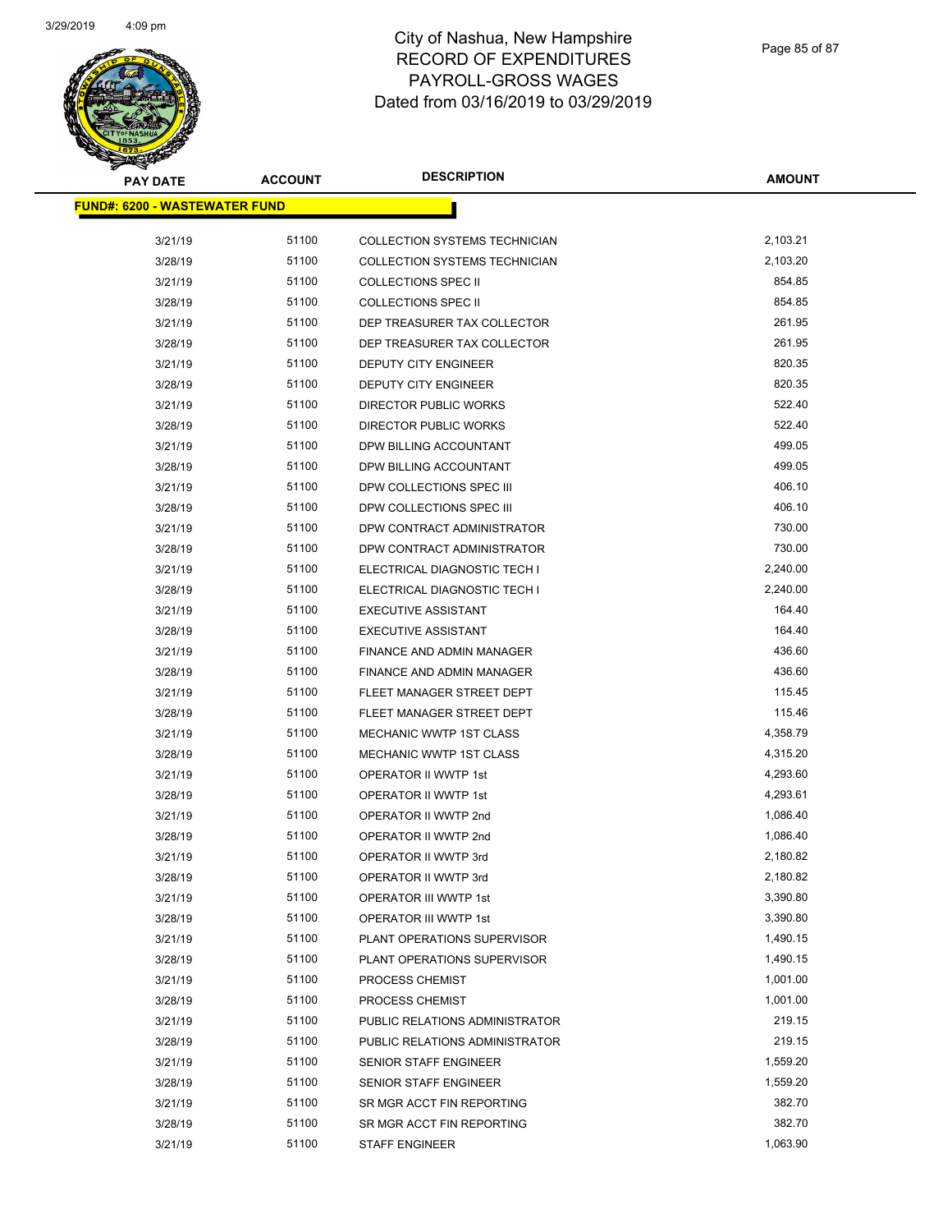# City of Nashua, New Hampshire
## RECORD OF EXPENDITURES
## PAYROLL-GROSS WAGES
## Dated from 03/16/2019 to 03/29/2019

| PAY DATE | ACCOUNT | DESCRIPTION | AMOUNT |
|---|---|---|---|
| **FUND#: 6200 - WASTEWATER FUND** | | | |
| 3/21/19 | 51100 | COLLECTION SYSTEMS TECHNICIAN | 2,103.21 |
| 3/28/19 | 51100 | COLLECTION SYSTEMS TECHNICIAN | 2,103.20 |
| 3/21/19 | 51100 | COLLECTIONS SPEC II | 854.85 |
| 3/28/19 | 51100 | COLLECTIONS SPEC II | 854.85 |
| 3/21/19 | 51100 | DEP TREASURER TAX COLLECTOR | 261.95 |
| 3/28/19 | 51100 | DEP TREASURER TAX COLLECTOR | 261.95 |
| 3/21/19 | 51100 | DEPUTY CITY ENGINEER | 820.35 |
| 3/28/19 | 51100 | DEPUTY CITY ENGINEER | 820.35 |
| 3/21/19 | 51100 | DIRECTOR PUBLIC WORKS | 522.40 |
| 3/28/19 | 51100 | DIRECTOR PUBLIC WORKS | 522.40 |
| 3/21/19 | 51100 | DPW BILLING ACCOUNTANT | 499.05 |
| 3/28/19 | 51100 | DPW BILLING ACCOUNTANT | 499.05 |
| 3/21/19 | 51100 | DPW COLLECTIONS SPEC III | 406.10 |
| 3/28/19 | 51100 | DPW COLLECTIONS SPEC III | 406.10 |
| 3/21/19 | 51100 | DPW CONTRACT ADMINISTRATOR | 730.00 |
| 3/28/19 | 51100 | DPW CONTRACT ADMINISTRATOR | 730.00 |
| 3/21/19 | 51100 | ELECTRICAL DIAGNOSTIC TECH I | 2,240.00 |
| 3/28/19 | 51100 | ELECTRICAL DIAGNOSTIC TECH I | 2,240.00 |
| 3/21/19 | 51100 | EXECUTIVE ASSISTANT | 164.40 |
| 3/28/19 | 51100 | EXECUTIVE ASSISTANT | 164.40 |
| 3/21/19 | 51100 | FINANCE AND ADMIN MANAGER | 436.60 |
| 3/28/19 | 51100 | FINANCE AND ADMIN MANAGER | 436.60 |
| 3/21/19 | 51100 | FLEET MANAGER STREET DEPT | 115.45 |
| 3/28/19 | 51100 | FLEET MANAGER STREET DEPT | 115.46 |
| 3/21/19 | 51100 | MECHANIC WWTP 1ST CLASS | 4,358.79 |
| 3/28/19 | 51100 | MECHANIC WWTP 1ST CLASS | 4,315.20 |
| 3/21/19 | 51100 | OPERATOR II WWTP 1st | 4,293.60 |
| 3/28/19 | 51100 | OPERATOR II WWTP 1st | 4,293.61 |
| 3/21/19 | 51100 | OPERATOR II WWTP 2nd | 1,086.40 |
| 3/28/19 | 51100 | OPERATOR II WWTP 2nd | 1,086.40 |
| 3/21/19 | 51100 | OPERATOR II WWTP 3rd | 2,180.82 |
| 3/28/19 | 51100 | OPERATOR II WWTP 3rd | 2,180.82 |
| 3/21/19 | 51100 | OPERATOR III WWTP 1st | 3,390.80 |
| 3/28/19 | 51100 | OPERATOR III WWTP 1st | 3,390.80 |
| 3/21/19 | 51100 | PLANT OPERATIONS SUPERVISOR | 1,490.15 |
| 3/28/19 | 51100 | PLANT OPERATIONS SUPERVISOR | 1,490.15 |
| 3/21/19 | 51100 | PROCESS CHEMIST | 1,001.00 |
| 3/28/19 | 51100 | PROCESS CHEMIST | 1,001.00 |
| 3/21/19 | 51100 | PUBLIC RELATIONS ADMINISTRATOR | 219.15 |
| 3/28/19 | 51100 | PUBLIC RELATIONS ADMINISTRATOR | 219.15 |
| 3/21/19 | 51100 | SENIOR STAFF ENGINEER | 1,559.20 |
| 3/28/19 | 51100 | SENIOR STAFF ENGINEER | 1,559.20 |
| 3/21/19 | 51100 | SR MGR ACCT FIN REPORTING | 382.70 |
| 3/28/19 | 51100 | SR MGR ACCT FIN REPORTING | 382.70 |
| 3/21/19 | 51100 | STAFF ENGINEER | 1,063.90 |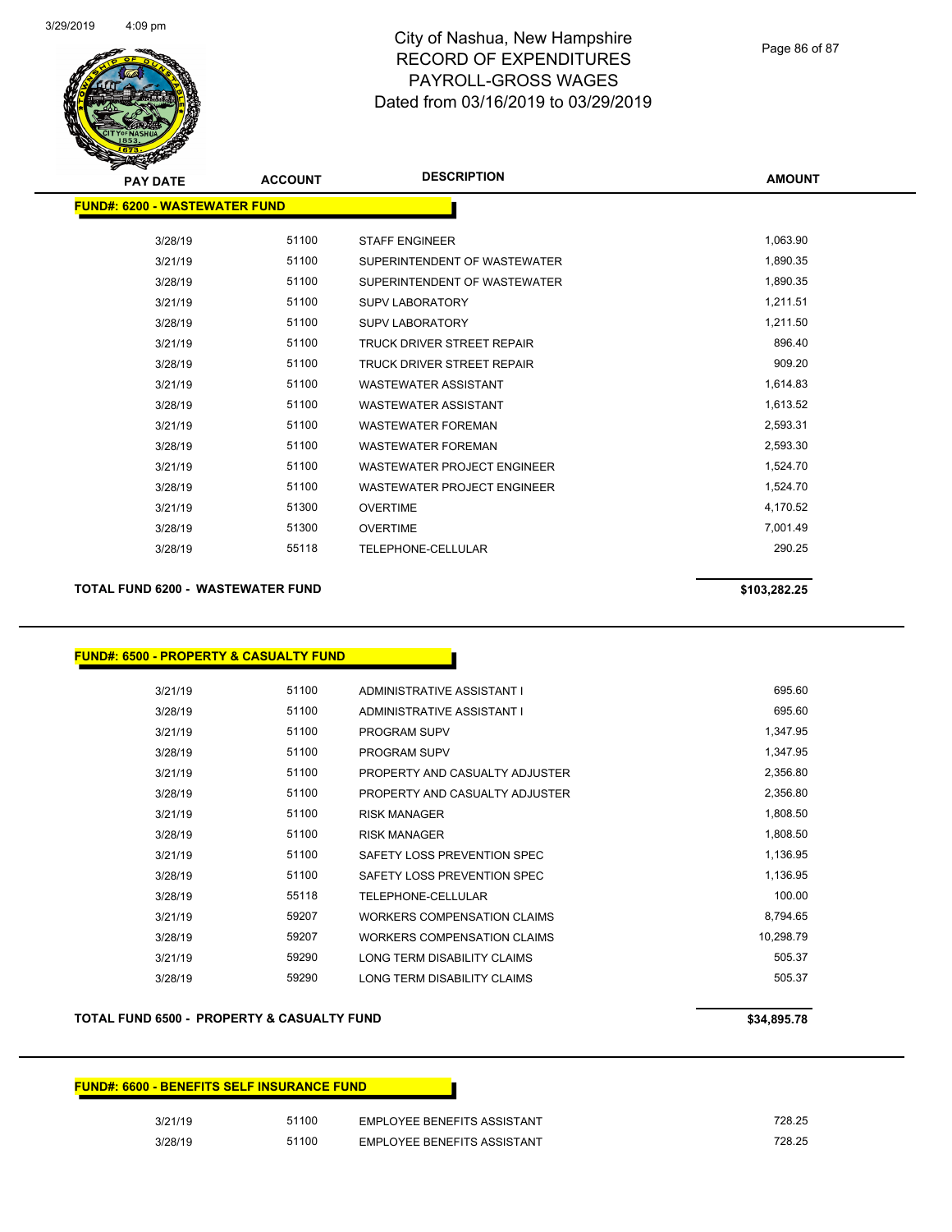# City of Nashua, New Hampshire
# RECORD OF EXPENDITURES
# PAYROLL-GROSS WAGES
# Dated from 03/16/2019 to 03/29/2019

| PAY DATE | ACCOUNT | DESCRIPTION | AMOUNT |
|---|---|---|---|

**FUND#: 6200 - WASTEWATER FUND**

| PAY DATE | ACCOUNT | DESCRIPTION | AMOUNT |
|---|---|---|---|
| 3/28/19 | 51100 | STAFF ENGINEER | 1,063.90 |
| 3/21/19 | 51100 | SUPERINTENDENT OF WASTEWATER | 1,890.35 |
| 3/28/19 | 51100 | SUPERINTENDENT OF WASTEWATER | 1,890.35 |
| 3/21/19 | 51100 | SUPV LABORATORY | 1,211.51 |
| 3/28/19 | 51100 | SUPV LABORATORY | 1,211.50 |
| 3/21/19 | 51100 | TRUCK DRIVER STREET REPAIR | 896.40 |
| 3/28/19 | 51100 | TRUCK DRIVER STREET REPAIR | 909.20 |
| 3/21/19 | 51100 | WASTEWATER ASSISTANT | 1,614.83 |
| 3/28/19 | 51100 | WASTEWATER ASSISTANT | 1,613.52 |
| 3/21/19 | 51100 | WASTEWATER FOREMAN | 2,593.31 |
| 3/28/19 | 51100 | WASTEWATER FOREMAN | 2,593.30 |
| 3/21/19 | 51100 | WASTEWATER PROJECT ENGINEER | 1,524.70 |
| 3/28/19 | 51100 | WASTEWATER PROJECT ENGINEER | 1,524.70 |
| 3/21/19 | 51300 | OVERTIME | 4,170.52 |
| 3/28/19 | 51300 | OVERTIME | 7,001.49 |
| 3/28/19 | 55118 | TELEPHONE-CELLULAR | 290.25 |

**TOTAL FUND 6200 - WASTEWATER FUND** **$103,282.25**

**FUND#: 6500 - PROPERTY & CASUALTY FUND**

| PAY DATE | ACCOUNT | DESCRIPTION | AMOUNT |
|---|---|---|---|
| 3/21/19 | 51100 | ADMINISTRATIVE ASSISTANT I | 695.60 |
| 3/28/19 | 51100 | ADMINISTRATIVE ASSISTANT I | 695.60 |
| 3/21/19 | 51100 | PROGRAM SUPV | 1,347.95 |
| 3/28/19 | 51100 | PROGRAM SUPV | 1,347.95 |
| 3/21/19 | 51100 | PROPERTY AND CASUALTY ADJUSTER | 2,356.80 |
| 3/28/19 | 51100 | PROPERTY AND CASUALTY ADJUSTER | 2,356.80 |
| 3/21/19 | 51100 | RISK MANAGER | 1,808.50 |
| 3/28/19 | 51100 | RISK MANAGER | 1,808.50 |
| 3/21/19 | 51100 | SAFETY LOSS PREVENTION SPEC | 1,136.95 |
| 3/28/19 | 51100 | SAFETY LOSS PREVENTION SPEC | 1,136.95 |
| 3/28/19 | 55118 | TELEPHONE-CELLULAR | 100.00 |
| 3/21/19 | 59207 | WORKERS COMPENSATION CLAIMS | 8,794.65 |
| 3/28/19 | 59207 | WORKERS COMPENSATION CLAIMS | 10,298.79 |
| 3/21/19 | 59290 | LONG TERM DISABILITY CLAIMS | 505.37 |
| 3/28/19 | 59290 | LONG TERM DISABILITY CLAIMS | 505.37 |

**TOTAL FUND 6500 - PROPERTY & CASUALTY FUND** **$34,895.78**

**FUND#: 6600 - BENEFITS SELF INSURANCE FUND**

| PAY DATE | ACCOUNT | DESCRIPTION | AMOUNT |
|---|---|---|---|
| 3/21/19 | 51100 | EMPLOYEE BENEFITS ASSISTANT | 728.25 |
| 3/28/19 | 51100 | EMPLOYEE BENEFITS ASSISTANT | 728.25 |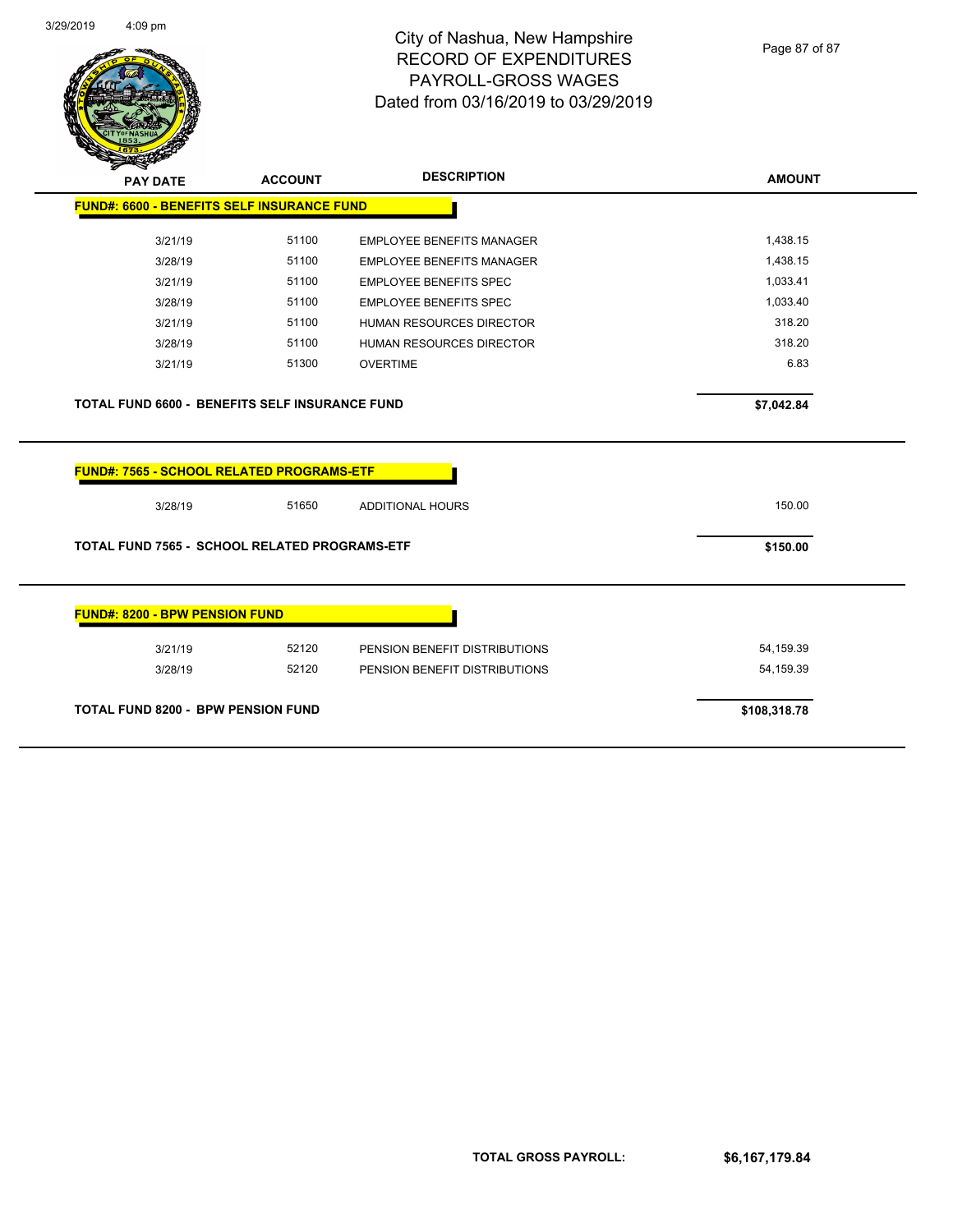City of Nashua, New Hampshire
RECORD OF EXPENDITURES
PAYROLL-GROSS WAGES
Dated from 03/16/2019 to 03/29/2019

| PAY DATE | ACCOUNT | DESCRIPTION | AMOUNT |
|---|---|---|---|
| **FUND#: 6600 - BENEFITS SELF INSURANCE FUND** | | | |
| 3/21/19 | 51100 | EMPLOYEE BENEFITS MANAGER | 1,438.15 |
| 3/28/19 | 51100 | EMPLOYEE BENEFITS MANAGER | 1,438.15 |
| 3/21/19 | 51100 | EMPLOYEE BENEFITS SPEC | 1,033.41 |
| 3/28/19 | 51100 | EMPLOYEE BENEFITS SPEC | 1,033.40 |
| 3/21/19 | 51100 | HUMAN RESOURCES DIRECTOR | 318.20 |
| 3/28/19 | 51100 | HUMAN RESOURCES DIRECTOR | 318.20 |
| 3/21/19 | 51300 | OVERTIME | 6.83 |
| **TOTAL FUND 6600 - BENEFITS SELF INSURANCE FUND** | | | **$7,042.84** |
| **FUND#: 7565 - SCHOOL RELATED PROGRAMS-ETF** | | | |
| 3/28/19 | 51650 | ADDITIONAL HOURS | 150.00 |
| **TOTAL FUND 7565 - SCHOOL RELATED PROGRAMS-ETF** | | | **$150.00** |
| **FUND#: 8200 - BPW PENSION FUND** | | | |
| 3/21/19 | 52120 | PENSION BENEFIT DISTRIBUTIONS | 54,159.39 |
| 3/28/19 | 52120 | PENSION BENEFIT DISTRIBUTIONS | 54,159.39 |
| **TOTAL FUND 8200 - BPW PENSION FUND** | | | **$108,318.78** |

**TOTAL GROSS PAYROLL: $6,167,179.84**